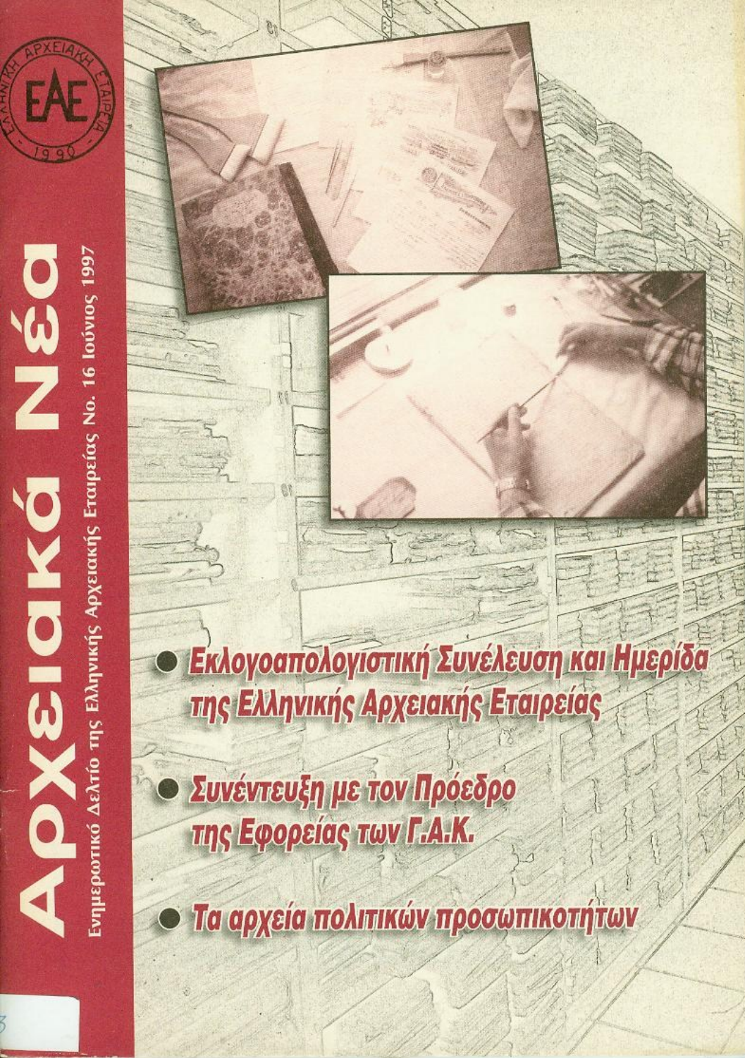ΕΛΛΗΝΙΚΗ ΑΡΧΕΙΑΚΗ ΕΤΑΙΡΕΙΑ

ΕΑΕ

1990

# Αρχειακά Νέα

Ενημερωτικό Δελτίο της Ελληνικής Αρχειακής Εταιρείας No. 16 Ιούνιος 1997

- **Εκλογοαπολογιστική Συνέλευση και Ημερίδα της Ελληνικής Αρχειακής Εταιρείας**
- **Συνέντευξη με τον Πρόεδρο της Εφορείας των Γ.Α.Κ.**
- **Τα αρχεία πολιτικών προσωπικοτήτων**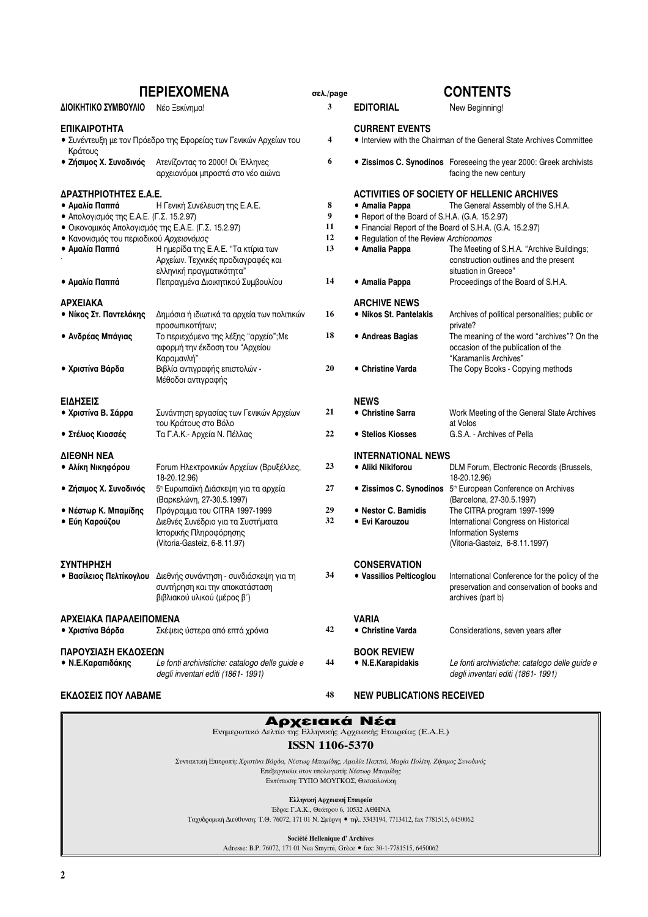| ΠΕΡΙΕΧΟΜΕΝΑ | | σελ./page | CONTENTS | |
|---|---|---|---|---|
| **ΔΙΟΙΚΗΤΙΚΟ ΣΥΜΒΟΥΛΙΟ** | Νέο Ξεκίνημα! | 3 | **EDITORIAL** | New Beginning! |
| **ΕΠΙΚΑΙΡΟΤΗΤΑ** | | | **CURRENT EVENTS** | |
| • Συνέντευξη με τον Πρόεδρο της Εφορείας των Γενικών Αρχείων του Κράτους | | 4 | • Interview with the Chairman of the General State Archives Committee | |
| • **Ζήσιμος Χ. Συνοδινός** | Ατενίζοντας το 2000! Οι Έλληνες αρχειονόμοι μπροστά στο νέο αιώνα | 6 | • **Zissimos C. Synodinos** | Foreseeing the year 2000: Greek archivists facing the new century |
| **ΔΡΑΣΤΗΡΙΟΤΗΤΕΣ Ε.Α.Ε.** | | | **ACTIVITIES OF SOCIETY OF HELLENIC ARCHIVES** | |
| • **Αμαλία Παππά** | Η Γενική Συνέλευση της Ε.Α.Ε. | 8 | • **Amalia Pappa** | The General Assembly of the S.H.A. |
| • Απολογισμός της Ε.Α.Ε. (Γ.Σ. 15.2.97) | | 9 | • Report of the Board of S.H.A. (G.A. 15.2.97) | |
| • Οικονομικός Απολογισμός της Ε.Α.Ε. (Γ.Σ. 15.2.97) | | 11 | • Financial Report of the Board of S.H.A. (G.A. 15.2.97) | |
| • Κανονισμός του περιοδικού *Αρχειονόμος* | | 12 | • Regulation of the Review *Archionomos* | |
| • **Αμαλία Παππά** | Η ημερίδα της Ε.Α.Ε. "Τα κτίρια των Αρχείων. Τεχνικές προδιαγραφές και ελληνική πραγματικότητα" | 13 | • **Amalia Pappa** | The Meeting of S.H.A. "Archive Buildings; construction outlines and the present situation in Greece" |
| • **Αμαλία Παππά** | Πεπραγμένα Διοικητικού Συμβουλίου | 14 | • **Amalia Pappa** | Proceedings of the Board of S.H.A. |
| **ΑΡΧΕΙΑΚΑ** | | | **ARCHIVE NEWS** | |
| • **Νίκος Στ. Παντελάκης** | Δημόσια ή ιδιωτικά τα αρχεία των πολιτικών προσωπικοτήτων; | 16 | • **Nikos St. Pantelakis** | Archives of political personalities; public or private? |
| • **Ανδρέας Μπάγιας** | Το περιεχόμενο της λέξης "αρχείο";Με αφορμή την έκδοση του "Αρχείου Καραμανλή" | 18 | • **Andreas Bagias** | The meaning of the word "archives"? On the occasion of the publication of the "Karamanlis Archives" |
| • **Χριστίνα Βάρδα** | Βιβλία αντιγραφής επιστολών - Μέθοδοι αντιγραφής | 20 | • **Christine Varda** | The Copy Books - Copying methods |
| **ΕΙΔΗΣΕΙΣ** | | | **NEWS** | |
| • **Χριστίνα Β. Σάρρα** | Συνάντηση εργασίας των Γενικών Αρχείων του Κράτους στο Βόλο | 21 | • **Christine Sarra** | Work Meeting of the General State Archives at Volos |
| • **Στέλιος Κιοσσές** | Τα Γ.Α.Κ.- Αρχεία Ν. Πέλλας | 22 | • **Stelios Kiosses** | G.S.A. - Archives of Pella |
| **ΔΙΕΘΝΗ ΝΕΑ** | | | **INTERNATIONAL NEWS** | |
| • **Αλίκη Νικηφόρου** | Forum Ηλεκτρονικών Αρχείων (Βρυξέλλες, 18-20.12.96) | 23 | • **Aliki Nikiforou** | DLM Forum, Electronic Records (Brussels, 18-20.12.96) |
| • **Ζήσιμος Χ. Συνοδινός** | 5η Ευρωπαϊκή Διάσκεψη για τα αρχεία (Βαρκελώνη, 27-30.5.1997) | 27 | • **Zissimos C. Synodinos** | 5th European Conference on Archives (Barcelona, 27-30.5.1997) |
| • **Νέστωρ Κ. Μπαμίδης** | Πρόγραμμα του CITRA 1997-1999 | 29 | • **Nestor C. Bamidis** | The CITRA program 1997-1999 |
| • **Εύη Καρούζου** | Διεθνές Συνέδριο για τα Συστήματα Ιστορικής Πληροφόρησης (Vitoria-Gasteiz, 6-8.11.97) | 32 | • **Evi Karouzou** | International Congress on Historical Information Systems (Vitoria-Gasteiz, 6-8.11.1997) |
| **ΣΥΝΤΗΡΗΣΗ** | | | **CONSERVATION** | |
| • **Βασίλειος Πελτίκογλου** | Διεθνής συνάντηση - συνδιάσκεψη για τη συντήρηση και την αποκατάσταση βιβλιακού υλικού (μέρος β΄) | 34 | • **Vassilios Pelticoglou** | International Conference for the policy of the preservation and conservation of books and archives (part b) |
| **ΑΡΧΕΙΑΚΑ ΠΑΡΑΛΕΙΠΟΜΕΝΑ** | | | **VARIA** | |
| • **Χριστίνα Βάρδα** | Σκέψεις ύστερα από επτά χρόνια | 42 | • **Christine Varda** | Considerations, seven years after |
| **ΠΑΡΟΥΣΙΑΣΗ ΕΚΔΟΣΕΩΝ** | | | **BOOK REVIEW** | |
| • **Ν.Ε.Καραπιδάκης** | *Le fonti archivistiche: catalogo delle guide e degli inventari editi (1861- 1991)* | 44 | • **N.E.Karapidakis** | *Le fonti archivistiche: catalogo delle guide e degli inventari editi (1861- 1991)* |
| **ΕΚΔΟΣΕΙΣ ΠΟΥ ΛΑΒΑΜΕ** | | 48 | **NEW PUBLICATIONS RECEIVED** | |

# Αρχειακά Νέα

Ενημερωτικό Δελτίο της Ελληνικής Αρχειακής Εταιρείας (Ε.Α.Ε.)

**ISSN 1106-5370**

Συντακτική Επιτροπή: *Χριστίνα Βάρδα, Νέστωρ Μπαμίδης, Αμαλία Παππά, Μαρία Πολίτη, Ζήσιμος Συνοδινός*
Επεξεργασία στον υπολογιστή: *Νέστωρ Μπαμίδης*
Εκτύπωση: ΤΥΠΟ ΜΟΥΓΚΟΣ, Θεσσαλονίκη

**Ελληνική Αρχειακή Εταιρεία**
Έδρα: Γ.Α.Κ., Θεάτρου 6, 10532 ΑΘΗΝΑ
Ταχυδρομική Διεύθυνση: Τ.Θ. 76072, 171 01 Ν. Σμύρνη • τηλ. 3343194, 7713412, fax 7781515, 6450062

**Société Hellenique d' Archives**
Adresse: B.P. 76072, 171 01 Nea Smyrni, Grèce • fax: 30-1-7781515, 6450062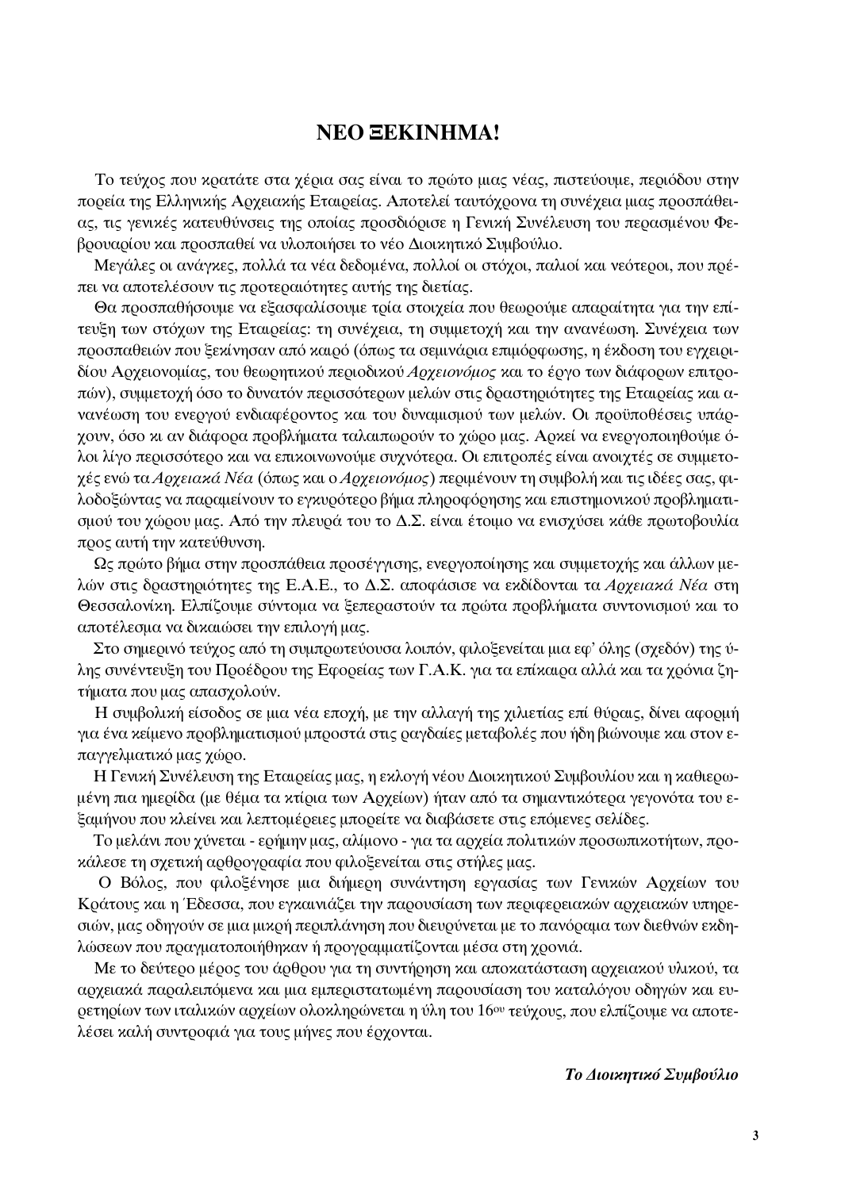# ΝΕΟ ΞΕΚΙΝΗΜΑ!

Το τεύχος που κρατάτε στα χέρια σας είναι το πρώτο μιας νέας, πιστεύουμε, περιόδου στην πορεία της Ελληνικής Αρχειακής Εταιρείας. Αποτελεί ταυτόχρονα τη συνέχεια μιας προσπάθειας, τις γενικές κατευθύνσεις της οποίας προσδιόρισε η Γενική Συνέλευση του περασμένου Φεβρουαρίου και προσπαθεί να υλοποιήσει το νέο Διοικητικό Συμβούλιο.

Μεγάλες οι ανάγκες, πολλά τα νέα δεδομένα, πολλοί οι στόχοι, παλιοί και νεότεροι, που πρέπει να αποτελέσουν τις προτεραιότητες αυτής της διετίας.

Θα προσπαθήσουμε να εξασφαλίσουμε τρία στοιχεία που θεωρούμε απαραίτητα για την επίτευξη των στόχων της Εταιρείας: τη συνέχεια, τη συμμετοχή και την ανανέωση. Συνέχεια των προσπαθειών που ξεκίνησαν από καιρό (όπως τα σεμινάρια επιμόρφωσης, η έκδοση του εγχειριδίου Αρχειονομίας, του θεωρητικού περιοδικού *Αρχειονόμος* και το έργο των διάφορων επιτροπών), συμμετοχή όσο το δυνατόν περισσότερων μελών στις δραστηριότητες της Εταιρείας και ανανέωση του ενεργού ενδιαφέροντος και του δυναμισμού των μελών. Οι προϋποθέσεις υπάρχουν, όσο κι αν διάφορα προβλήματα ταλαιπωρούν το χώρο μας. Αρκεί να ενεργοποιηθούμε όλοι λίγο περισσότερο και να επικοινωνούμε συχνότερα. Οι επιτροπές είναι ανοιχτές σε συμμετοχές ενώ τα *Αρχειακά Νέα* (όπως και ο *Αρχειονόμος*) περιμένουν τη συμβολή και τις ιδέες σας, φιλοδοξώντας να παραμείνουν το εγκυρότερο βήμα πληροφόρησης και επιστημονικού προβληματισμού του χώρου μας. Από την πλευρά του το Δ.Σ. είναι έτοιμο να ενισχύσει κάθε πρωτοβουλία προς αυτή την κατεύθυνση.

Ως πρώτο βήμα στην προσπάθεια προσέγγισης, ενεργοποίησης και συμμετοχής και άλλων μελών στις δραστηριότητες της Ε.Α.Ε., το Δ.Σ. αποφάσισε να εκδίδονται τα *Αρχειακά Νέα* στη Θεσσαλονίκη. Ελπίζουμε σύντομα να ξεπεραστούν τα πρώτα προβλήματα συντονισμού και το αποτέλεσμα να δικαιώσει την επιλογή μας.

Στο σημερινό τεύχος από τη συμπρωτεύουσα λοιπόν, φιλοξενείται μια εφ' όλης (σχεδόν) της ύλης συνέντευξη του Προέδρου της Εφορείας των Γ.Α.Κ. για τα επίκαιρα αλλά και τα χρόνια ζητήματα που μας απασχολούν.

Η συμβολική είσοδος σε μια νέα εποχή, με την αλλαγή της χιλιετίας επί θύραις, δίνει αφορμή για ένα κείμενο προβληματισμού μπροστά στις ραγδαίες μεταβολές που ήδη βιώνουμε και στον επαγγελματικό μας χώρο.

Η Γενική Συνέλευση της Εταιρείας μας, η εκλογή νέου Διοικητικού Συμβουλίου και η καθιερωμένη πια ημερίδα (με θέμα τα κτίρια των Αρχείων) ήταν από τα σημαντικότερα γεγονότα του εξαμήνου που κλείνει και λεπτομέρειες μπορείτε να διαβάσετε στις επόμενες σελίδες.

Το μελάνι που χύνεται - ερήμην μας, αλίμονο - για τα αρχεία πολιτικών προσωπικοτήτων, προκάλεσε τη σχετική αρθρογραφία που φιλοξενείται στις στήλες μας.

Ο Βόλος, που φιλοξένησε μια διήμερη συνάντηση εργασίας των Γενικών Αρχείων του Κράτους και η Έδεσσα, που εγκαινιάζει την παρουσίαση των περιφερειακών αρχειακών υπηρεσιών, μας οδηγούν σε μια μικρή περιπλάνηση που διευρύνεται με το πανόραμα των διεθνών εκδηλώσεων που πραγματοποιήθηκαν ή προγραμματίζονται μέσα στη χρονιά.

Με το δεύτερο μέρος του άρθρου για τη συντήρηση και αποκατάσταση αρχειακού υλικού, τα αρχειακά παραλειπόμενα και μια εμπεριστατωμένη παρουσίαση του καταλόγου οδηγών και ευρετηρίων των ιταλικών αρχείων ολοκληρώνεται η ύλη του 16ου τεύχους, που ελπίζουμε να αποτελέσει καλή συντροφιά για τους μήνες που έρχονται.

***Το Διοικητικό Συμβούλιο***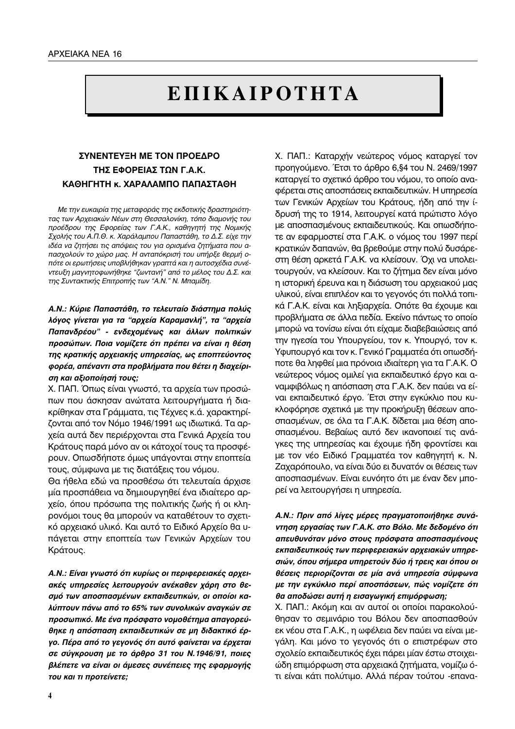// Page 4 of 48 — Interview with President of Ephorate of G.A.K., Greek text

# ΕΠΙΚΑΙΡΟΤΗΤΑ

### ΣΥΝΕΝΤΕΥΞΗ ΜΕ ΤΟΝ ΠΡΟΕΔΡΟ ΤΗΣ ΕΦΟΡΕΙΑΣ ΤΩΝ Γ.Α.Κ. ΚΑΘΗΓΗΤΗ κ. ΧΑΡΑΛΑΜΠΟ ΠΑΠΑΣΤΑΘΗ

*Με την ευκαιρία της μεταφοράς της εκδοτικής δραστηριότητας των Αρχειακών Νέων στη Θεσσαλονίκη, τόπο διαμονής του προέδρου της Εφορείας των Γ.Α.Κ., καθηγητή της Νομικής Σχολής του Α.Π.Θ. κ. Χαράλαμπου Παπαστάθη, το Δ.Σ. είχε την ιδέα να ζητήσει τις απόψεις του για ορισμένα ζητήματα που απασχολούν το χώρο μας. Η ανταπόκρισή του υπήρξε θερμή οπότε οι ερωτήσεις υποβλήθηκαν γραπτά και η αυτοσχέδια συνέντευξη μαγνητοφωνήθηκε "ζωντανή" από το μέλος του Δ.Σ. και της Συντακτικής Επιτροπής των "Α.Ν." Ν. Μπαμίδη.*

***Α.Ν.: Κύριε Παπαστάθη, το τελευταίο διάστημα πολύς λόγος γίνεται για τα "αρχεία Καραμανλή", τα "αρχεία Παπανδρέου" - ενδεχομένως και άλλων πολιτικών προσώπων. Ποια νομίζετε ότι πρέπει να είναι η θέση της κρατικής αρχειακής υπηρεσίας, ως εποπτεύοντος φορέα, απέναντι στα προβλήματα που θέτει η διαχείριση και αξιοποίησή τους;***

Χ. ΠΑΠ. Όπως είναι γνωστό, τα αρχεία των προσώπων που άσκησαν ανώτατα λειτουργήματα ή διακρίθηκαν στα Γράμματα, τις Τέχνες κ.ά. χαρακτηρίζονται από τον Νόμο 1946/1991 ως ιδιωτικά. Τα αρχεία αυτά δεν περιέρχονται στα Γενικά Αρχεία του Κράτους παρά μόνο αν οι κάτοχοί τους τα προσφέρουν. Οπωσδήποτε όμως υπάγονται στην εποπτεία τους, σύμφωνα με τις διατάξεις του νόμου.

Θα ήθελα εδώ να προσθέσω ότι τελευταία άρχισε μία προσπάθεια να δημιουργηθεί ένα ιδιαίτερο αρχείο, όπου πρόσωπα της πολιτικής ζωής ή οι κληρονόμοι τους θα μπορούν να καταθέτουν το σχετικό αρχειακό υλικό. Και αυτό το Ειδικό Αρχείο θα υπάγεται στην εποπτεία των Γενικών Αρχείων του Κράτους.

***Α.Ν.: Είναι γνωστό ότι κυρίως οι περιφερειακές αρχειακές υπηρεσίες λειτουργούν ανέκαθεν χάρη στο θεσμό των αποσπασμένων εκπαιδευτικών, οι οποίοι καλύπτουν πάνω από το 65% των συνολικών αναγκών σε προσωπικό. Με ένα πρόσφατο νομοθέτημα απαγορεύθηκε η απόσπαση εκπαιδευτικών σε μη διδακτικό έργο. Πέρα από το γεγονός ότι αυτό φαίνεται να έρχεται σε σύγκρουση με το άρθρο 31 του Ν.1946/91, ποιες βλέπετε να είναι οι άμεσες συνέπειες της εφαρμογής του και τι προτείνετε;***

Χ. ΠΑΠ.: Καταρχήν νεώτερος νόμος καταργεί τον προηγούμενο. Έτσι το άρθρο 6,§4 του Ν. 2469/1997 καταργεί το σχετικό άρθρο του νόμου, το οποίο αναφέρεται στις αποσπάσεις εκπαιδευτικών. Η υπηρεσία των Γενικών Αρχείων του Κράτους, ήδη από την ίδρυσή της το 1914, λειτουργεί κατά πρώτιστο λόγο με αποσπασμένους εκπαιδευτικούς. Και οπωσδήποτε αν εφαρμοστεί στα Γ.Α.Κ. ο νόμος του 1997 περί κρατικών δαπανών, θα βρεθούμε στην πολύ δυσάρεστη θέση αρκετά Γ.Α.Κ. να κλείσουν. Όχι να υπολειτουργούν, να κλείσουν. Και το ζήτημα δεν είναι μόνο η ιστορική έρευνα και η διάσωση του αρχειακού μας υλικού, είναι επιπλέον και το γεγονός ότι πολλά τοπικά Γ.Α.Κ. είναι και ληξιαρχεία. Οπότε θα έχουμε και προβλήματα σε άλλα πεδία. Εκείνο πάντως το οποίο μπορώ να τονίσω είναι ότι είχαμε διαβεβαιώσεις από την ηγεσία του Υπουργείου, τον κ. Υπουργό, τον κ. Υφυπουργό και τον κ. Γενικό Γραμματέα ότι οπωσδήποτε θα ληφθεί μια πρόνοια ιδιαίτερη για τα Γ.Α.Κ. Ο νεώτερος νόμος ομιλεί για εκπαιδευτικό έργο και αναμφιβόλως η απόσπαση στα Γ.Α.Κ. δεν παύει να είναι εκπαιδευτικό έργο. Έτσι στην εγκύκλιο που κυκλοφόρησε σχετικά με την προκήρυξη θέσεων αποσπασμένων, σε όλα τα Γ.Α.Κ. δίδεται μια θέση αποσπασμένου. Βεβαίως αυτό δεν ικανοποιεί τις ανάγκες της υπηρεσίας και έχουμε ήδη φροντίσει και με τον νέο Ειδικό Γραμματέα τον καθηγητή κ. Ν. Ζαχαρόπουλο, να είναι δύο ει δυνατόν οι θέσεις των αποσπασμένων. Είναι ευνόητο ότι με έναν δεν μπορεί να λειτουργήσει η υπηρεσία.

***Α.Ν.: Πριν από λίγες μέρες πραγματοποιήθηκε συνάντηση εργασίας των Γ.Α.Κ. στο Βόλο. Με δεδομένο ότι απευθυνόταν μόνο στους πρόσφατα αποσπασμένους εκπαιδευτικούς των περιφερειακών αρχειακών υπηρεσιών, όπου σήμερα υπηρετούν δύο ή τρεις και όπου οι θέσεις περιορίζονται σε μία ανά υπηρεσία σύμφωνα με την εγκύκλιο περί αποσπάσεων, πώς νομίζετε ότι θα αποδώσει αυτή η εισαγωγική επιμόρφωση;***

Χ. ΠΑΠ.: Ακόμη και αν αυτοί οι οποίοι παρακολούθησαν το σεμινάριο του Βόλου δεν αποσπασθούν εκ νέου στα Γ.Α.Κ., η ωφέλεια δεν παύει να είναι μεγάλη. Και μόνο το γεγονός ότι ο επιστρέφων στο σχολείο εκπαιδευτικός έχει πάρει μίαν έστω στοιχειώδη επιμόρφωση στα αρχειακά ζητήματα, νομίζω ότι είναι κάτι πολύτιμο. Αλλά πέραν τούτου -επανα-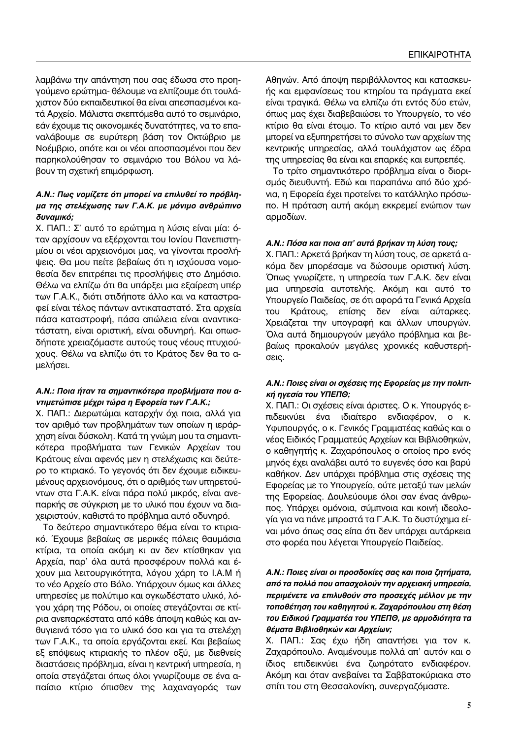λαμβάνω την απάντηση που σας έδωσα στο προηγούμενο ερώτημα- θέλουμε να ελπίζουμε ότι τουλάχιστον δύο εκπαιδευτικοί θα είναι απεσπασμένοι κατά Αρχείο. Μάλιστα σκεπτόμεθα αυτό το σεμινάριο, εάν έχουμε τις οικονομικές δυνατότητες, να το επαναλάβουμε σε ευρύτερη βάση τον Οκτώβριο με Νοέμβριο, οπότε και οι νέοι αποσπασμένοι που δεν παρηκολούθησαν το σεμινάριο του Βόλου να λάβουν τη σχετική επιμόρφωση.

***Α.Ν.: Πως νομίζετε ότι μπορεί να επιλυθεί το πρόβλημα της στελέχωσης των Γ.Α.Κ. με μόνιμο ανθρώπινο δυναμικό;***

Χ. ΠΑΠ.: Σ' αυτό το ερώτημα η λύσις είναι μία: όταν αρχίσουν να εξέρχονται του Ιονίου Πανεπιστημίου οι νέοι αρχειονόμοι μας, να γίνονται προσλήψεις. Θα μου πείτε βεβαίως ότι η ισχύουσα νομοθεσία δεν επιτρέπει τις προσλήψεις στο Δημόσιο. Θέλω να ελπίζω ότι θα υπάρξει μια εξαίρεση υπέρ των Γ.Α.Κ., διότι οτιδήποτε άλλο και να καταστραφεί είναι τέλος πάντων αντικαταστατό. Στα αρχεία πάσα καταστροφή, πάσα απώλεια είναι αναντικατάστατη, είναι οριστική, είναι οδυνηρή. Και οπωσδήποτε χρειαζόμαστε αυτούς τους νέους πτυχιούχους. Θέλω να ελπίζω ότι το Κράτος δεν θα το αμελήσει.

***Α.Ν.: Ποια ήταν τα σημαντικότερα προβλήματα που αντιμετώπισε μέχρι τώρα η Εφορεία των Γ.Α.Κ.;***

Χ. ΠΑΠ.: Διερωτώμαι καταρχήν όχι ποια, αλλά για τον αριθμό των προβλημάτων των οποίων η ιεράρχηση είναι δύσκολη. Κατά τη γνώμη μου τα σημαντικότερα προβλήματα των Γενικών Αρχείων του Κράτους είναι αφενός μεν η στελέχωσις και δεύτερο το κτιριακό. Το γεγονός ότι δεν έχουμε ειδικευμένους αρχειονόμους, ότι ο αριθμός των υπηρετούντων στα Γ.Α.Κ. είναι πάρα πολύ μικρός, είναι ανεπαρκής σε σύγκριση με το υλικό που έχουν να διαχειριστούν, καθιστά το πρόβλημα αυτό οδυνηρό.

Το δεύτερο σημαντικότερο θέμα είναι το κτιριακό. Έχουμε βεβαίως σε μερικές πόλεις θαυμάσια κτίρια, τα οποία ακόμη κι αν δεν κτίσθηκαν για Αρχεία, παρ' όλα αυτά προσφέρουν πολλά και έχουν μια λειτουργικότητα, λόγου χάρη το Ι.Α.Μ ή το νέο Αρχείο στο Βόλο. Υπάρχουν όμως και άλλες υπηρεσίες με πολύτιμο και ογκωδέστατο υλικό, λόγου χάρη της Ρόδου, οι οποίες στεγάζονται σε κτίρια ανεπαρκέστατα από κάθε άποψη καθώς και ανθυγιεινά τόσο για το υλικό όσο και για τα στελέχη των Γ.Α.Κ., τα οποία εργάζονται εκεί. Και βεβαίως εξ επόψεως κτιριακής το πλέον οξύ, με διεθνείς διαστάσεις πρόβλημα, είναι η κεντρική υπηρεσία, η οποία στεγάζεται όπως όλοι γνωρίζουμε σε ένα απαίσιο κτίριο όπισθεν της λαχαναγοράς των Αθηνών. Από άποψη περιβάλλοντος και κατασκευής και εμφανίσεως του κτηρίου τα πράγματα εκεί είναι τραγικά. Θέλω να ελπίζω ότι εντός δύο ετών, όπως μας έχει διαβεβαιώσει το Υπουργείο, το νέο κτίριο θα είναι έτοιμο. Το κτίριο αυτό ναι μεν δεν μπορεί να εξυπηρετήσει το σύνολο των αρχείων της κεντρικής υπηρεσίας, αλλά τουλάχιστον ως έδρα της υπηρεσίας θα είναι και επαρκές και ευπρεπές.

Το τρίτο σημαντικότερο πρόβλημα είναι ο διορισμός διευθυντή. Εδώ και παραπάνω από δύο χρόνια, η Εφορεία έχει προτείνει το κατάλληλο πρόσωπο. Η πρόταση αυτή ακόμη εκκρεμεί ενώπιον των αρμοδίων.

***Α.Ν.: Πόσα και ποια απ' αυτά βρήκαν τη λύση τους;***

Χ. ΠΑΠ.: Αρκετά βρήκαν τη λύση τους, σε αρκετά ακόμα δεν μπορέσαμε να δώσουμε οριστική λύση. Όπως γνωρίζετε, η υπηρεσία των Γ.Α.Κ. δεν είναι μια υπηρεσία αυτοτελής. Ακόμη και αυτό το Υπουργείο Παιδείας, σε ότι αφορά τα Γενικά Αρχεία του Κράτους, επίσης δεν είναι αύταρκες. Χρειάζεται την υπογραφή και άλλων υπουργών. Όλα αυτά δημιουργούν μεγάλο πρόβλημα και βεβαίως προκαλούν μεγάλες χρονικές καθυστερήσεις.

***Α.Ν.: Ποιες είναι οι σχέσεις της Εφορείας με την πολιτική ηγεσία του ΥΠΕΠΘ;***

Χ. ΠΑΠ.: Οι σχέσεις είναι άριστες. Ο κ. Υπουργός επιδεικνύει ένα ιδιαίτερο ενδιαφέρον, ο κ. Υφυπουργός, ο κ. Γενικός Γραμματέας καθώς και ο νέος Ειδικός Γραμματεύς Αρχείων και Βιβλιοθηκών, ο καθηγητής κ. Ζαχαρόπουλος ο οποίος προ ενός μηνός έχει αναλάβει αυτό το ευγενές όσο και βαρύ καθήκον. Δεν υπάρχει πρόβλημα στις σχέσεις της Εφορείας με το Υπουργείο, ούτε μεταξύ των μελών της Εφορείας. Δουλεύουμε όλοι σαν ένας άνθρωπος. Υπάρχει ομόνοια, σύμπνοια και κοινή ιδεολογία για να πάνε μπροστά τα Γ.Α.Κ. Το δυστύχημα είναι μόνο όπως σας είπα ότι δεν υπάρχει αυτάρκεια στο φορέα που λέγεται Υπουργείο Παιδείας.

***Α.Ν.: Ποιες είναι οι προσδοκίες σας και ποια ζητήματα, από τα πολλά που απασχολούν την αρχειακή υπηρεσία, περιμένετε να επιλυθούν στο προσεχές μέλλον με την τοποθέτηση του καθηγητού κ. Ζαχαρόπουλου στη θέση του Ειδικού Γραμματέα του ΥΠΕΠΘ, με αρμοδιότητα τα θέματα Βιβλιοθηκών και Αρχείων;***

Χ. ΠΑΠ.: Σας έχω ήδη απαντήσει για τον κ. Ζαχαρόπουλο. Αναμένουμε πολλά απ' αυτόν και ο ίδιος επιδεικνύει ένα ζωηρότατο ενδιαφέρον. Ακόμη και όταν ανεβαίνει τα Σαββατοκύριακα στο σπίτι του στη Θεσσαλονίκη, συνεργαζόμαστε.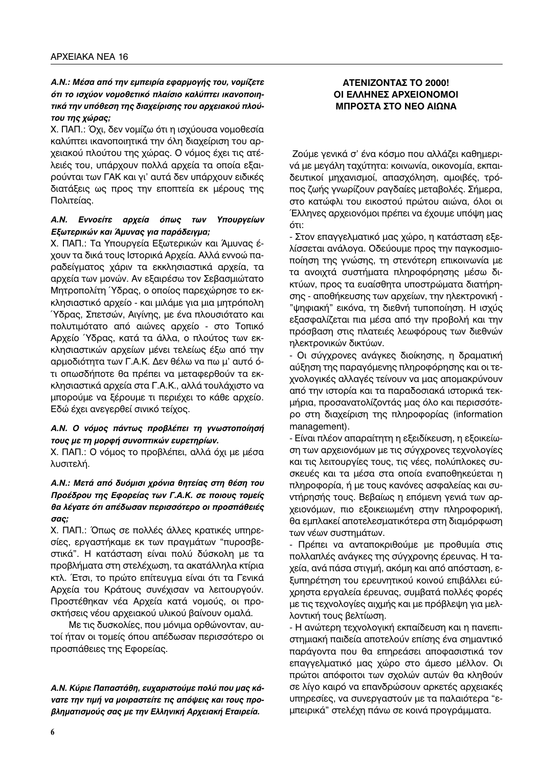***Α.Ν.: Μέσα από την εμπειρία εφαρμογής του, νομίζετε ότι το ισχύον νομοθετικό πλαίσιο καλύπτει ικανοποιητικά την υπόθεση της διαχείρισης του αρχειακού πλούτου της χώρας;***

Χ. ΠΑΠ.: Όχι, δεν νομίζω ότι η ισχύουσα νομοθεσία καλύπτει ικανοποιητικά την όλη διαχείριση του αρχειακού πλούτου της χώρας. Ο νόμος έχει τις ατέλειές του, υπάρχουν πολλά αρχεία τα οποία εξαιρούνται των ΓΑΚ και γι' αυτά δεν υπάρχουν ειδικές διατάξεις ως προς την εποπτεία εκ μέρους της Πολιτείας.

***Α.Ν. Εννοείτε αρχεία όπως των Υπουργείων Εξωτερικών και Άμυνας για παράδειγμα;***

Χ. ΠΑΠ.: Τα Υπουργεία Εξωτερικών και Άμυνας έχουν τα δικά τους Ιστορικά Αρχεία. Αλλά εννοώ παραδείγματος χάριν τα εκκλησιαστικά αρχεία, τα αρχεία των μονών. Αν εξαιρέσω τον Σεβασμιώτατο Μητροπολίτη Ύδρας, ο οποίος παρεχώρησε το εκκλησιαστικό αρχείο - και μιλάμε για μια μητρόπολη Ύδρας, Σπετσών, Αιγίνης, με ένα πλουσιότατο και πολυτιμότατο από αιώνες αρχείο - στο Τοπικό Αρχείο Ύδρας, κατά τα άλλα, ο πλούτος των εκκλησιαστικών αρχείων μένει τελείως έξω από την αρμοδιότητα των Γ.Α.Κ. Δεν θέλω να πω μ' αυτό ότι οπωσδήποτε θα πρέπει να μεταφερθούν τα εκκλησιαστικά αρχεία στα Γ.Α.Κ., αλλά τουλάχιστο να μπορούμε να ξέρουμε τι περιέχει το κάθε αρχείο. Εδώ έχει ανεγερθεί σινικό τείχος.

***Α.Ν. Ο νόμος πάντως προβλέπει τη γνωστοποίησή τους με τη μορφή συνοπτικών ευρετηρίων.***

Χ. ΠΑΠ.: Ο νόμος το προβλέπει, αλλά όχι με μέσα λυσιτελή.

***Α.Ν.: Μετά από δυόμισι χρόνια θητείας στη θέση του Προέδρου της Εφορείας των Γ.Α.Κ. σε ποιους τομείς θα λέγατε ότι απέδωσαν περισσότερο οι προσπάθειές σας;***

Χ. ΠΑΠ.: Όπως σε πολλές άλλες κρατικές υπηρεσίες, εργαστήκαμε εκ των πραγμάτων "πυροσβεστικά". Η κατάσταση είναι πολύ δύσκολη με τα προβλήματα στη στελέχωση, τα ακατάλληλα κτίρια κτλ. Έτσι, το πρώτο επίτευγμα είναι ότι τα Γενικά Αρχεία του Κράτους συνέχισαν να λειτουργούν. Προστέθηκαν νέα Αρχεία κατά νομούς, οι προσκτήσεις νέου αρχειακού υλικού βαίνουν ομαλά.

Με τις δυσκολίες, που μόνιμα ορθώνονταν, αυτοί ήταν οι τομείς όπου απέδωσαν περισσότερο οι προσπάθειες της Εφορείας.

***Α.Ν. Κύριε Παπαστάθη, ευχαριστούμε πολύ που μας κάνατε την τιμή να μοιραστείτε τις απόψεις και τους προβληματισμούς σας με την Ελληνική Αρχειακή Εταιρεία.***

## ΑΤΕΝΙΖΟΝΤΑΣ ΤΟ 2000! ΟΙ ΕΛΛΗΝΕΣ ΑΡΧΕΙΟΝΟΜΟΙ ΜΠΡΟΣΤΑ ΣΤΟ ΝΕΟ ΑΙΩΝΑ

Ζούμε γενικά σ' ένα κόσμο που αλλάζει καθημερινά με μεγάλη ταχύτητα: κοινωνία, οικονομία, εκπαιδευτικοί μηχανισμοί, απασχόληση, αμοιβές, τρόπος ζωής γνωρίζουν ραγδαίες μεταβολές. Σήμερα, στο κατώφλι του εικοστού πρώτου αιώνα, όλοι οι Έλληνες αρχειονόμοι πρέπει να έχουμε υπόψη μας ότι:

- Στον επαγγελματικό μας χώρο, η κατάσταση εξελίσσεται ανάλογα. Οδεύουμε προς την παγκοσμιοποίηση της γνώσης, τη στενότερη επικοινωνία με τα ανοιχτά συστήματα πληροφόρησης μέσω δικτύων, προς τα ευαίσθητα υποστρώματα διατήρησης - αποθήκευσης των αρχείων, την ηλεκτρονική - "ψηφιακή" εικόνα, τη διεθνή τυποποίηση. Η ισχύς εξασφαλίζεται πια μέσα από την προβολή και την πρόσβαση στις πλατειές λεωφόρους των διεθνών ηλεκτρονικών δικτύων.
- Οι σύγχρονες ανάγκες διοίκησης, η δραματική αύξηση της παραγόμενης πληροφόρησης και οι τεχνολογικές αλλαγές τείνουν να μας απομακρύνουν από την ιστορία και τα παραδοσιακά ιστορικά τεκμήρια, προσανατολίζοντάς μας όλο και περισσότερο στη διαχείριση της πληροφορίας (information management).
- Είναι πλέον απαραίτητη η εξειδίκευση, η εξοικείωση των αρχειονόμων με τις σύγχρονες τεχνολογίες και τις λειτουργίες τους, τις νέες, πολύπλοκες συσκευές και τα μέσα στα οποία εναποθηκεύεται η πληροφορία, ή με τους κανόνες ασφαλείας και συντήρησής τους. Βεβαίως η επόμενη γενιά των αρχειονόμων, πιο εξοικειωμένη στην πληροφορική, θα εμπλακεί αποτελεσματικότερα στη διαμόρφωση των νέων συστημάτων.
- Πρέπει να ανταποκριθούμε με προθυμία στις πολλαπλές ανάγκες της σύγχρονης έρευνας. Η ταχεία, ανά πάσα στιγμή, ακόμη και από απόσταση, εξυπηρέτηση του ερευνητικού κοινού επιβάλλει εύχρηστα εργαλεία έρευνας, συμβατά πολλές φορές με τις τεχνολογίες αιχμής και με πρόβλεψη για μελλοντική τους βελτίωση.
- Η ανώτερη τεχνολογική εκπαίδευση και η πανεπιστημιακή παιδεία αποτελούν επίσης ένα σημαντικό παράγοντα που θα επηρεάσει αποφασιστικά τον επαγγελματικό μας χώρο στο άμεσο μέλλον. Οι πρώτοι απόφοιτοι των σχολών αυτών θα κληθούν σε λίγο καιρό να επανδρώσουν αρκετές αρχειακές υπηρεσίες, να συνεργαστούν με τα παλαιότερα "εμπειρικά" στελέχη πάνω σε κοινά προγράμματα.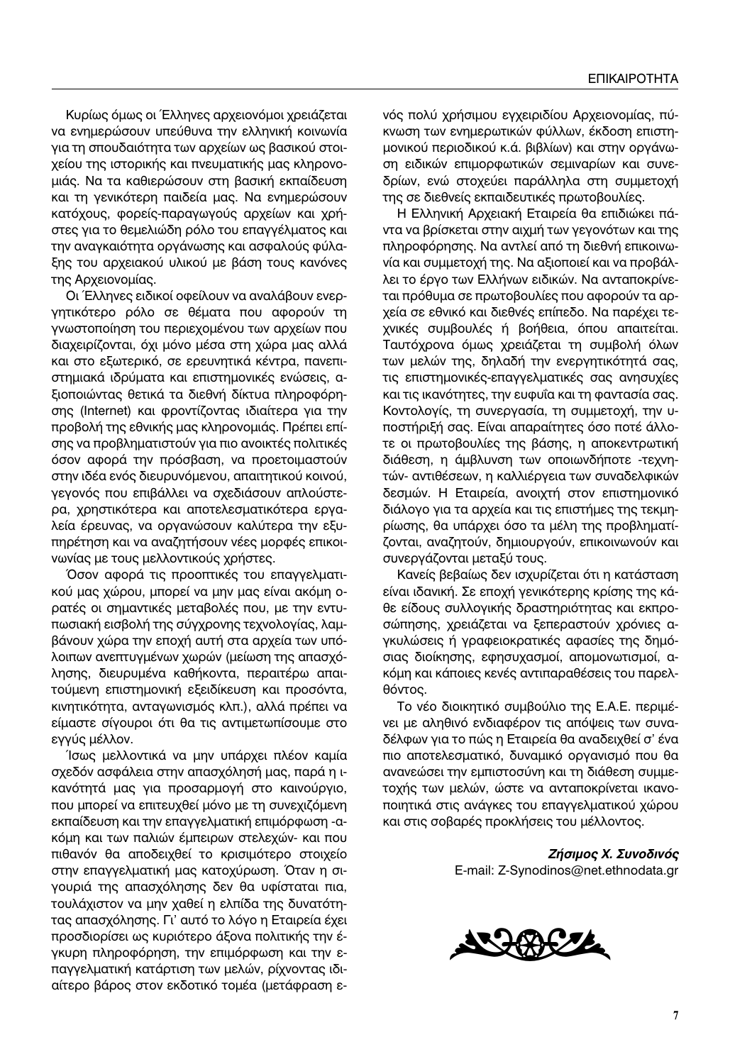Κυρίως όμως οι Έλληνες αρχειονόμοι χρειάζεται να ενημερώσουν υπεύθυνα την ελληνική κοινωνία για τη σπουδαιότητα των αρχείων ως βασικού στοιχείου της ιστορικής και πνευματικής μας κληρονομιάς. Να τα καθιερώσουν στη βασική εκπαίδευση και τη γενικότερη παιδεία μας. Να ενημερώσουν κατόχους, φορείς-παραγωγούς αρχείων και χρήστες για το θεμελιώδη ρόλο του επαγγέλματος και την αναγκαιότητα οργάνωσης και ασφαλούς φύλαξης του αρχειακού υλικού με βάση τους κανόνες της Αρχειονομίας.

Οι Έλληνες ειδικοί οφείλουν να αναλάβουν ενεργητικότερο ρόλο σε θέματα που αφορούν τη γνωστοποίηση του περιεχομένου των αρχείων που διαχειρίζονται, όχι μόνο μέσα στη χώρα μας αλλά και στο εξωτερικό, σε ερευνητικά κέντρα, πανεπιστημιακά ιδρύματα και επιστημονικές ενώσεις, αξιοποιώντας θετικά τα διεθνή δίκτυα πληροφόρησης (Internet) και φροντίζοντας ιδιαίτερα για την προβολή της εθνικής μας κληρονομιάς. Πρέπει επίσης να προβληματιστούν για πιο ανοικτές πολιτικές όσον αφορά την πρόσβαση, να προετοιμαστούν στην ιδέα ενός διευρυνόμενου, απαιτητικού κοινού, γεγονός που επιβάλλει να σχεδιάσουν απλούστερα, χρηστικότερα και αποτελεσματικότερα εργαλεία έρευνας, να οργανώσουν καλύτερα την εξυπηρέτηση και να αναζητήσουν νέες μορφές επικοινωνίας με τους μελλοντικούς χρήστες.

Όσον αφορά τις προοπτικές του επαγγελματικού μας χώρου, μπορεί να μην μας είναι ακόμη ορατές οι σημαντικές μεταβολές που, με την εντυπωσιακή εισβολή της σύγχρονης τεχνολογίας, λαμβάνουν χώρα την εποχή αυτή στα αρχεία των υπόλοιπων ανεπτυγμένων χωρών (μείωση της απασχόλησης, διευρυμένα καθήκοντα, περαιτέρω απαιτούμενη επιστημονική εξειδίκευση και προσόντα, κινητικότητα, ανταγωνισμός κλπ.), αλλά πρέπει να είμαστε σίγουροι ότι θα τις αντιμετωπίσουμε στο εγγύς μέλλον.

Ίσως μελλοντικά να μην υπάρχει πλέον καμία σχεδόν ασφάλεια στην απασχόλησή μας, παρά η ικανότητά μας για προσαρμογή στο καινούργιο, που μπορεί να επιτευχθεί μόνο με τη συνεχιζόμενη εκπαίδευση και την επαγγελματική επιμόρφωση -ακόμη και των παλιών έμπειρων στελεχών- και που πιθανόν θα αποδειχθεί το κρισιμότερο στοιχείο στην επαγγελματική μας κατοχύρωση. Όταν η σιγουριά της απασχόλησης δεν θα υφίσταται πια, τουλάχιστον να μην χαθεί η ελπίδα της δυνατότητας απασχόλησης. Γι' αυτό το λόγο η Εταιρεία έχει προσδιορίσει ως κυριότερο άξονα πολιτικής την έγκυρη πληροφόρηση, την επιμόρφωση και την επαγγελματική κατάρτιση των μελών, ρίχνοντας ιδιαίτερο βάρος στον εκδοτικό τομέα (μετάφραση ενός πολύ χρήσιμου εγχειριδίου Αρχειονομίας, πύκνωση των ενημερωτικών φύλλων, έκδοση επιστημονικού περιοδικού κ.ά. βιβλίων) και στην οργάνωση ειδικών επιμορφωτικών σεμιναρίων και συνεδρίων, ενώ στοχεύει παράλληλα στη συμμετοχή της σε διεθνείς εκπαιδευτικές πρωτοβουλίες.

Η Ελληνική Αρχειακή Εταιρεία θα επιδιώκει πάντα να βρίσκεται στην αιχμή των γεγονότων και της πληροφόρησης. Να αντλεί από τη διεθνή επικοινωνία και συμμετοχή της. Να αξιοποιεί και να προβάλλει το έργο των Ελλήνων ειδικών. Να ανταποκρίνεται πρόθυμα σε πρωτοβουλίες που αφορούν τα αρχεία σε εθνικό και διεθνές επίπεδο. Να παρέχει τεχνικές συμβουλές ή βοήθεια, όπου απαιτείται. Ταυτόχρονα όμως χρειάζεται τη συμβολή όλων των μελών της, δηλαδή την ενεργητικότητά σας, τις επιστημονικές-επαγγελματικές σας ανησυχίες και τις ικανότητες, την ευφυΐα και τη φαντασία σας. Κοντολογίς, τη συνεργασία, τη συμμετοχή, την υποστήριξή σας. Είναι απαραίτητες όσο ποτέ άλλοτε οι πρωτοβουλίες της βάσης, η αποκεντρωτική διάθεση, η άμβλυνση των οποιωνδήποτε -τεχνητών- αντιθέσεων, η καλλιέργεια των συναδελφικών δεσμών. Η Εταιρεία, ανοιχτή στον επιστημονικό διάλογο για τα αρχεία και τις επιστήμες της τεκμηρίωσης, θα υπάρχει όσο τα μέλη της προβληματίζονται, αναζητούν, δημιουργούν, επικοινωνούν και συνεργάζονται μεταξύ τους.

Κανείς βεβαίως δεν ισχυρίζεται ότι η κατάσταση είναι ιδανική. Σε εποχή γενικότερης κρίσης της κάθε είδους συλλογικής δραστηριότητας και εκπροσώπησης, χρειάζεται να ξεπεραστούν χρόνιες αγκυλώσεις ή γραφειοκρατικές αφασίες της δημόσιας διοίκησης, εφησυχασμοί, απομονωτισμοί, ακόμη και κάποιες κενές αντιπαραθέσεις του παρελθόντος.

Το νέο διοικητικό συμβούλιο της Ε.Α.Ε. περιμένει με αληθινό ενδιαφέρον τις απόψεις των συναδέλφων για το πώς η Εταιρεία θα αναδειχθεί σ' ένα πιο αποτελεσματικό, δυναμικό οργανισμό που θα ανανεώσει την εμπιστοσύνη και τη διάθεση συμμετοχής των μελών, ώστε να ανταποκρίνεται ικανοποιητικά στις ανάγκες του επαγγελματικού χώρου και στις σοβαρές προκλήσεις του μέλλοντος.

***Ζήσιμος Χ. Συνοδινός***
E-mail: Z-Synodinos@net.ethnodata.gr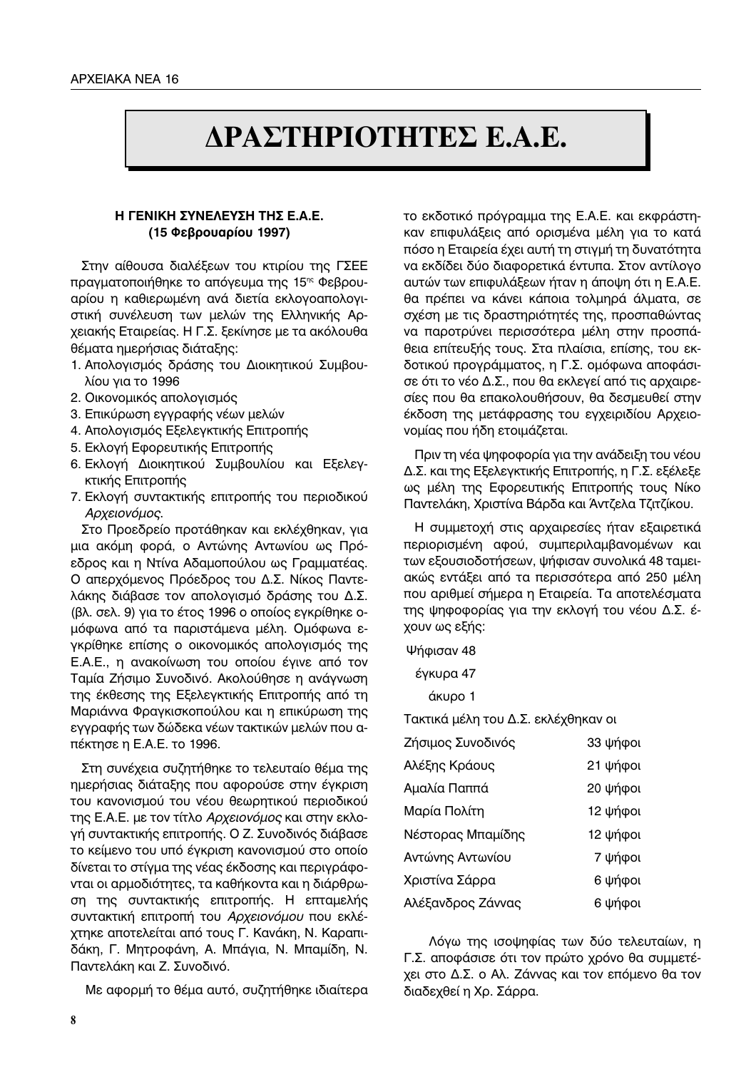# ΔΡΑΣΤΗΡΙΟΤΗΤΕΣ Ε.Α.Ε.

### Η ΓΕΝΙΚΗ ΣΥΝΕΛΕΥΣΗ ΤΗΣ Ε.Α.Ε. (15 Φεβρουαρίου 1997)

Στην αίθουσα διαλέξεων του κτιρίου της ΓΣΕΕ πραγματοποιήθηκε το απόγευμα της 15ης Φεβρουαρίου η καθιερωμένη ανά διετία εκλογοαπολογιστική συνέλευση των μελών της Ελληνικής Αρχειακής Εταιρείας. Η Γ.Σ. ξεκίνησε με τα ακόλουθα θέματα ημερήσιας διάταξης:

1. Απολογισμός δράσης του Διοικητικού Συμβουλίου για το 1996
2. Οικονομικός απολογισμός
3. Επικύρωση εγγραφής νέων μελών
4. Απολογισμός Εξελεγκτικής Επιτροπής
5. Εκλογή Εφορευτικής Επιτροπής
6. Εκλογή Διοικητικού Συμβουλίου και Εξελεγκτικής Επιτροπής
7. Εκλογή συντακτικής επιτροπής του περιοδικού *Αρχειονόμος*.

Στο Προεδρείο προτάθηκαν και εκλέχθηκαν, για μια ακόμη φορά, ο Αντώνης Αντωνίου ως Πρόεδρος και η Ντίνα Αδαμοπούλου ως Γραμματέας. Ο απερχόμενος Πρόεδρος του Δ.Σ. Νίκος Παντελάκης διάβασε τον απολογισμό δράσης του Δ.Σ. (βλ. σελ. 9) για το έτος 1996 ο οποίος εγκρίθηκε ομόφωνα από τα παριστάμενα μέλη. Ομόφωνα εγκρίθηκε επίσης ο οικονομικός απολογισμός της Ε.Α.Ε., η ανακοίνωση του οποίου έγινε από τον Ταμία Ζήσιμο Συνοδινό. Ακολούθησε η ανάγνωση της έκθεσης της Εξελεγκτικής Επιτροπής από τη Μαριάννα Φραγκισκοπούλου και η επικύρωση της εγγραφής των δώδεκα νέων τακτικών μελών που απέκτησε η Ε.Α.Ε. το 1996.

Στη συνέχεια συζητήθηκε το τελευταίο θέμα της ημερήσιας διάταξης που αφορούσε στην έγκριση του κανονισμού του νέου θεωρητικού περιοδικού της Ε.Α.Ε. με τον τίτλο *Αρχειονόμος* και στην εκλογή συντακτικής επιτροπής. Ο Ζ. Συνοδινός διάβασε το κείμενο του υπό έγκριση κανονισμού στο οποίο δίνεται το στίγμα της νέας έκδοσης και περιγράφονται οι αρμοδιότητες, τα καθήκοντα και η διάρθρωση της συντακτικής επιτροπής. Η επταμελής συντακτική επιτροπή του *Αρχειονόμου* που εκλέχτηκε αποτελείται από τους Γ. Κανάκη, Ν. Καραπιδάκη, Γ. Μητροφάνη, Α. Μπάγια, Ν. Μπαμίδη, Ν. Παντελάκη και Ζ. Συνοδινό.

Με αφορμή το θέμα αυτό, συζητήθηκε ιδιαίτερα το εκδοτικό πρόγραμμα της Ε.Α.Ε. και εκφράστηκαν επιφυλάξεις από ορισμένα μέλη για το κατά πόσο η Εταιρεία έχει αυτή τη στιγμή τη δυνατότητα να εκδίδει δύο διαφορετικά έντυπα. Στον αντίλογο αυτών των επιφυλάξεων ήταν η άποψη ότι η Ε.Α.Ε. θα πρέπει να κάνει κάποια τολμηρά άλματα, σε σχέση με τις δραστηριότητές της, προσπαθώντας να παροτρύνει περισσότερα μέλη στην προσπάθεια επίτευξής τους. Στα πλαίσια, επίσης, του εκδοτικού προγράμματος, η Γ.Σ. ομόφωνα αποφάσισε ότι το νέο Δ.Σ., που θα εκλεγεί από τις αρχαιρεσίες που θα επακολουθήσουν, θα δεσμευθεί στην έκδοση της μετάφρασης του εγχειριδίου Αρχειονομίας που ήδη ετοιμάζεται.

Πριν τη νέα ψηφοφορία για την ανάδειξη του νέου Δ.Σ. και της Εξελεγκτικής Επιτροπής, η Γ.Σ. εξέλεξε ως μέλη της Εφορευτικής Επιτροπής τους Νίκο Παντελάκη, Χριστίνα Βάρδα και Άντζελα Τζιτζίκου.

Η συμμετοχή στις αρχαιρεσίες ήταν εξαιρετικά περιορισμένη αφού, συμπεριλαμβανομένων και των εξουσιοδοτήσεων, ψήφισαν συνολικά 48 ταμειακώς εντάξει από τα περισσότερα από 250 μέλη που αριθμεί σήμερα η Εταιρεία. Τα αποτελέσματα της ψηφοφορίας για την εκλογή του νέου Δ.Σ. έχουν ως εξής:

Ψήφισαν 48

έγκυρα 47

άκυρο 1

Τακτικά μέλη του Δ.Σ. εκλέχθηκαν οι

| | |
|---|---|
| Ζήσιμος Συνοδινός | 33 ψήφοι |
| Αλέξης Κράους | 21 ψήφοι |
| Αμαλία Παππά | 20 ψήφοι |
| Μαρία Πολίτη | 12 ψήφοι |
| Νέστορας Μπαμίδης | 12 ψήφοι |
| Αντώνης Αντωνίου | 7 ψήφοι |
| Χριστίνα Σάρρα | 6 ψήφοι |
| Αλέξανδρος Ζάννας | 6 ψήφοι |

Λόγω της ισοψηφίας των δύο τελευταίων, η Γ.Σ. αποφάσισε ότι τον πρώτο χρόνο θα συμμετέχει στο Δ.Σ. ο Αλ. Ζάννας και τον επόμενο θα τον διαδεχθεί η Χρ. Σάρρα.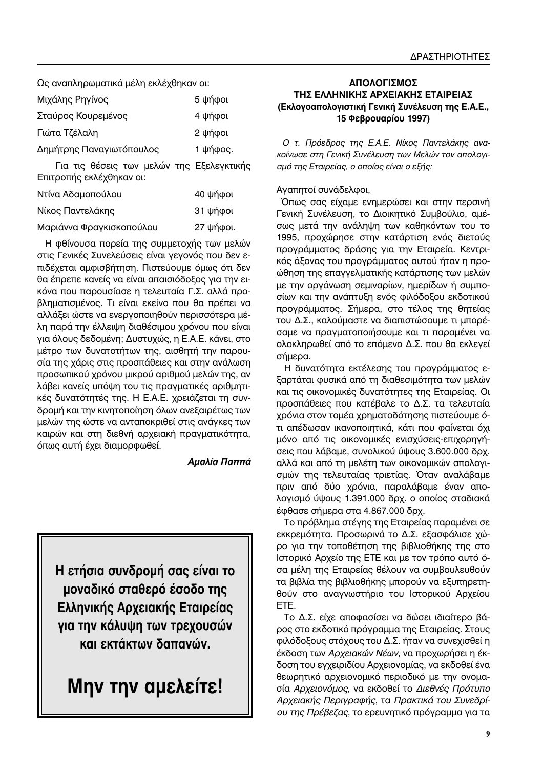Ως αναπληρωματικά μέλη εκλέχθηκαν οι:

| | |
|---|---|
| Μιχάλης Ρηγίνος | 5 ψήφοι |
| Σταύρος Κουρεμένος | 4 ψήφοι |
| Γιώτα Τζέλαλη | 2 ψήφοι |
| Δημήτρης Παναγιωτόπουλος | 1 ψήφος. |

Για τις θέσεις των μελών της Εξελεγκτικής Επιτροπής εκλέχθηκαν οι:

| | |
|---|---|
| Ντίνα Αδαμοπούλου | 40 ψήφοι |
| Νίκος Παντελάκης | 31 ψήφοι |
| Μαριάννα Φραγκισκοπούλου | 27 ψήφοι. |

Η φθίνουσα πορεία της συμμετοχής των μελών στις Γενικές Συνελεύσεις είναι γεγονός που δεν επιδέχεται αμφισβήτηση. Πιστεύουμε όμως ότι δεν θα έπρεπε κανείς να είναι απαισιόδοξος για την εικόνα που παρουσίασε η τελευταία Γ.Σ. αλλά προβληματισμένος. Τι είναι εκείνο που θα πρέπει να αλλάξει ώστε να ενεργοποιηθούν περισσότερα μέλη παρά την έλλειψη διαθέσιμου χρόνου που είναι για όλους δεδομένη; Δυστυχώς, η Ε.Α.Ε. κάνει, στο μέτρο των δυνατοτήτων της, αισθητή την παρουσία της χάρις στις προσπάθειες και στην ανάλωση προσωπικού χρόνου μικρού αριθμού μελών της, αν λάβει κανείς υπόψη του τις πραγματικές αριθμητικές δυνατότητές της. Η Ε.Α.Ε. χρειάζεται τη συνδρομή και την κινητοποίηση όλων ανεξαιρέτως των μελών της ώστε να ανταποκριθεί στις ανάγκες των καιρών και στη διεθνή αρχειακή πραγματικότητα, όπως αυτή έχει διαμορφωθεί.

***Αμαλία Παππά***

**Η ετήσια συνδρομή σας είναι το μοναδικό σταθερό έσοδο της Ελληνικής Αρχειακής Εταιρείας για την κάλυψη των τρεχουσών και εκτάκτων δαπανών.**

**Μην την αμελείτε!**

## ΑΠΟΛΟΓΙΣΜΟΣ ΤΗΣ ΕΛΛΗΝΙΚΗΣ ΑΡΧΕΙΑΚΗΣ ΕΤΑΙΡΕΙΑΣ
### (Εκλογοαπολογιστική Γενική Συνέλευση της Ε.Α.Ε., 15 Φεβρουαρίου 1997)

*Ο τ. Πρόεδρος της Ε.Α.Ε. Νίκος Παντελάκης ανακοίνωσε στη Γενική Συνέλευση των Μελών τον απολογισμό της Εταιρείας, ο οποίος είναι ο εξής:*

Αγαπητοί συνάδελφοι,

Όπως σας είχαμε ενημερώσει και στην περσινή Γενική Συνέλευση, το Διοικητικό Συμβούλιο, αμέσως μετά την ανάληψη των καθηκόντων του το 1995, προχώρησε στην κατάρτιση ενός διετούς προγράμματος δράσης για την Εταιρεία. Κεντρικός άξονας του προγράμματος αυτού ήταν η προώθηση της επαγγελματικής κατάρτισης των μελών με την οργάνωση σεμιναρίων, ημερίδων ή συμποσίων και την ανάπτυξη ενός φιλόδοξου εκδοτικού προγράμματος. Σήμερα, στο τέλος της θητείας του Δ.Σ., καλούμαστε να διαπιστώσουμε τι μπορέσαμε να πραγματοποιήσουμε και τι παραμένει να ολοκληρωθεί από το επόμενο Δ.Σ. που θα εκλεγεί σήμερα.

Η δυνατότητα εκτέλεσης του προγράμματος εξαρτάται φυσικά από τη διαθεσιμότητα των μελών και τις οικονομικές δυνατότητες της Εταιρείας. Οι προσπάθειες που κατέβαλε το Δ.Σ. τα τελευταία χρόνια στον τομέα χρηματοδότησης πιστεύουμε ότι απέδωσαν ικανοποιητικά, κάτι που φαίνεται όχι μόνο από τις οικονομικές ενισχύσεις-επιχορηγήσεις που λάβαμε, συνολικού ύψους 3.600.000 δρχ. αλλά και από τη μελέτη των οικονομικών απολογισμών της τελευταίας τριετίας. Όταν αναλάβαμε πριν από δύο χρόνια, παραλάβαμε έναν απολογισμό ύψους 1.391.000 δρχ. ο οποίος σταδιακά έφθασε σήμερα στα 4.867.000 δρχ.

Το πρόβλημα στέγης της Εταιρείας παραμένει σε εκκρεμότητα. Προσωρινά το Δ.Σ. εξασφάλισε χώρο για την τοποθέτηση της βιβλιοθήκης της στο Ιστορικό Αρχείο της ΕΤΕ και με τον τρόπο αυτό όσα μέλη της Εταιρείας θέλουν να συμβουλευθούν τα βιβλία της βιβλιοθήκης μπορούν να εξυπηρετηθούν στο αναγνωστήριο του Ιστορικού Αρχείου ΕΤΕ.

Το Δ.Σ. είχε αποφασίσει να δώσει ιδιαίτερο βάρος στο εκδοτικό πρόγραμμα της Εταιρείας. Στους φιλόδοξους στόχους του Δ.Σ. ήταν να συνεχισθεί η έκδοση των *Αρχειακών Νέων*, να προχωρήσει η έκδοση του εγχειριδίου Αρχειονομίας, να εκδοθεί ένα θεωρητικό αρχειονομικό περιοδικό με την ονομασία *Αρχειονόμος*, να εκδοθεί το *Διεθνές Πρότυπο Αρχειακής Περιγραφής*, τα *Πρακτικά του Συνεδρίου της Πρέβεζας*, το ερευνητικό πρόγραμμα για τα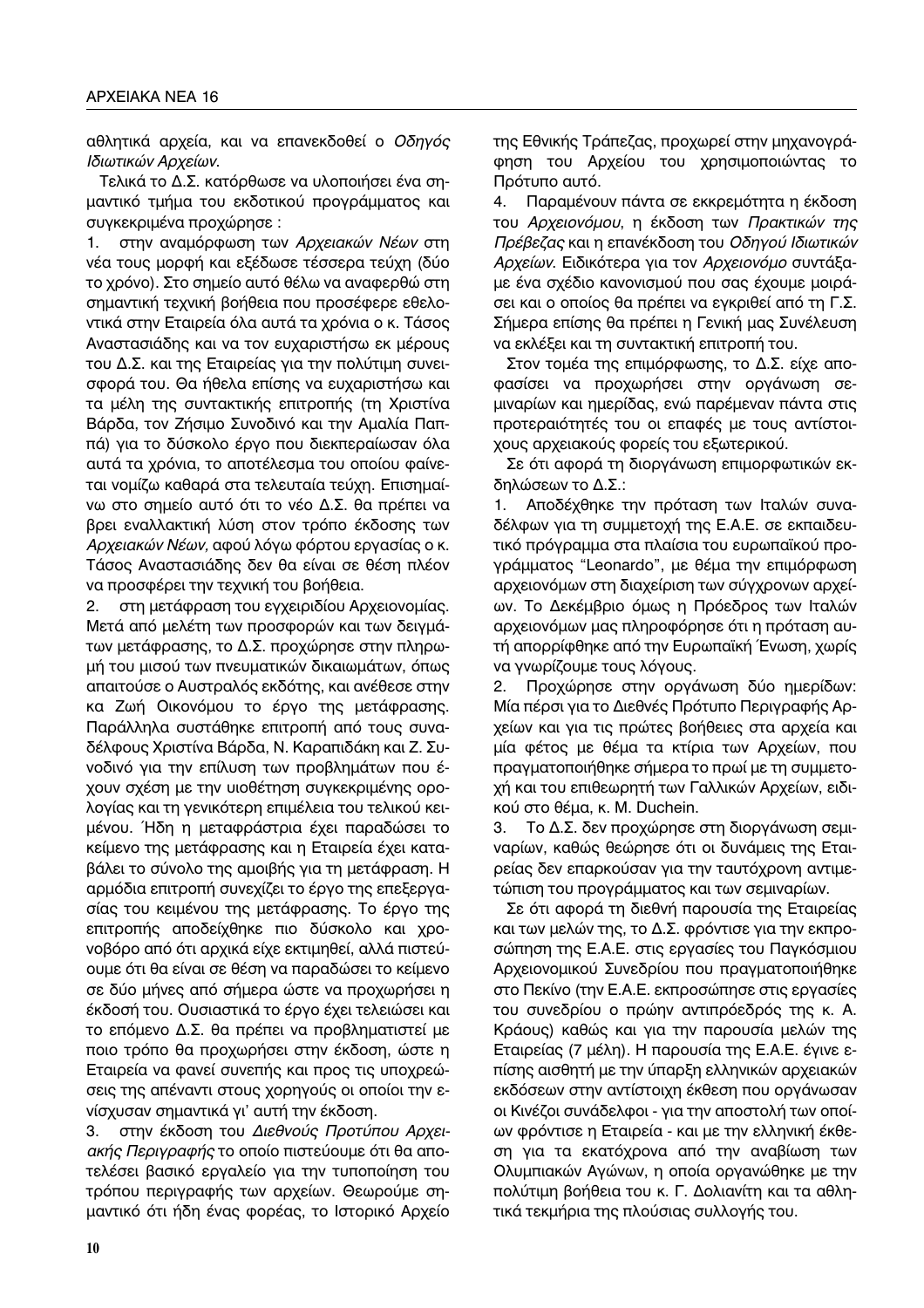αθλητικά αρχεία, και να επανεκδοθεί ο *Οδηγός Ιδιωτικών Αρχείων*.

Τελικά το Δ.Σ. κατόρθωσε να υλοποιήσει ένα σημαντικό τμήμα του εκδοτικού προγράμματος και συγκεκριμένα προχώρησε :

1. στην αναμόρφωση των *Αρχειακών Νέων* στη νέα τους μορφή και εξέδωσε τέσσερα τεύχη (δύο το χρόνο). Στο σημείο αυτό θέλω να αναφερθώ στη σημαντική τεχνική βοήθεια που προσέφερε εθελοντικά στην Εταιρεία όλα αυτά τα χρόνια ο κ. Τάσος Αναστασιάδης και να τον ευχαριστήσω εκ μέρους του Δ.Σ. και της Εταιρείας για την πολύτιμη συνεισφορά του. Θα ήθελα επίσης να ευχαριστήσω και τα μέλη της συντακτικής επιτροπής (τη Χριστίνα Βάρδα, τον Ζήσιμο Συνοδινό και την Αμαλία Παππά) για το δύσκολο έργο που διεκπεραίωσαν όλα αυτά τα χρόνια, το αποτέλεσμα του οποίου φαίνεται νομίζω καθαρά στα τελευταία τεύχη. Επισημαίνω στο σημείο αυτό ότι το νέο Δ.Σ. θα πρέπει να βρει εναλλακτική λύση στον τρόπο έκδοσης των *Αρχειακών Νέων*, αφού λόγω φόρτου εργασίας ο κ. Τάσος Αναστασιάδης δεν θα είναι σε θέση πλέον να προσφέρει την τεχνική του βοήθεια.
2. στη μετάφραση του εγχειριδίου Αρχειονομίας. Μετά από μελέτη των προσφορών και των δειγμάτων μετάφρασης, το Δ.Σ. προχώρησε στην πληρωμή του μισού των πνευματικών δικαιωμάτων, όπως απαιτούσε ο Αυστραλός εκδότης, και ανέθεσε στην κα Ζωή Οικονόμου το έργο της μετάφρασης. Παράλληλα συστάθηκε επιτροπή από τους συναδέλφους Χριστίνα Βάρδα, Ν. Καραπιδάκη και Ζ. Συνοδινό για την επίλυση των προβλημάτων που έχουν σχέση με την υιοθέτηση συγκεκριμένης ορολογίας και τη γενικότερη επιμέλεια του τελικού κειμένου. Ήδη η μεταφράστρια έχει παραδώσει το κείμενο της μετάφρασης και η Εταιρεία έχει καταβάλει το σύνολο της αμοιβής για τη μετάφραση. Η αρμόδια επιτροπή συνεχίζει το έργο της επεξεργασίας του κειμένου της μετάφρασης. Το έργο της επιτροπής αποδείχθηκε πιο δύσκολο και χρονοβόρο από ότι αρχικά είχε εκτιμηθεί, αλλά πιστεύουμε ότι θα είναι σε θέση να παραδώσει το κείμενο σε δύο μήνες από σήμερα ώστε να προχωρήσει η έκδοσή του. Ουσιαστικά το έργο έχει τελειώσει και το επόμενο Δ.Σ. θα πρέπει να προβληματιστεί με ποιο τρόπο θα προχωρήσει στην έκδοση, ώστε η Εταιρεία να φανεί συνεπής και προς τις υποχρεώσεις της απέναντι στους χορηγούς οι οποίοι την ενίσχυσαν σημαντικά γι' αυτή την έκδοση.
3. στην έκδοση του *Διεθνούς Προτύπου Αρχειακής Περιγραφής* το οποίο πιστεύουμε ότι θα αποτελέσει βασικό εργαλείο για την τυποποίηση του τρόπου περιγραφής των αρχείων. Θεωρούμε σημαντικό ότι ήδη ένας φορέας, το Ιστορικό Αρχείο της Εθνικής Τράπεζας, προχωρεί στην μηχανογράφηση του Αρχείου του χρησιμοποιώντας το Πρότυπο αυτό.
4. Παραμένουν πάντα σε εκκρεμότητα η έκδοση του *Αρχειονόμου*, η έκδοση των *Πρακτικών της Πρέβεζας* και η επανέκδοση του *Οδηγού Ιδιωτικών Αρχείων*. Ειδικότερα για τον *Αρχειονόμο* συντάξαμε ένα σχέδιο κανονισμού που σας έχουμε μοιράσει και ο οποίος θα πρέπει να εγκριθεί από τη Γ.Σ. Σήμερα επίσης θα πρέπει η Γενική μας Συνέλευση να εκλέξει και τη συντακτική επιτροπή του.

Στον τομέα της επιμόρφωσης, το Δ.Σ. είχε αποφασίσει να προχωρήσει στην οργάνωση σεμιναρίων και ημερίδας, ενώ παρέμεναν πάντα στις προτεραιότητές του οι επαφές με τους αντίστοιχους αρχειακούς φορείς του εξωτερικού.

Σε ότι αφορά τη διοργάνωση επιμορφωτικών εκδηλώσεων το Δ.Σ.:

1. Αποδέχθηκε την πρόταση των Ιταλών συναδέλφων για τη συμμετοχή της Ε.Α.Ε. σε εκπαιδευτικό πρόγραμμα στα πλαίσια του ευρωπαϊκού προγράμματος "Leonardo", με θέμα την επιμόρφωση αρχειονόμων στη διαχείριση των σύγχρονων αρχείων. Το Δεκέμβριο όμως η Πρόεδρος των Ιταλών αρχειονόμων μας πληροφόρησε ότι η πρόταση αυτή απορρίφθηκε από την Ευρωπαϊκή Ένωση, χωρίς να γνωρίζουμε τους λόγους.
2. Προχώρησε στην οργάνωση δύο ημερίδων: Μία πέρσι για το Διεθνές Πρότυπο Περιγραφής Αρχείων και για τις πρώτες βοήθειες στα αρχεία και μία φέτος με θέμα τα κτίρια των Αρχείων, που πραγματοποιήθηκε σήμερα το πρωί με τη συμμετοχή και του επιθεωρητή των Γαλλικών Αρχείων, ειδικού στο θέμα, κ. M. Duchein.
3. Το Δ.Σ. δεν προχώρησε στη διοργάνωση σεμιναρίων, καθώς θεώρησε ότι οι δυνάμεις της Εταιρείας δεν επαρκούσαν για την ταυτόχρονη αντιμετώπιση του προγράμματος και των σεμιναρίων.

Σε ότι αφορά τη διεθνή παρουσία της Εταιρείας και των μελών της, το Δ.Σ. φρόντισε για την εκπροσώπηση της Ε.Α.Ε. στις εργασίες του Παγκόσμιου Αρχειονομικού Συνεδρίου που πραγματοποιήθηκε στο Πεκίνο (την Ε.Α.Ε. εκπροσώπησε στις εργασίες του συνεδρίου ο πρώην αντιπρόεδρός της κ. Α. Κράους) καθώς και για την παρουσία μελών της Εταιρείας (7 μέλη). Η παρουσία της Ε.Α.Ε. έγινε επίσης αισθητή με την ύπαρξη ελληνικών αρχειακών εκδόσεων στην αντίστοιχη έκθεση που οργάνωσαν οι Κινέζοι συνάδελφοι - για την αποστολή των οποίων φρόντισε η Εταιρεία - και με την ελληνική έκθεση για τα εκατόχρονα από την αναβίωση των Ολυμπιακών Αγώνων, η οποία οργανώθηκε με την πολύτιμη βοήθεια του κ. Γ. Δολιανίτη και τα αθλητικά τεκμήρια της πλούσιας συλλογής του.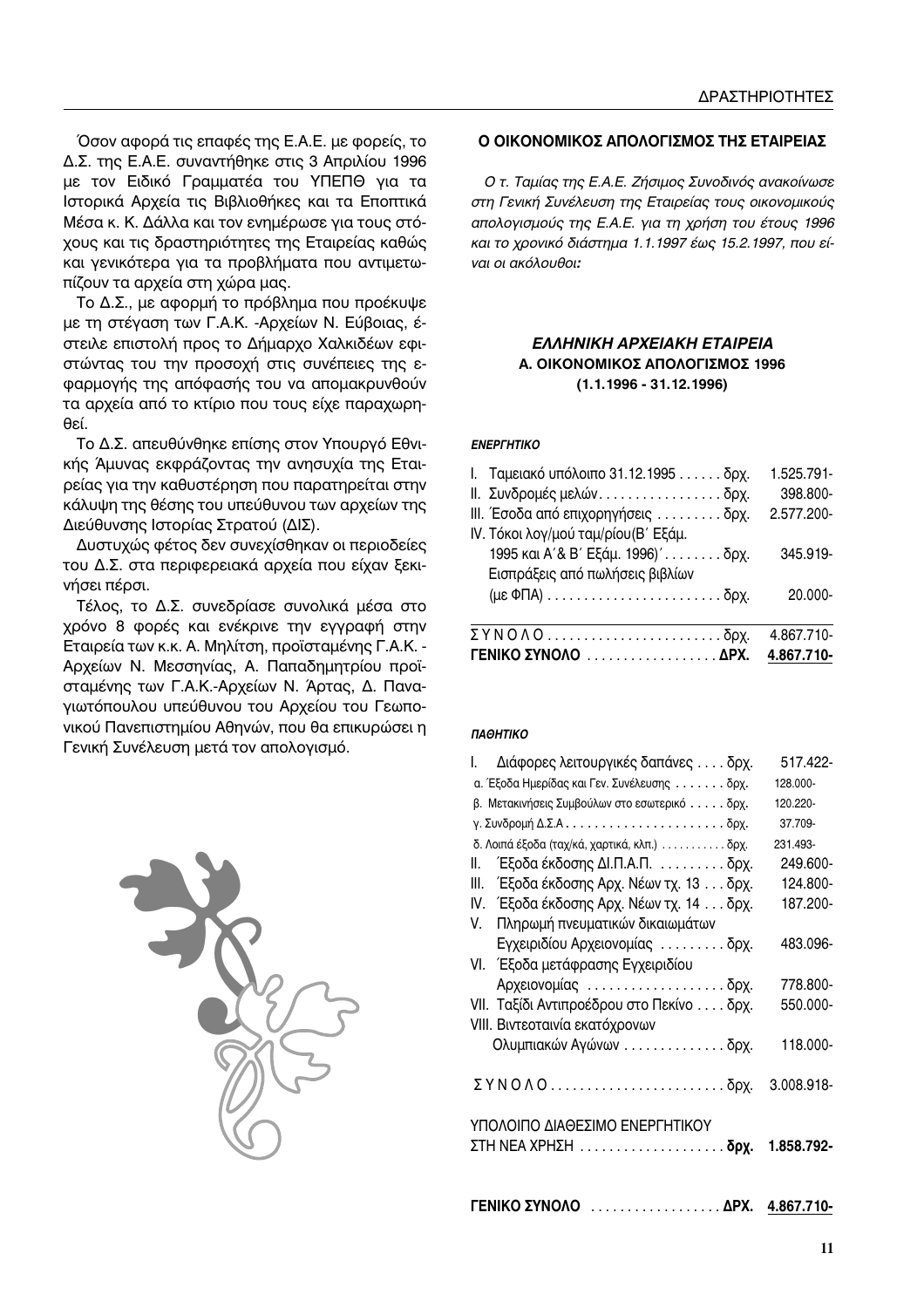Όσον αφορά τις επαφές της Ε.Α.Ε. με φορείς, το Δ.Σ. της Ε.Α.Ε. συναντήθηκε στις 3 Απριλίου 1996 με τον Ειδικό Γραμματέα του ΥΠΕΠΘ για τα Ιστορικά Αρχεία τις Βιβλιοθήκες και τα Εποπτικά Μέσα κ. Κ. Δάλλα και τον ενημέρωσε για τους στόχους και τις δραστηριότητες της Εταιρείας καθώς και γενικότερα για τα προβλήματα που αντιμετωπίζουν τα αρχεία στη χώρα μας.

Το Δ.Σ., με αφορμή το πρόβλημα που προέκυψε με τη στέγαση των Γ.Α.Κ. -Αρχείων Ν. Εύβοιας, έστειλε επιστολή προς το Δήμαρχο Χαλκιδέων εφιστώντας του την προσοχή στις συνέπειες της εφαρμογής της απόφασής του να απομακρυνθούν τα αρχεία από το κτίριο που τους είχε παραχωρηθεί.

Το Δ.Σ. απευθύνθηκε επίσης στον Υπουργό Εθνικής Άμυνας εκφράζοντας την ανησυχία της Εταιρείας για την καθυστέρηση που παρατηρείται στην κάλυψη της θέσης του υπεύθυνου των αρχείων της Διεύθυνσης Ιστορίας Στρατού (ΔΙΣ).

Δυστυχώς φέτος δεν συνεχίσθηκαν οι περιοδείες του Δ.Σ. στα περιφερειακά αρχεία που είχαν ξεκινήσει πέρσι.

Τέλος, το Δ.Σ. συνεδρίασε συνολικά μέσα στο χρόνο 8 φορές και ενέκρινε την εγγραφή στην Εταιρεία των κ.κ. Α. Μηλίτση, προϊσταμένης Γ.Α.Κ. - Αρχείων Ν. Μεσσηνίας, Α. Παπαδημητρίου προϊσταμένης των Γ.Α.Κ.-Αρχείων Ν. Άρτας, Δ. Παναγιωτόπουλου υπεύθυνου του Αρχείου του Γεωπονικού Πανεπιστημίου Αθηνών, που θα επικυρώσει η Γενική Συνέλευση μετά τον απολογισμό.

## Ο ΟΙΚΟΝΟΜΙΚΟΣ ΑΠΟΛΟΓΙΣΜΟΣ ΤΗΣ ΕΤΑΙΡΕΙΑΣ

*Ο τ. Ταμίας της Ε.Α.Ε. Ζήσιμος Συνοδινός ανακοίνωσε στη Γενική Συνέλευση της Εταιρείας τους οικονομικούς απολογισμούς της Ε.Α.Ε. για τη χρήση του έτους 1996 και το χρονικό διάστημα 1.1.1997 έως 15.2.1997, που είναι οι ακόλουθοι:*

### *ΕΛΛΗΝΙΚΗ ΑΡΧΕΙΑΚΗ ΕΤΑΙΡΕΙΑ*
**Α. ΟΙΚΟΝΟΜΙΚΟΣ ΑΠΟΛΟΓΙΣΜΟΣ 1996**
**(1.1.1996 - 31.12.1996)**

***ΕΝΕΡΓΗΤΙΚΟ***

| | |
|---|---|
| I. Ταμειακό υπόλοιπο 31.12.1995 ...... δρχ. | 1.525.791- |
| II. Συνδρομές μελών................. δρχ. | 398.800- |
| III. Έσοδα από επιχορηγήσεις ......... δρχ. | 2.577.200- |
| IV. Τόκοι λογ/μού ταμ/ρίου(Β΄ Εξάμ. 1995 και Α΄& Β΄ Εξάμ. 1996)΄........ δρχ. | 345.919- |
| Εισπράξεις από πωλήσεις βιβλίων (με ΦΠΑ) ........................ δρχ. | 20.000- |
| Σ Υ Ν Ο Λ Ο ........................ δρχ. | 4.867.710- |
| **ΓΕΝΙΚΟ ΣΥΝΟΛΟ .................. ΔΡΧ.** | **4.867.710-** |

***ΠΑΘΗΤΙΚΟ***

| | |
|---|---|
| I. Διάφορες λειτουργικές δαπάνες .... δρχ. | 517.422- |
| α. Έξοδα Ημερίδας και Γεν. Συνέλευσης ....... δρχ. | 128.000- |
| β. Μετακινήσεις Συμβούλων στο εσωτερικό ..... δρχ. | 120.220- |
| γ. Συνδρομή Δ.Σ.Α...................... δρχ. | 37.709- |
| δ. Λοιπά έξοδα (ταχ/κά, χαρτικά, κλπ.) ........... δρχ. | 231.493- |
| II. Έξοδα έκδοσης ΔΙ.Π.Α.Π. ......... δρχ. | 249.600- |
| III. Έξοδα έκδοσης Αρχ. Νέων τχ. 13 ... δρχ. | 124.800- |
| IV. Έξοδα έκδοσης Αρχ. Νέων τχ. 14 ... δρχ. | 187.200- |
| V. Πληρωμή πνευματικών δικαιωμάτων Εγχειριδίου Αρχειονομίας ......... δρχ. | 483.096- |
| VI. Έξοδα μετάφρασης Εγχειριδίου Αρχειονομίας ................... δρχ. | 778.800- |
| VII. Ταξίδι Αντιπροέδρου στο Πεκίνο .... δρχ. | 550.000- |
| VIII. Βιντεοταινία εκατόχρονων Ολυμπιακών Αγώνων .............. δρχ. | 118.000- |
| Σ Υ Ν Ο Λ Ο ........................ δρχ. | 3.008.918- |
| ΥΠΟΛΟΙΠΟ ΔΙΑΘΕΣΙΜΟ ΕΝΕΡΓΗΤΙΚΟΥ ΣΤΗ ΝΕΑ ΧΡΗΣΗ .................... **δρχ.** | **1.858.792-** |
| **ΓΕΝΙΚΟ ΣΥΝΟΛΟ .................. ΔΡΧ.** | **4.867.710-** |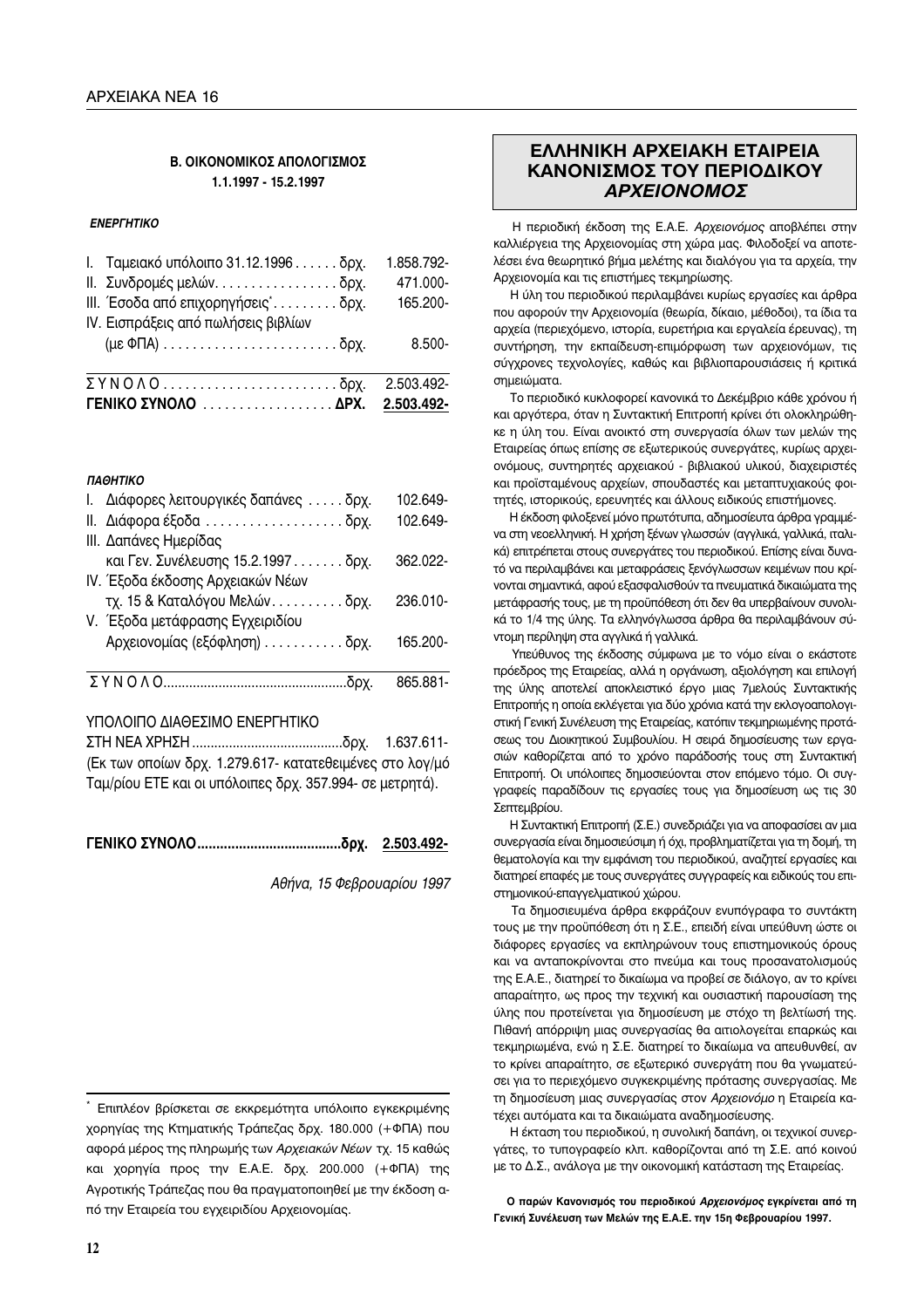### Β. ΟΙΚΟΝΟΜΙΚΟΣ ΑΠΟΛΟΓΙΣΜΟΣ
### 1.1.1997 - 15.2.1997

***ΕΝΕΡΓΗΤΙΚΟ***

| | |
|---|---|
| I. Ταμειακό υπόλοιπο 31.12.1996 . . . . . . δρχ. | 1.858.792- |
| II. Συνδρομές μελών. . . . . . . . . . . . . . . . δρχ. | 471.000- |
| III. Έσοδα από επιχορηγήσεις*. . . . . . . . . δρχ. | 165.200- |
| IV. Εισπράξεις από πωλήσεις βιβλίων (με ΦΠΑ) . . . . . . . . . . . . . . . . . . . . . . . . δρχ. | 8.500- |
| ΣΥΝΟΛΟ . . . . . . . . . . . . . . . . . . . . . . . . δρχ. | 2.503.492- |
| **ΓΕΝΙΚΟ ΣΥΝΟΛΟ . . . . . . . . . . . . . . . . . ΔΡΧ.** | **2.503.492-** |

***ΠΑΘΗΤΙΚΟ***

| | |
|---|---|
| I. Διάφορες λειτουργικές δαπάνες . . . . . δρχ. | 102.649- |
| II. Διάφορα έξοδα . . . . . . . . . . . . . . . . . . . δρχ. | 102.649- |
| III. Δαπάνες Ημερίδας και Γεν. Συνέλευσης 15.2.1997 . . . . . . . δρχ. | 362.022- |
| IV. Έξοδα έκδοσης Αρχειακών Νέων τχ. 15 & Καταλόγου Μελών. . . . . . . . . . δρχ. | 236.010- |
| V. Έξοδα μετάφρασης Εγχειριδίου Αρχειονομίας (εξόφληση) . . . . . . . . . . . δρχ. | 165.200- |
| ΣΥΝΟΛΟ.................................................δρχ. | 865.881- |

ΥΠΟΛΟΙΠΟ ΔΙΑΘΕΣΙΜΟ ΕΝΕΡΓΗΤΙΚΟ
ΣΤΗ ΝΕΑ ΧΡΗΣΗ ........................................δρχ. 1.637.611-
(Εκ των οποίων δρχ. 1.279.617- κατατεθειμένες στο λογ/μό Ταμ/ρίου ΕΤΕ και οι υπόλοιπες δρχ. 357.994- σε μετρητά).

**ΓΕΝΙΚΟ ΣΥΝΟΛΟ.....................................δρχ. 2.503.492-**

*Αθήνα, 15 Φεβρουαρίου 1997*

\* Επιπλέον βρίσκεται σε εκκρεμότητα υπόλοιπο εγκεκριμένης χορηγίας της Κτηματικής Τράπεζας δρχ. 180.000 (+ΦΠΑ) που αφορά μέρος της πληρωμής των *Αρχειακών Νέων* τχ. 15 καθώς και χορηγία προς την Ε.Α.Ε. δρχ. 200.000 (+ΦΠΑ) της Αγροτικής Τράπεζας που θα πραγματοποιηθεί με την έκδοση από την Εταιρεία του εγχειριδίου Αρχειονομίας.

## ΕΛΛΗΝΙΚΗ ΑΡΧΕΙΑΚΗ ΕΤΑΙΡΕΙΑ ΚΑΝΟΝΙΣΜΟΣ ΤΟΥ ΠΕΡΙΟΔΙΚΟΥ *ΑΡΧΕΙΟΝΟΜΟΣ*

Η περιοδική έκδοση της Ε.Α.Ε. *Αρχειονόμος* αποβλέπει στην καλλιέργεια της Αρχειονομίας στη χώρα μας. Φιλοδοξεί να αποτελέσει ένα θεωρητικό βήμα μελέτης και διαλόγου για τα αρχεία, την Αρχειονομία και τις επιστήμες τεκμηρίωσης.

Η ύλη του περιοδικού περιλαμβάνει κυρίως εργασίες και άρθρα που αφορούν την Αρχειονομία (θεωρία, δίκαιο, μέθοδοι), τα ίδια τα αρχεία (περιεχόμενο, ιστορία, ευρετήρια και εργαλεία έρευνας), τη συντήρηση, την εκπαίδευση-επιμόρφωση των αρχειονόμων, τις σύγχρονες τεχνολογίες, καθώς και βιβλιοπαρουσιάσεις ή κριτικά σημειώματα.

Το περιοδικό κυκλοφορεί κανονικά το Δεκέμβριο κάθε χρόνου ή και αργότερα, όταν η Συντακτική Επιτροπή κρίνει ότι ολοκληρώθηκε η ύλη του. Είναι ανοικτό στη συνεργασία όλων των μελών της Εταιρείας όπως επίσης σε εξωτερικούς συνεργάτες, κυρίως αρχειονόμους, συντηρητές αρχειακού - βιβλιακού υλικού, διαχειριστές και προϊσταμένους αρχείων, σπουδαστές και μεταπτυχιακούς φοιτητές, ιστορικούς, ερευνητές και άλλους ειδικούς επιστήμονες.

Η έκδοση φιλοξενεί μόνο πρωτότυπα, αδημοσίευτα άρθρα γραμμένα στη νεοελληνική. Η χρήση ξένων γλωσσών (αγγλικά, γαλλικά, ιταλικά) επιτρέπεται στους συνεργάτες του περιοδικού. Επίσης είναι δυνατό να περιλαμβάνει και μεταφράσεις ξενόγλωσσων κειμένων που κρίνονται σημαντικά, αφού εξασφαλισθούν τα πνευματικά δικαιώματα της μετάφρασής τους, με τη προϋπόθεση ότι δεν θα υπερβαίνουν συνολικά το 1/4 της ύλης. Τα ελληνόγλωσσα άρθρα θα περιλαμβάνουν σύντομη περίληψη στα αγγλικά ή γαλλικά.

Υπεύθυνος της έκδοσης σύμφωνα με το νόμο είναι ο εκάστοτε πρόεδρος της Εταιρείας, αλλά η οργάνωση, αξιολόγηση και επιλογή της ύλης αποτελεί αποκλειστικό έργο μιας 7μελούς Συντακτικής Επιτροπής η οποία εκλέγεται για δύο χρόνια κατά την εκλογοαπολογιστική Γενική Συνέλευση της Εταιρείας, κατόπιν τεκμηριωμένης προτάσεως του Διοικητικού Συμβουλίου. Η σειρά δημοσίευσης των εργασιών καθορίζεται από το χρόνο παράδοσής τους στη Συντακτική Επιτροπή. Οι υπόλοιπες δημοσιεύονται στον επόμενο τόμο. Οι συγγραφείς παραδίδουν τις εργασίες τους για δημοσίευση ως τις 30 Σεπτεμβρίου.

Η Συντακτική Επιτροπή (Σ.Ε.) συνεδριάζει για να αποφασίσει αν μια συνεργασία είναι δημοσιεύσιμη ή όχι, προβληματίζεται για τη δομή, τη θεματολογία και την εμφάνιση του περιοδικού, αναζητεί εργασίες και διατηρεί επαφές με τους συνεργάτες συγγραφείς και ειδικούς του επιστημονικού-επαγγελματικού χώρου.

Τα δημοσιευμένα άρθρα εκφράζουν ενυπόγραφα το συντάκτη τους με την προϋπόθεση ότι η Σ.Ε., επειδή είναι υπεύθυνη ώστε οι διάφορες εργασίες να εκπληρώνουν τους επιστημονικούς όρους και να ανταποκρίνονται στο πνεύμα και τους προσανατολισμούς της Ε.Α.Ε., διατηρεί το δικαίωμα να προβεί σε διάλογο, αν το κρίνει απαραίτητο, ως προς την τεχνική και ουσιαστική παρουσίαση της ύλης που προτείνεται για δημοσίευση με στόχο τη βελτίωσή της. Πιθανή απόρριψη μιας συνεργασίας θα αιτιολογείται επαρκώς και τεκμηριωμένα, ενώ η Σ.Ε. διατηρεί το δικαίωμα να απευθυνθεί, αν το κρίνει απαραίτητο, σε εξωτερικό συνεργάτη που θα γνωματεύσει για το περιεχόμενο συγκεκριμένης πρότασης συνεργασίας. Με τη δημοσίευση μιας συνεργασίας στον *Αρχειονόμο* η Εταιρεία κατέχει αυτόματα και τα δικαιώματα αναδημοσίευσης.

Η έκταση του περιοδικού, η συνολική δαπάνη, οι τεχνικοί συνεργάτες, το τυπογραφείο κλπ. καθορίζονται από τη Σ.Ε. από κοινού με το Δ.Σ., ανάλογα με την οικονομική κατάσταση της Εταιρείας.

**Ο παρών Κανονισμός του περιοδικού *Αρχειονόμος* εγκρίνεται από τη Γενική Συνέλευση των Μελών της Ε.Α.Ε. την 15η Φεβρουαρίου 1997.**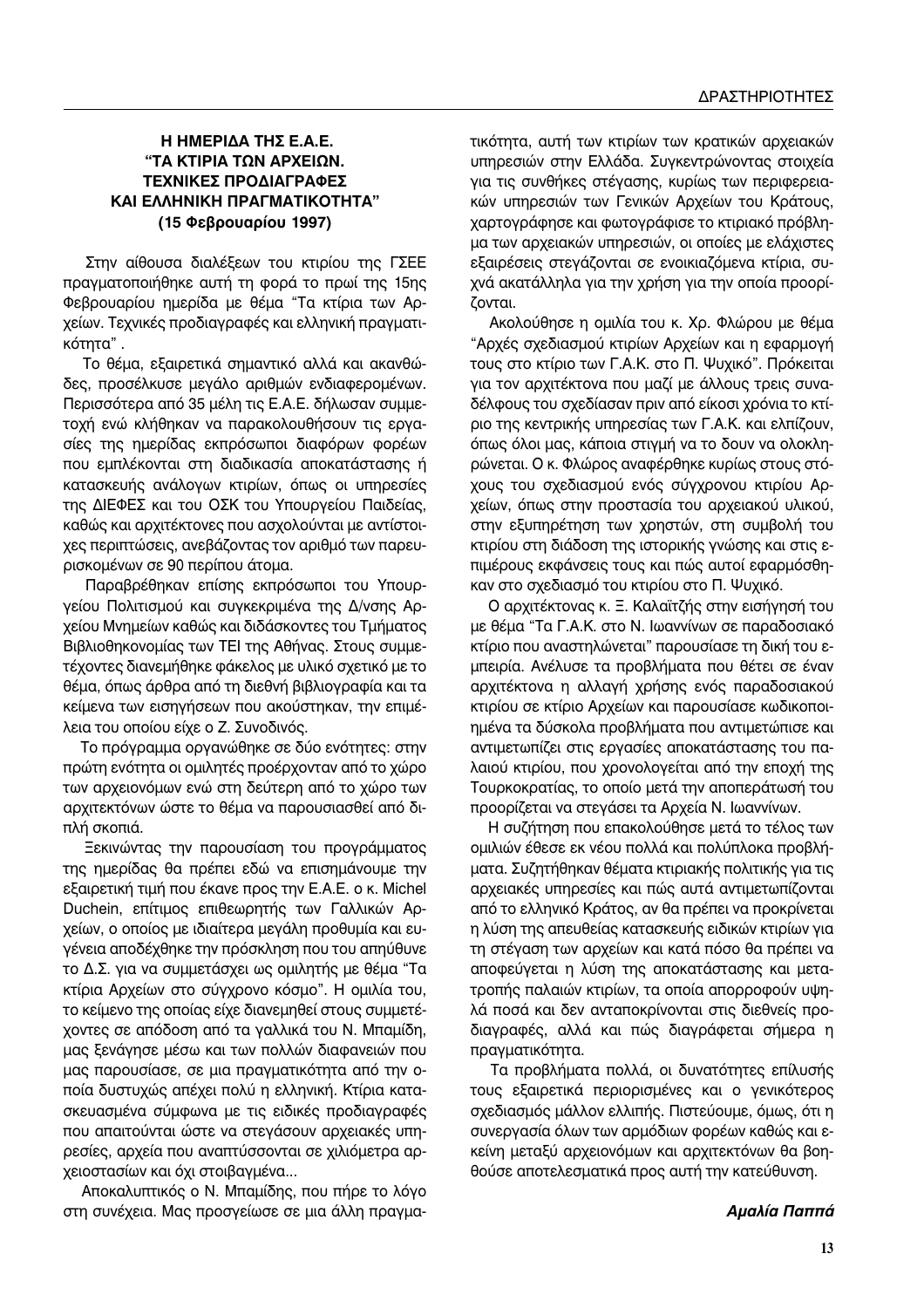## Η ΗΜΕΡΙΔΑ ΤΗΣ Ε.Α.Ε. "ΤΑ ΚΤΙΡΙΑ ΤΩΝ ΑΡΧΕΙΩΝ. ΤΕΧΝΙΚΕΣ ΠΡΟΔΙΑΓΡΑΦΕΣ ΚΑΙ ΕΛΛΗΝΙΚΗ ΠΡΑΓΜΑΤΙΚΟΤΗΤΑ" (15 Φεβρουαρίου 1997)

Στην αίθουσα διαλέξεων του κτιρίου της ΓΣΕΕ πραγματοποιήθηκε αυτή τη φορά το πρωί της 15ης Φεβρουαρίου ημερίδα με θέμα "Τα κτίρια των Αρχείων. Τεχνικές προδιαγραφές και ελληνική πραγματικότητα".

Το θέμα, εξαιρετικά σημαντικό αλλά και ακανθώδες, προσέλκυσε μεγάλο αριθμών ενδιαφερομένων. Περισσότερα από 35 μέλη τις Ε.Α.Ε. δήλωσαν συμμετοχή ενώ κλήθηκαν να παρακολουθήσουν τις εργασίες της ημερίδας εκπρόσωποι διαφόρων φορέων που εμπλέκονται στη διαδικασία αποκατάστασης ή κατασκευής ανάλογων κτιρίων, όπως οι υπηρεσίες της ΔΙΕΦΕΣ και του ΟΣΚ του Υπουργείου Παιδείας, καθώς και αρχιτέκτονες που ασχολούνται με αντίστοιχες περιπτώσεις, ανεβάζοντας τον αριθμό των παρευρισκομένων σε 90 περίπου άτομα.

Παραβρέθηκαν επίσης εκπρόσωποι του Υπουργείου Πολιτισμού και συγκεκριμένα της Δ/νσης Αρχείου Μνημείων καθώς και διδάσκοντες του Τμήματος Βιβλιοθηκονομίας των ΤΕΙ της Αθήνας. Στους συμμετέχοντες διανεμήθηκε φάκελος με υλικό σχετικό με το θέμα, όπως άρθρα από τη διεθνή βιβλιογραφία και τα κείμενα των εισηγήσεων που ακούστηκαν, την επιμέλεια του οποίου είχε ο Ζ. Συνοδινός.

Το πρόγραμμα οργανώθηκε σε δύο ενότητες: στην πρώτη ενότητα οι ομιλητές προέρχονταν από το χώρο των αρχειονόμων ενώ στη δεύτερη από το χώρο των αρχιτεκτόνων ώστε το θέμα να παρουσιασθεί από διπλή σκοπιά.

Ξεκινώντας την παρουσίαση του προγράμματος της ημερίδας θα πρέπει εδώ να επισημάνουμε την εξαιρετική τιμή που έκανε προς την Ε.Α.Ε. ο κ. Michel Duchein, επίτιμος επιθεωρητής των Γαλλικών Αρχείων, ο οποίος με ιδιαίτερα μεγάλη προθυμία και ευγένεια αποδέχθηκε την πρόσκληση που του απηύθυνε το Δ.Σ. για να συμμετάσχει ως ομιλητής με θέμα "Τα κτίρια Αρχείων στο σύγχρονο κόσμο". Η ομιλία του, το κείμενο της οποίας είχε διανεμηθεί στους συμμετέχοντες σε απόδοση από τα γαλλικά του Ν. Μπαμίδη, μας ξενάγησε μέσω και των πολλών διαφανειών που μας παρουσίασε, σε μια πραγματικότητα από την οποία δυστυχώς απέχει πολύ η ελληνική. Κτίρια κατασκευασμένα σύμφωνα με τις ειδικές προδιαγραφές που απαιτούνται ώστε να στεγάσουν αρχειακές υπηρεσίες, αρχεία που αναπτύσσονται σε χιλιόμετρα αρχειοστασίων και όχι στοιβαγμένα...

Αποκαλυπτικός ο Ν. Μπαμίδης, που πήρε το λόγο στη συνέχεια. Μας προσγείωσε σε μια άλλη πραγματικότητα, αυτή των κτιρίων των κρατικών αρχειακών υπηρεσιών στην Ελλάδα. Συγκεντρώνοντας στοιχεία για τις συνθήκες στέγασης, κυρίως των περιφερειακών υπηρεσιών των Γενικών Αρχείων του Κράτους, χαρτογράφησε και φωτογράφισε το κτιριακό πρόβλημα των αρχειακών υπηρεσιών, οι οποίες με ελάχιστες εξαιρέσεις στεγάζονται σε ενοικιαζόμενα κτίρια, συχνά ακατάλληλα για την χρήση για την οποία προορίζονται.

Ακολούθησε η ομιλία του κ. Χρ. Φλώρου με θέμα "Αρχές σχεδιασμού κτιρίων Αρχείων και η εφαρμογή τους στο κτίριο των Γ.Α.Κ. στο Π. Ψυχικό". Πρόκειται για τον αρχιτέκτονα που μαζί με άλλους τρεις συναδέλφους του σχεδίασαν πριν από είκοσι χρόνια το κτίριο της κεντρικής υπηρεσίας των Γ.Α.Κ. και ελπίζουν, όπως όλοι μας, κάποια στιγμή να το δουν να ολοκληρώνεται. Ο κ. Φλώρος αναφέρθηκε κυρίως στους στόχους του σχεδιασμού ενός σύγχρονου κτιρίου Αρχείων, όπως στην προστασία του αρχειακού υλικού, στην εξυπηρέτηση των χρηστών, στη συμβολή του κτιρίου στη διάδοση της ιστορικής γνώσης και στις επιμέρους εκφάνσεις τους και πώς αυτοί εφαρμόσθηκαν στο σχεδιασμό του κτιρίου στο Π. Ψυχικό.

Ο αρχιτέκτονας κ. Ξ. Καλαϊτζής στην εισήγησή του με θέμα "Τα Γ.Α.Κ. στο Ν. Ιωαννίνων σε παραδοσιακό κτίριο που αναστηλώνεται" παρουσίασε τη δική του εμπειρία. Ανέλυσε τα προβλήματα που θέτει σε έναν αρχιτέκτονα η αλλαγή χρήσης ενός παραδοσιακού κτιρίου σε κτίριο Αρχείων και παρουσίασε κωδικοποιημένα τα δύσκολα προβλήματα που αντιμετώπισε και αντιμετωπίζει στις εργασίες αποκατάστασης του παλαιού κτιρίου, που χρονολογείται από την εποχή της Τουρκοκρατίας, το οποίο μετά την αποπεράτωσή του προορίζεται να στεγάσει τα Αρχεία Ν. Ιωαννίνων.

Η συζήτηση που επακολούθησε μετά το τέλος των ομιλιών έθεσε εκ νέου πολλά και πολύπλοκα προβλήματα. Συζητήθηκαν θέματα κτιριακής πολιτικής για τις αρχειακές υπηρεσίες και πώς αυτά αντιμετωπίζονται από το ελληνικό Κράτος, αν θα πρέπει να προκρίνεται η λύση της απευθείας κατασκευής ειδικών κτιρίων για τη στέγαση των αρχείων και κατά πόσο θα πρέπει να αποφεύγεται η λύση της αποκατάστασης και μετατροπής παλαιών κτιρίων, τα οποία απορροφούν υψηλά ποσά και δεν ανταποκρίνονται στις διεθνείς προδιαγραφές, αλλά και πώς διαγράφεται σήμερα η πραγματικότητα.

Τα προβλήματα πολλά, οι δυνατότητες επίλυσής τους εξαιρετικά περιορισμένες και ο γενικότερος σχεδιασμός μάλλον ελλιπής. Πιστεύουμε, όμως, ότι η συνεργασία όλων των αρμόδιων φορέων καθώς και εκείνη μεταξύ αρχειονόμων και αρχιτεκτόνων θα βοηθούσε αποτελεσματικά προς αυτή την κατεύθυνση.

***Αμαλία Παππά***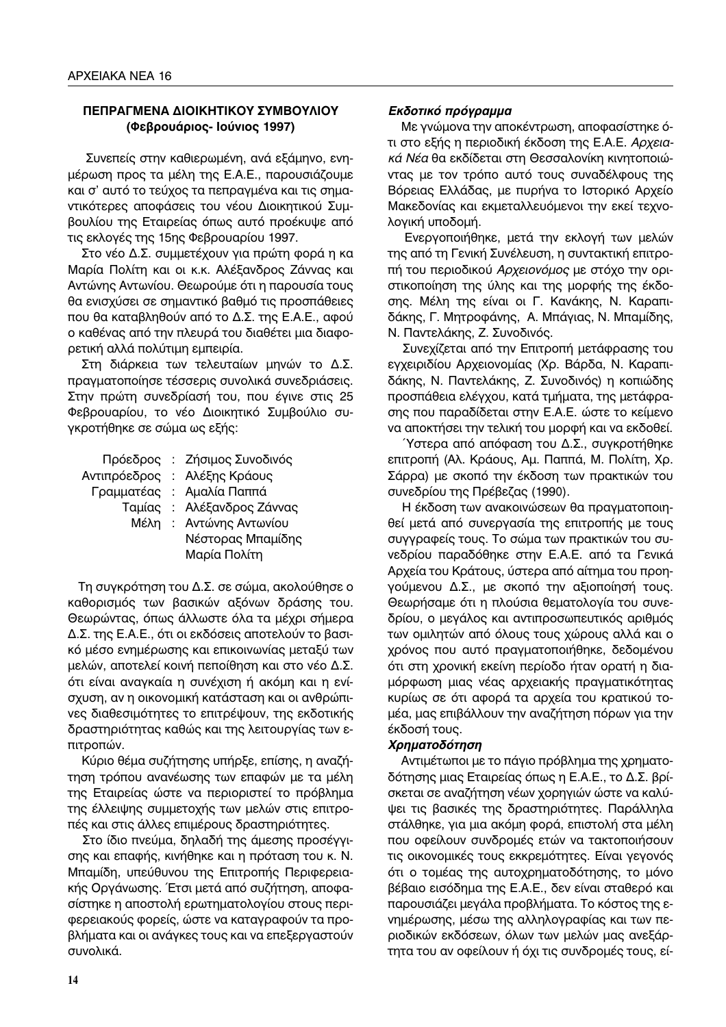## ΠΕΠΡΑΓΜΕΝΑ ΔΙΟΙΚΗΤΙΚΟΥ ΣΥΜΒΟΥΛΙΟΥ (Φεβρουάριος- Ιούνιος 1997)

Συνεπείς στην καθιερωμένη, ανά εξάμηνο, ενημέρωση προς τα μέλη της Ε.Α.Ε., παρουσιάζουμε και σ' αυτό το τεύχος τα πεπραγμένα και τις σημαντικότερες αποφάσεις του νέου Διοικητικού Συμβουλίου της Εταιρείας όπως αυτό προέκυψε από τις εκλογές της 15ης Φεβρουαρίου 1997.

Στο νέο Δ.Σ. συμμετέχουν για πρώτη φορά η κα Μαρία Πολίτη και οι κ.κ. Αλέξανδρος Ζάννας και Αντώνης Αντωνίου. Θεωρούμε ότι η παρουσία τους θα ενισχύσει σε σημαντικό βαθμό τις προσπάθειες που θα καταβληθούν από το Δ.Σ. της Ε.Α.Ε., αφού ο καθένας από την πλευρά του διαθέτει μια διαφορετική αλλά πολύτιμη εμπειρία.

Στη διάρκεια των τελευταίων μηνών το Δ.Σ. πραγματοποίησε τέσσερις συνολικά συνεδριάσεις. Στην πρώτη συνεδρίασή του, που έγινε στις 25 Φεβρουαρίου, το νέο Διοικητικό Συμβούλιο συγκροτήθηκε σε σώμα ως εξής:

Πρόεδρος : Ζήσιμος Συνοδινός
Αντιπρόεδρος : Αλέξης Κράους
Γραμματέας : Αμαλία Παππά
Ταμίας : Αλέξανδρος Ζάννας
Μέλη : Αντώνης Αντωνίου
Νέστορας Μπαμίδης
Μαρία Πολίτη

Τη συγκρότηση του Δ.Σ. σε σώμα, ακολούθησε ο καθορισμός των βασικών αξόνων δράσης του. Θεωρώντας, όπως άλλωστε όλα τα μέχρι σήμερα Δ.Σ. της Ε.Α.Ε., ότι οι εκδόσεις αποτελούν το βασικό μέσο ενημέρωσης και επικοινωνίας μεταξύ των μελών, αποτελεί κοινή πεποίθηση και στο νέο Δ.Σ. ότι είναι αναγκαία η συνέχιση ή ακόμη και η ενίσχυση, αν η οικονομική κατάσταση και οι ανθρώπινες διαθεσιμότητες το επιτρέψουν, της εκδοτικής δραστηριότητας καθώς και της λειτουργίας των επιτροπών.

Κύριο θέμα συζήτησης υπήρξε, επίσης, η αναζήτηση τρόπου ανανέωσης των επαφών με τα μέλη της Εταιρείας ώστε να περιοριστεί το πρόβλημα της έλλειψης συμμετοχής των μελών στις επιτροπές και στις άλλες επιμέρους δραστηριότητες.

Στο ίδιο πνεύμα, δηλαδή της άμεσης προσέγγισης και επαφής, κινήθηκε και η πρόταση του κ. Ν. Μπαμίδη, υπεύθυνου της Επιτροπής Περιφερειακής Οργάνωσης. Έτσι μετά από συζήτηση, αποφασίστηκε η αποστολή ερωτηματολογίου στους περιφερειακούς φορείς, ώστε να καταγραφούν τα προβλήματα και οι ανάγκες τους και να επεξεργαστούν συνολικά.

### *Εκδοτικό πρόγραμμα*

Με γνώμονα την αποκέντρωση, αποφασίστηκε ότι στο εξής η περιοδική έκδοση της Ε.Α.Ε. *Αρχειακά Νέα* θα εκδίδεται στη Θεσσαλονίκη κινητοποιώντας με τον τρόπο αυτό τους συναδέλφους της Βόρειας Ελλάδας, με πυρήνα το Ιστορικό Αρχείο Μακεδονίας και εκμεταλλευόμενοι την εκεί τεχνολογική υποδομή.

Ενεργοποιήθηκε, μετά την εκλογή των μελών της από τη Γενική Συνέλευση, η συντακτική επιτροπή του περιοδικού *Αρχειονόμος* με στόχο την οριστικοποίηση της ύλης και της μορφής της έκδοσης. Μέλη της είναι οι Γ. Κανάκης, Ν. Καραπιδάκης, Γ. Μητροφάνης, Α. Μπάγιας, Ν. Μπαμίδης, Ν. Παντελάκης, Ζ. Συνοδινός.

Συνεχίζεται από την Επιτροπή μετάφρασης του εγχειριδίου Αρχειονομίας (Χρ. Βάρδα, Ν. Καραπιδάκης, Ν. Παντελάκης, Ζ. Συνοδινός) η κοπιώδης προσπάθεια ελέγχου, κατά τμήματα, της μετάφρασης που παραδίδεται στην Ε.Α.Ε. ώστε το κείμενο να αποκτήσει την τελική του μορφή και να εκδοθεί.

Ύστερα από απόφαση του Δ.Σ., συγκροτήθηκε επιτροπή (Αλ. Κράους, Αμ. Παππά, Μ. Πολίτη, Χρ. Σάρρα) με σκοπό την έκδοση των πρακτικών του συνεδρίου της Πρέβεζας (1990).

Η έκδοση των ανακοινώσεων θα πραγματοποιηθεί μετά από συνεργασία της επιτροπής με τους συγγραφείς τους. Το σώμα των πρακτικών του συνεδρίου παραδόθηκε στην Ε.Α.Ε. από τα Γενικά Αρχεία του Κράτους, ύστερα από αίτημα του προηγούμενου Δ.Σ., με σκοπό την αξιοποίησή τους. Θεωρήσαμε ότι η πλούσια θεματολογία του συνεδρίου, ο μεγάλος και αντιπροσωπευτικός αριθμός των ομιλητών από όλους τους χώρους αλλά και ο χρόνος που αυτό πραγματοποιήθηκε, δεδομένου ότι στη χρονική εκείνη περίοδο ήταν ορατή η διαμόρφωση μιας νέας αρχειακής πραγματικότητας κυρίως σε ότι αφορά τα αρχεία του κρατικού τομέα, μας επιβάλλουν την αναζήτηση πόρων για την έκδοσή τους.

### *Χρηματοδότηση*

Αντιμέτωποι με το πάγιο πρόβλημα της χρηματοδότησης μιας Εταιρείας όπως η Ε.Α.Ε., το Δ.Σ. βρίσκεται σε αναζήτηση νέων χορηγιών ώστε να καλύψει τις βασικές της δραστηριότητες. Παράλληλα στάλθηκε, για μια ακόμη φορά, επιστολή στα μέλη που οφείλουν συνδρομές ετών να τακτοποιήσουν τις οικονομικές τους εκκρεμότητες. Είναι γεγονός ότι ο τομέας της αυτοχρηματοδότησης, το μόνο βέβαιο εισόδημα της Ε.Α.Ε., δεν είναι σταθερό και παρουσιάζει μεγάλα προβλήματα. Το κόστος της ενημέρωσης, μέσω της αλληλογραφίας και των περιοδικών εκδόσεων, όλων των μελών μας ανεξάρτητα του αν οφείλουν ή όχι τις συνδρομές τους, εί-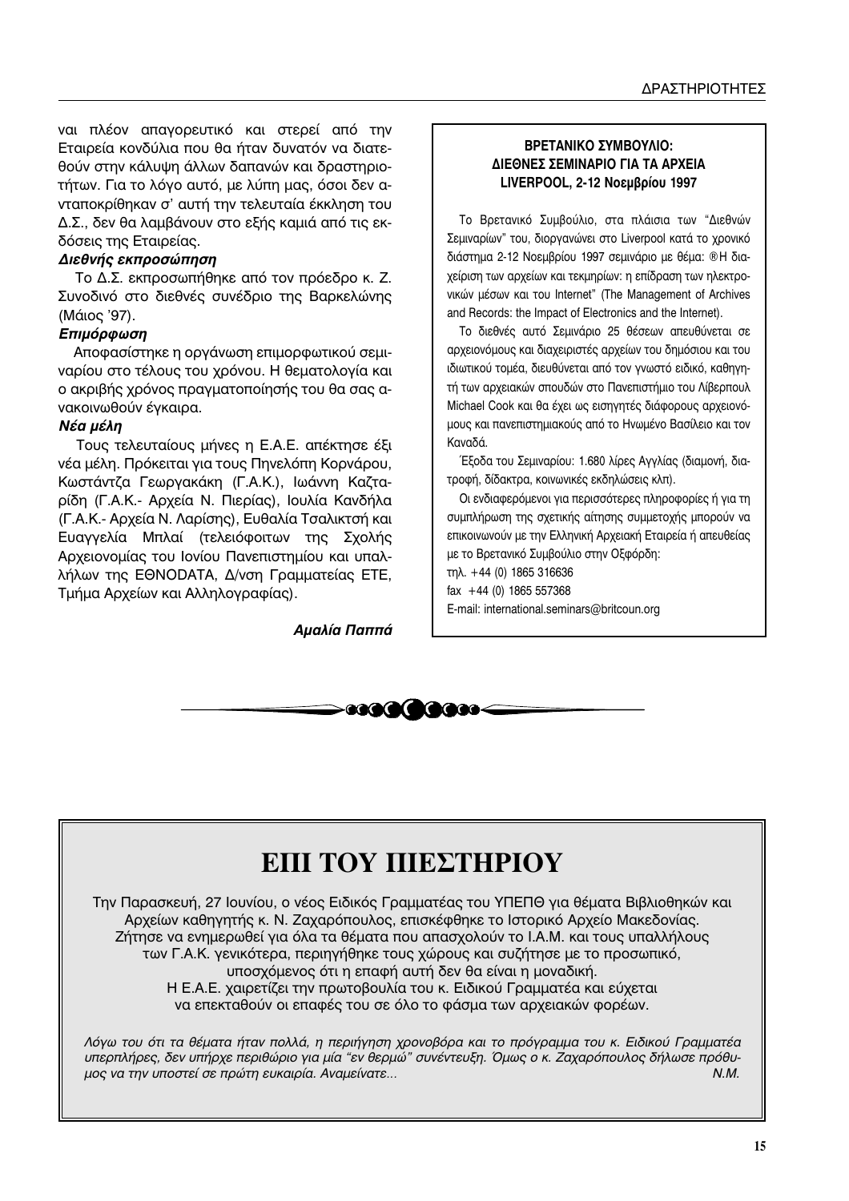ναι πλέον απαγορευτικό και στερεί από την Εταιρεία κονδύλια που θα ήταν δυνατόν να διατεθούν στην κάλυψη άλλων δαπανών και δραστηριοτήτων. Για το λόγο αυτό, με λύπη μας, όσοι δεν ανταποκρίθηκαν σ' αυτή την τελευταία έκκληση του Δ.Σ., δεν θα λαμβάνουν στο εξής καμιά από τις εκδόσεις της Εταιρείας.

***Διεθνής εκπροσώπηση***

Το Δ.Σ. εκπροσωπήθηκε από τον πρόεδρο κ. Ζ. Συνοδινό στο διεθνές συνέδριο της Βαρκελώνης (Μάιος '97).

***Επιμόρφωση***

Αποφασίστηκε η οργάνωση επιμορφωτικού σεμιναρίου στο τέλους του χρόνου. Η θεματολογία και ο ακριβής χρόνος πραγματοποίησής του θα σας ανακοινωθούν έγκαιρα.

***Νέα μέλη***

Τους τελευταίους μήνες η Ε.Α.Ε. απέκτησε έξι νέα μέλη. Πρόκειται για τους Πηνελόπη Κορνάρου, Κωστάντζα Γεωργακάκη (Γ.Α.Κ.), Ιωάννη Καζταρίδη (Γ.Α.Κ.- Αρχεία Ν. Πιερίας), Ιουλία Κανδήλα (Γ.Α.Κ.- Αρχεία Ν. Λαρίσης), Ευθαλία Τσαλικτσή και Ευαγγελία Μπλαί (τελειόφοιτων της Σχολής Αρχειονομίας του Ιονίου Πανεπιστημίου και υπαλλήλων της ΕΘΝΟDATA, Δ/νση Γραμματείας ΕΤΕ, Τμήμα Αρχείων και Αλληλογραφίας).

***Αμαλία Παππά***

**ΒΡΕΤΑΝΙΚΟ ΣΥΜΒΟΥΛΙΟ:
ΔΙΕΘΝΕΣ ΣΕΜΙΝΑΡΙΟ ΓΙΑ ΤΑ ΑΡΧΕΙΑ
LIVERPOOL, 2-12 Νοεμβρίου 1997**

Το Βρετανικό Συμβούλιο, στα πλάισια των "Διεθνών Σεμιναρίων" του, διοργανώνει στο Liverpool κατά το χρονικό διάστημα 2-12 Νοεμβρίου 1997 σεμινάριο με θέμα: ®Η διαχείριση των αρχείων και τεκμηρίων: η επίδραση των ηλεκτρονικών μέσων και του Internet" (The Management of Archives and Records: the Impact of Electronics and the Internet).

Το διεθνές αυτό Σεμινάριο 25 θέσεων απευθύνεται σε αρχειονόμους και διαχειριστές αρχείων του δημόσιου και του ιδιωτικού τομέα, διευθύνεται από τον γνωστό ειδικό, καθηγητή των αρχειακών σπουδών στο Πανεπιστήμιο του Λίβερπουλ Michael Cook και θα έχει ως εισηγητές διάφορους αρχειονόμους και πανεπιστημιακούς από το Ηνωμένο Βασίλειο και τον Καναδά.

Έξοδα του Σεμιναρίου: 1.680 λίρες Αγγλίας (διαμονή, διατροφή, δίδακτρα, κοινωνικές εκδηλώσεις κλπ).

Οι ενδιαφερόμενοι για περισσότερες πληροφορίες ή για τη συμπλήρωση της σχετικής αίτησης συμμετοχής μπορούν να επικοινωνούν με την Ελληνική Αρχειακή Εταιρεία ή απευθείας με το Βρετανικό Συμβούλιο στην Οξφόρδη:
τηλ. +44 (0) 1865 316636
fax +44 (0) 1865 557368
E-mail: international.seminars@britcoun.org

# ΕΠΙ ΤΟΥ ΠΙΕΣΤΗΡΙΟΥ

Την Παρασκευή, 27 Ιουνίου, ο νέος Ειδικός Γραμματέας του ΥΠΕΠΘ για θέματα Βιβλιοθηκών και Αρχείων καθηγητής κ. Ν. Ζαχαρόπουλος, επισκέφθηκε το Ιστορικό Αρχείο Μακεδονίας. Ζήτησε να ενημερωθεί για όλα τα θέματα που απασχολούν το Ι.Α.Μ. και τους υπαλλήλους των Γ.Α.Κ. γενικότερα, περιηγήθηκε τους χώρους και συζήτησε με το προσωπικό, υποσχόμενος ότι η επαφή αυτή δεν θα είναι η μοναδική.
Η Ε.Α.Ε. χαιρετίζει την πρωτοβουλία του κ. Ειδικού Γραμματέα και εύχεται να επεκταθούν οι επαφές του σε όλο το φάσμα των αρχειακών φορέων.

*Λόγω του ότι τα θέματα ήταν πολλά, η περιήγηση χρονοβόρα και το πρόγραμμα του κ. Ειδικού Γραμματέα υπερπλήρες, δεν υπήρχε περιθώριο για μία "εν θερμώ" συνέντευξη. Όμως ο κ. Ζαχαρόπουλος δήλωσε πρόθυμος να την υποστεί σε πρώτη ευκαιρία. Αναμείνατε...* *Ν.Μ.*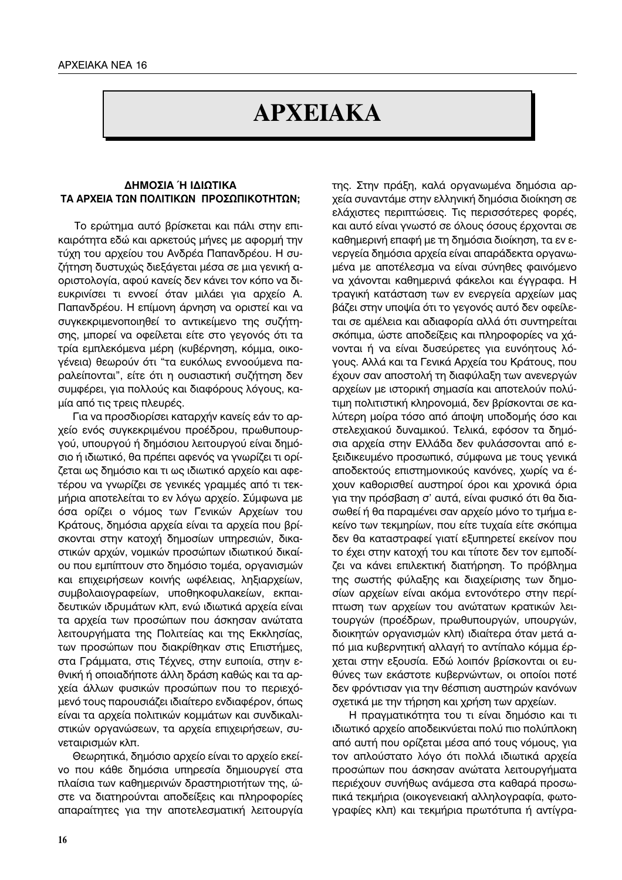# ΑΡΧΕΙΑΚΑ

### ΔΗΜΟΣΙΑ Ή ΙΔΙΩΤΙΚΑ ΤΑ ΑΡΧΕΙΑ ΤΩΝ ΠΟΛΙΤΙΚΩΝ ΠΡΟΣΩΠΙΚΟΤΗΤΩΝ;

Το ερώτημα αυτό βρίσκεται και πάλι στην επικαιρότητα εδώ και αρκετούς μήνες με αφορμή την τύχη του αρχείου του Ανδρέα Παπανδρέου. Η συζήτηση δυστυχώς διεξάγεται μέσα σε μια γενική αοριστολογία, αφού κανείς δεν κάνει τον κόπο να διευκρινίσει τι εννοεί όταν μιλάει για αρχείο Α. Παπανδρέου. Η επίμονη άρνηση να οριστεί και να συγκεκριμενοποιηθεί το αντικείμενο της συζήτησης, μπορεί να οφείλεται είτε στο γεγονός ότι τα τρία εμπλεκόμενα μέρη (κυβέρνηση, κόμμα, οικογένεια) θεωρούν ότι "τα ευκόλως εννοούμενα παραλείπονται", είτε ότι η ουσιαστική συζήτηση δεν συμφέρει, για πολλούς και διαφόρους λόγους, καμία από τις τρεις πλευρές.

Για να προσδιορίσει καταρχήν κανείς εάν το αρχείο ενός συγκεκριμένου προέδρου, πρωθυπουργού, υπουργού ή δημόσιου λειτουργού είναι δημόσιο ή ιδιωτικό, θα πρέπει αφενός να γνωρίζει τι ορίζεται ως δημόσιο και τι ως ιδιωτικό αρχείο και αφετέρου να γνωρίζει σε γενικές γραμμές από τι τεκμήρια αποτελείται το εν λόγω αρχείο. Σύμφωνα με όσα ορίζει ο νόμος των Γενικών Αρχείων του Κράτους, δημόσια αρχεία είναι τα αρχεία που βρίσκονται στην κατοχή δημοσίων υπηρεσιών, δικαστικών αρχών, νομικών προσώπων ιδιωτικού δικαίου που εμπίπτουν στο δημόσιο τομέα, οργανισμών και επιχειρήσεων κοινής ωφέλειας, ληξιαρχείων, συμβολαιογραφείων, υποθηκοφυλακείων, εκπαιδευτικών ιδρυμάτων κλπ, ενώ ιδιωτικά αρχεία είναι τα αρχεία των προσώπων που άσκησαν ανώτατα λειτουργήματα της Πολιτείας και της Εκκλησίας, των προσώπων που διακρίθηκαν στις Επιστήμες, στα Γράμματα, στις Τέχνες, στην ευποιία, στην εθνική ή οποιαδήποτε άλλη δράση καθώς και τα αρχεία άλλων φυσικών προσώπων που το περιεχόμενό τους παρουσιάζει ιδιαίτερο ενδιαφέρον, όπως είναι τα αρχεία πολιτικών κομμάτων και συνδικαλιστικών οργανώσεων, τα αρχεία επιχειρήσεων, συνεταιρισμών κλπ.

Θεωρητικά, δημόσιο αρχείο είναι το αρχείο εκείνο που κάθε δημόσια υπηρεσία δημιουργεί στα πλαίσια των καθημερινών δραστηριοτήτων της, ώστε να διατηρούνται αποδείξεις και πληροφορίες απαραίτητες για την αποτελεσματική λειτουργία της. Στην πράξη, καλά οργανωμένα δημόσια αρχεία συναντάμε στην ελληνική δημόσια διοίκηση σε ελάχιστες περιπτώσεις. Τις περισσότερες φορές, και αυτό είναι γνωστό σε όλους όσους έρχονται σε καθημερινή επαφή με τη δημόσια διοίκηση, τα εν ενεργεία δημόσια αρχεία είναι απαράδεκτα οργανωμένα με αποτέλεσμα να είναι σύνηθες φαινόμενο να χάνονται καθημερινά φάκελοι και έγγραφα. Η τραγική κατάσταση των εν ενεργεία αρχείων μας βάζει στην υποψία ότι το γεγονός αυτό δεν οφείλεται σε αμέλεια και αδιαφορία αλλά ότι συντηρείται σκόπιμα, ώστε αποδείξεις και πληροφορίες να χάνονται ή να είναι δυσεύρετες για ευνόητους λόγους. Αλλά και τα Γενικά Αρχεία του Κράτους, που έχουν σαν αποστολή τη διαφύλαξη των ανενεργών αρχείων με ιστορική σημασία και αποτελούν πολύτιμη πολιτιστική κληρονομιά, δεν βρίσκονται σε καλύτερη μοίρα τόσο από άποψη υποδομής όσο και στελεχιακού δυναμικού. Τελικά, εφόσον τα δημόσια αρχεία στην Ελλάδα δεν φυλάσσονται από εξειδικευμένο προσωπικό, σύμφωνα με τους γενικά αποδεκτούς επιστημονικούς κανόνες, χωρίς να έχουν καθορισθεί αυστηροί όροι και χρονικά όρια για την πρόσβαση σ' αυτά, είναι φυσικό ότι θα διασωθεί ή θα παραμένει σαν αρχείο μόνο το τμήμα εκείνο των τεκμηρίων, που είτε τυχαία είτε σκόπιμα δεν θα καταστραφεί γιατί εξυπηρετεί εκείνον που το έχει στην κατοχή του και τίποτε δεν τον εμποδίζει να κάνει επιλεκτική διατήρηση. Το πρόβλημα της σωστής φύλαξης και διαχείρισης των δημοσίων αρχείων είναι ακόμα εντονότερο στην περίπτωση των αρχείων του ανώτατων κρατικών λειτουργών (προέδρων, πρωθυπουργών, υπουργών, διοικητών οργανισμών κλπ) ιδιαίτερα όταν μετά από μια κυβερνητική αλλαγή το αντίπαλο κόμμα έρχεται στην εξουσία. Εδώ λοιπόν βρίσκονται οι ευθύνες των εκάστοτε κυβερνώντων, οι οποίοι ποτέ δεν φρόντισαν για την θέσπιση αυστηρών κανόνων σχετικά με την τήρηση και χρήση των αρχείων.

Η πραγματικότητα του τι είναι δημόσιο και τι ιδιωτικό αρχείο αποδεικνύεται πολύ πιο πολύπλοκη από αυτή που ορίζεται μέσα από τους νόμους, για τον απλούστατο λόγο ότι πολλά ιδιωτικά αρχεία προσώπων που άσκησαν ανώτατα λειτουργήματα περιέχουν συνήθως ανάμεσα στα καθαρά προσωπικά τεκμήρια (οικογενειακή αλληλογραφία, φωτογραφίες κλπ) και τεκμήρια πρωτότυπα ή αντίγρα-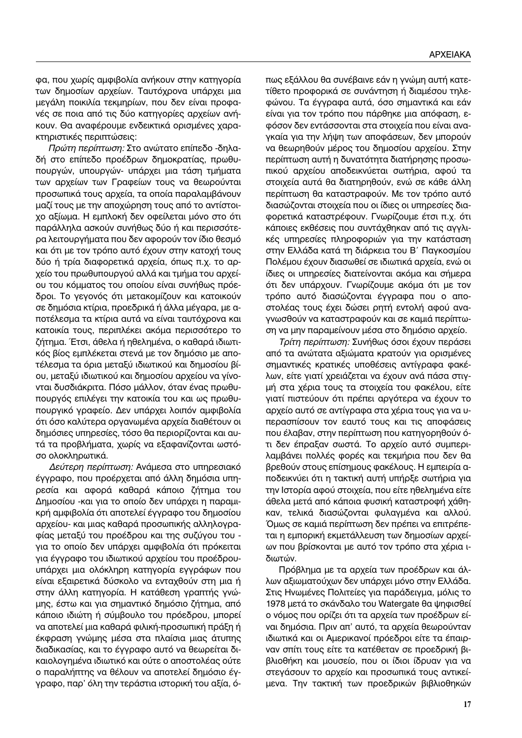φα, που χωρίς αμφιβολία ανήκουν στην κατηγορία των δημοσίων αρχείων. Ταυτόχρονα υπάρχει μια μεγάλη ποικιλία τεκμηρίων, που δεν είναι προφανές σε ποια από τις δύο κατηγορίες αρχείων ανήκουν. Θα αναφέρουμε ενδεικτικά ορισμένες χαρακτηριστικές περιπτώσεις:

*Πρώτη περίπτωση:* Στο ανώτατο επίπεδο -δηλαδή στο επίπεδο προέδρων δημοκρατίας, πρωθυπουργών, υπουργών- υπάρχει μια τάση τμήματα των αρχείων των Γραφείων τους να θεωρούνται προσωπικά τους αρχεία, τα οποία παραλαμβάνουν μαζί τους με την αποχώρηση τους από το αντίστοιχο αξίωμα. Η εμπλοκή δεν οφείλεται μόνο στο ότι παράλληλα ασκούν συνήθως δύο ή και περισσότερα λειτουργήματα που δεν αφορούν τον ίδιο θεσμό και ότι με τον τρόπο αυτό έχουν στην κατοχή τους δύο ή τρία διαφορετικά αρχεία, όπως π.χ. το αρχείο του πρωθυπουργού αλλά και τμήμα του αρχείου του κόμματος του οποίου είναι συνήθως πρόεδροι. Το γεγονός ότι μετακομίζουν και κατοικούν σε δημόσια κτίρια, προεδρικά ή άλλα μέγαρα, με αποτέλεσμα τα κτίρια αυτά να είναι ταυτόχρονα και κατοικία τους, περιπλέκει ακόμα περισσότερο το ζήτημα. Έτσι, άθελα ή ηθελημένα, ο καθαρά ιδιωτικός βίος εμπλέκεται στενά με τον δημόσιο με αποτέλεσμα τα όρια μεταξύ ιδιωτικού και δημοσίου βίου, μεταξύ ιδιωτικού και δημοσίου αρχείου να γίνονται δυσδιάκριτα. Πόσο μάλλον, όταν ένας πρωθυπουργός επιλέγει την κατοικία του και ως πρωθυπουργικό γραφείο. Δεν υπάρχει λοιπόν αμφιβολία ότι όσο καλύτερα οργανωμένα αρχεία διαθέτουν οι δημόσιες υπηρεσίες, τόσο θα περιορίζονται και αυτά τα προβλήματα, χωρίς να εξαφανίζονται ωστόσο ολοκληρωτικά.

*Δεύτερη περίπτωση:* Ανάμεσα στο υπηρεσιακό έγγραφο, που προέρχεται από άλλη δημόσια υπηρεσία και αφορά καθαρά κάποιο ζήτημα του Δημοσίου -και για το οποίο δεν υπάρχει η παραμικρή αμφιβολία ότι αποτελεί έγγραφο του δημοσίου αρχείου- και μιας καθαρά προσωπικής αλληλογραφίας μεταξύ του προέδρου και της συζύγου του -για το οποίο δεν υπάρχει αμφιβολία ότι πρόκειται για έγγραφο του ιδιωτικού αρχείου του προέδρου- υπάρχει μια ολόκληρη κατηγορία εγγράφων που είναι εξαιρετικά δύσκολο να ενταχθούν στη μια ή στην άλλη κατηγορία. Η κατάθεση γραπτής γνώμης, έστω και για σημαντικό δημόσιο ζήτημα, από κάποιο ιδιώτη ή σύμβουλο του προέδρου, μπορεί να αποτελεί μια καθαρά φιλική-προσωπική πράξη ή έκφραση γνώμης μέσα στα πλαίσια μιας άτυπης διαδικασίας, και το έγγραφο αυτό να θεωρείται δικαιολογημένα ιδιωτικό και ούτε ο αποστολέας ούτε ο παραλήπτης να θέλουν να αποτελεί δημόσιο έγγραφο, παρ' όλη την τεράστια ιστορική του αξία, όπως εξάλλου θα συνέβαινε εάν η γνώμη αυτή κατετίθετο προφορικά σε συνάντηση ή διαμέσου τηλεφώνου. Τα έγγραφα αυτά, όσο σημαντικά και εάν είναι για τον τρόπο που πάρθηκε μια απόφαση, εφόσον δεν εντάσσονται στα στοιχεία που είναι αναγκαία για την λήψη των αποφάσεων, δεν μπορούν να θεωρηθούν μέρος του δημοσίου αρχείου. Στην περίπτωση αυτή η δυνατότητα διατήρησης προσωπικού αρχείου αποδεικνύεται σωτήρια, αφού τα στοιχεία αυτά θα διατηρηθούν, ενώ σε κάθε άλλη περίπτωση θα καταστραφούν. Με τον τρόπο αυτό διασώζονται στοιχεία που οι ίδιες οι υπηρεσίες διαφορετικά καταστρέφουν. Γνωρίζουμε έτσι π.χ. ότι κάποιες εκθέσεις που συντάχθηκαν από τις αγγλικές υπηρεσίες πληροφοριών για την κατάσταση στην Ελλάδα κατά τη διάρκεια του Β΄ Παγκοσμίου Πολέμου έχουν διασωθεί σε ιδιωτικά αρχεία, ενώ οι ίδιες οι υπηρεσίες διατείνονται ακόμα και σήμερα ότι δεν υπάρχουν. Γνωρίζουμε ακόμα ότι με τον τρόπο αυτό διασώζονται έγγραφα που ο αποστολέας τους έχει δώσει ρητή εντολή αφού αναγνωσθούν να καταστραφούν και σε καμιά περίπτωση να μην παραμείνουν μέσα στο δημόσιο αρχείο.

*Τρίτη περίπτωση:* Συνήθως όσοι έχουν περάσει από τα ανώτατα αξιώματα κρατούν για ορισμένες σημαντικές κρατικές υποθέσεις αντίγραφα φακέλων, είτε γιατί χρειάζεται να έχουν ανά πάσα στιγμή στα χέρια τους τα στοιχεία του φακέλου, είτε γιατί πιστεύουν ότι πρέπει αργότερα να έχουν το αρχείο αυτό σε αντίγραφα στα χέρια τους για να υπερασπίσουν τον εαυτό τους και τις αποφάσεις που έλαβαν, στην περίπτωση που κατηγορηθούν ότι δεν έπραξαν σωστά. Το αρχείο αυτό συμπεριλαμβάνει πολλές φορές και τεκμήρια που δεν θα βρεθούν στους επίσημους φακέλους. Η εμπειρία αποδεικνύει ότι η τακτική αυτή υπήρξε σωτήρια για την Ιστορία αφού στοιχεία, που είτε ηθελημένα είτε άθελα μετά από κάποια φυσική καταστροφή χάθηκαν, τελικά διασώζονται φυλαγμένα και αλλού. Όμως σε καμιά περίπτωση δεν πρέπει να επιτρέπεται η εμπορική εκμετάλλευση των δημοσίων αρχείων που βρίσκονται με αυτό τον τρόπο στα χέρια ιδιωτών.

Πρόβλημα με τα αρχεία των προέδρων και άλλων αξιωματούχων δεν υπάρχει μόνο στην Ελλάδα. Στις Ηνωμένες Πολιτείες για παράδειγμα, μόλις το 1978 μετά το σκάνδαλο του Watergate θα ψηφισθεί ο νόμος που ορίζει ότι τα αρχεία των προέδρων είναι δημόσια. Πριν απ' αυτό, τα αρχεία θεωρούνταν ιδιωτικά και οι Αμερικανοί πρόεδροι είτε τα έπαιρναν σπίτι τους είτε τα κατέθεταν σε προεδρική βιβλιοθήκη και μουσείο, που οι ίδιοι ίδρυαν για να στεγάσουν το αρχείο και προσωπικά τους αντικείμενα. Την τακτική των προεδρικών βιβλιοθηκών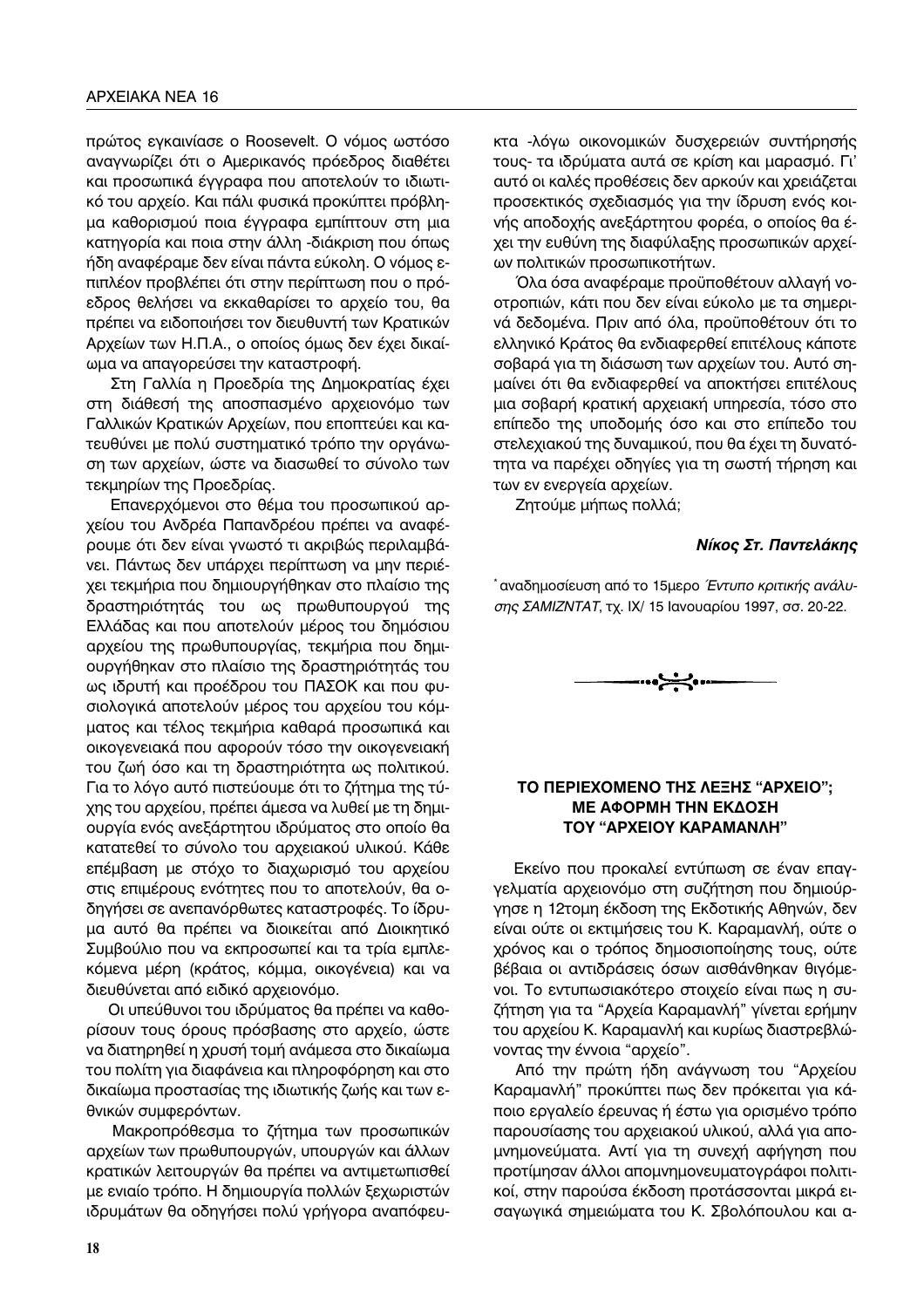πρώτος εγκαινίασε ο Roosevelt. Ο νόμος ωστόσο αναγνωρίζει ότι ο Αμερικανός πρόεδρος διαθέτει και προσωπικά έγγραφα που αποτελούν το ιδιωτικό του αρχείο. Και πάλι φυσικά προκύπτει πρόβλημα καθορισμού ποια έγγραφα εμπίπτουν στη μια κατηγορία και ποια στην άλλη -διάκριση που όπως ήδη αναφέραμε δεν είναι πάντα εύκολη. Ο νόμος επιπλέον προβλέπει ότι στην περίπτωση που ο πρόεδρος θελήσει να εκκαθαρίσει το αρχείο του, θα πρέπει να ειδοποιήσει τον διευθυντή των Κρατικών Αρχείων των Η.Π.Α., ο οποίος όμως δεν έχει δικαίωμα να απαγορεύσει την καταστροφή.

Στη Γαλλία η Προεδρία της Δημοκρατίας έχει στη διάθεσή της αποσπασμένο αρχειονόμο των Γαλλικών Κρατικών Αρχείων, που εποπτεύει και κατευθύνει με πολύ συστηματικό τρόπο την οργάνωση των αρχείων, ώστε να διασωθεί το σύνολο των τεκμηρίων της Προεδρίας.

Επανερχόμενοι στο θέμα του προσωπικού αρχείου του Ανδρέα Παπανδρέου πρέπει να αναφέρουμε ότι δεν είναι γνωστό τι ακριβώς περιλαμβάνει. Πάντως δεν υπάρχει περίπτωση να μην περιέχει τεκμήρια που δημιουργήθηκαν στο πλαίσιο της δραστηριότητάς του ως πρωθυπουργού της Ελλάδας και που αποτελούν μέρος του δημόσιου αρχείου της πρωθυπουργίας, τεκμήρια που δημιουργήθηκαν στο πλαίσιο της δραστηριότητάς του ως ιδρυτή και προέδρου του ΠΑΣΟΚ και που φυσιολογικά αποτελούν μέρος του αρχείου του κόμματος και τέλος τεκμήρια καθαρά προσωπικά και οικογενειακά που αφορούν τόσο την οικογενειακή του ζωή όσο και τη δραστηριότητα ως πολιτικού. Για το λόγο αυτό πιστεύουμε ότι το ζήτημα της τύχης του αρχείου, πρέπει άμεσα να λυθεί με τη δημιουργία ενός ανεξάρτητου ιδρύματος στο οποίο θα κατατεθεί το σύνολο του αρχειακού υλικού. Κάθε επέμβαση με στόχο το διαχωρισμό του αρχείου στις επιμέρους ενότητες που το αποτελούν, θα οδηγήσει σε ανεπανόρθωτες καταστροφές. Το ίδρυμα αυτό θα πρέπει να διοικείται από Διοικητικό Συμβούλιο που να εκπροσωπεί και τα τρία εμπλεκόμενα μέρη (κράτος, κόμμα, οικογένεια) και να διευθύνεται από ειδικό αρχειονόμο.

Οι υπεύθυνοι του ιδρύματος θα πρέπει να καθορίσουν τους όρους πρόσβασης στο αρχείο, ώστε να διατηρηθεί η χρυσή τομή ανάμεσα στο δικαίωμα του πολίτη για διαφάνεια και πληροφόρηση και στο δικαίωμα προστασίας της ιδιωτικής ζωής και των εθνικών συμφερόντων.

Μακροπρόθεσμα το ζήτημα των προσωπικών αρχείων των πρωθυπουργών, υπουργών και άλλων κρατικών λειτουργών θα πρέπει να αντιμετωπισθεί με ενιαίο τρόπο. Η δημιουργία πολλών ξεχωριστών ιδρυμάτων θα οδηγήσει πολύ γρήγορα αναπόφευκτα -λόγω οικονομικών δυσχερειών συντήρησής τους- τα ιδρύματα αυτά σε κρίση και μαρασμό. Γι' αυτό οι καλές προθέσεις δεν αρκούν και χρειάζεται προσεκτικός σχεδιασμός για την ίδρυση ενός κοινής αποδοχής ανεξάρτητου φορέα, ο οποίος θα έχει την ευθύνη της διαφύλαξης προσωπικών αρχείων πολιτικών προσωπικοτήτων.

Όλα όσα αναφέραμε προϋποθέτουν αλλαγή νοοτροπιών, κάτι που δεν είναι εύκολο με τα σημερινά δεδομένα. Πριν από όλα, προϋποθέτουν ότι το ελληνικό Κράτος θα ενδιαφερθεί επιτέλους κάποτε σοβαρά για τη διάσωση των αρχείων του. Αυτό σημαίνει ότι θα ενδιαφερθεί να αποκτήσει επιτέλους μια σοβαρή κρατική αρχειακή υπηρεσία, τόσο στο επίπεδο της υποδομής όσο και στο επίπεδο του στελεχιακού της δυναμικού, που θα έχει τη δυνατότητα να παρέχει οδηγίες για τη σωστή τήρηση και των εν ενεργεία αρχείων.

Ζητούμε μήπως πολλά;

***Νίκος Στ. Παντελάκης***

\* αναδημοσίευση από το 15μερο *Έντυπο κριτικής ανάλυσης ΣΑΜΙΖΝΤΑΤ*, τχ. ΙΧ/ 15 Ιανουαρίου 1997, σσ. 20-22.

### ΤΟ ΠΕΡΙΕΧΟΜΕΝΟ ΤΗΣ ΛΕΞΗΣ "ΑΡΧΕΙΟ"; ΜΕ ΑΦΟΡΜΗ ΤΗΝ ΕΚΔΟΣΗ ΤΟΥ "ΑΡΧΕΙΟΥ ΚΑΡΑΜΑΝΛΗ"

Εκείνο που προκαλεί εντύπωση σε έναν επαγγελματία αρχειονόμο στη συζήτηση που δημιούργησε η 12τομη έκδοση της Εκδοτικής Αθηνών, δεν είναι ούτε οι εκτιμήσεις του Κ. Καραμανλή, ούτε ο χρόνος και ο τρόπος δημοσιοποίησής τους, ούτε βέβαια οι αντιδράσεις όσων αισθάνθηκαν θιγόμενοι. Το εντυπωσιακότερο στοιχείο είναι πως η συζήτηση για τα "Αρχεία Καραμανλή" γίνεται ερήμην του αρχείου Κ. Καραμανλή και κυρίως διαστρεβλώνοντας την έννοια "αρχείο".

Από την πρώτη ήδη ανάγνωση του "Αρχείου Καραμανλή" προκύπτει πως δεν πρόκειται για κάποιο εργαλείο έρευνας ή έστω για ορισμένο τρόπο παρουσίασης του αρχειακού υλικού, αλλά για απομνημονεύματα. Αντί για τη συνεχή αφήγηση που προτίμησαν άλλοι απομνημονευματογράφοι πολιτικοί, στην παρούσα έκδοση προτάσσονται μικρά εισαγωγικά σημειώματα του Κ. Σβολόπουλου και α-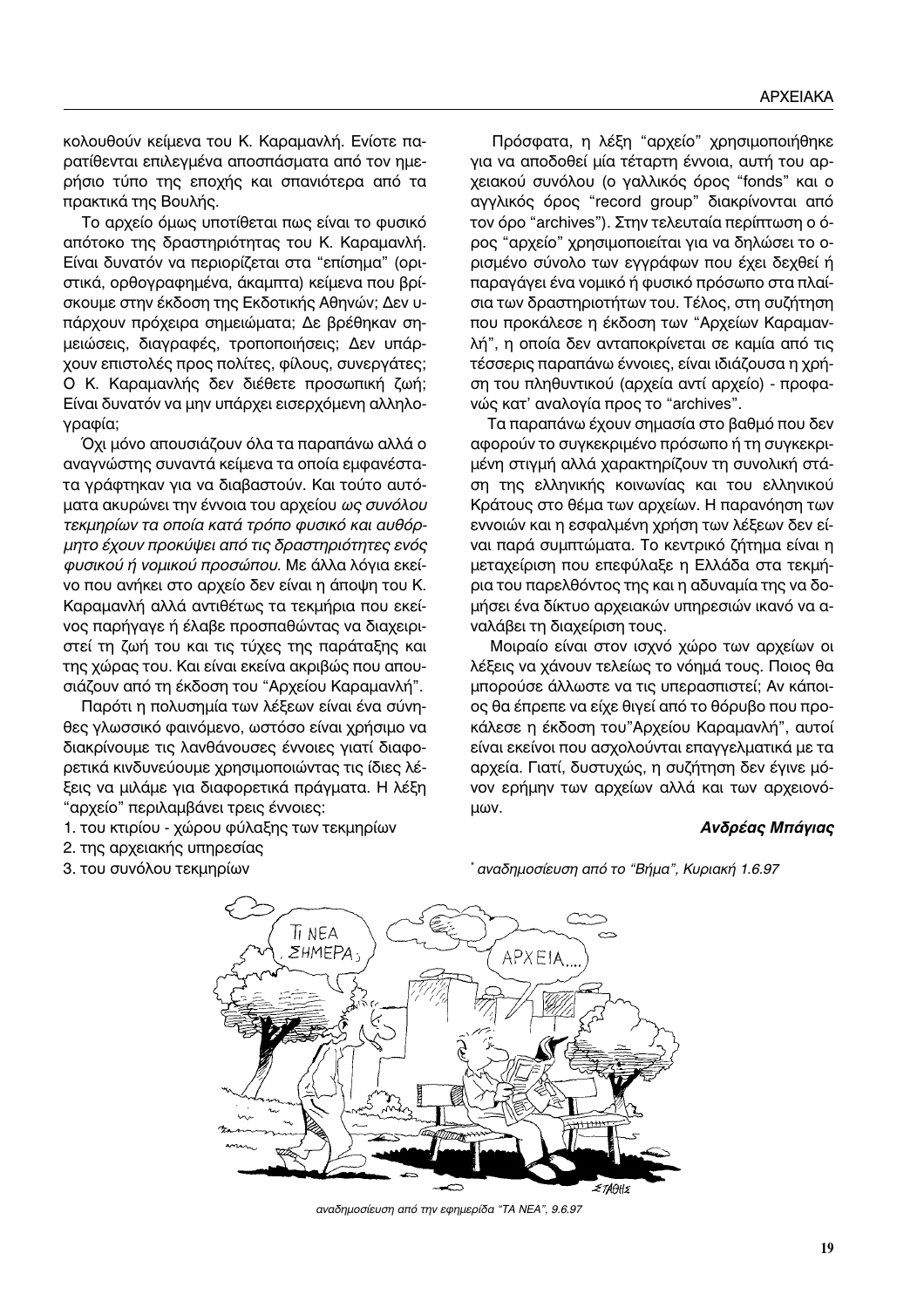κολουθούν κείμενα του Κ. Καραμανλή. Ενίοτε παρατίθενται επιλεγμένα αποσπάσματα από τον ημερήσιο τύπο της εποχής και σπανιότερα από τα πρακτικά της Βουλής.

Το αρχείο όμως υποτίθεται πως είναι το φυσικό απότοκο της δραστηριότητας του Κ. Καραμανλή. Είναι δυνατόν να περιορίζεται στα "επίσημα" (οριστικά, ορθογραφημένα, άκαμπτα) κείμενα που βρίσκουμε στην έκδοση της Εκδοτικής Αθηνών; Δεν υπάρχουν πρόχειρα σημειώματα; Δε βρέθηκαν σημειώσεις, διαγραφές, τροποποιήσεις; Δεν υπάρχουν επιστολές προς πολίτες, φίλους, συνεργάτες; Ο Κ. Καραμανλής δεν διέθετε προσωπική ζωή; Είναι δυνατόν να μην υπάρχει εισερχόμενη αλληλογραφία;

Όχι μόνο απουσιάζουν όλα τα παραπάνω αλλά ο αναγνώστης συναντά κείμενα τα οποία εμφανέστατα γράφτηκαν για να διαβαστούν. Και τούτο αυτόματα ακυρώνει την έννοια του αρχείου *ως συνόλου τεκμηρίων τα οποία κατά τρόπο φυσικό και αυθόρμητο έχουν προκύψει από τις δραστηριότητες ενός φυσικού ή νομικού προσώπου.* Με άλλα λόγια εκείνο που ανήκει στο αρχείο δεν είναι η άποψη του Κ. Καραμανλή αλλά αντιθέτως τα τεκμήρια που εκείνος παρήγαγε ή έλαβε προσπαθώντας να διαχειριστεί τη ζωή του και τις τύχες της παράταξης και της χώρας του. Και είναι εκείνα ακριβώς που απουσιάζουν από τη έκδοση του "Αρχείου Καραμανλή".

Παρότι η πολυσημία των λέξεων είναι ένα σύνηθες γλωσσικό φαινόμενο, ωστόσο είναι χρήσιμο να διακρίνουμε τις λανθάνουσες έννοιες γιατί διαφορετικά κινδυνεύουμε χρησιμοποιώντας τις ίδιες λέξεις να μιλάμε για διαφορετικά πράγματα. Η λέξη "αρχείο" περιλαμβάνει τρεις έννοιες:

1. του κτιρίου - χώρου φύλαξης των τεκμηρίων
2. της αρχειακής υπηρεσίας
3. του συνόλου τεκμηρίων

Πρόσφατα, η λέξη "αρχείο" χρησιμοποιήθηκε για να αποδοθεί μία τέταρτη έννοια, αυτή του αρχειακού συνόλου (ο γαλλικός όρος "fonds" και ο αγγλικός όρος "record group" διακρίνονται από τον όρο "archives"). Στην τελευταία περίπτωση ο όρος "αρχείο" χρησιμοποιείται για να δηλώσει το ορισμένο σύνολο των εγγράφων που έχει δεχθεί ή παράγάγει ένα νομικό ή φυσικό πρόσωπο στα πλαίσια των δραστηριοτήτων του. Τέλος, στη συζήτηση που προκάλεσε η έκδοση των "Αρχείων Καραμανλή", η οποία δεν ανταποκρίνεται σε καμία από τις τέσσερις παραπάνω έννοιες, είναι ιδιάζουσα η χρήση του πληθυντικού (αρχεία αντί αρχείο) - προφανώς κατ' αναλογία προς το "archives".

Τα παραπάνω έχουν σημασία στο βαθμό που δεν αφορούν το συγκεκριμένο πρόσωπο ή τη συγκεκριμένη στιγμή αλλά χαρακτηρίζουν τη συνολική στάση της ελληνικής κοινωνίας και του ελληνικού Κράτους στο θέμα των αρχείων. Η παρανόηση των εννοιών και η εσφαλμένη χρήση των λέξεων δεν είναι παρά συμπτώματα. Το κεντρικό ζήτημα είναι η μεταχείριση που επεφύλαξε η Ελλάδα στα τεκμήρια του παρελθόντος της και η αδυναμία της να δομήσει ένα δίκτυο αρχειακών υπηρεσιών ικανό να αναλάβει τη διαχείριση τους.

Μοιραίο είναι στον ισχνό χώρο των αρχείων οι λέξεις να χάνουν τελείως το νόημά τους. Ποιος θα μπορούσε άλλωστε να τις υπερασπιστεί; Αν κάποιος θα έπρεπε να είχε θιγεί από το θόρυβο που προκάλεσε η έκδοση του"Αρχείου Καραμανλή", αυτοί είναι εκείνοι που ασχολούνται επαγγελματικά με τα αρχεία. Γιατί, δυστυχώς, η συζήτηση δεν έγινε μόνον ερήμην των αρχείων αλλά και των αρχειονόμων.

***Ανδρέας Μπάγιας***

\* *αναδημοσίευση από το "Βήμα", Κυριακή 1.6.97*

*αναδημοσίευση από την εφημερίδα "ΤΑ ΝΕΑ", 9.6.97*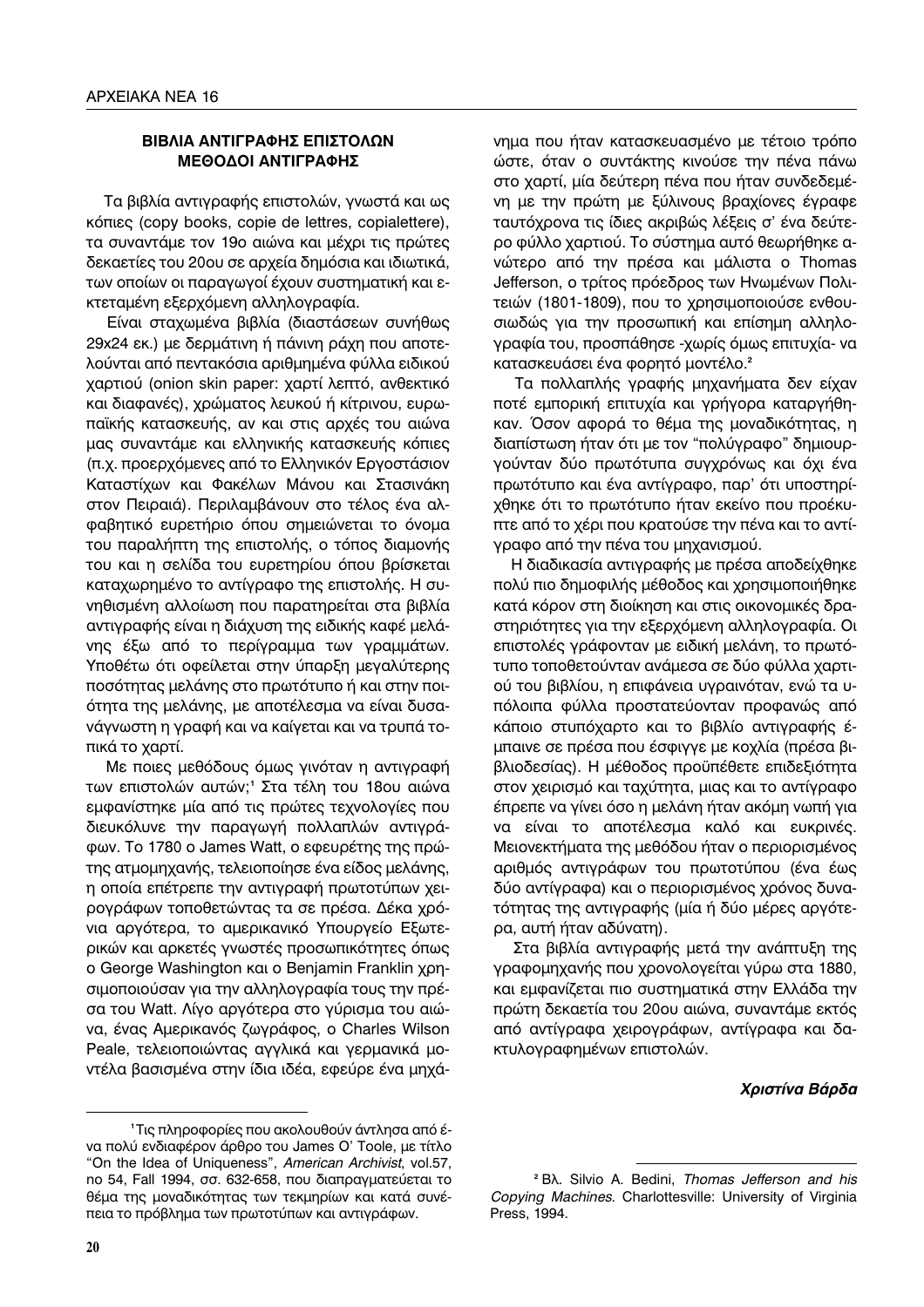## ΒΙΒΛΙΑ ΑΝΤΙΓΡΑΦΗΣ ΕΠΙΣΤΟΛΩΝ ΜΕΘΟΔΟΙ ΑΝΤΙΓΡΑΦΗΣ

Τα βιβλία αντιγραφής επιστολών, γνωστά και ως κόπιες (copy books, copie de lettres, copialettere), τα συναντάμε τον 19ο αιώνα και μέχρι τις πρώτες δεκαετίες του 20ου σε αρχεία δημόσια και ιδιωτικά, των οποίων οι παραγωγοί έχουν συστηματική και εκτεταμένη εξερχόμενη αλληλογραφία.

Είναι σταχωμένα βιβλία (διαστάσεων συνήθως 29x24 εκ.) με δερμάτινη ή πάνινη ράχη που αποτελούνται από πεντακόσια αριθμημένα φύλλα ειδικού χαρτιού (onion skin paper: χαρτί λεπτό, ανθεκτικό και διαφανές), χρώματος λευκού ή κίτρινου, ευρωπαϊκής κατασκευής, αν και στις αρχές του αιώνα μας συναντάμε και ελληνικής κατασκευής κόπιες (π.χ. προερχόμενες από το Ελληνικόν Εργοστάσιον Καταστίχων και Φακέλων Μάνου και Στασινάκη στον Πειραιά). Περιλαμβάνουν στο τέλος ένα αλφαβητικό ευρετήριο όπου σημειώνεται το όνομα του παραλήπτη της επιστολής, ο τόπος διαμονής του και η σελίδα του ευρετηρίου όπου βρίσκεται καταχωρημένο το αντίγραφο της επιστολής. Η συνηθισμένη αλλοίωση που παρατηρείται στα βιβλία αντιγραφής είναι η διάχυση της ειδικής καφέ μελάνης έξω από το περίγραμμα των γραμμάτων. Υποθέτω ότι οφείλεται στην ύπαρξη μεγαλύτερης ποσότητας μελάνης στο πρωτότυπο ή και στην ποιότητα της μελάνης, με αποτέλεσμα να είναι δυσανάγνωστη η γραφή και να καίγεται και να τρυπά τοπικά το χαρτί.

Με ποιες μεθόδους όμως γινόταν η αντιγραφή των επιστολών αυτών;[1] Στα τέλη του 18ου αιώνα εμφανίστηκε μία από τις πρώτες τεχνολογίες που διευκόλυνε την παραγωγή πολλαπλών αντιγράφων. Το 1780 ο James Watt, ο εφευρέτης της πρώτης ατμομηχανής, τελειοποίησε ένα είδος μελάνης, η οποία επέτρεπε την αντιγραφή πρωτοτύπων χειρογράφων τοποθετώντας τα σε πρέσα. Δέκα χρόνια αργότερα, το αμερικανικό Υπουργείο Εξωτερικών και αρκετές γνωστές προσωπικότητες όπως ο George Washington και ο Benjamin Franklin χρησιμοποιούσαν για την αλληλογραφία τους την πρέσα του Watt. Λίγο αργότερα στο γύρισμα του αιώνα, ένας Αμερικανός ζωγράφος, ο Charles Wilson Peale, τελειοποιώντας αγγλικά και γερμανικά μοντέλα βασισμένα στην ίδια ιδέα, εφεύρε ένα μηχάνημα που ήταν κατασκευασμένο με τέτοιο τρόπο ώστε, όταν ο συντάκτης κινούσε την πένα πάνω στο χαρτί, μία δεύτερη πένα που ήταν συνδεδεμένη με την πρώτη με ξύλινους βραχίονες έγραφε ταυτόχρονα τις ίδιες ακριβώς λέξεις σ' ένα δεύτερο φύλλο χαρτιού. Το σύστημα αυτό θεωρήθηκε ανώτερο από την πρέσα και μάλιστα ο Thomas Jefferson, ο τρίτος πρόεδρος των Ηνωμένων Πολιτειών (1801-1809), που το χρησιμοποιούσε ενθουσιωδώς για την προσωπική και επίσημη αλληλογραφία του, προσπάθησε -χωρίς όμως επιτυχία- να κατασκευάσει ένα φορητό μοντέλο.[2]

Τα πολλαπλής γραφής μηχανήματα δεν είχαν ποτέ εμπορική επιτυχία και γρήγορα καταργήθηκαν. Όσον αφορά το θέμα της μοναδικότητας, η διαπίστωση ήταν ότι με τον "πολύγραφο" δημιουργούνταν δύο πρωτότυπα συγχρόνως και όχι ένα πρωτότυπο και ένα αντίγραφο, παρ' ότι υποστηρίχθηκε ότι το πρωτότυπο ήταν εκείνο που προέκυπτε από το χέρι που κρατούσε την πένα και το αντίγραφο από την πένα του μηχανισμού.

Η διαδικασία αντιγραφής με πρέσα αποδείχθηκε πολύ πιο δημοφιλής μέθοδος και χρησιμοποιήθηκε κατά κόρον στη διοίκηση και στις οικονομικές δραστηριότητες για την εξερχόμενη αλληλογραφία. Οι επιστολές γράφονταν με ειδική μελάνη, το πρωτότυπο τοποθετούνταν ανάμεσα σε δύο φύλλα χαρτιού του βιβλίου, η επιφάνεια υγραινόταν, ενώ τα υπόλοιπα φύλλα προστατεύονταν προφανώς από κάποιο στυπόχαρτο και το βιβλίο αντιγραφής έμπαινε σε πρέσα που έσφιγγε με κοχλία (πρέσα βιβλιοδεσίας). Η μέθοδος προϋπέθετε επιδεξιότητα στον χειρισμό και ταχύτητα, μιας και το αντίγραφο έπρεπε να γίνει όσο η μελάνη ήταν ακόμη νωπή για να είναι το αποτέλεσμα καλό και ευκρινές. Μειονεκτήματα της μεθόδου ήταν ο περιορισμένος αριθμός αντιγράφων του πρωτοτύπου (ένα έως δύο αντίγραφα) και ο περιορισμένος χρόνος δυνατότητας της αντιγραφής (μία ή δύο μέρες αργότερα, αυτή ήταν αδύνατη).

Στα βιβλία αντιγραφής μετά την ανάπτυξη της γραφομηχανής που χρονολογείται γύρω στα 1880, και εμφανίζεται πιο συστηματικά στην Ελλάδα την πρώτη δεκαετία του 20ου αιώνα, συναντάμε εκτός από αντίγραφα χειρογράφων, αντίγραφα και δακτυλογραφημένων επιστολών.

***Χριστίνα Βάρδα***

---

[1] Τις πληροφορίες που ακολουθούν άντλησα από ένα πολύ ενδιαφέρον άρθρο του James O' Toole, με τίτλο "On the Idea of Uniqueness", *American Archivist*, vol.57, no 54, Fall 1994, σσ. 632-658, που διαπραγματεύεται το θέμα της μοναδικότητας των τεκμηρίων και κατά συνέπεια το πρόβλημα των πρωτοτύπων και αντιγράφων.

[2] Βλ. Silvio A. Bedini, *Thomas Jefferson and his Copying Machines*. Charlottesville: University of Virginia Press, 1994.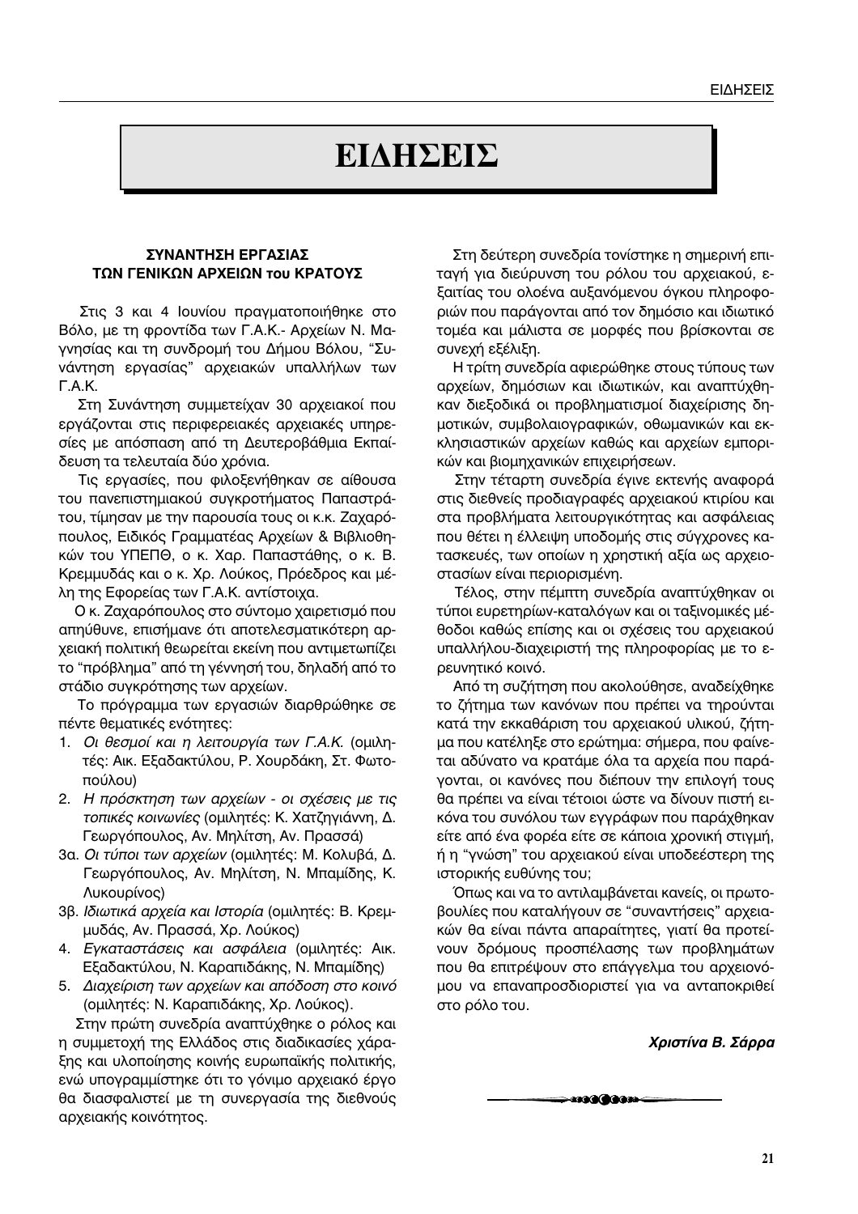# ΕΙΔΗΣΕΙΣ

### ΣΥΝΑΝΤΗΣΗ ΕΡΓΑΣΙΑΣ ΤΩΝ ΓΕΝΙΚΩΝ ΑΡΧΕΙΩΝ του ΚΡΑΤΟΥΣ

Στις 3 και 4 Ιουνίου πραγματοποιήθηκε στο Βόλο, με τη φροντίδα των Γ.Α.Κ.- Αρχείων Ν. Μαγνησίας και τη συνδρομή του Δήμου Βόλου, "Συνάντηση εργασίας" αρχειακών υπαλλήλων των Γ.Α.Κ.

Στη Συνάντηση συμμετείχαν 30 αρχειακοί που εργάζονται στις περιφερειακές αρχειακές υπηρεσίες με απόσπαση από τη Δευτεροβάθμια Εκπαίδευση τα τελευταία δύο χρόνια.

Τις εργασίες, που φιλοξενήθηκαν σε αίθουσα του πανεπιστημιακού συγκροτήματος Παπαστράτου, τίμησαν με την παρουσία τους οι κ.κ. Ζαχαρόπουλος, Ειδικός Γραμματέας Αρχείων & Βιβλιοθηκών του ΥΠΕΠΘ, ο κ. Χαρ. Παπαστάθης, ο κ. Β. Κρεμμυδάς και ο κ. Χρ. Λούκος, Πρόεδρος και μέλη της Εφορείας των Γ.Α.Κ. αντίστοιχα.

Ο κ. Ζαχαρόπουλος στο σύντομο χαιρετισμό που απηύθυνε, επισήμανε ότι αποτελεσματικότερη αρχειακή πολιτική θεωρείται εκείνη που αντιμετωπίζει το "πρόβλημα" από τη γέννησή του, δηλαδή από το στάδιο συγκρότησης των αρχείων.

Το πρόγραμμα των εργασιών διαρθρώθηκε σε πέντε θεματικές ενότητες:

1. *Οι θεσμοί και η λειτουργία των Γ.Α.Κ.* (ομιλητές: Αικ. Εξαδακτύλου, Ρ. Χουρδάκη, Στ. Φωτοπούλου)
2. *Η πρόσκτηση των αρχείων - οι σχέσεις με τις τοπικές κοινωνίες* (ομιλητές: Κ. Χατζηγιάννη, Δ. Γεωργόπουλος, Αν. Μηλίτση, Αν. Πρασσά)

3α. *Οι τύποι των αρχείων* (ομιλητές: Μ. Κολυβά, Δ. Γεωργόπουλος, Αν. Μηλίτση, Ν. Μπαμίδης, Κ. Λυκουρίνος)

3β. *Ιδιωτικά αρχεία και Ιστορία* (ομιλητές: Β. Κρεμμυδάς, Αν. Πρασσά, Χρ. Λούκος)

4. *Εγκαταστάσεις και ασφάλεια* (ομιλητές: Αικ. Εξαδακτύλου, Ν. Καραπιδάκης, Ν. Μπαμίδης)
5. *Διαχείριση των αρχείων και απόδοση στο κοινό* (ομιλητές: Ν. Καραπιδάκης, Χρ. Λούκος).

Στην πρώτη συνεδρία αναπτύχθηκε ο ρόλος και η συμμετοχή της Ελλάδος στις διαδικασίες χάραξης και υλοποίησης κοινής ευρωπαϊκής πολιτικής, ενώ υπογραμμίστηκε ότι το γόνιμο αρχειακό έργο θα διασφαλιστεί με τη συνεργασία της διεθνούς αρχειακής κοινότητας.

Στη δεύτερη συνεδρία τονίστηκε η σημερινή επιταγή για διεύρυνση του ρόλου του αρχειακού, εξαιτίας του ολοένα αυξανόμενου όγκου πληροφοριών που παράγονται από τον δημόσιο και ιδιωτικό τομέα και μάλιστα σε μορφές που βρίσκονται σε συνεχή εξέλιξη.

Η τρίτη συνεδρία αφιερώθηκε στους τύπους των αρχείων, δημόσιων και ιδιωτικών, και αναπτύχθηκαν διεξοδικά οι προβληματισμοί διαχείρισης δημοτικών, συμβολαιογραφικών, οθωμανικών και εκκλησιαστικών αρχείων καθώς και αρχείων εμπορικών και βιομηχανικών επιχειρήσεων.

Στην τέταρτη συνεδρία έγινε εκτενής αναφορά στις διεθνείς προδιαγραφές αρχειακού κτιρίου και στα προβλήματα λειτουργικότητας και ασφάλειας που θέτει η έλλειψη υποδομής στις σύγχρονες κατασκευές, των οποίων η χρηστική αξία ως αρχειοστασίων είναι περιορισμένη.

Τέλος, στην πέμπτη συνεδρία αναπτύχθηκαν οι τύποι ευρετηρίων-καταλόγων και οι ταξινομικές μέθοδοι καθώς επίσης και οι σχέσεις του αρχειακού υπαλλήλου-διαχειριστή της πληροφορίας με το ερευνητικό κοινό.

Από τη συζήτηση που ακολούθησε, αναδείχθηκε το ζήτημα των κανόνων που πρέπει να τηρούνται κατά την εκκαθάριση του αρχειακού υλικού, ζήτημα που κατέληξε στο ερώτημα: σήμερα, που φαίνεται αδύνατο να κρατάμε όλα τα αρχεία που παράγονται, οι κανόνες που διέπουν την επιλογή τους θα πρέπει να είναι τέτοιοι ώστε να δίνουν πιστή εικόνα του συνόλου των εγγράφων που παράχθηκαν είτε από ένα φορέα είτε σε κάποια χρονική στιγμή, ή η "γνώση" του αρχειακού είναι υποδεέστερη της ιστορικής ευθύνης του;

Όπως και να το αντιλαμβάνεται κανείς, οι πρωτοβουλίες που καταλήγουν σε "συναντήσεις" αρχειακών θα είναι πάντα απαραίτητες, γιατί θα προτείνουν δρόμους προσπέλασης των προβλημάτων που θα επιτρέψουν στο επάγγελμα του αρχειονόμου να επαναπροσδιοριστεί για να ανταποκριθεί στο ρόλο του.

***Χριστίνα Β. Σάρρα***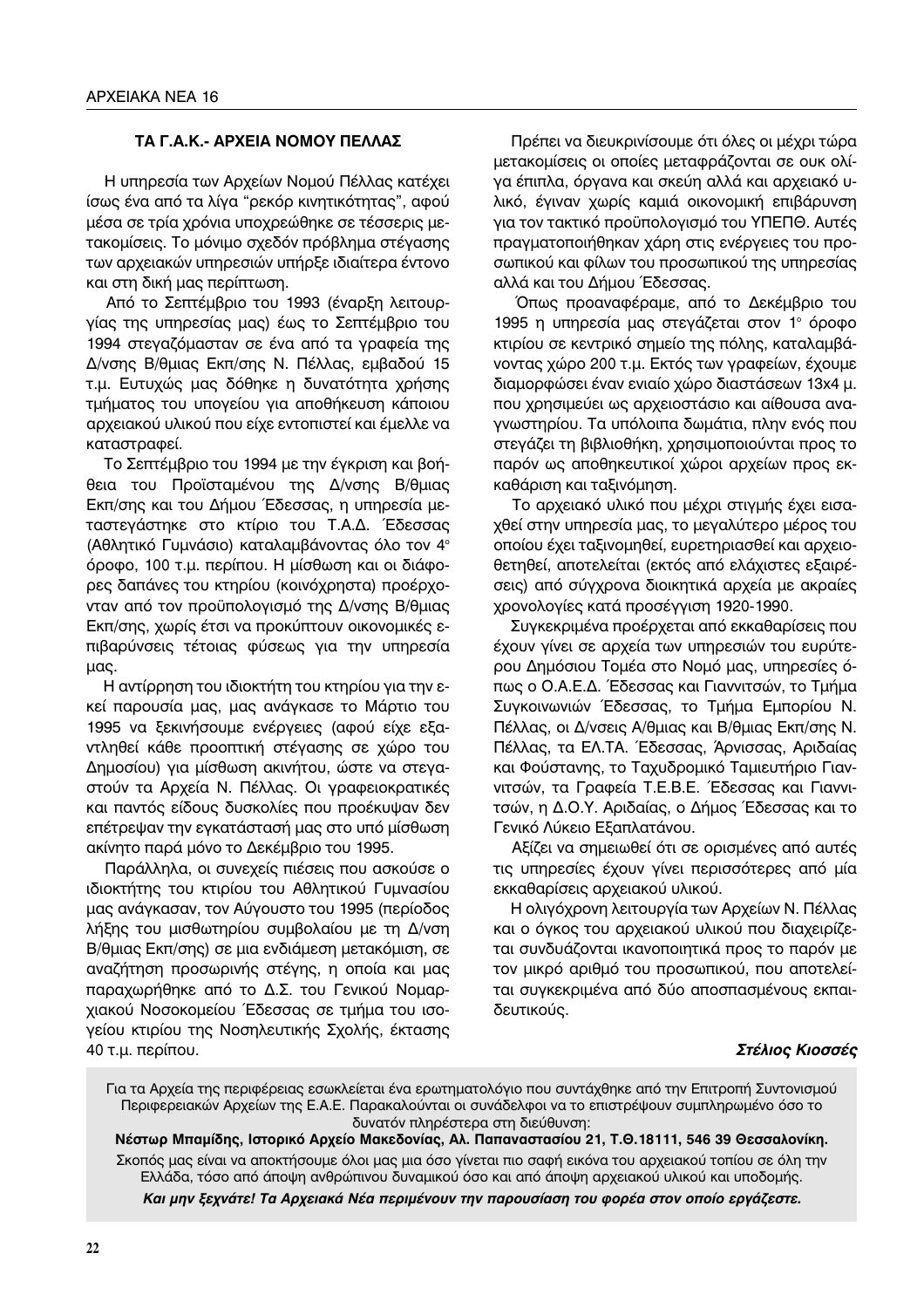### ΤΑ Γ.Α.Κ.- ΑΡΧΕΙΑ ΝΟΜΟΥ ΠΕΛΛΑΣ

Η υπηρεσία των Αρχείων Νομού Πέλλας κατέχει ίσως ένα από τα λίγα "ρεκόρ κινητικότητας", αφού μέσα σε τρία χρόνια υποχρεώθηκε σε τέσσερις μετακομίσεις. Το μόνιμο σχεδόν πρόβλημα στέγασης των αρχειακών υπηρεσιών υπήρξε ιδιαίτερα έντονο και στη δική μας περίπτωση.

Από το Σεπτέμβριο του 1993 (έναρξη λειτουργίας της υπηρεσίας μας) έως το Σεπτέμβριο του 1994 στεγαζόμασταν σε ένα από τα γραφεία της Δ/νσης Β/θμιας Εκπ/σης Ν. Πέλλας, εμβαδού 15 τ.μ. Ευτυχώς μας δόθηκε η δυνατότητα χρήσης τμήματος του υπογείου για αποθήκευση κάποιου αρχειακού υλικού που είχε εντοπιστεί και έμελλε να καταστραφεί.

Το Σεπτέμβριο του 1994 με την έγκριση και βοήθεια του Προϊσταμένου της Δ/νσης Β/θμιας Εκπ/σης και του Δήμου Έδεσσας, η υπηρεσία μεταστεγάστηκε στο κτίριο του Τ.Α.Δ. Έδεσσας (Αθλητικό Γυμνάσιο) καταλαμβάνοντας όλο τον 4° όροφο, 100 τ.μ. περίπου. Η μίσθωση και οι διάφορες δαπάνες του κτηρίου (κοινόχρηστα) προέρχονταν από τον προϋπολογισμό της Δ/νσης Β/θμιας Εκπ/σης, χωρίς έτσι να προκύπτουν οικονομικές επιβαρύνσεις τέτοιας φύσεως για την υπηρεσία μας.

Η αντίρρηση του ιδιοκτήτη του κτηρίου για την εκεί παρουσία μας, μας ανάγκασε το Μάρτιο του 1995 να ξεκινήσουμε ενέργειες (αφού είχε εξαντληθεί κάθε προοπτική στέγασης σε χώρο του Δημοσίου) για μίσθωση ακινήτου, ώστε να στεγαστούν τα Αρχεία Ν. Πέλλας. Οι γραφειοκρατικές και παντός είδους δυσκολίες που προέκυψαν δεν επέτρεψαν την εγκατάστασή μας στο υπό μίσθωση ακίνητο παρά μόνο το Δεκέμβριο του 1995.

Παράλληλα, οι συνεχείς πιέσεις που ασκούσε ο ιδιοκτήτης του κτιρίου του Αθλητικού Γυμνασίου μας ανάγκασαν, τον Αύγουστο του 1995 (περίοδος λήξης του μισθωτηρίου συμβολαίου με τη Δ/νση Β/θμιας Εκπ/σης) σε μια ενδιάμεση μετακόμιση, σε αναζήτηση προσωρινής στέγης, η οποία και μας παραχωρήθηκε από το Δ.Σ. του Γενικού Νομαρχιακού Νοσοκομείου Έδεσσας σε τμήμα του ισογείου κτιρίου της Νοσηλευτικής Σχολής, έκτασης 40 τ.μ. περίπου.

Πρέπει να διευκρινίσουμε ότι όλες οι μέχρι τώρα μετακομίσεις οι οποίες μεταφράζονται σε ουκ ολίγα έπιπλα, όργανα και σκεύη αλλά και αρχειακό υλικό, έγιναν χωρίς καμιά οικονομική επιβάρυνση για τον τακτικό προϋπολογισμό του ΥΠΕΠΘ. Αυτές πραγματοποιήθηκαν χάρη στις ενέργειες του προσωπικού και φίλων του προσωπικού της υπηρεσίας αλλά και του Δήμου Έδεσσας.

Όπως προαναφέραμε, από το Δεκέμβριο του 1995 η υπηρεσία μας στεγάζεται στον 1° όροφο κτιρίου σε κεντρικό σημείο της πόλης, καταλαμβάνοντας χώρο 200 τ.μ. Εκτός των γραφείων, έχουμε διαμορφώσει έναν ενιαίο χώρο διαστάσεων 13x4 μ. που χρησιμεύει ως αρχειοστάσιο και αίθουσα αναγνωστηρίου. Τα υπόλοιπα δωμάτια, πλην ενός που στεγάζει τη βιβλιοθήκη, χρησιμοποιούνται προς το παρόν ως αποθηκευτικοί χώροι αρχείων προς εκκαθάριση και ταξινόμηση.

Το αρχειακό υλικό που μέχρι στιγμής έχει εισαχθεί στην υπηρεσία μας, το μεγαλύτερο μέρος του οποίου έχει ταξινομηθεί, ευρετηριασθεί και αρχειοθετηθεί, αποτελείται (εκτός από ελάχιστες εξαιρέσεις) από σύγχρονα διοικητικά αρχεία με ακραίες χρονολογίες κατά προσέγγιση 1920-1990.

Συγκεκριμένα προέρχεται από εκκαθαρίσεις που έχουν γίνει σε αρχεία των υπηρεσιών του ευρύτερου Δημόσιου Τομέα στο Νομό μας, υπηρεσίες όπως ο Ο.Α.Ε.Δ. Έδεσσας και Γιαννιτσών, το Τμήμα Συγκοινωνιών Έδεσσας, το Τμήμα Εμπορίου Ν. Πέλλας, οι Δ/νσεις Α/θμιας και Β/θμιας Εκπ/σης Ν. Πέλλας, τα ΕΛ.ΤΑ. Έδεσσας, Άρνισσας, Αριδαίας και Φούστανης, το Ταχυδρομικό Ταμιευτήριο Γιαννιτσών, τα Γραφεία Τ.Ε.Β.Ε. Έδεσσας και Γιαννιτσών, η Δ.Ο.Υ. Αριδαίας, ο Δήμος Έδεσσας και το Γενικό Λύκειο Εξαπλατάνου.

Αξίζει να σημειωθεί ότι σε ορισμένες από αυτές τις υπηρεσίες έχουν γίνει περισσότερες από μία εκκαθαρίσεις αρχειακού υλικού.

Η ολιγόχρονη λειτουργία των Αρχείων Ν. Πέλλας και ο όγκος του αρχειακού υλικού που διαχειρίζεται συνδυάζονται ικανοποιητικά προς το παρόν με τον μικρό αριθμό του προσωπικού, που αποτελείται συγκεκριμένα από δύο αποσπασμένους εκπαιδευτικούς.

***Στέλιος Κιοσσές***

---

Για τα Αρχεία της περιφέρειας εσωκλείεται ένα ερωτηματολόγιο που συντάχθηκε από την Επιτροπή Συντονισμού Περιφερειακών Αρχείων της Ε.Α.Ε. Παρακαλούνται οι συνάδελφοι να το επιστρέψουν συμπληρωμένο όσο το δυνατόν πληρέστερα στη διεύθυνση:

**Νέστωρ Μπαμίδης, Ιστορικό Αρχείο Μακεδονίας, Αλ. Παπαναστασίου 21, Τ.Θ.18111, 546 39 Θεσσαλονίκη.**

Σκοπός μας είναι να αποκτήσουμε όλοι μας μια όσο γίνεται πιο σαφή εικόνα του αρχειακού τοπίου σε όλη την Ελλάδα, τόσο από άποψη ανθρώπινου δυναμικού όσο και από άποψη αρχειακού υλικού και υποδομής.

***Και μην ξεχνάτε! Τα Αρχειακά Νέα περιμένουν την παρουσίαση του φορέα στον οποίο εργάζεστε.***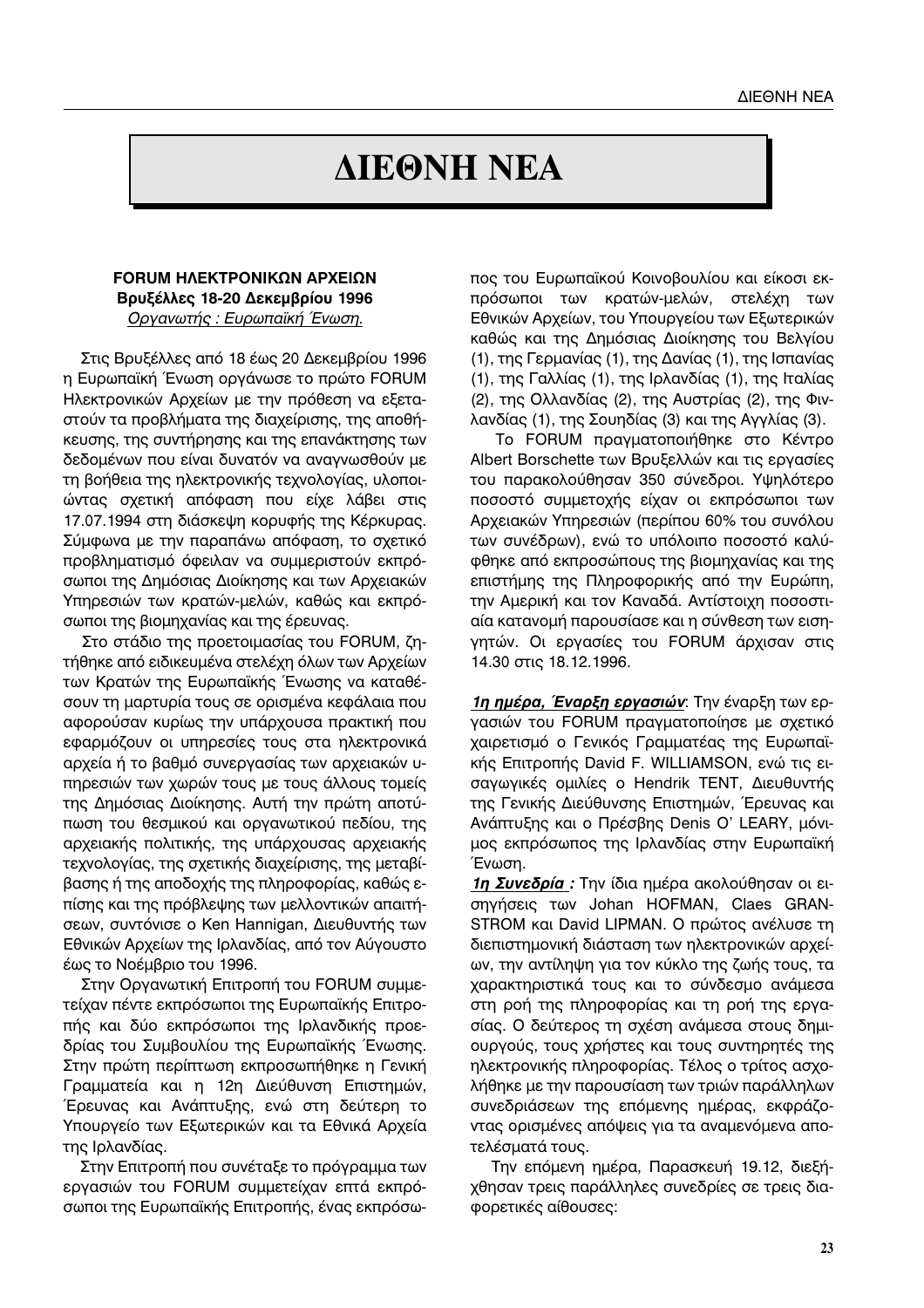# ΔΙΕΘΝΗ ΝΕΑ

**FORUM ΗΛΕΚΤΡΟΝΙΚΩΝ ΑΡΧΕΙΩΝ**
**Βρυξέλλες 18-20 Δεκεμβρίου 1996**
*Οργανωτής : Ευρωπαϊκή Ένωση.*

Στις Βρυξέλλες από 18 έως 20 Δεκεμβρίου 1996 η Ευρωπαϊκή Ένωση οργάνωσε το πρώτο FORUM Ηλεκτρονικών Αρχείων με την πρόθεση να εξεταστούν τα προβλήματα της διαχείρισης, της αποθήκευσης, της συντήρησης και της επανάκτησης των δεδομένων που είναι δυνατόν να αναγνωσθούν με τη βοήθεια της ηλεκτρονικής τεχνολογίας, υλοποιώντας σχετική απόφαση που είχε λάβει στις 17.07.1994 στη διάσκεψη κορυφής της Κέρκυρας. Σύμφωνα με την παραπάνω απόφαση, το σχετικό προβληματισμό όφειλαν να συμμεριστούν εκπρόσωποι της Δημόσιας Διοίκησης και των Αρχειακών Υπηρεσιών των κρατών-μελών, καθώς και εκπρόσωποι της βιομηχανίας και της έρευνας.

Στο στάδιο της προετοιμασίας του FORUM, ζητήθηκε από ειδικευμένα στελέχη όλων των Αρχείων των Κρατών της Ευρωπαϊκής Ένωσης να καταθέσουν τη μαρτυρία τους σε ορισμένα κεφάλαια που αφορούσαν κυρίως την υπάρχουσα πρακτική που εφαρμόζουν οι υπηρεσίες τους στα ηλεκτρονικά αρχεία ή το βαθμό συνεργασίας των αρχειακών υπηρεσιών των χωρών τους με τους άλλους τομείς της Δημόσιας Διοίκησης. Αυτή την πρώτη αποτύπωση του θεσμικού και οργανωτικού πεδίου, της αρχειακής πολιτικής, της υπάρχουσας αρχειακής τεχνολογίας, της σχετικής διαχείρισης, της μεταβίβασης ή της αποδοχής της πληροφορίας, καθώς επίσης και της πρόβλεψης των μελλοντικών απαιτήσεων, συντόνισε ο Ken Hannigan, Διευθυντής των Εθνικών Αρχείων της Ιρλανδίας, από τον Αύγουστο έως το Νοέμβριο του 1996.

Στην Οργανωτική Επιτροπή του FORUM συμμετείχαν πέντε εκπρόσωποι της Ευρωπαϊκής Επιτροπής και δύο εκπρόσωποι της Ιρλανδικής προεδρίας του Συμβουλίου της Ευρωπαϊκής Ένωσης. Στην πρώτη περίπτωση εκπροσωπήθηκε η Γενική Γραμματεία και η 12η Διεύθυνση Επιστημών, Έρευνας και Ανάπτυξης, ενώ στη δεύτερη το Υπουργείο των Εξωτερικών και τα Εθνικά Αρχεία της Ιρλανδίας.

Στην Επιτροπή που συνέταξε το πρόγραμμα των εργασιών του FORUM συμμετείχαν επτά εκπρόσωποι της Ευρωπαϊκής Επιτροπής, ένας εκπρόσωπος του Ευρωπαϊκού Κοινοβουλίου και είκοσι εκπρόσωποι των κρατών-μελών, στελέχη των Εθνικών Αρχείων, του Υπουργείου των Εξωτερικών καθώς και της Δημόσιας Διοίκησης του Βελγίου (1), της Γερμανίας (1), της Δανίας (1), της Ισπανίας (1), της Γαλλίας (1), της Ιρλανδίας (1), της Ιταλίας (2), της Ολλανδίας (2), της Αυστρίας (2), της Φινλανδίας (1), της Σουηδίας (3) και της Αγγλίας (3).

Το FORUM πραγματοποιήθηκε στο Κέντρο Albert Borschette των Βρυξελλών και τις εργασίες του παρακολούθησαν 350 σύνεδροι. Υψηλότερο ποσοστό συμμετοχής είχαν οι εκπρόσωποι των Αρχειακών Υπηρεσιών (περίπου 60% του συνόλου των συνέδρων), ενώ το υπόλοιπο ποσοστό καλύφθηκε από εκπροσώπους της βιομηχανίας και της επιστήμης της Πληροφορικής από την Ευρώπη, την Αμερική και τον Καναδά. Αντίστοιχη ποσοστιαία κατανομή παρουσίασε και η σύνθεση των εισηγητών. Οι εργασίες του FORUM άρχισαν στις 14.30 στις 18.12.1996.

***1η ημέρα, Έναρξη εργασιών***: Την έναρξη των εργασιών του FORUM πραγματοποίησε με σχετικό χαιρετισμό ο Γενικός Γραμματέας της Ευρωπαϊκής Επιτροπής David F. WILLIAMSON, ενώ τις εισαγωγικές ομιλίες ο Hendrik TENT, Διευθυντής της Γενικής Διεύθυνσης Επιστημών, Έρευνας και Ανάπτυξης και ο Πρέσβης Denis O' LEARY, μόνιμος εκπρόσωπος της Ιρλανδίας στην Ευρωπαϊκή Ένωση.

***1η Συνεδρία :*** Την ίδια ημέρα ακολούθησαν οι εισηγήσεις των Johan HOFMAN, Claes GRANSTROM και David LIPMAN. Ο πρώτος ανέλυσε τη διεπιστημονική διάσταση των ηλεκτρονικών αρχείων, την αντίληψη για τον κύκλο της ζωής τους, τα χαρακτηριστικά τους και το σύνδεσμο ανάμεσα στη ροή της πληροφορίας και τη ροή της εργασίας. Ο δεύτερος τη σχέση ανάμεσα στους δημιουργούς, τους χρήστες και τους συντηρητές της ηλεκτρονικής πληροφορίας. Τέλος ο τρίτος ασχολήθηκε με την παρουσίαση των τριών παράλληλων συνεδριάσεων της επόμενης ημέρας, εκφράζοντας ορισμένες απόψεις για τα αναμενόμενα αποτελέσματά τους.

Την επόμενη ημέρα, Παρασκευή 19.12, διεξήχθησαν τρεις παράλληλες συνεδρίες σε τρεις διαφορετικές αίθουσες: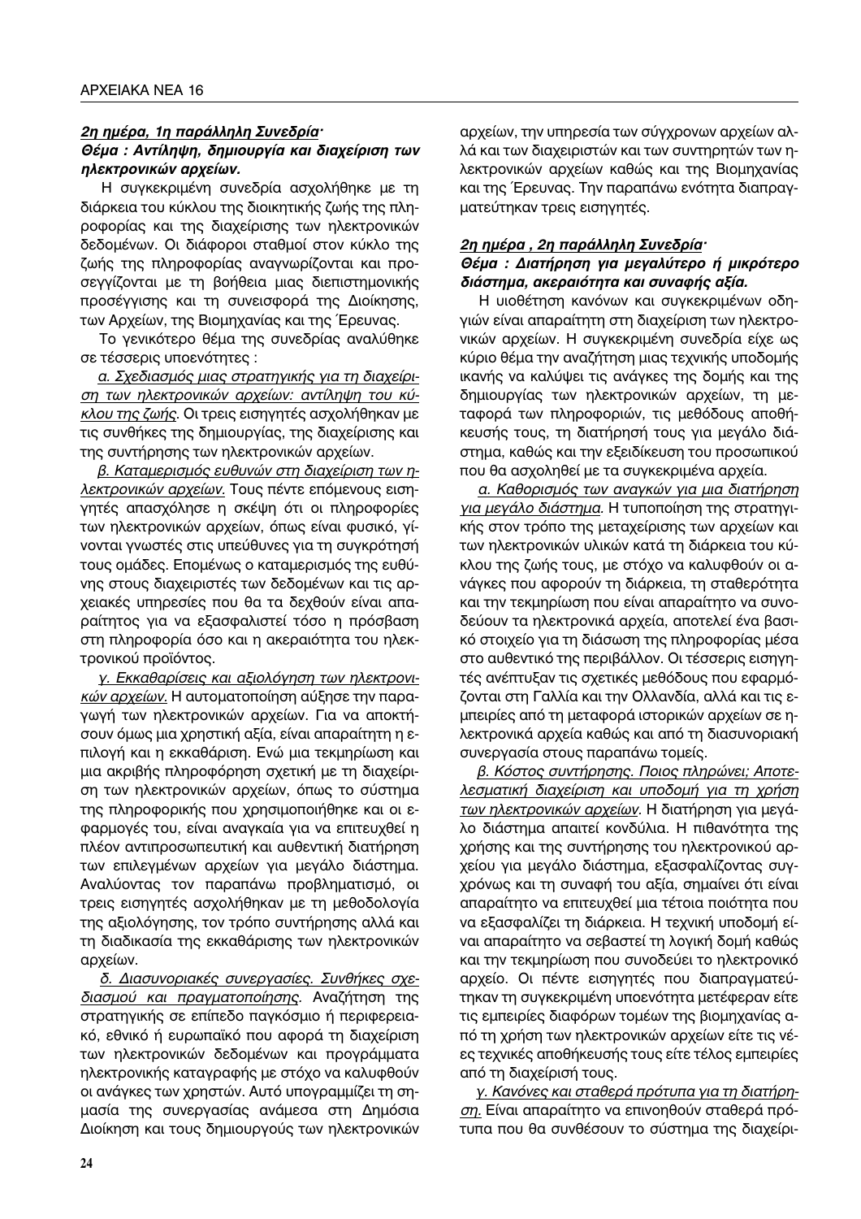***2η ημέρα, 1η παράλληλη Συνεδρία·***

***Θέμα : Αντίληψη, δημιουργία και διαχείριση των ηλεκτρονικών αρχείων.***

Η συγκεκριμένη συνεδρία ασχολήθηκε με τη διάρκεια του κύκλου της διοικητικής ζωής της πληροφορίας και της διαχείρισης των ηλεκτρονικών δεδομένων. Οι διάφοροι σταθμοί στον κύκλο της ζωής της πληροφορίας αναγνωρίζονται και προσεγγίζονται με τη βοήθεια μιας διεπιστημονικής προσέγγισης και τη συνεισφορά της Διοίκησης, των Αρχείων, της Βιομηχανίας και της Έρευνας.

Το γενικότερο θέμα της συνεδρίας αναλύθηκε σε τέσσερις υποενότητες :

*α. Σχεδιασμός μιας στρατηγικής για τη διαχείριση των ηλεκτρονικών αρχείων: αντίληψη του κύκλου της ζωής.* Οι τρεις εισηγητές ασχολήθηκαν με τις συνθήκες της δημιουργίας, της διαχείρισης και της συντήρησης των ηλεκτρονικών αρχείων.

*β. Καταμερισμός ευθυνών στη διαχείριση των ηλεκτρονικών αρχείων.* Τους πέντε επόμενους εισηγητές απασχόλησε η σκέψη ότι οι πληροφορίες των ηλεκτρονικών αρχείων, όπως είναι φυσικό, γίνονται γνωστές στις υπεύθυνες για τη συγκρότησή τους ομάδες. Επομένως ο καταμερισμός της ευθύνης στους διαχειριστές των δεδομένων και τις αρχειακές υπηρεσίες που θα τα δεχθούν είναι απαραίτητος για να εξασφαλιστεί τόσο η πρόσβαση στη πληροφορία όσο και η ακεραιότητα του ηλεκτρονικού προϊόντος.

*γ. Εκκαθαρίσεις και αξιολόγηση των ηλεκτρονικών αρχείων.* Η αυτοματοποίηση αύξησε την παραγωγή των ηλεκτρονικών αρχείων. Για να αποκτήσουν όμως μια χρηστική αξία, είναι απαραίτητη η επιλογή και η εκκαθάριση. Ενώ μια τεκμηρίωση και μια ακριβής πληροφόρηση σχετική με τη διαχείριση των ηλεκτρονικών αρχείων, όπως το σύστημα της πληροφορικής που χρησιμοποιήθηκε και οι εφαρμογές του, είναι αναγκαία για να επιτευχθεί η πλέον αντιπροσωπευτική και αυθεντική διατήρηση των επιλεγμένων αρχείων για μεγάλο διάστημα. Αναλύοντας τον παραπάνω προβληματισμό, οι τρεις εισηγητές ασχολήθηκαν με τη μεθοδολογία της αξιολόγησης, τον τρόπο συντήρησης αλλά και τη διαδικασία της εκκαθάρισης των ηλεκτρονικών αρχείων.

*δ. Διασυνοριακές συνεργασίες. Συνθήκες σχεδιασμού και πραγματοποίησης.* Αναζήτηση της στρατηγικής σε επίπεδο παγκόσμιο ή περιφερειακό, εθνικό ή ευρωπαϊκό που αφορά τη διαχείριση των ηλεκτρονικών δεδομένων και προγράμματα ηλεκτρονικής καταγραφής με στόχο να καλυφθούν οι ανάγκες των χρηστών. Αυτό υπογραμμίζει τη σημασία της συνεργασίας ανάμεσα στη Δημόσια Διοίκηση και τους δημιουργούς των ηλεκτρονικών αρχείων, την υπηρεσία των σύγχρονων αρχείων αλλά και των διαχειριστών και των συντηρητών των ηλεκτρονικών αρχείων καθώς και της Βιομηχανίας και της Έρευνας. Την παραπάνω ενότητα διαπραγματεύτηκαν τρεις εισηγητές.

***2η ημέρα , 2η παράλληλη Συνεδρία·***

***Θέμα : Διατήρηση για μεγαλύτερο ή μικρότερο διάστημα, ακεραιότητα και συναφής αξία.***

Η υιοθέτηση κανόνων και συγκεκριμένων οδηγιών είναι απαραίτητη στη διαχείριση των ηλεκτρονικών αρχείων. Η συγκεκριμένη συνεδρία είχε ως κύριο θέμα την αναζήτηση μιας τεχνικής υποδομής ικανής να καλύψει τις ανάγκες της δομής και της δημιουργίας των ηλεκτρονικών αρχείων, τη μεταφορά των πληροφοριών, τις μεθόδους αποθήκευσής τους, τη διατήρησή τους για μεγάλο διάστημα, καθώς και την εξειδίκευση του προσωπικού που θα ασχοληθεί με τα συγκεκριμένα αρχεία.

*α. Καθορισμός των αναγκών για μια διατήρηση για μεγάλο διάστημα.* Η τυποποίηση της στρατηγικής στον τρόπο της μεταχείρισης των αρχείων και των ηλεκτρονικών υλικών κατά τη διάρκεια του κύκλου της ζωής τους, με στόχο να καλυφθούν οι ανάγκες που αφορούν τη διάρκεια, τη σταθερότητα και την τεκμηρίωση που είναι απαραίτητο να συνοδεύουν τα ηλεκτρονικά αρχεία, αποτελεί ένα βασικό στοιχείο για τη διάσωση της πληροφορίας μέσα στο αυθεντικό της περιβάλλον. Οι τέσσερις εισηγητές ανέπτυξαν τις σχετικές μεθόδους που εφαρμόζονται στη Γαλλία και την Ολλανδία, αλλά και τις εμπειρίες από τη μεταφορά ιστορικών αρχείων σε ηλεκτρονικά αρχεία καθώς και από τη διασυνοριακή συνεργασία στους παραπάνω τομείς.

*β. Κόστος συντήρησης. Ποιος πληρώνει; Αποτελεσματική διαχείριση και υποδομή για τη χρήση των ηλεκτρονικών αρχείων.* Η διατήρηση για μεγάλο διάστημα απαιτεί κονδύλια. Η πιθανότητα της χρήσης και της συντήρησης του ηλεκτρονικού αρχείου για μεγάλο διάστημα, εξασφαλίζοντας συγχρόνως και τη συναφή του αξία, σημαίνει ότι είναι απαραίτητο να επιτευχθεί μια τέτοια ποιότητα που να εξασφαλίζει τη διάρκεια. Η τεχνική υποδομή είναι απαραίτητο να σεβαστεί τη λογική δομή καθώς και την τεκμηρίωση που συνοδεύει το ηλεκτρονικό αρχείο. Οι πέντε εισηγητές που διαπραγματεύτηκαν τη συγκεκριμένη υποενότητα μετέφεραν είτε τις εμπειρίες διαφόρων τομέων της βιομηχανίας από τη χρήση των ηλεκτρονικών αρχείων είτε τις νέες τεχνικές αποθήκευσής τους είτε τέλος εμπειρίες από τη διαχείρισή τους.

*γ. Κανόνες και σταθερά πρότυπα για τη διατήρηση.* Είναι απαραίτητο να επινοηθούν σταθερά πρότυπα που θα συνθέσουν το σύστημα της διαχείρι-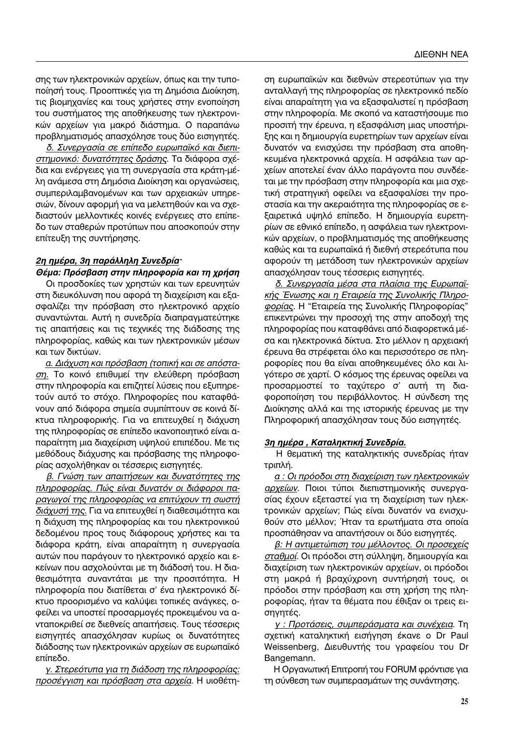σης των ηλεκτρονικών αρχείων, όπως και την τυποποίησή τους. Προοπτικές για τη Δημόσια Διοίκηση, τις βιομηχανίες και τους χρήστες στην ενοποίηση του συστήματος της αποθήκευσης των ηλεκτρονικών αρχείων για μακρό διάστημα. Ο παραπάνω προβληματισμός απασχόλησε τους δύο εισηγητές.

*δ. Συνεργασία σε επίπεδο ευρωπαϊκό και διεπιστημονικό: δυνατότητες δράσης*. Τα διάφορα σχέδια και ενέργειες για τη συνεργασία στα κράτη-μέλη ανάμεσα στη Δημόσια Διοίκηση και οργανώσεις, συμπεριλαμβανομένων και των αρχειακών υπηρεσιών, δίνουν αφορμή για να μελετηθούν και να σχεδιαστούν μελλοντικές κοινές ενέργειες στο επίπεδο των σταθερών προτύπων που αποσκοπούν στην επίτευξη της συντήρησης.

**2η ημέρα, 3η παράλληλη Συνεδρία·**

**Θέμα: Πρόσβαση στην πληροφορία και τη χρήση**

Οι προσδοκίες των χρηστών και των ερευνητών στη διευκόλυνση που αφορά τη διαχείριση και εξασφαλίζει την πρόσβαση στο ηλεκτρονικό αρχείο συναντώνται. Αυτή η συνεδρία διαπραγματεύτηκε τις απαιτήσεις και τις τεχνικές της διάδοσης της πληροφορίας, καθώς και των ηλεκτρονικών μέσων και των δικτύων.

*α. Διάχυση και πρόσβαση (τοπική και σε απόσταση).* Το κοινό επιθυμεί την ελεύθερη πρόσβαση στην πληροφορία και επιζητεί λύσεις που εξυπηρετούν αυτό το στόχο. Πληροφορίες που καταφθάνουν από διάφορα σημεία συμπίπτουν σε κοινά δίκτυα πληροφορικής. Για να επιτευχθεί η διάχυση της πληροφορίας σε επίπεδο ικανοποιητικό είναι απαραίτητη μια διαχείριση υψηλού επιπέδου. Με τις μεθόδους διάχυσης και πρόσβασης της πληροφορίας ασχολήθηκαν οι τέσσερις εισηγητές.

*β. Γνώση των απαιτήσεων και δυνατότητες της πληροφορίας. Πώς είναι δυνατόν οι διάφοροι παραγωγοί της πληροφορίας να επιτύχουν τη σωστή διάχυσή της.* Για να επιτευχθεί η διαθεσιμότητα και η διάχυση της πληροφορίας και του ηλεκτρονικού δεδομένου προς τους διάφορους χρήστες και τα διάφορα κράτη, είναι απαραίτητη η συνεργασία αυτών που παράγουν το ηλεκτρονικό αρχείο και εκείνων που ασχολούνται με τη διάδοσή του. Η διαθεσιμότητα συναντάται με την προσιτότητα. Η πληροφορία που διατίθεται σ' ένα ηλεκτρονικό δίκτυο προορισμένο να καλύψει τοπικές ανάγκες, οφείλει να υποστεί προσαρμογές προκειμένου να ανταποκριθεί σε διεθνείς απαιτήσεις. Τους τέσσερις εισηγητές απασχόλησαν κυρίως οι δυνατότητες διάδοσης των ηλεκτρονικών αρχείων σε ευρωπαϊκό επίπεδο.

*γ. Στερεότυπα για τη διάδοση της πληροφορίας: προσέγγιση και πρόσβαση στα αρχεία.* Η υιοθέτηση ευρωπαϊκών και διεθνών στερεοτύπων για την ανταλλαγή της πληροφορίας σε ηλεκτρονικό πεδίο είναι απαραίτητη για να εξασφαλιστεί η πρόσβαση στην πληροφορία. Με σκοπό να καταστήσουμε πιο προσιτή την έρευνα, η εξασφάλιση μιας υποστήριξης και η δημιουργία ευρετηρίων των αρχείων είναι δυνατόν να ενισχύσει την πρόσβαση στα αποθηκευμένα ηλεκτρονικά αρχεία. Η ασφάλεια των αρχείων αποτελεί έναν άλλο παράγοντα που συνδέεται με την πρόσβαση στην πληροφορία και μια σχετική στρατηγική οφείλει να εξασφαλίσει την προστασία και την ακεραιότητα της πληροφορίας σε εξαιρετικά υψηλό επίπεδο. Η δημιουργία ευρετηρίων σε εθνικό επίπεδο, η ασφάλεια των ηλεκτρονικών αρχείων, ο προβληματισμός της αποθήκευσης καθώς και τα ευρωπαϊκά ή διεθνή στερεότυπα που αφορούν τη μετάδοση των ηλεκτρονικών αρχείων απασχόλησαν τους τέσσερις εισηγητές.

*δ. Συνεργασία μέσα στα πλαίσια της Ευρωπαϊκής Ένωσης και η Εταιρεία της Συνολικής Πληροφορίας.* Η "Εταιρεία της Συνολικής Πληροφορίας" επικεντρώνει την προσοχή της στην αποδοχή της πληροφορίας που καταφθάνει από διαφορετικά μέσα και ηλεκτρονικά δίκτυα. Στο μέλλον η αρχειακή έρευνα θα στρέφεται όλο και περισσότερο σε πληροφορίες που θα είναι αποθηκευμένες όλο και λιγότερο σε χαρτί. Ο κόσμος της έρευνας οφείλει να προσαρμοστεί το ταχύτερο σ' αυτή τη διαφοροποίηση του περιβάλλοντος. Η σύνδεση της Διοίκησης αλλά και της ιστορικής έρευνας με την Πληροφορική απασχόλησαν τους δύο εισηγητές.

**3η ημέρα , Καταληκτική Συνεδρία.**

Η θεματική της καταληκτικής συνεδρίας ήταν τριπλή.

*α : Οι πρόοδοι στη διαχείριση των ηλεκτρονικών αρχείων*. Ποιοι τύποι διεπιστημονικής συνεργασίας έχουν εξεταστεί για τη διαχείριση των ηλεκτρονικών αρχείων; Πώς είναι δυνατόν να ενισχυθούν στο μέλλον; Ήταν τα ερωτήματα στα οποία προσπάθησαν να απαντήσουν οι δύο εισηγητές.

*β: Η αντιμετώπιση του μέλλοντος. Οι προσεχείς σταθμοί*. Οι πρόοδοι στη σύλληψη, δημιουργία και διαχείριση των ηλεκτρονικών αρχείων, οι πρόοδοι στη μακρά ή βραχύχρονη συντήρησή τους, οι πρόοδοι στην πρόσβαση και στη χρήση της πληροφορίας, ήταν τα θέματα που έθιξαν οι τρεις εισηγητές.

*γ : Προτάσεις, συμπεράσματα και συνέχεια*. Τη σχετική καταληκτική εισήγηση έκανε ο Dr Paul Weissenberg, Διευθυντής του γραφείου του Dr Bangemann.

Η Οργανωτική Επιτροπή του FORUM φρόντισε για τη σύνθεση των συμπερασμάτων της συνάντησης.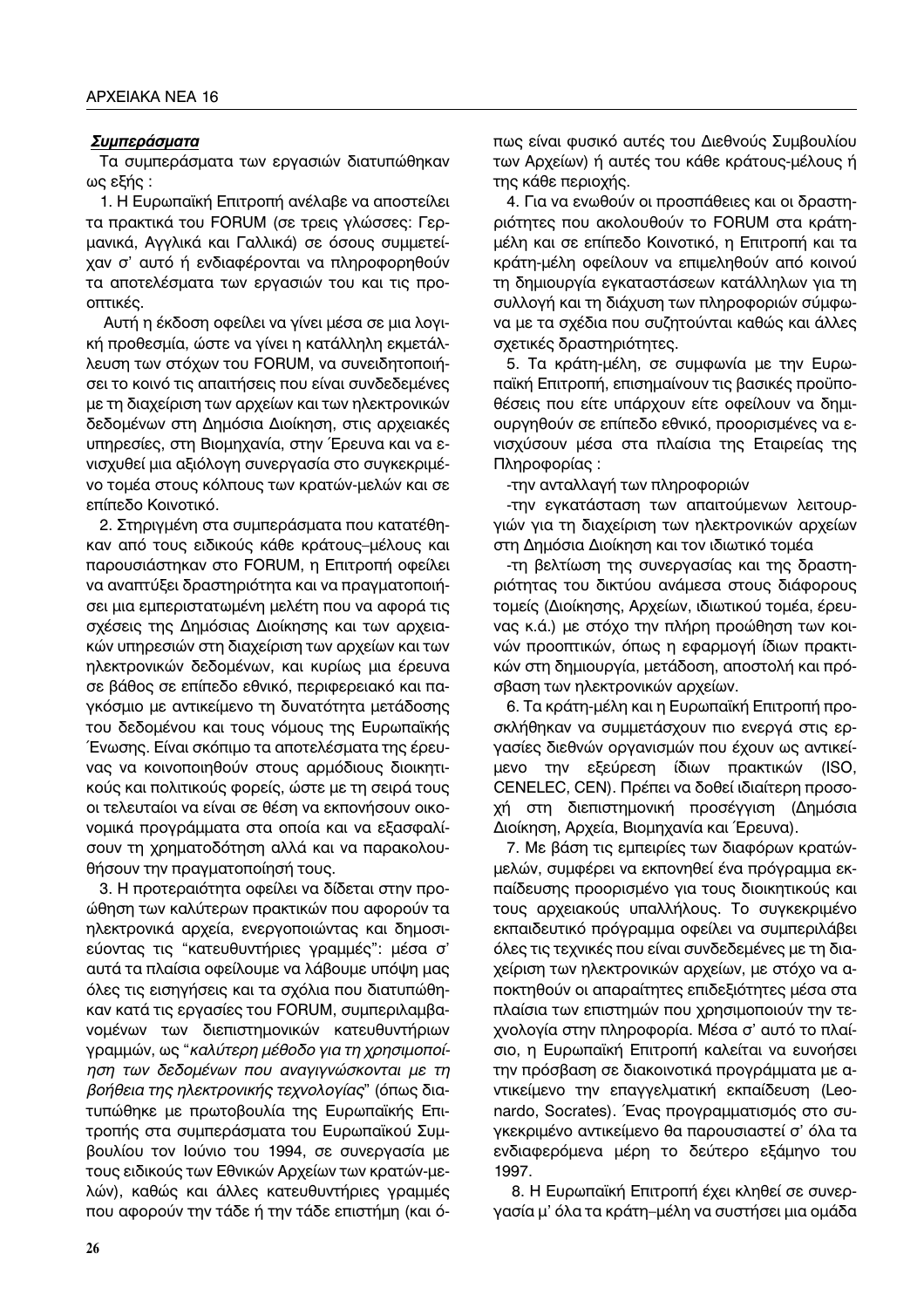***Συμπεράσματα***

Τα συμπεράσματα των εργασιών διατυπώθηκαν ως εξής :

1. Η Ευρωπαϊκή Επιτροπή ανέλαβε να αποστείλει τα πρακτικά του FORUM (σε τρεις γλώσσες: Γερμανικά, Αγγλικά και Γαλλικά) σε όσους συμμετείχαν σ' αυτό ή ενδιαφέρονται να πληροφορηθούν τα αποτελέσματα των εργασιών του και τις προοπτικές.

Αυτή η έκδοση οφείλει να γίνει μέσα σε μια λογική προθεσμία, ώστε να γίνει η κατάλληλη εκμετάλλευση των στόχων του FORUM, να συνειδητοποιήσει το κοινό τις απαιτήσεις που είναι συνδεδεμένες με τη διαχείριση των αρχείων και των ηλεκτρονικών δεδομένων στη Δημόσια Διοίκηση, στις αρχειακές υπηρεσίες, στη Βιομηχανία, στην Έρευνα και να ενισχυθεί μια αξιόλογη συνεργασία στο συγκεκριμένο τομέα στους κόλπους των κρατών-μελών και σε επίπεδο Κοινοτικό.

2. Στηριγμένη στα συμπεράσματα που κατατέθηκαν από τους ειδικούς κάθε κράτους–μέλους και παρουσιάστηκαν στο FORUM, η Επιτροπή οφείλει να αναπτύξει δραστηριότητα και να πραγματοποιήσει μια εμπεριστατωμένη μελέτη που να αφορά τις σχέσεις της Δημόσιας Διοίκησης και των αρχειακών υπηρεσιών στη διαχείριση των αρχείων και των ηλεκτρονικών δεδομένων, και κυρίως μια έρευνα σε βάθος σε επίπεδο εθνικό, περιφερειακό και παγκόσμιο με αντικείμενο τη δυνατότητα μετάδοσης του δεδομένου και τους νόμους της Ευρωπαϊκής Ένωσης. Είναι σκόπιμο τα αποτελέσματα της έρευνας να κοινοποιηθούν στους αρμόδιους διοικητικούς και πολιτικούς φορείς, ώστε με τη σειρά τους οι τελευταίοι να είναι σε θέση να εκπονήσουν οικονομικά προγράμματα στα οποία και να εξασφαλίσουν τη χρηματοδότηση αλλά και να παρακολουθήσουν την πραγματοποίησή τους.

3. Η προτεραιότητα οφείλει να δίδεται στην προώθηση των καλύτερων πρακτικών που αφορούν τα ηλεκτρονικά αρχεία, ενεργοποιώντας και δημοσιεύοντας τις "κατευθυντήριες γραμμές": μέσα σ' αυτά τα πλαίσια οφείλουμε να λάβουμε υπόψη μας όλες τις εισηγήσεις και τα σχόλια που διατυπώθηκαν κατά τις εργασίες του FORUM, συμπεριλαμβανομένων των διεπιστημονικών κατευθυντήριων γραμμών, ως "*καλύτερη μέθοδο για τη χρησιμοποίηση των δεδομένων που αναγιγνώσκονται με τη βοήθεια της ηλεκτρονικής τεχνολογίας*" (όπως διατυπώθηκε με πρωτοβουλία της Ευρωπαϊκής Επιτροπής στα συμπεράσματα του Ευρωπαϊκού Συμβουλίου τον Ιούνιο του 1994, σε συνεργασία με τους ειδικούς των Εθνικών Αρχείων των κρατών-μελών), καθώς και άλλες κατευθυντήριες γραμμές που αφορούν την τάδε ή την τάδε επιστήμη (και όπως είναι φυσικό αυτές του Διεθνούς Συμβουλίου των Αρχείων) ή αυτές του κάθε κράτους-μέλους ή της κάθε περιοχής.

4. Για να ενωθούν οι προσπάθειες και οι δραστηριότητες που ακολουθούν το FORUM στα κράτη-μέλη και σε επίπεδο Κοινοτικό, η Επιτροπή και τα κράτη-μέλη οφείλουν να επιμεληθούν από κοινού τη δημιουργία εγκαταστάσεων κατάλληλων για τη συλλογή και τη διάχυση των πληροφοριών σύμφωνα με τα σχέδια που συζητούνται καθώς και άλλες σχετικές δραστηριότητες.

5. Τα κράτη-μέλη, σε συμφωνία με την Ευρωπαϊκή Επιτροπή, επισημαίνουν τις βασικές προϋποθέσεις που είτε υπάρχουν είτε οφείλουν να δημιουργηθούν σε επίπεδο εθνικό, προορισμένες να ενισχύσουν μέσα στα πλαίσια της Εταιρείας της Πληροφορίας :

-την ανταλλαγή των πληροφοριών

-την εγκατάσταση των απαιτούμενων λειτουργιών για τη διαχείριση των ηλεκτρονικών αρχείων στη Δημόσια Διοίκηση και τον ιδιωτικό τομέα

-τη βελτίωση της συνεργασίας και της δραστηριότητας του δικτύου ανάμεσα στους διάφορους τομείς (Διοίκησης, Αρχείων, ιδιωτικού τομέα, έρευνας κ.ά.) με στόχο την πλήρη προώθηση των κοινών προοπτικών, όπως η εφαρμογή ίδιων πρακτικών στη δημιουργία, μετάδοση, αποστολή και πρόσβαση των ηλεκτρονικών αρχείων.

6. Τα κράτη-μέλη και η Ευρωπαϊκή Επιτροπή προσκλήθηκαν να συμμετάσχουν πιο ενεργά στις εργασίες διεθνών οργανισμών που έχουν ως αντικείμενο την εξεύρεση ίδιων πρακτικών (ISO, CENELEC, CEN). Πρέπει να δοθεί ιδιαίτερη προσοχή στη διεπιστημονική προσέγγιση (Δημόσια Διοίκηση, Αρχεία, Βιομηχανία και Έρευνα).

7. Με βάση τις εμπειρίες των διαφόρων κρατών-μελών, συμφέρει να εκπονηθεί ένα πρόγραμμα εκπαίδευσης προορισμένο για τους διοικητικούς και τους αρχειακούς υπαλλήλους. Το συγκεκριμένο εκπαιδευτικό πρόγραμμα οφείλει να συμπεριλάβει όλες τις τεχνικές που είναι συνδεδεμένες με τη διαχείριση των ηλεκτρονικών αρχείων, με στόχο να αποκτηθούν οι απαραίτητες επιδεξιότητες μέσα στα πλαίσια των επιστημών που χρησιμοποιούν την τεχνολογία στην πληροφορία. Μέσα σ' αυτό το πλαίσιο, η Ευρωπαϊκή Επιτροπή καλείται να ευνοήσει την πρόσβαση σε διακοινοτικά προγράμματα με αντικείμενο την επαγγελματική εκπαίδευση (Leonardo, Socrates). Ένας προγραμματισμός στο συγκεκριμένο αντικείμενο θα παρουσιαστεί σ' όλα τα ενδιαφερόμενα μέρη το δεύτερο εξάμηνο του 1997.

8. Η Ευρωπαϊκή Επιτροπή έχει κληθεί σε συνεργασία μ' όλα τα κράτη–μέλη να συστήσει μια ομάδα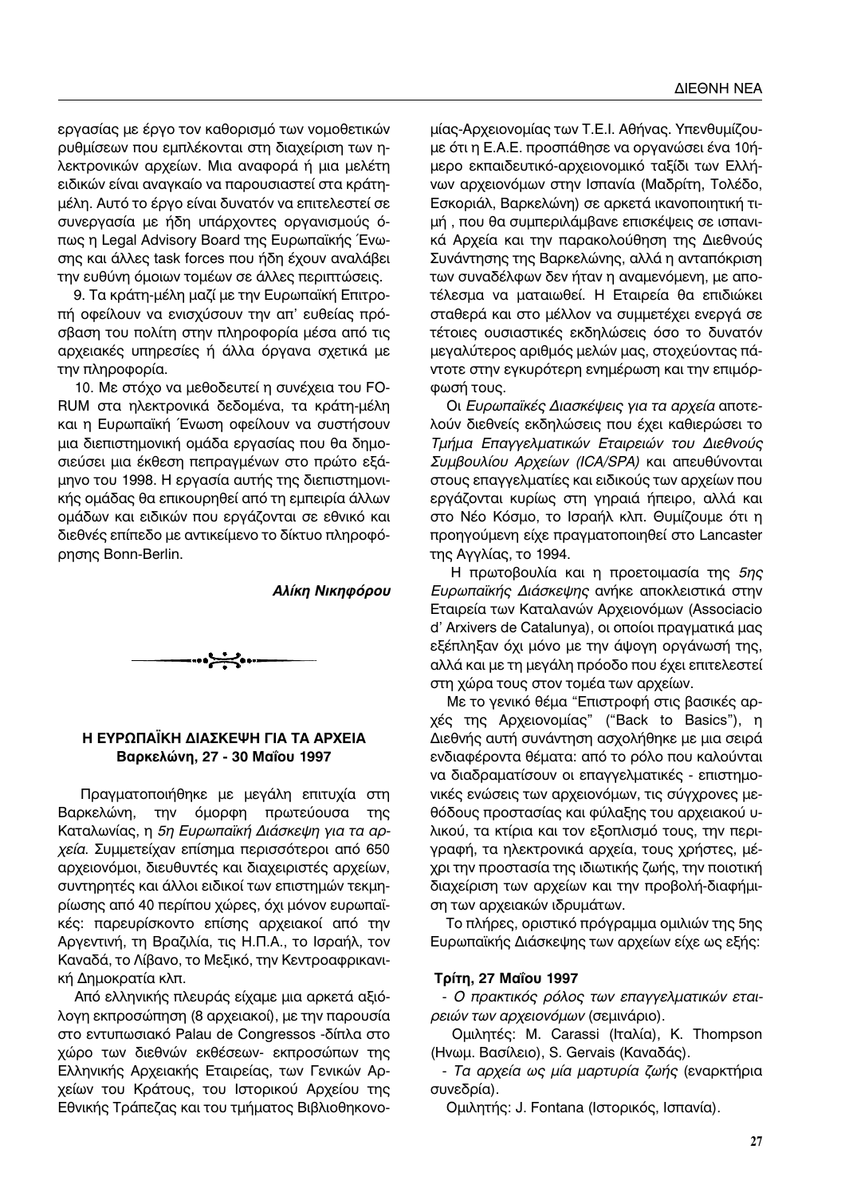εργασίας με έργο τον καθορισμό των νομοθετικών ρυθμίσεων που εμπλέκονται στη διαχείριση των ηλεκτρονικών αρχείων. Μια αναφορά ή μια μελέτη ειδικών είναι αναγκαίο να παρουσιαστεί στα κράτη-μέλη. Αυτό το έργο είναι δυνατόν να επιτελεστεί σε συνεργασία με ήδη υπάρχοντες οργανισμούς όπως η Legal Advisory Board της Ευρωπαϊκής Ένωσης και άλλες task forces που ήδη έχουν αναλάβει την ευθύνη όμοιων τομέων σε άλλες περιπτώσεις.

9. Τα κράτη-μέλη μαζί με την Ευρωπαϊκή Επιτροπή οφείλουν να ενισχύσουν την απ' ευθείας πρόσβαση του πολίτη στην πληροφορία μέσα από τις αρχειακές υπηρεσίες ή άλλα όργανα σχετικά με την πληροφορία.

10. Με στόχο να μεθοδευτεί η συνέχεια του FORUM στα ηλεκτρονικά δεδομένα, τα κράτη-μέλη και η Ευρωπαϊκή Ένωση οφείλουν να συστήσουν μια διεπιστημονική ομάδα εργασίας που θα δημοσιεύσει μια έκθεση πεπραγμένων στο πρώτο εξάμηνο του 1998. Η εργασία αυτής της διεπιστημονικής ομάδας θα επικουρηθεί από τη εμπειρία άλλων ομάδων και ειδικών που εργάζονται σε εθνικό και διεθνές επίπεδο με αντικείμενο το δίκτυο πληροφόρησης Bonn-Berlin.

***Αλίκη Νικηφόρου***

### Η ΕΥΡΩΠΑΪΚΗ ΔΙΑΣΚΕΨΗ ΓΙΑ ΤΑ ΑΡΧΕΙΑ
**Βαρκελώνη, 27 - 30 Μαΐου 1997**

Πραγματοποιήθηκε με μεγάλη επιτυχία στη Βαρκελώνη, την όμορφη πρωτεύουσα της Καταλωνίας, η *5η Ευρωπαϊκή Διάσκεψη για τα αρχεία*. Συμμετείχαν επίσημα περισσότεροι από 650 αρχειονόμοι, διευθυντές και διαχειριστές αρχείων, συντηρητές και άλλοι ειδικοί των επιστημών τεκμηρίωσης από 40 περίπου χώρες, όχι μόνον ευρωπαϊκές: παρευρίσκοντο επίσης αρχειακοί από την Αργεντινή, τη Βραζιλία, τις Η.Π.Α., το Ισραήλ, τον Καναδά, το Λίβανο, το Μεξικό, την Κεντροαφρικανική Δημοκρατία κλπ.

Από ελληνικής πλευράς είχαμε μια αρκετά αξιόλογη εκπροσώπηση (8 αρχειακοί), με την παρουσία στο εντυπωσιακό Palau de Congressos -δίπλα στο χώρο των διεθνών εκθέσεων- εκπροσώπων της Ελληνικής Αρχειακής Εταιρείας, των Γενικών Αρχείων του Κράτους, του Ιστορικού Αρχείου της Εθνικής Τράπεζας και του τμήματος Βιβλιοθηκονομίας-Αρχειονομίας των Τ.Ε.Ι. Αθήνας. Υπενθυμίζουμε ότι η Ε.Α.Ε. προσπάθησε να οργανώσει ένα 10ήμερο εκπαιδευτικό-αρχειονομικό ταξίδι των Ελλήνων αρχειονόμων στην Ισπανία (Μαδρίτη, Τολέδο, Εσκοριάλ, Βαρκελώνη) σε αρκετά ικανοποιητική τιμή , που θα συμπεριλάμβανε επισκέψεις σε ισπανικά Αρχεία και την παρακολούθηση της Διεθνούς Συνάντησης της Βαρκελώνης, αλλά η ανταπόκριση των συναδέλφων δεν ήταν η αναμενόμενη, με αποτέλεσμα να ματαιωθεί. Η Εταιρεία θα επιδιώκει σταθερά και στο μέλλον να συμμετέχει ενεργά σε τέτοιες ουσιαστικές εκδηλώσεις όσο το δυνατόν μεγαλύτερος αριθμός μελών μας, στοχεύοντας πάντοτε στην εγκυρότερη ενημέρωση και την επιμόρφωσή τους.

Οι *Ευρωπαϊκές Διασκέψεις για τα αρχεία* αποτελούν διεθνείς εκδηλώσεις που έχει καθιερώσει το *Τμήμα Επαγγελματικών Εταιρειών του Διεθνούς Συμβουλίου Αρχείων (ICA/SPA)* και απευθύνονται στους επαγγελματίες και ειδικούς των αρχείων που εργάζονται κυρίως στη γηραιά ήπειρο, αλλά και στο Νέο Κόσμο, το Ισραήλ κλπ. Θυμίζουμε ότι η προηγούμενη είχε πραγματοποιηθεί στο Lancaster της Αγγλίας, το 1994.

Η πρωτοβουλία και η προετοιμασία της *5ης Ευρωπαϊκής Διάσκεψης* ανήκε αποκλειστικά στην Εταιρεία των Καταλανών Αρχειονόμων (Associacio d' Arxivers de Catalunya), οι οποίοι πραγματικά μας εξέπληξαν όχι μόνο με την άψογη οργάνωσή της, αλλά και με τη μεγάλη πρόοδο που έχει επιτελεστεί στη χώρα τους στον τομέα των αρχείων.

Με το γενικό θέμα "Επιστροφή στις βασικές αρχές της Αρχειονομίας" ("Back to Basics"), η Διεθνής αυτή συνάντηση ασχολήθηκε με μια σειρά ενδιαφέροντα θέματα: από το ρόλο που καλούνται να διαδραματίσουν οι επαγγελματικές - επιστημονικές ενώσεις των αρχειονόμων, τις σύγχρονες μεθόδους προστασίας και φύλαξης του αρχειακού υλικού, τα κτίρια και τον εξοπλισμό τους, την περιγραφή, τα ηλεκτρονικά αρχεία, τους χρήστες, μέχρι την προστασία της ιδιωτικής ζωής, την ποιοτική διαχείριση των αρχείων και την προβολή-διαφήμιση των αρχειακών ιδρυμάτων.

Το πλήρες, οριστικό πρόγραμμα ομιλιών της 5ης Ευρωπαϊκής Διάσκεψης των αρχείων είχε ως εξής:

**Τρίτη, 27 Μαΐου 1997**

- *Ο πρακτικός ρόλος των επαγγελματικών εταιρειών των αρχειονόμων* (σεμινάριο).

Ομιλητές: M. Carassi (Ιταλία), K. Thompson (Ηνωμ. Βασίλειο), S. Gervais (Καναδάς).

- *Τα αρχεία ως μία μαρτυρία ζωής* (εναρκτήρια συνεδρία).

Ομιλητής: J. Fontana (Ιστορικός, Ισπανία).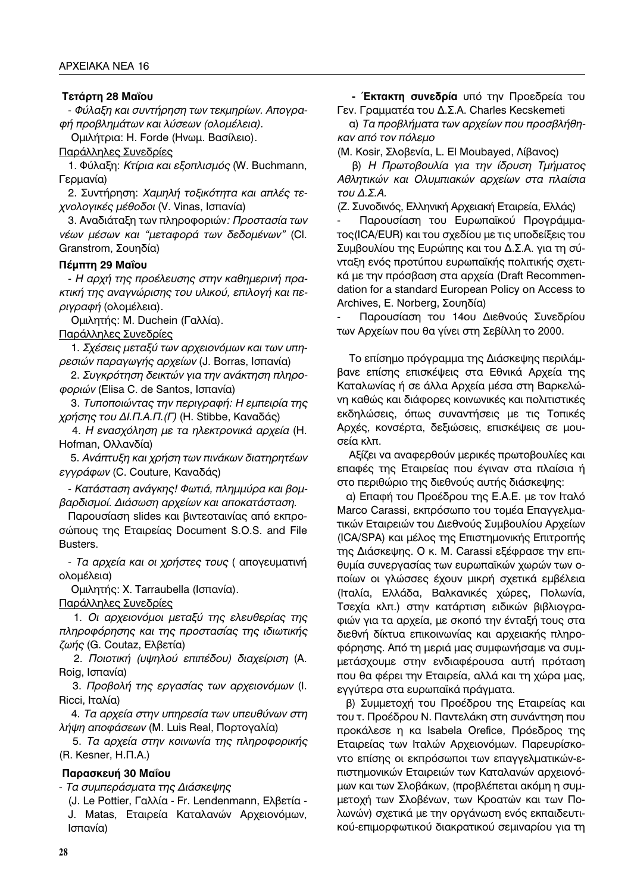**Τετάρτη 28 Μαΐου**

- *Φύλαξη και συντήρηση των τεκμηρίων. Απογραφή προβλημάτων και λύσεων (ολομέλεια).*

Ομιλήτρια: H. Forde (Ηνωμ. Βασίλειο).

Παράλληλες Συνεδρίες

1. Φύλαξη: *Κτίρια και εξοπλισμός* (W. Buchmann, Γερμανία)

2. Συντήρηση: *Χαμηλή τοξικότητα και απλές τεχνολογικές μέθοδοι* (V. Vinas, Ισπανία)

3. Αναδιάταξη των πληροφοριών*: Προστασία των νέων μέσων και "μεταφορά των δεδομένων"* (Cl. Granstrom, Σουηδία)

**Πέμπτη 29 Μαΐου**

- *Η αρχή της προέλευσης στην καθημερινή πρακτική της αναγνώρισης του υλικού, επιλογή και περιγραφή* (ολομέλεια).

Ομιλητής: M. Duchein (Γαλλία).

Παράλληλες Συνεδρίες

1. *Σχέσεις μεταξύ των αρχειονόμων και των υπηρεσιών παραγωγής αρχείων* (J. Borras, Ισπανία)

2. *Συγκρότηση δεικτών για την ανάκτηση πληροφοριών* (Elisa C. de Santos, Ισπανία)

3. *Τυποποιώντας την περιγραφή: Η εμπειρία της χρήσης του ΔΙ.Π.Α.Π.(Γ)* (H. Stibbe, Καναδάς)

4. *Η ενασχόληση με τα ηλεκτρονικά αρχεία* (H. Hofman, Ολλανδία)

5. *Ανάπτυξη και χρήση των πινάκων διατηρητέων εγγράφων* (C. Couture, Καναδάς)

- *Κατάσταση ανάγκης! Φωτιά, πλημμύρα και βομβαρδισμοί. Διάσωση αρχείων και αποκατάσταση.*

Παρουσίαση slides και βιντεοταινίας από εκπροσώπους της Εταιρείας Document S.O.S. and File Busters.

- *Τα αρχεία και οι χρήστες τους* ( απογευματινή ολομέλεια)

Ομιλητής: X. Tarraubella (Ισπανία).

Παράλληλες Συνεδρίες

1. *Οι αρχειονόμοι μεταξύ της ελευθερίας της πληροφόρησης και της προστασίας της ιδιωτικής ζωής* (G. Coutaz, Ελβετία)

2. *Ποιοτική (υψηλού επιπέδου) διαχείριση* (A. Roig, Ισπανία)

3. *Προβολή της εργασίας των αρχειονόμων* (I. Ricci, Ιταλία)

4. *Τα αρχεία στην υπηρεσία των υπευθύνων στη λήψη αποφάσεων* (M. Luis Real, Πορτογαλία)

5. *Τα αρχεία στην κοινωνία της πληροφορικής* (R. Kesner, Η.Π.Α.)

**Παρασκευή 30 Μαΐου**

- *Τα συμπεράσματα της Διάσκεψης*

(J. Le Pottier, Γαλλία - Fr. Lendenmann, Ελβετία - J. Matas, Εταιρεία Καταλανών Αρχειονόμων, Ισπανία)

- **Έκτακτη συνεδρία** υπό την Προεδρεία του Γεν. Γραμματέα του Δ.Σ.Α. Charles Kecskemeti

α) *Τα προβλήματα των αρχείων που προσβλήθηκαν από τον πόλεμο*

(M. Kosir, Σλοβενία, L. El Moubayed, Λίβανος)

β) *Η Πρωτοβουλία για την ίδρυση Τμήματος Αθλητικών και Ολυμπιακών αρχείων στα πλαίσια του Δ.Σ.Α.*

(Ζ. Συνοδινός, Ελληνική Αρχειακή Εταιρεία, Ελλάς)

- Παρουσίαση του Ευρωπαϊκού Προγράμματος(ICA/EUR) και του σχεδίου με τις υποδείξεις του Συμβουλίου της Ευρώπης και του Δ.Σ.Α. για τη σύνταξη ενός προτύπου ευρωπαϊκής πολιτικής σχετικά με την πρόσβαση στα αρχεία (Draft Recommendation for a standard European Policy on Access to Archives, E. Norberg, Σουηδία)

- Παρουσίαση του 14ου Διεθνούς Συνεδρίου των Αρχείων που θα γίνει στη Σεβίλλη το 2000.

Το επίσημο πρόγραμμα της Διάσκεψης περιλάμβανε επίσης επισκέψεις στα Εθνικά Αρχεία της Καταλωνίας ή σε άλλα Αρχεία μέσα στη Βαρκελώνη καθώς και διάφορες κοινωνικές και πολιτιστικές εκδηλώσεις, όπως συναντήσεις με τις Τοπικές Αρχές, κονσέρτα, δεξιώσεις, επισκέψεις σε μουσεία κλπ.

Αξίζει να αναφερθούν μερικές πρωτοβουλίες και επαφές της Εταιρείας που έγιναν στα πλαίσια ή στο περιθώριο της διεθνούς αυτής διάσκεψης:

α) Επαφή του Προέδρου της Ε.Α.Ε. με τον Ιταλό Marco Carassi, εκπρόσωπο του τομέα Επαγγελματικών Εταιρειών του Διεθνούς Συμβουλίου Αρχείων (ICA/SPA) και μέλος της Επιστημονικής Επιτροπής της Διάσκεψης. Ο κ. M. Carassi εξέφρασε την επιθυμία συνεργασίας των ευρωπαϊκών χωρών των οποίων οι γλώσσες έχουν μικρή σχετικά εμβέλεια (Ιταλία, Ελλάδα, Βαλκανικές χώρες, Πολωνία, Τσεχία κλπ.) στην κατάρτιση ειδικών βιβλιογραφιών για τα αρχεία, με σκοπό την ένταξή τους στα διεθνή δίκτυα επικοινωνίας και αρχειακής πληροφόρησης. Από τη μεριά μας συμφωνήσαμε να συμμετάσχουμε στην ενδιαφέρουσα αυτή πρόταση που θα φέρει την Εταιρεία, αλλά και τη χώρα μας, εγγύτερα στα ευρωπαϊκά πράγματα.

β) Συμμετοχή του Προέδρου της Εταιρείας και του τ. Προέδρου Ν. Παντελάκη στη συνάντηση που προκάλεσε η κα Isabela Orefice, Πρόεδρος της Εταιρείας των Ιταλών Αρχειονόμων. Παρευρίσκοντο επίσης οι εκπρόσωποι των επαγγελματικών-επιστημονικών Εταιρειών των Καταλανών αρχειονόμων και των Σλοβάκων, (προβλέπεται ακόμη η συμμετοχή των Σλοβένων, των Κροατών και των Πολωνών) σχετικά με την οργάνωση ενός εκπαιδευτικού-επιμορφωτικού διακρατικού σεμιναρίου για τη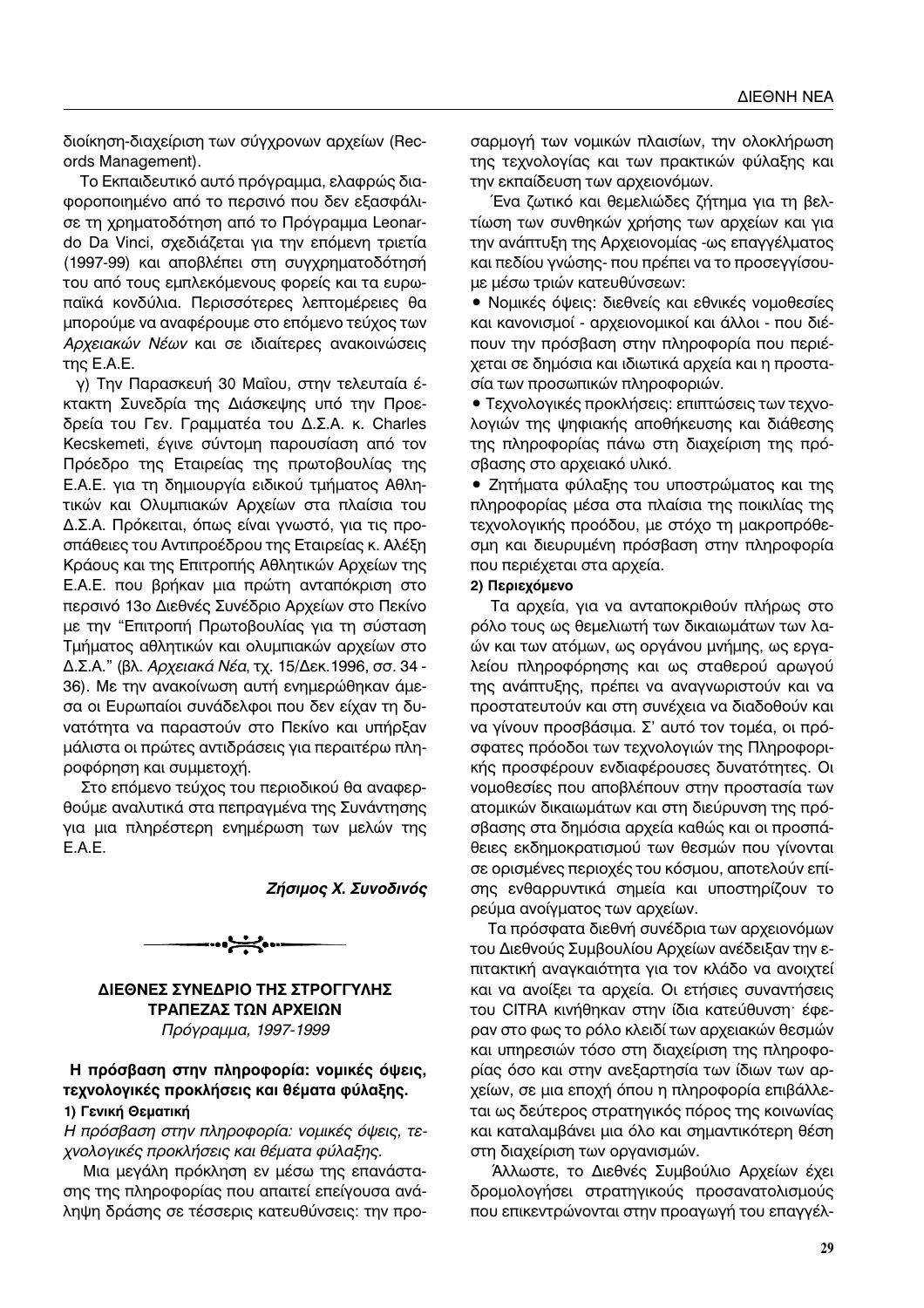διοίκηση-διαχείριση των σύγχρονων αρχείων (Records Management).

Το Εκπαιδευτικό αυτό πρόγραμμα, ελαφρώς διαφοροποιημένο από το περσινό που δεν εξασφάλισε τη χρηματοδότηση από το Πρόγραμμα Leonardo Da Vinci, σχεδιάζεται για την επόμενη τριετία (1997-99) και αποβλέπει στη συγχρηματοδότησή του από τους εμπλεκόμενους φορείς και τα ευρωπαϊκά κονδύλια. Περισσότερες λεπτομέρειες θα μπορούμε να αναφέρουμε στο επόμενο τεύχος των *Αρχειακών Νέων* και σε ιδιαίτερες ανακοινώσεις της Ε.Α.Ε.

γ) Την Παρασκευή 30 Μαΐου, στην τελευταία έκτακτη Συνεδρία της Διάσκεψης υπό την Προεδρεία του Γεν. Γραμματέα του Δ.Σ.Α. κ. Charles Kecskemeti, έγινε σύντομη παρουσίαση από τον Πρόεδρο της Εταιρείας της πρωτοβουλίας της Ε.Α.Ε. για τη δημιουργία ειδικού τμήματος Αθλητικών και Ολυμπιακών Αρχείων στα πλαίσια του Δ.Σ.Α. Πρόκειται, όπως είναι γνωστό, για τις προσπάθειες του Αντιπροέδρου της Εταιρείας κ. Αλέξη Κράους και της Επιτροπής Αθλητικών Αρχείων της Ε.Α.Ε. που βρήκαν μια πρώτη ανταπόκριση στο περσινό 13ο Διεθνές Συνέδριο Αρχείων στο Πεκίνο με την "Επιτροπή Πρωτοβουλίας για τη σύσταση Τμήματος αθλητικών και ολυμπιακών αρχείων στο Δ.Σ.Α." (βλ. *Αρχειακά Νέα*, τχ. 15/Δεκ.1996, σσ. 34 - 36). Με την ανακοίνωση αυτή ενημερώθηκαν άμεσα οι Ευρωπαίοι συνάδελφοι που δεν είχαν τη δυνατότητα να παραστούν στο Πεκίνο και υπήρξαν μάλιστα οι πρώτες αντιδράσεις για περαιτέρω πληροφόρηση και συμμετοχή.

Στο επόμενο τεύχος του περιοδικού θα αναφερθούμε αναλυτικά στα πεπραγμένα της Συνάντησης για μια πληρέστερη ενημέρωση των μελών της Ε.Α.Ε.

***Ζήσιμος Χ. Συνοδινός***

---

## ΔΙΕΘΝΕΣ ΣΥΝΕΔΡΙΟ ΤΗΣ ΣΤΡΟΓΓΥΛΗΣ ΤΡΑΠΕΖΑΣ ΤΩΝ ΑΡΧΕΙΩΝ

*Πρόγραμμα, 1997-1999*

### Η πρόσβαση στην πληροφορία: νομικές όψεις, τεχνολογικές προκλήσεις και θέματα φύλαξης.

**1) Γενική Θεματική**

*Η πρόσβαση στην πληροφορία: νομικές όψεις, τεχνολογικές προκλήσεις και θέματα φύλαξης.*

Μια μεγάλη πρόκληση εν μέσω της επανάστασης της πληροφορίας που απαιτεί επείγουσα ανάληψη δράσης σε τέσσερις κατευθύνσεις: την προσαρμογή των νομικών πλαισίων, την ολοκλήρωση της τεχνολογίας και των πρακτικών φύλαξης και την εκπαίδευση των αρχειονόμων.

Ένα ζωτικό και θεμελιώδες ζήτημα για τη βελτίωση των συνθηκών χρήσης των αρχείων και για την ανάπτυξη της Αρχειονομίας -ως επαγγέλματος και πεδίου γνώσης- που πρέπει να το προσεγγίσουμε μέσω τριών κατευθύνσεων:

- Νομικές όψεις: διεθνείς και εθνικές νομοθεσίες και κανονισμοί - αρχειονομικοί και άλλοι - που διέπουν την πρόσβαση στην πληροφορία που περιέχεται σε δημόσια και ιδιωτικά αρχεία και η προστασία των προσωπικών πληροφοριών.
- Τεχνολογικές προκλήσεις: επιπτώσεις των τεχνολογιών της ψηφιακής αποθήκευσης και διάθεσης της πληροφορίας πάνω στη διαχείριση της πρόσβασης στο αρχειακό υλικό.
- Ζητήματα φύλαξης του υποστρώματος και της πληροφορίας μέσα στα πλαίσια της ποικιλίας της τεχνολογικής προόδου, με στόχο τη μακροπρόθεσμη και διευρυμένη πρόσβαση στην πληροφορία που περιέχεται στα αρχεία.

**2) Περιεχόμενο**

Τα αρχεία, για να ανταποκριθούν πλήρως στο ρόλο τους ως θεμελιωτή των δικαιωμάτων των λαών και των ατόμων, ως οργάνου μνήμης, ως εργαλείου πληροφόρησης και ως σταθερού αρωγού της ανάπτυξης, πρέπει να αναγνωριστούν και να προστατευτούν και στη συνέχεια να διαδοθούν και να γίνουν προσβάσιμα. Σ' αυτό τον τομέα, οι πρόσφατες πρόοδοι των τεχνολογιών της Πληροφορικής προσφέρουν ενδιαφέρουσες δυνατότητες. Οι νομοθεσίες που αποβλέπουν στην προστασία των ατομικών δικαιωμάτων και στη διεύρυνση της πρόσβασης στα δημόσια αρχεία καθώς και οι προσπάθειες εκδημοκρατισμού των θεσμών που γίνονται σε ορισμένες περιοχές του κόσμου, αποτελούν επίσης ενθαρρυντικά σημεία και υποστηρίζουν το ρεύμα ανοίγματος των αρχείων.

Τα πρόσφατα διεθνή συνέδρια των αρχειονόμων του Διεθνούς Συμβουλίου Αρχείων ανέδειξαν την επιτακτική αναγκαιότητα για τον κλάδο να ανοιχτεί και να ανοίξει τα αρχεία. Οι ετήσιες συναντήσεις του CITRA κινήθηκαν στην ίδια κατεύθυνση· έφεραν στο φως το ρόλο κλειδί των αρχειακών θεσμών και υπηρεσιών τόσο στη διαχείριση της πληροφορίας όσο και στην ανεξαρτησία των ίδιων των αρχείων, σε μια εποχή όπου η πληροφορία επιβάλλεται ως δεύτερος στρατηγικός πόρος της κοινωνίας και καταλαμβάνει μια όλο και σημαντικότερη θέση στη διαχείριση των οργανισμών.

Άλλωστε, το Διεθνές Συμβούλιο Αρχείων έχει δρομολογήσει στρατηγικούς προσανατολισμούς που επικεντρώνονται στην προαγωγή του επαγγέλ-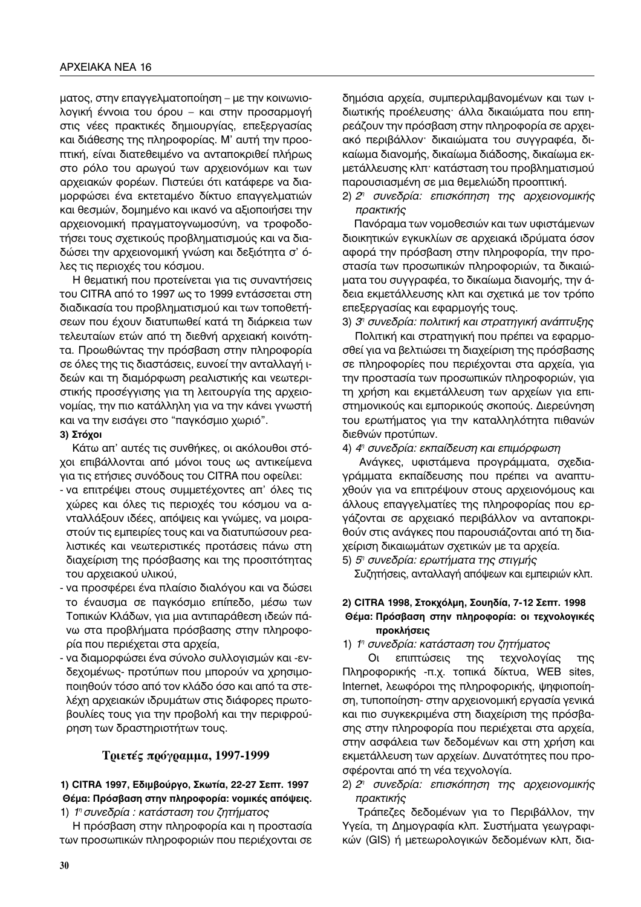ματος, στην επαγγελματοποίηση – με την κοινωνιολογική έννοια του όρου – και στην προσαρμογή στις νέες πρακτικές δημιουργίας, επεξεργασίας και διάθεσης της πληροφορίας. Μ' αυτή την προοπτική, είναι διατεθειμένο να ανταποκριθεί πλήρως στο ρόλο του αρωγού των αρχειονόμων και των αρχειακών φορέων. Πιστεύει ότι κατάφερε να διαμορφώσει ένα εκτεταμένο δίκτυο επαγγελματιών και θεσμών, δομημένο και ικανό να αξιοποιήσει την αρχειονομική πραγματογνωμοσύνη, να τροφοδοτήσει τους σχετικούς προβληματισμούς και να διαδώσει την αρχειονομική γνώση και δεξιότητα σ' όλες τις περιοχές του κόσμου.

Η θεματική που προτείνεται για τις συναντήσεις του CITRA από το 1997 ως το 1999 εντάσσεται στη διαδικασία του προβληματισμού και των τοποθετήσεων που έχουν διατυπωθεί κατά τη διάρκεια των τελευταίων ετών από τη διεθνή αρχειακή κοινότητα. Προωθώντας την πρόσβαση στην πληροφορία σε όλες της τις διαστάσεις, ευνοεί την ανταλλαγή ιδεών και τη διαμόρφωση ρεαλιστικής και νεωτεριστικής προσέγγισης για τη λειτουργία της αρχειονομίας, την πιο κατάλληλη για να την κάνει γνωστή και να την εισάγει στο "παγκόσμιο χωριό".

**3) Στόχοι**

Κάτω απ' αυτές τις συνθήκες, οι ακόλουθοι στόχοι επιβάλλονται από μόνοι τους ως αντικείμενα για τις ετήσιες συνόδους του CITRA που οφείλει:

- να επιτρέψει στους συμμετέχοντες απ' όλες τις χώρες και όλες τις περιοχές του κόσμου να ανταλλάξουν ιδέες, απόψεις και γνώμες, να μοιραστούν τις εμπειρίες τους και να διατυπώσουν ρεαλιστικές και νεωτεριστικές προτάσεις πάνω στη διαχείριση της πρόσβασης και της προσιτότητας του αρχειακού υλικού,
- να προσφέρει ένα πλαίσιο διαλόγου και να δώσει το έναυσμα σε παγκόσμιο επίπεδο, μέσω των Τοπικών Κλάδων, για μια αντιπαράθεση ιδεών πάνω στα προβλήματα πρόσβασης στην πληροφορία που περιέχεται στα αρχεία,
- να διαμορφώσει ένα σύνολο συλλογισμών και -ενδεχομένως- προτύπων που μπορούν να χρησιμοποιηθούν τόσο από τον κλάδο όσο και από τα στελέχη αρχειακών ιδρυμάτων στις διάφορες πρωτοβουλίες τους για την προβολή και την περιφρούρηση των δραστηριοτήτων τους.

## Τριετές πρόγραμμα, 1997-1999

**1) CITRA 1997, Εδιμβούργο, Σκωτία, 22-27 Σεπτ. 1997**
**Θέμα: Πρόσβαση στην πληροφορία: νομικές απόψεις.**

1) *1η συνεδρία : κατάσταση του ζητήματος*

Η πρόσβαση στην πληροφορία και η προστασία των προσωπικών πληροφοριών που περιέχονται σε δημόσια αρχεία, συμπεριλαμβανομένων και των ιδιωτικής προέλευσης· άλλα δικαιώματα που επηρεάζουν την πρόσβαση στην πληροφορία σε αρχειακό περιβάλλον· δικαιώματα του συγγραφέα, δικαίωμα διανομής, δικαίωμα διάδοσης, δικαίωμα εκμετάλλευσης κλπ· κατάσταση του προβληματισμού παρουσιασμένη σε μια θεμελιώδη προοπτική.

2) *2η συνεδρία: επισκόπηση της αρχειονομικής πρακτικής*

Πανόραμα των νομοθεσιών και των υφιστάμενων διοικητικών εγκυκλίων σε αρχειακά ιδρύματα όσον αφορά την πρόσβαση στην πληροφορία, την προστασία των προσωπικών πληροφοριών, τα δικαιώματα του συγγραφέα, το δικαίωμα διανομής, την άδεια εκμετάλλευσης κλπ και σχετικά με τον τρόπο επεξεργασίας και εφαρμογής τους.

3) *3η συνεδρία: πολιτική και στρατηγική ανάπτυξης*

Πολιτική και στρατηγική που πρέπει να εφαρμοσθεί για να βελτιώσει τη διαχείριση της πρόσβασης σε πληροφορίες που περιέχονται στα αρχεία, για την προστασία των προσωπικών πληροφοριών, για τη χρήση και εκμετάλλευση των αρχείων για επιστημονικούς και εμπορικούς σκοπούς. Διερεύνηση του ερωτήματος για την καταλληλότητα πιθανών διεθνών προτύπων.

4) *4η συνεδρία: εκπαίδευση και επιμόρφωση*

Ανάγκες, υφιστάμενα προγράμματα, σχεδιαγράμματα εκπαίδευσης που πρέπει να αναπτυχθούν για να επιτρέψουν στους αρχειονόμους και άλλους επαγγελματίες της πληροφορίας που εργάζονται σε αρχειακό περιβάλλον να ανταποκριθούν στις ανάγκες που παρουσιάζονται από τη διαχείριση δικαιωμάτων σχετικών με τα αρχεία.

5) *5η συνεδρία: ερωτήματα της στιγμής*

Συζητήσεις, ανταλλαγή απόψεων και εμπειριών κλπ.

**2) CITRA 1998, Στοκχόλμη, Σουηδία, 7-12 Σεπτ. 1998**
**Θέμα: Πρόσβαση στην πληροφορία: οι τεχνολογικές προκλήσεις**

1) *1η συνεδρία: κατάσταση του ζητήματος*

Οι επιπτώσεις της τεχνολογίας της Πληροφορικής -π.χ. τοπικά δίκτυα, WEB sites, Internet, λεωφόροι της πληροφορικής, ψηφιοποίηση, τυποποίηση- στην αρχειονομική εργασία γενικά και πιο συγκεκριμένα στη διαχείριση της πρόσβασης στην πληροφορία που περιέχεται στα αρχεία, στην ασφάλεια των δεδομένων και στη χρήση και εκμετάλλευση των αρχείων. Δυνατότητες που προσφέρονται από τη νέα τεχνολογία.

2) *2η συνεδρία: επισκόπηση της αρχειονομικής πρακτικής*

Τράπεζες δεδομένων για το Περιβάλλον, την Υγεία, τη Δημογραφία κλπ. Συστήματα γεωγραφικών (GIS) ή μετεωρολογικών δεδομένων κλπ, δια-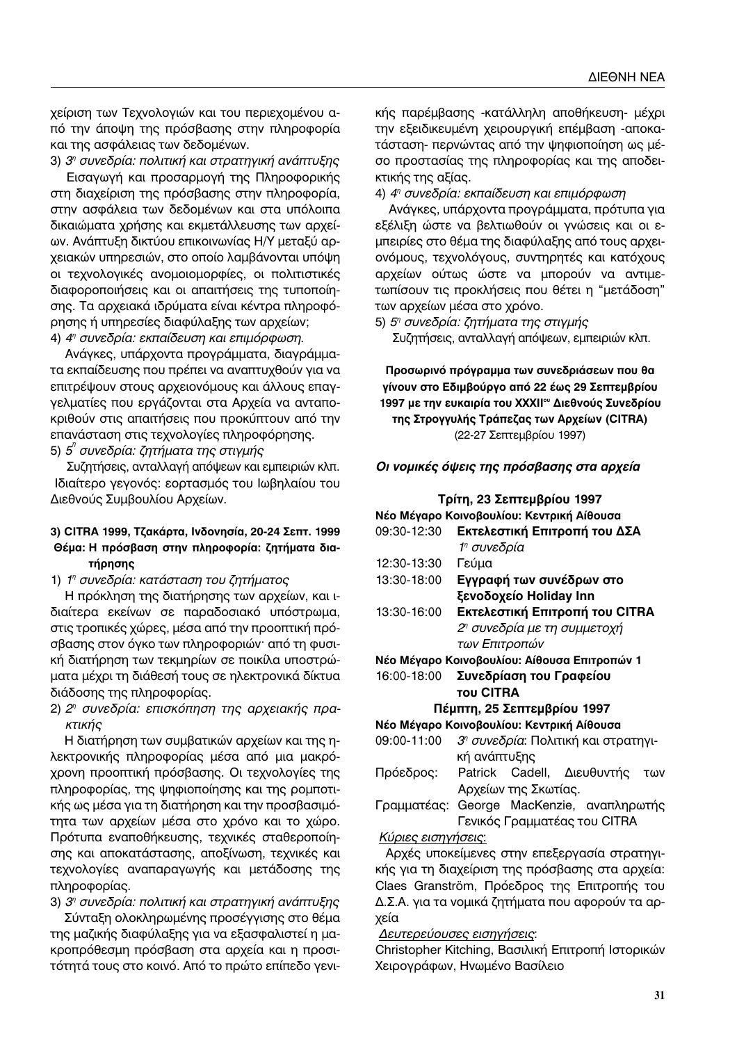χείριση των Τεχνολογιών και του περιεχομένου από την άποψη της πρόσβασης στην πληροφορία και της ασφάλειας των δεδομένων.

3) *3η συνεδρία: πολιτική και στρατηγική ανάπτυξης*

Εισαγωγή και προσαρμογή της Πληροφορικής στη διαχείριση της πρόσβασης στην πληροφορία, στην ασφάλεια των δεδομένων και στα υπόλοιπα δικαιώματα χρήσης και εκμετάλλευσης των αρχείων. Ανάπτυξη δικτύου επικοινωνίας Η/Υ μεταξύ αρχειακών υπηρεσιών, στο οποίο λαμβάνονται υπόψη οι τεχνολογικές ανομοιομορφίες, οι πολιτιστικές διαφοροποιήσεις και οι απαιτήσεις της τυποποίησης. Τα αρχειακά ιδρύματα είναι κέντρα πληροφόρησης ή υπηρεσίες διαφύλαξης των αρχείων;

4) *4η συνεδρία: εκπαίδευση και επιμόρφωση.*

Ανάγκες, υπάρχοντα προγράμματα, διαγράμματα εκπαίδευσης που πρέπει να αναπτυχθούν για να επιτρέψουν στους αρχειονόμους και άλλους επαγγελματίες που εργάζονται στα Αρχεία να ανταποκριθούν στις απαιτήσεις που προκύπτουν από την επανάσταση στις τεχνολογίες πληροφόρησης.

5) *5η συνεδρία: ζητήματα της στιγμής*

Συζητήσεις, ανταλλαγή απόψεων και εμπειριών κλπ. Ιδιαίτερο γεγονός: εορτασμός του Ιωβηλαίου του Διεθνούς Συμβουλίου Αρχείων.

**3) CITRA 1999, Τζακάρτα, Ινδονησία, 20-24 Σεπτ. 1999**
**Θέμα: Η πρόσβαση στην πληροφορία: ζητήματα διατήρησης**

1) *1η συνεδρία: κατάσταση του ζητήματος*

Η πρόκληση της διατήρησης των αρχείων, και ιδιαίτερα εκείνων σε παραδοσιακό υπόστρωμα, στις τροπικές χώρες, μέσα από την προοπτική πρόσβασης στον όγκο των πληροφοριών· από τη φυσική διατήρηση των τεκμηρίων σε ποικίλα υποστρώματα μέχρι τη διάθεσή τους σε ηλεκτρονικά δίκτυα διάδοσης της πληροφορίας.

2) *2η συνεδρία: επισκόπηση της αρχειακής πρακτικής*

Η διατήρηση των συμβατικών αρχείων και της ηλεκτρονικής πληροφορίας μέσα από μια μακρόχρονη προοπτική πρόσβασης. Οι τεχνολογίες της πληροφορίας, της ψηφιοποίησης και της ρομποτικής ως μέσα για τη διατήρηση και την προσβασιμότητα των αρχείων μέσα στο χρόνο και το χώρο. Πρότυπα εναποθήκευσης, τεχνικές σταθεροποίησης και αποκατάστασης, αποξίνωση, τεχνικές και τεχνολογίες αναπαραγωγής και μετάδοσης της πληροφορίας.

3) *3η συνεδρία: πολιτική και στρατηγική ανάπτυξης*

Σύνταξη ολοκληρωμένης προσέγγισης στο θέμα της μαζικής διαφύλαξης για να εξασφαλιστεί η μακροπρόθεσμη πρόσβαση στα αρχεία και η προσιτότητά τους στο κοινό. Από το πρώτο επίπεδο γενικής παρέμβασης -κατάλληλη αποθήκευση- μέχρι την εξειδικευμένη χειρουργική επέμβαση -αποκατάσταση- περνώντας από την ψηφιοποίηση ως μέσο προστασίας της πληροφορίας και της αποδεικτικής της αξίας.

4) *4η συνεδρία: εκπαίδευση και επιμόρφωση*

Ανάγκες, υπάρχοντα προγράμματα, πρότυπα για εξέλιξη ώστε να βελτιωθούν οι γνώσεις και οι εμπειρίες στο θέμα της διαφύλαξης από τους αρχειονόμους, τεχνολόγους, συντηρητές και κατόχους αρχείων ούτως ώστε να μπορούν να αντιμετωπίσουν τις προκλήσεις που θέτει η "μετάδοση" των αρχείων μέσα στο χρόνο.

5) *5η συνεδρία: ζητήματα της στιγμής*

Συζητήσεις, ανταλλαγή απόψεων, εμπειριών κλπ.

**Προσωρινό πρόγραμμα των συνεδριάσεων που θα γίνουν στο Εδιμβούργο από 22 έως 29 Σεπτεμβρίου 1997 με την ευκαιρία του XXXIIου Διεθνούς Συνεδρίου της Στρογγυλής Τράπεζας των Αρχείων (CITRA)**
(22-27 Σεπτεμβρίου 1997)

***Οι νομικές όψεις της πρόσβασης στα αρχεία***

**Τρίτη, 23 Σεπτεμβρίου 1997**

**Νέο Μέγαρο Κοινοβουλίου: Κεντρική Αίθουσα**

09:30-12:30 **Εκτελεστική Επιτροπή του ΔΣΑ**
*1η συνεδρία*

12:30-13:30 Γεύμα

13:30-18:00 **Εγγραφή των συνέδρων στο ξενοδοχείο Holiday Inn**

13:30-16:00 **Εκτελεστική Επιτροπή του CITRA**
*2η συνεδρία με τη συμμετοχή των Επιτροπών*

**Νέο Μέγαρο Κοινοβουλίου: Αίθουσα Επιτροπών 1**

16:00-18:00 **Συνεδρίαση του Γραφείου του CITRA**

**Πέμπτη, 25 Σεπτεμβρίου 1997**

**Νέο Μέγαρο Κοινοβουλίου: Κεντρική Αίθουσα**

09:00-11:00 *3η συνεδρία*: Πολιτική και στρατηγική ανάπτυξης

Πρόεδρος: Patrick Cadell, Διευθυντής των Αρχείων της Σκωτίας.

Γραμματέας: George MacKenzie, αναπληρωτής Γενικός Γραμματέας του CITRA

*Κύριες εισηγήσεις*:

Αρχές υποκείμενες στην επεξεργασία στρατηγικής για τη διαχείριση της πρόσβασης στα αρχεία: Claes Granström, Πρόεδρος της Επιτροπής του Δ.Σ.Α. για τα νομικά ζητήματα που αφορούν τα αρχεία

*Δευτερεύουσες εισηγήσεις*:

Christopher Kitching, Βασιλική Επιτροπή Ιστορικών Χειρογράφων, Ηνωμένο Βασίλειο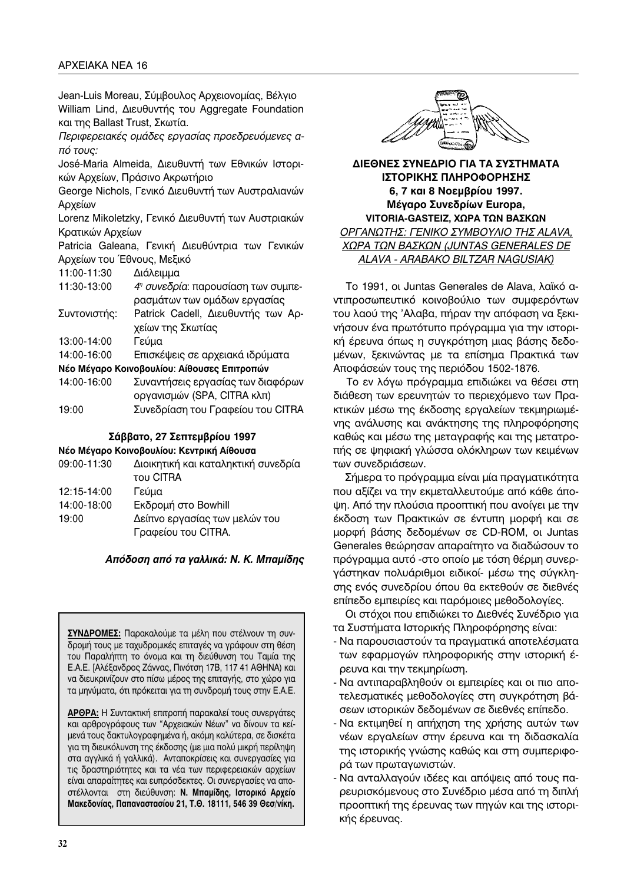Jean-Luis Moreau, Σύμβουλος Αρχειονομίας, Βέλγιο
William Lind, Διευθυντής του Aggregate Foundation και της Ballast Trust, Σκωτία.

*Περιφερειακές ομάδες εργασίας προεδρευόμενες από τους:*

José-Maria Almeida, Διευθυντή των Εθνικών Ιστορικών Αρχείων, Πράσινο Ακρωτήριο
George Nichols, Γενικό Διευθυντή των Αυστραλιανών Αρχείων
Lorenz Mikoletzky, Γενικό Διευθυντή των Αυστριακών Κρατικών Αρχείων
Patricia Galeana, Γενική Διευθύντρια των Γενικών Αρχείων του Έθνους, Μεξικό

| | |
|---|---|
| 11:00-11:30 | Διάλειμμα |
| 11:30-13:00 | *4η συνεδρία*: παρουσίαση των συμπερασμάτων των ομάδων εργασίας |
| Συντονιστής: | Patrick Cadell, Διευθυντής των Αρχείων της Σκωτίας |
| 13:00-14:00 | Γεύμα |
| 14:00-16:00 | Επισκέψεις σε αρχειακά ιδρύματα |

**Νέο Μέγαρο Κοινοβουλίου**: **Αίθουσες Επιτροπών**

| | |
|---|---|
| 14:00-16:00 | Συναντήσεις εργασίας των διαφόρων οργανισμών (SPA, CITRA κλπ) |
| 19:00 | Συνεδρίαση του Γραφείου του CITRA |

### Σάββατο, 27 Σεπτεμβρίου 1997

**Νέο Μέγαρο Κοινοβουλίου: Κεντρική Αίθουσα**

| | |
|---|---|
| 09:00-11:30 | Διοικητική και καταληκτική συνεδρία του CITRA |
| 12:15-14:00 | Γεύμα |
| 14:00-18:00 | Εκδρομή στο Bowhill |
| 19:00 | Δείπνο εργασίας των μελών του Γραφείου του CITRA. |

***Απόδοση από τα γαλλικά: Ν. Κ. Μπαμίδης***

**ΣΥΝΔΡΟΜΕΣ:** Παρακαλούμε τα μέλη που στέλνουν τη συνδρομή τους με ταχυδρομικές επιταγές να γράφουν στη θέση του Παραλήπτη το όνομα και τη διεύθυνση του Ταμία της Ε.Α.Ε. [Αλέξανδρος Ζάννας, Πινότση 17Β, 117 41 ΑΘΗΝΑ) και να διευκρινίζουν στο πίσω μέρος της επιταγής, στο χώρο για τα μηνύματα, ότι πρόκειται για τη συνδρομή τους στην Ε.Α.Ε.

**ΑΡΘΡΑ:** Η Συντακτική επιτροπή παρακαλεί τους συνεργάτες και αρθρογράφους των "Αρχειακών Νέων" να δίνουν τα κείμενά τους δακτυλογραφημένα ή, ακόμη καλύτερα, σε δισκέτα για τη διευκόλυνση της έκδοσης (με μια πολύ μικρή περίληψη στα αγγλικά ή γαλλικά). Ανταποκρίσεις και συνεργασίες για τις δραστηριότητες και τα νέα των περιφερειακών αρχείων είναι απαραίτητες και ευπρόσδεκτες. Οι συνεργασίες να αποστέλλονται στη διεύθυνση: **Ν. Μπαμίδης, Ιστορικό Αρχείο Μακεδονίας, Παπαναστασίου 21, Τ.Θ. 18111, 546 39 Θεσ/νίκη.**

## ΔΙΕΘΝΕΣ ΣΥΝΕΔΡΙΟ ΓΙΑ ΤΑ ΣΥΣΤΗΜΑΤΑ ΙΣΤΟΡΙΚΗΣ ΠΛΗΡΟΦΟΡΗΣΗΣ

**6, 7 και 8 Νοεμβρίου 1997.**
**Μέγαρο Συνεδρίων Europa,**
**VITORIA-GASTEIZ, ΧΩΡΑ ΤΩΝ ΒΑΣΚΩΝ**
*ΟΡΓΑΝΩΤΗΣ: ΓΕΝΙΚΟ ΣΥΜΒΟΥΛΙΟ ΤΗΣ ALAVA, ΧΩΡΑ ΤΩΝ ΒΑΣΚΩΝ (JUNTAS GENERALES DE ALAVA - ARABAKO BILTZAR NAGUSIAK)*

Το 1991, οι Juntas Generales de Alava, λαϊκό αντιπροσωπευτικό κοινοβούλιο των συμφερόντων του λαού της Άλαβα, πήραν την απόφαση να ξεκινήσουν ένα πρωτότυπο πρόγραμμα για την ιστορική έρευνα όπως η συγκρότηση μιας βάσης δεδομένων, ξεκινώντας με τα επίσημα Πρακτικά των Αποφάσεών τους της περιόδου 1502-1876.

Το εν λόγω πρόγραμμα επιδιώκει να θέσει στη διάθεση των ερευνητών το περιεχόμενο των Πρακτικών μέσω της έκδοσης εργαλείων τεκμηριωμένης ανάλυσης και ανάκτησης της πληροφόρησης καθώς και μέσω της μεταγραφής και της μετατροπής σε ψηφιακή γλώσσα ολόκληρων των κειμένων των συνεδριάσεων.

Σήμερα το πρόγραμμα είναι μία πραγματικότητα που αξίζει να την εκμεταλλευτούμε από κάθε άποψη. Από την πλούσια προοπτική που ανοίγει με την έκδοση των Πρακτικών σε έντυπη μορφή και σε μορφή βάσης δεδομένων σε CD-ROM, οι Juntas Generales θεώρησαν απαραίτητο να διαδώσουν το πρόγραμμα αυτό -στο οποίο με τόση θέρμη συνεργάστηκαν πολυάριθμοι ειδικοί- μέσω της σύγκλησης ενός συνεδρίου όπου θα εκτεθούν σε διεθνές επίπεδο εμπειρίες και παρόμοιες μεθοδολογίες.

Οι στόχοι που επιδιώκει το Διεθνές Συνέδριο για τα Συστήματα Ιστορικής Πληροφόρησης είναι:

- Να παρουσιαστούν τα πραγματικά αποτελέσματα των εφαρμογών πληροφορικής στην ιστορική έρευνα και την τεκμηρίωση.
- Να αντιπαραβληθούν οι εμπειρίες και οι πιο αποτελεσματικές μεθοδολογίες στη συγκρότηση βάσεων ιστορικών δεδομένων σε διεθνές επίπεδο.
- Να εκτιμηθεί η απήχηση της χρήσης αυτών των νέων εργαλείων στην έρευνα και τη διδασκαλία της ιστορικής γνώσης καθώς και στη συμπεριφορά των πρωταγωνιστών.
- Να ανταλλαγούν ιδέες και απόψεις από τους παρευρισκόμενους στο Συνέδριο μέσα από τη διπλή προοπτική της έρευνας των πηγών και της ιστορικής έρευνας.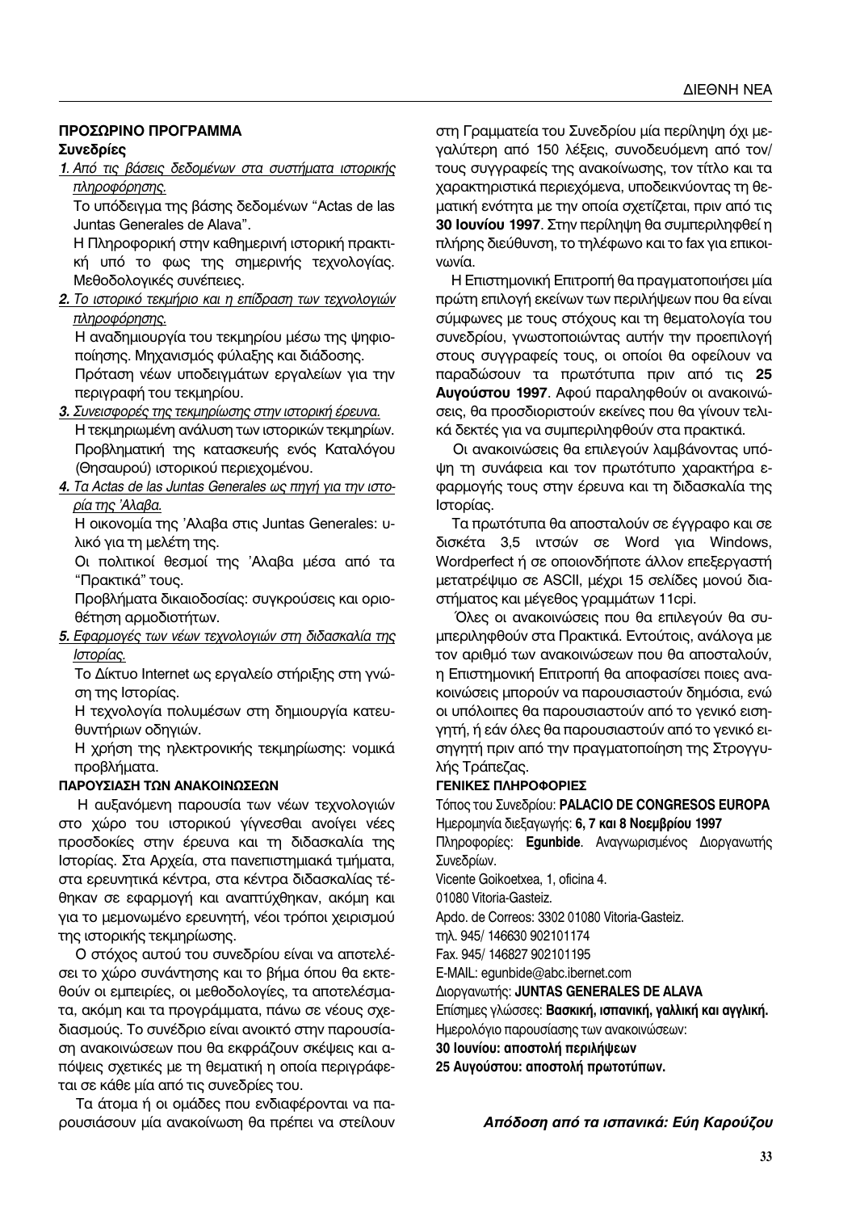**ΠΡΟΣΩΡΙΝΟ ΠΡΟΓΡΑΜΜΑ**

**Συνεδρίες**

***1.*** *Από τις βάσεις δεδομένων στα συστήματα ιστορικής πληροφόρησης.*

Το υπόδειγμα της βάσης δεδομένων "Actas de las Juntas Generales de Alava".

Η Πληροφορική στην καθημερινή ιστορική πρακτική υπό το φως της σημερινής τεχνολογίας. Μεθοδολογικές συνέπειες.

***2.*** *Το ιστορικό τεκμήριο και η επίδραση των τεχνολογιών πληροφόρησης.*

Η αναδημιουργία του τεκμηρίου μέσω της ψηφιοποίησης. Μηχανισμός φύλαξης και διάδοσης.

Πρόταση νέων υποδειγμάτων εργαλείων για την περιγραφή του τεκμηρίου.

***3.*** *Συνεισφορές της τεκμηρίωσης στην ιστορική έρευνα.*

Η τεκμηριωμένη ανάλυση των ιστορικών τεκμηρίων. Προβληματική της κατασκευής ενός Καταλόγου (Θησαυρού) ιστορικού περιεχομένου.

***4.*** *Τα Actas de las Juntas Generales ως πηγή για την ιστορία της 'Αλαβα.*

Η οικονομία της 'Αλαβα στις Juntas Generales: υλικό για τη μελέτη της.

Οι πολιτικοί θεσμοί της 'Αλαβα μέσα από τα "Πρακτικά" τους.

Προβλήματα δικαιοδοσίας: συγκρούσεις και οριοθέτηση αρμοδιοτήτων.

***5.*** *Εφαρμογές των νέων τεχνολογιών στη διδασκαλία της Ιστορίας.*

Το Δίκτυο Internet ως εργαλείο στήριξης στη γνώση της Ιστορίας.

Η τεχνολογία πολυμέσων στη δημιουργία κατευθυντήριων οδηγιών.

Η χρήση της ηλεκτρονικής τεκμηρίωσης: νομικά προβλήματα.

**ΠΑΡΟΥΣΙΑΣΗ ΤΩΝ ΑΝΑΚΟΙΝΩΣΕΩΝ**

Η αυξανόμενη παρουσία των νέων τεχνολογιών στο χώρο του ιστορικού γίγνεσθαι ανοίγει νέες προσδοκίες στην έρευνα και τη διδασκαλία της Ιστορίας. Στα Αρχεία, στα πανεπιστημιακά τμήματα, στα ερευνητικά κέντρα, στα κέντρα διδασκαλίας τέθηκαν σε εφαρμογή και αναπτύχθηκαν, ακόμη και για το μεμονωμένο ερευνητή, νέοι τρόποι χειρισμού της ιστορικής τεκμηρίωσης.

Ο στόχος αυτού του συνεδρίου είναι να αποτελέσει το χώρο συνάντησης και το βήμα όπου θα εκτεθούν οι εμπειρίες, οι μεθοδολογίες, τα αποτελέσματα, ακόμη και τα προγράμματα, πάνω σε νέους σχεδιασμούς. Το συνέδριο είναι ανοικτό στην παρουσίαση ανακοινώσεων που θα εκφράζουν σκέψεις και απόψεις σχετικές με τη θεματική η οποία περιγράφεται σε κάθε μία από τις συνεδρίες του.

Τα άτομα ή οι ομάδες που ενδιαφέρονται να παρουσιάσουν μία ανακοίνωση θα πρέπει να στείλουν στη Γραμματεία του Συνεδρίου μία περίληψη όχι μεγαλύτερη από 150 λέξεις, συνοδευόμενη από τον/τους συγγραφείς της ανακοίνωσης, τον τίτλο και τα χαρακτηριστικά περιεχόμενα, υποδεικνύοντας τη θεματική ενότητα με την οποία σχετίζεται, πριν από τις **30 Ιουνίου 1997**. Στην περίληψη θα συμπεριληφθεί η πλήρης διεύθυνση, το τηλέφωνο και το fax για επικοινωνία.

Η Επιστημονική Επιτροπή θα πραγματοποιήσει μία πρώτη επιλογή εκείνων των περιλήψεων που θα είναι σύμφωνες με τους στόχους και τη θεματολογία του συνεδρίου, γνωστοποιώντας αυτήν την προεπιλογή στους συγγραφείς τους, οι οποίοι θα οφείλουν να παραδώσουν τα πρωτότυπα πριν από τις **25 Αυγούστου 1997**. Αφού παραληφθούν οι ανακοινώσεις, θα προσδιοριστούν εκείνες που θα γίνουν τελικά δεκτές για να συμπεριληφθούν στα πρακτικά.

Οι ανακοινώσεις θα επιλεγούν λαμβάνοντας υπόψη τη συνάφεια και τον πρωτότυπο χαρακτήρα εφαρμογής τους στην έρευνα και τη διδασκαλία της Ιστορίας.

Τα πρωτότυπα θα αποσταλούν σε έγγραφο και σε δισκέτα 3,5 ιντσών σε Word για Windows, Wordperfect ή σε οποιονδήποτε άλλον επεξεργαστή μετατρέψιμο σε ASCII, μέχρι 15 σελίδες μονού διαστήματος και μέγεθος γραμμάτων 11cpi.

Όλες οι ανακοινώσεις που θα επιλεγούν θα συμπεριληφθούν στα Πρακτικά. Εντούτοις, ανάλογα με τον αριθμό των ανακοινώσεων που θα αποσταλούν, η Επιστημονική Επιτροπή θα αποφασίσει ποιες ανακοινώσεις μπορούν να παρουσιαστούν δημόσια, ενώ οι υπόλοιπες θα παρουσιαστούν από το γενικό εισηγητή, ή εάν όλες θα παρουσιαστούν από το γενικό εισηγητή πριν από την πραγματοποίηση της Στρογγυλής Τράπεζας.

**ΓΕΝΙΚΕΣ ΠΛΗΡΟΦΟΡΙΕΣ**

Τόπος του Συνεδρίου: **PALACIO DE CONGRESOS EUROPA**

Ημερομηνία διεξαγωγής: **6, 7 και 8 Νοεμβρίου 1997**

Πληροφορίες: **Egunbide**. Αναγνωρισμένος Διοργανωτής Συνεδρίων.

Vicente Goikoetxea, 1, oficina 4.

01080 Vitoria-Gasteiz.

Apdo. de Correos: 3302 01080 Vitoria-Gasteiz.

τηλ. 945/ 146630 902101174

Fax. 945/ 146827 902101195

E-MAIL: egunbide@abc.ibernet.com

Διοργανωτής: **JUNTAS GENERALES DE ALAVA**

Επίσημες γλώσσες: **Βασκική, ισπανική, γαλλική και αγγλική.**

Ημερολόγιο παρουσίασης των ανακοινώσεων:

**30 Ιουνίου: αποστολή περιλήψεων**

**25 Αυγούστου: αποστολή πρωτοτύπων.**

***Απόδοση από τα ισπανικά: Εύη Καρούζου***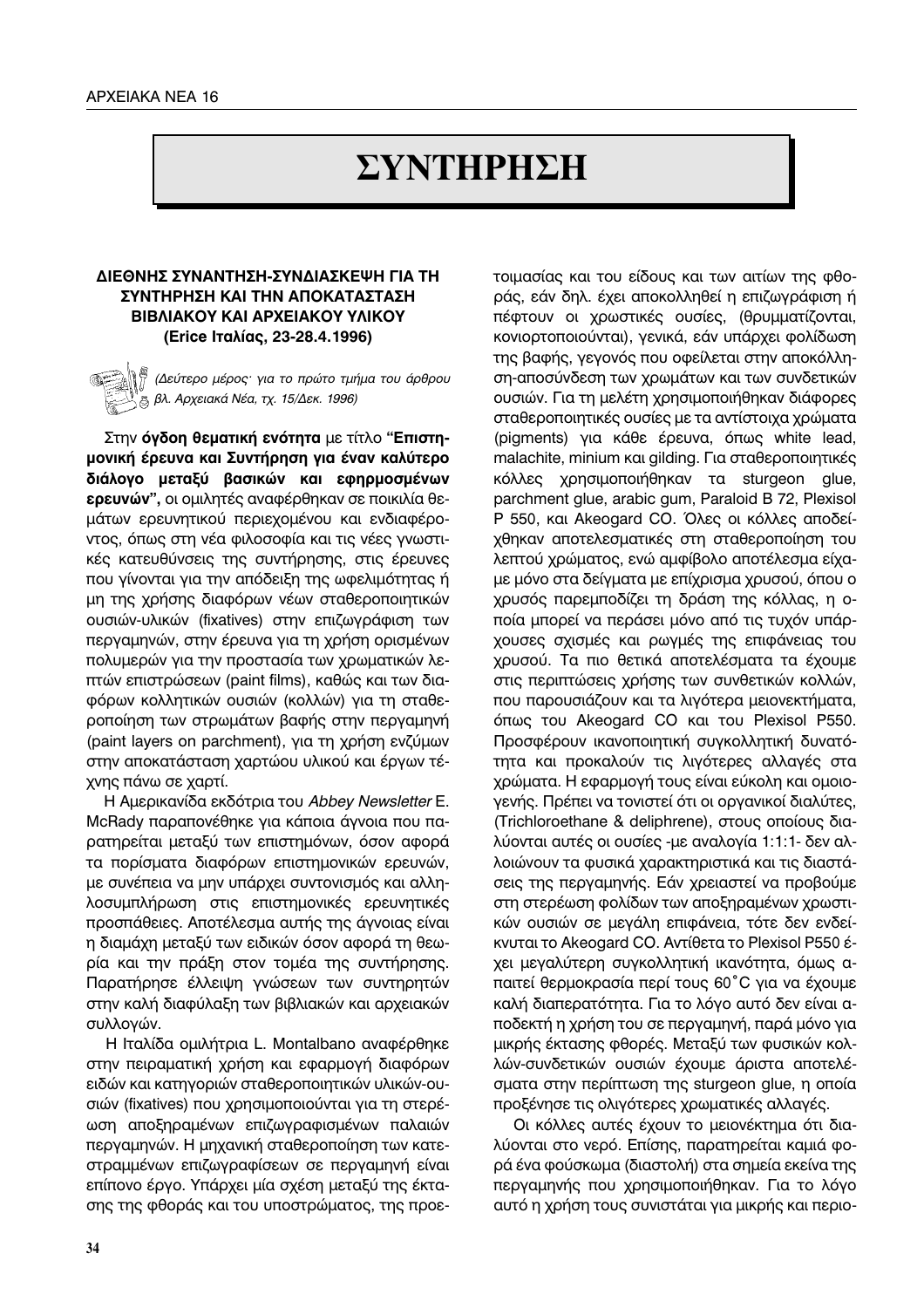# ΣΥΝΤΗΡΗΣΗ

### ΔΙΕΘΝΗΣ ΣΥΝΑΝΤΗΣΗ-ΣΥΝΔΙΑΣΚΕΨΗ ΓΙΑ ΤΗ ΣΥΝΤΗΡΗΣΗ ΚΑΙ ΤΗΝ ΑΠΟΚΑΤΑΣΤΑΣΗ ΒΙΒΛΙΑΚΟΥ ΚΑΙ ΑΡΧΕΙΑΚΟΥ ΥΛΙΚΟΥ (Erice Ιταλίας, 23-28.4.1996)

*(Δεύτερο μέρος· για το πρώτο τμήμα του άρθρου βλ. Αρχειακά Νέα, τχ. 15/Δεκ. 1996)*

Στην **όγδοη θεματική ενότητα** με τίτλο **"Επιστημονική έρευνα και Συντήρηση για έναν καλύτερο διάλογο μεταξύ βασικών και εφηρμοσμένων ερευνών",** οι ομιλητές αναφέρθηκαν σε ποικιλία θεμάτων ερευνητικού περιεχομένου και ενδιαφέροντος, όπως στη νέα φιλοσοφία και τις νέες γνωστικές κατευθύνσεις της συντήρησης, στις έρευνες που γίνονται για την απόδειξη της ωφελιμότητας ή μη της χρήσης διαφόρων νέων σταθεροποιητικών ουσιών-υλικών (fixatives) στην επιζωγράφιση των περγαμηνών, στην έρευνα για τη χρήση ορισμένων πολυμερών για την προστασία των χρωματικών λεπτών επιστρώσεων (paint films), καθώς και των διαφόρων κολλητικών ουσιών (κολλών) για τη σταθεροποίηση των στρωμάτων βαφής στην περγαμηνή (paint layers on parchment), για τη χρήση ενζύμων στην αποκατάσταση χαρτώου υλικού και έργων τέχνης πάνω σε χαρτί.

Η Αμερικανίδα εκδότρια του *Abbey Newsletter* E. McRady παραπονέθηκε για κάποια άγνοια που παρατηρείται μεταξύ των επιστημόνων, όσον αφορά τα πορίσματα διαφόρων επιστημονικών ερευνών, με συνέπεια να μην υπάρχει συντονισμός και αλληλοσυμπλήρωση στις επιστημονικές ερευνητικές προσπάθειες. Αποτέλεσμα αυτής της άγνοιας είναι η διαμάχη μεταξύ των ειδικών όσον αφορά τη θεωρία και την πράξη στον τομέα της συντήρησης. Παρατήρησε έλλειψη γνώσεων των συντηρητών στην καλή διαφύλαξη των βιβλιακών και αρχειακών συλλογών.

Η Ιταλίδα ομιλήτρια L. Montalbano αναφέρθηκε στην πειραματική χρήση και εφαρμογή διαφόρων ειδών και κατηγοριών σταθεροποιητικών υλικών-ουσιών (fixatives) που χρησιμοποιούνται για τη στερέωση αποξηραμένων επιζωγραφισμένων παλαιών περγαμηνών. Η μηχανική σταθεροποίηση των κατεστραμμένων επιζωγραφίσεων σε περγαμηνή είναι επίπονο έργο. Υπάρχει μία σχέση μεταξύ της έκτασης της φθοράς και του υποστρώματος, της προετοιμασίας και του είδους και των αιτίων της φθοράς, εάν δηλ. έχει αποκολληθεί η επιζωγράφιση ή πέφτουν οι χρωστικές ουσίες, (θρυμματίζονται, κονιορτοποιούνται), γενικά, εάν υπάρχει φολίδωση της βαφής, γεγονός που οφείλεται στην αποκόλληση-αποσύνδεση των χρωμάτων και των συνδετικών ουσιών. Για τη μελέτη χρησιμοποιήθηκαν διάφορες σταθεροποιητικές ουσίες με τα αντίστοιχα χρώματα (pigments) για κάθε έρευνα, όπως white lead, malachite, minium και gilding. Για σταθεροποιητικές κόλλες χρησιμοποιήθηκαν τα sturgeon glue, parchment glue, arabic gum, Paraloid B 72, Plexisol P 550, και Akeogard CO. Όλες οι κόλλες αποδείχθηκαν αποτελεσματικές στη σταθεροποίηση του λεπτού χρώματος, ενώ αμφίβολο αποτέλεσμα είχαμε μόνο στα δείγματα με επίχρισμα χρυσού, όπου ο χρυσός παρεμποδίζει τη δράση της κόλλας, η οποία μπορεί να περάσει μόνο από τις τυχόν υπάρχουσες σχισμές και ρωγμές της επιφάνειας του χρυσού. Τα πιο θετικά αποτελέσματα τα έχουμε στις περιπτώσεις χρήσης των συνθετικών κολλών, που παρουσιάζουν και τα λιγότερα μειονεκτήματα, όπως του Akeogard CO και του Plexisol P550. Προσφέρουν ικανοποιητική συγκολλητική δυνατότητα και προκαλούν τις λιγότερες αλλαγές στα χρώματα. Η εφαρμογή τους είναι εύκολη και ομοιογενής. Πρέπει να τονιστεί ότι οι οργανικοί διαλύτες, (Trichloroethane & deliphrene), στους οποίους διαλύονται αυτές οι ουσίες -με αναλογία 1:1:1- δεν αλλοιώνουν τα φυσικά χαρακτηριστικά και τις διαστάσεις της περγαμηνής. Εάν χρειαστεί να προβούμε στη στερέωση φολίδων των αποξηραμένων χρωστικών ουσιών σε μεγάλη επιφάνεια, τότε δεν ενδείκνυται το Akeogard CO. Αντίθετα το Plexisol P550 έχει μεγαλύτερη συγκολλητική ικανότητα, όμως απαιτεί θερμοκρασία περί τους 60˚C για να έχουμε καλή διαπερατότητα. Για το λόγο αυτό δεν είναι αποδεκτή η χρήση του σε περγαμηνή, παρά μόνο για μικρής έκτασης φθορές. Μεταξύ των φυσικών κολλών-συνδετικών ουσιών έχουμε άριστα αποτελέσματα στην περίπτωση της sturgeon glue, η οποία προξένησε τις ολιγότερες χρωματικές αλλαγές.

Οι κόλλες αυτές έχουν το μειονέκτημα ότι διαλύονται στο νερό. Επίσης, παρατηρείται καμιά φορά ένα φούσκωμα (διαστολή) στα σημεία εκείνα της περγαμηνής που χρησιμοποιήθηκαν. Για το λόγο αυτό η χρήση τους συνιστάται για μικρής και περιο-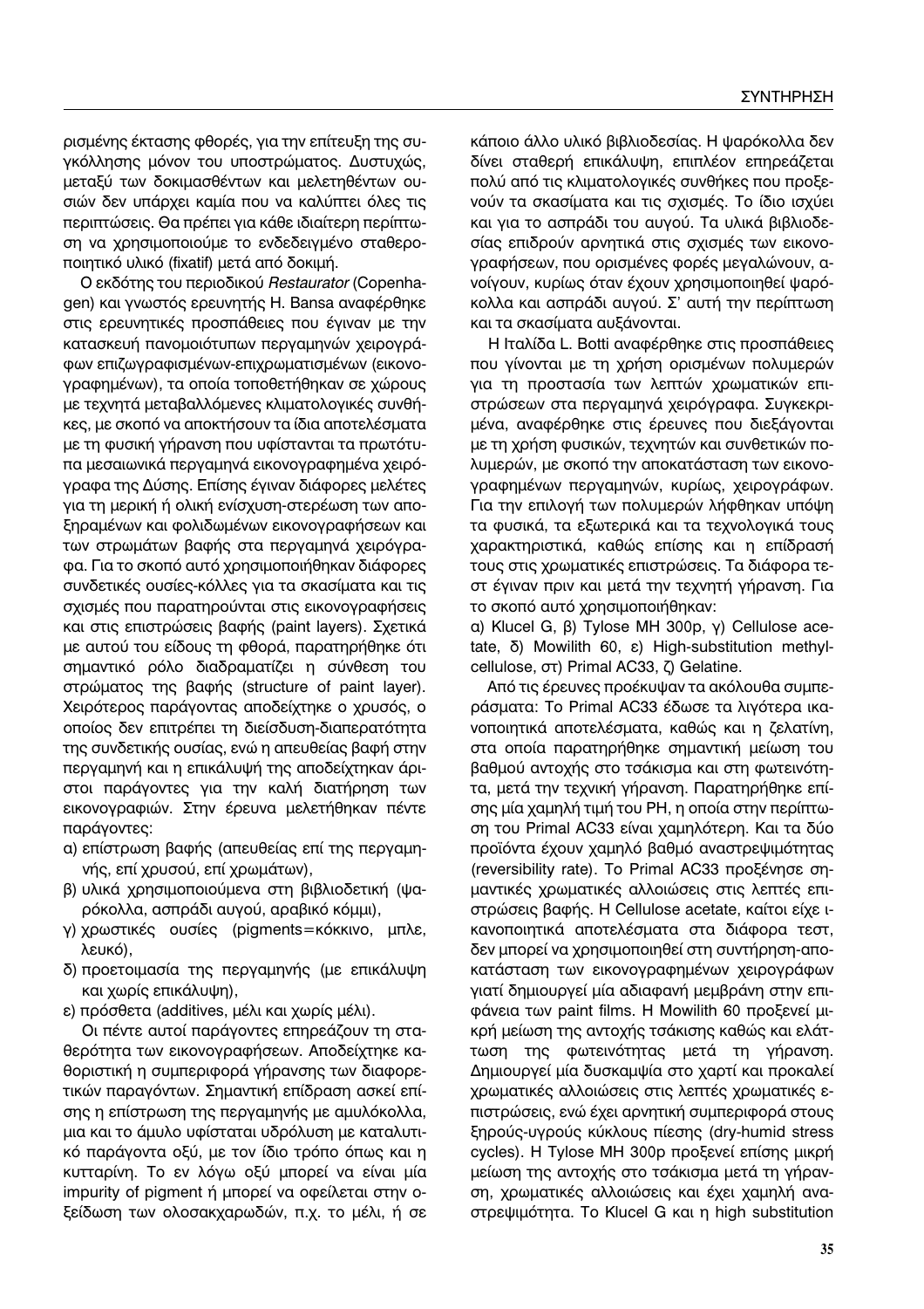ρισμένης έκτασης φθορές, για την επίτευξη της συγκόλλησης μόνον του υποστρώματος. Δυστυχώς, μεταξύ των δοκιμασθέντων και μελετηθέντων ουσιών δεν υπάρχει καμία που να καλύπτει όλες τις περιπτώσεις. Θα πρέπει για κάθε ιδιαίτερη περίπτωση να χρησιμοποιούμε το ενδεδειγμένο σταθεροποιητικό υλικό (fixatif) μετά από δοκιμή.

Ο εκδότης του περιοδικού *Restaurator* (Copenhagen) και γνωστός ερευνητής H. Bansa αναφέρθηκε στις ερευνητικές προσπάθειες που έγιναν με την κατασκευή πανομοιότυπων περγαμηνών χειρογράφων επιζωγραφισμένων-επιχρωματισμένων (εικονογραφημένων), τα οποία τοποθετήθηκαν σε χώρους με τεχνητά μεταβαλλόμενες κλιματολογικές συνθήκες, με σκοπό να αποκτήσουν τα ίδια αποτελέσματα με τη φυσική γήρανση που υφίστανται τα πρωτότυπα μεσαιωνικά περγαμηνά εικονογραφημένα χειρόγραφα της Δύσης. Επίσης έγιναν διάφορες μελέτες για τη μερική ή ολική ενίσχυση-στερέωση των αποξηραμένων και φολιδωμένων εικονογραφήσεων και των στρωμάτων βαφής στα περγαμηνά χειρόγραφα. Για το σκοπό αυτό χρησιμοποιήθηκαν διάφορες συνδετικές ουσίες-κόλλες για τα σκασίματα και τις σχισμές που παρατηρούνται στις εικονογραφήσεις και στις επιστρώσεις βαφής (paint layers). Σχετικά με αυτού του είδους τη φθορά, παρατηρήθηκε ότι σημαντικό ρόλο διαδραματίζει η σύνθεση του στρώματος της βαφής (structure of paint layer). Χειρότερος παράγοντας αποδείχτηκε ο χρυσός, ο οποίος δεν επιτρέπει τη διείσδυση-διαπερατότητα της συνδετικής ουσίας, ενώ η απευθείας βαφή στην περγαμηνή και η επικάλυψή της αποδείχτηκαν άριστοι παράγοντες για την καλή διατήρηση των εικονογραφιών. Στην έρευνα μελετήθηκαν πέντε παράγοντες:

α) επίστρωση βαφής (απευθείας επί της περγαμηνής, επί χρυσού, επί χρωμάτων),
β) υλικά χρησιμοποιούμενα στη βιβλιοδετική (ψαρόκολλα, ασπράδι αυγού, αραβικό κόμμι),
γ) χρωστικές ουσίες (pigments=κόκκινο, μπλε, λευκό),
δ) προετοιμασία της περγαμηνής (με επικάλυψη και χωρίς επικάλυψη),
ε) πρόσθετα (additives, μέλι και χωρίς μέλι).

Οι πέντε αυτοί παράγοντες επηρεάζουν τη σταθερότητα των εικονογραφήσεων. Αποδείχτηκε καθοριστική η συμπεριφορά γήρανσης των διαφορετικών παραγόντων. Σημαντική επίδραση ασκεί επίσης η επίστρωση της περγαμηνής με αμυλόκολλα, μια και το άμυλο υφίσταται υδρόλυση με καταλυτικό παράγοντα οξύ, με τον ίδιο τρόπο όπως και η κυτταρίνη. Το εν λόγω οξύ μπορεί να είναι μία impurity of pigment ή μπορεί να οφείλεται στην οξείδωση των ολοσακχαρωδών, π.χ. το μέλι, ή σε κάποιο άλλο υλικό βιβλιοδεσίας. Η ψαρόκολλα δεν δίνει σταθερή επικάλυψη, επιπλέον επηρεάζεται πολύ από τις κλιματολογικές συνθήκες που προξενούν τα σκασίματα και τις σχισμές. Το ίδιο ισχύει και για το ασπράδι του αυγού. Τα υλικά βιβλιοδεσίας επιδρούν αρνητικά στις σχισμές των εικονογραφήσεων, που ορισμένες φορές μεγαλώνουν, ανοίγουν, κυρίως όταν έχουν χρησιμοποιηθεί ψαρόκολλα και ασπράδι αυγού. Σ' αυτή την περίπτωση και τα σκασίματα αυξάνονται.

Η Ιταλίδα L. Botti αναφέρθηκε στις προσπάθειες που γίνονται με τη χρήση ορισμένων πολυμερών για τη προστασία των λεπτών χρωματικών επιστρώσεων στα περγαμηνά χειρόγραφα. Συγκεκριμένα, αναφέρθηκε στις έρευνες που διεξάγονται με τη χρήση φυσικών, τεχνητών και συνθετικών πολυμερών, με σκοπό την αποκατάσταση των εικονογραφημένων περγαμηνών, κυρίως, χειρογράφων. Για την επιλογή των πολυμερών λήφθηκαν υπόψη τα φυσικά, τα εξωτερικά και τα τεχνολογικά τους χαρακτηριστικά, καθώς επίσης και η επίδρασή τους στις χρωματικές επιστρώσεις. Τα διάφορα τεστ έγιναν πριν και μετά την τεχνητή γήρανση. Για το σκοπό αυτό χρησιμοποιήθηκαν:

α) Klucel G, β) Tylose MH 300p, γ) Cellulose acetate, δ) Mowilith 60, ε) High-substitution methylcellulose, στ) Primal AC33, ζ) Gelatine.

Από τις έρευνες προέκυψαν τα ακόλουθα συμπεράσματα: Το Primal AC33 έδωσε τα λιγότερα ικανοποιητικά αποτελέσματα, καθώς και η ζελατίνη, στα οποία παρατηρήθηκε σημαντική μείωση του βαθμού αντοχής στο τσάκισμα και στη φωτεινότητα, μετά την τεχνική γήρανση. Παρατηρήθηκε επίσης μία χαμηλή τιμή του PH, η οποία στην περίπτωση του Primal AC33 είναι χαμηλότερη. Και τα δύο προϊόντα έχουν χαμηλό βαθμό αναστρεψιμότητας (reversibility rate). Το Primal AC33 προξένησε σημαντικές χρωματικές αλλοιώσεις στις λεπτές επιστρώσεις βαφής. Η Cellulose acetate, καίτοι είχε ικανοποιητικά αποτελέσματα στα διάφορα τεστ, δεν μπορεί να χρησιμοποιηθεί στη συντήρηση-αποκατάσταση των εικονογραφημένων χειρογράφων γιατί δημιουργεί μία αδιαφανή μεμβράνη στην επιφάνεια των paint films. Η Mowilith 60 προξενεί μικρή μείωση της αντοχής τσάκισης καθώς και ελάττωση της φωτεινότητας μετά τη γήρανση. Δημιουργεί μία δυσκαμψία στο χαρτί και προκαλεί χρωματικές αλλοιώσεις στις λεπτές χρωματικές επιστρώσεις, ενώ έχει αρνητική συμπεριφορά στους ξηρούς-υγρούς κύκλους πίεσης (dry-humid stress cycles). Η Tylose MH 300p προξενεί επίσης μικρή μείωση της αντοχής στο τσάκισμα μετά τη γήρανση, χρωματικές αλλοιώσεις και έχει χαμηλή αναστρεψιμότητα. Το Klucel G και η high substitution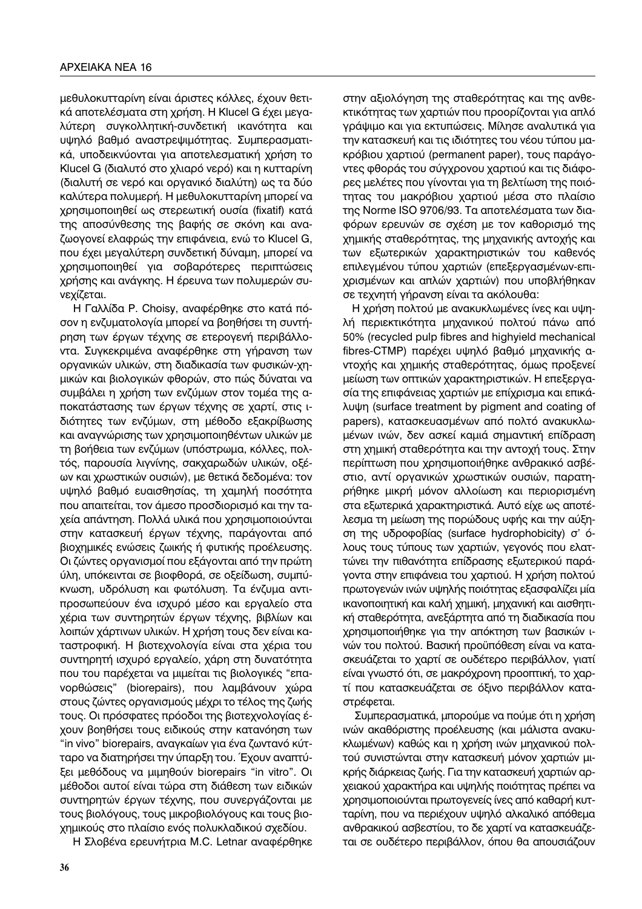μεθυλοκυτταρίνη είναι άριστες κόλλες, έχουν θετικά αποτελέσματα στη χρήση. Η Klucel G έχει μεγαλύτερη συγκολλητική-συνδετική ικανότητα και υψηλό βαθμό αναστρεψιμότητας. Συμπερασματικά, υποδεικνύονται για αποτελεσματική χρήση το Klucel G (διαλυτό στο χλιαρό νερό) και η κυτταρίνη (διαλυτή σε νερό και οργανικό διαλύτη) ως τα δύο καλύτερα πολυμερή. Η μεθυλοκυτταρίνη μπορεί να χρησιμοποιηθεί ως στερεωτική ουσία (fixatif) κατά της αποσύνθεσης της βαφής σε σκόνη και αναζωογονεί ελαφρώς την επιφάνεια, ενώ το Klucel G, που έχει μεγαλύτερη συνδετική δύναμη, μπορεί να χρησιμοποιηθεί για σοβαρότερες περιπτώσεις χρήσης και ανάγκης. Η έρευνα των πολυμερών συνεχίζεται.

Η Γαλλίδα P. Choisy, αναφέρθηκε στο κατά πόσον η ενζυματολογία μπορεί να βοηθήσει τη συντήρηση των έργων τέχνης σε ετερογενή περιβάλλοντα. Συγκεκριμένα αναφέρθηκε στη γήρανση των οργανικών υλικών, στη διαδικασία των φυσικών-χημικών και βιολογικών φθορών, στο πώς δύναται να συμβάλει η χρήση των ενζύμων στον τομέα της αποκατάστασης των έργων τέχνης σε χαρτί, στις ιδιότητες των ενζύμων, στη μέθοδο εξακρίβωσης και αναγνώρισης των χρησιμοποιηθέντων υλικών με τη βοήθεια των ενζύμων (υπόστρωμα, κόλλες, πολτός, παρουσία λιγνίνης, σακχαρωδών υλικών, οξέων και χρωστικών ουσιών), με θετικά δεδομένα: τον υψηλό βαθμό ευαισθησίας, τη χαμηλή ποσότητα που απαιτείται, τον άμεσο προσδιορισμό και την ταχεία απάντηση. Πολλά υλικά που χρησιμοποιούνται στην κατασκευή έργων τέχνης, παράγονται από βιοχημικές ενώσεις ζωικής ή φυτικής προέλευσης. Οι ζώντες οργανισμοί που εξάγονται από την πρώτη ύλη, υπόκεινται σε βιοφθορά, σε οξείδωση, συμπύκνωση, υδρόλυση και φωτόλυση. Τα ένζυμα αντιπροσωπεύουν ένα ισχυρό μέσο και εργαλείο στα χέρια των συντηρητών έργων τέχνης, βιβλίων και λοιπών χάρτινων υλικών. Η χρήση τους δεν είναι καταστροφική. Η βιοτεχνολογία είναι στα χέρια του συντηρητή ισχυρό εργαλείο, χάρη στη δυνατότητα που του παρέχεται να μιμείται τις βιολογικές "επανορθώσεις" (biorepairs), που λαμβάνουν χώρα στους ζώντες οργανισμούς μέχρι το τέλος της ζωής τους. Οι πρόσφατες πρόοδοι της βιοτεχνολογίας έχουν βοηθήσει τους ειδικούς στην κατανόηση των "in vivo" biorepairs, αναγκαίων για ένα ζωντανό κύτταρο να διατηρήσει την ύπαρξη του. Έχουν αναπτύξει μεθόδους να μιμηθούν biorepairs "in vitro". Οι μέθοδοι αυτοί είναι τώρα στη διάθεση των ειδικών συντηρητών έργων τέχνης, που συνεργάζονται με τους βιολόγους, τους μικροβιολόγους και τους βιοχημικούς στο πλαίσιο ενός πολυκλαδικού σχεδίου.

Η Σλοβένα ερευνήτρια M.C. Letnar αναφέρθηκε στην αξιολόγηση της σταθερότητας και της ανθεκτικότητας των χαρτιών που προορίζονται για απλό γράψιμο και για εκτυπώσεις. Μίλησε αναλυτικά για την κατασκευή και τις ιδιότητες του νέου τύπου μακρόβιου χαρτιού (permanent paper), τους παράγοντες φθοράς του σύγχρονου χαρτιού και τις διάφορες μελέτες που γίνονται για τη βελτίωση της ποιότητας του μακρόβιου χαρτιού μέσα στο πλαίσιο της Norme ISO 9706/93. Τα αποτελέσματα των διαφόρων ερευνών σε σχέση με τον καθορισμό της χημικής σταθερότητας, της μηχανικής αντοχής και των εξωτερικών χαρακτηριστικών του καθενός επιλεγμένου τύπου χαρτιών (επεξεργασμένων-επιχρισμένων και απλών χαρτιών) που υποβλήθηκαν σε τεχνητή γήρανση είναι τα ακόλουθα:

Η χρήση πολτού με ανακυκλωμένες ίνες και υψηλή περιεκτικότητα μηχανικού πολτού πάνω από 50% (recycled pulp fibres and highyield mechanical fibres-CTMP) παρέχει υψηλό βαθμό μηχανικής αντοχής και χημικής σταθερότητας, όμως προξενεί μείωση των οπτικών χαρακτηριστικών. Η επεξεργασία της επιφάνειας χαρτιών με επίχρισμα και επικάλυψη (surface treatment by pigment and coating of papers), κατασκευασμένων από πολτό ανακυκλωμένων ινών, δεν ασκεί καμιά σημαντική επίδραση στη χημική σταθερότητα και την αντοχή τους. Στην περίπτωση που χρησιμοποιήθηκε ανθρακικό ασβέστιο, αντί οργανικών χρωστικών ουσιών, παρατηρήθηκε μικρή μόνον αλλοίωση και περιορισμένη στα εξωτερικά χαρακτηριστικά. Αυτό είχε ως αποτέλεσμα τη μείωση της πορώδους υφής και την αύξηση της υδροφοβίας (surface hydrophobicity) σ' όλους τους τύπους των χαρτιών, γεγονός που ελαττώνει την πιθανότητα επίδρασης εξωτερικού παράγοντα στην επιφάνεια του χαρτιού. Η χρήση πολτού πρωτογενών ινών υψηλής ποιότητας εξασφαλίζει μία ικανοποιητική και καλή χημική, μηχανική και αισθητική σταθερότητα, ανεξάρτητα από τη διαδικασία που χρησιμοποιήθηκε για την απόκτηση των βασικών ινών του πολτού. Βασική προϋπόθεση είναι να κατασκευάζεται το χαρτί σε ουδέτερο περιβάλλον, γιατί είναι γνωστό ότι, σε μακρόχρονη προοπτική, το χαρτί που κατασκευάζεται σε όξινο περιβάλλον καταστρέφεται.

Συμπερασματικά, μπορούμε να πούμε ότι η χρήση ινών ακαθόριστης προέλευσης (και μάλιστα ανακυκλωμένων) καθώς και η χρήση ινών μηχανικού πολτού συνιστώνται στην κατασκευή μόνον χαρτιών μικρής διάρκειας ζωής. Για την κατασκευή χαρτιών αρχειακού χαρακτήρα και υψηλής ποιότητας πρέπει να χρησιμοποιούνται πρωτογενείς ίνες από καθαρή κυτταρίνη, που να περιέχουν υψηλό αλκαλικό απόθεμα ανθρακικού ασβεστίου, το δε χαρτί να κατασκευάζεται σε ουδέτερο περιβάλλον, όπου θα απουσιάζουν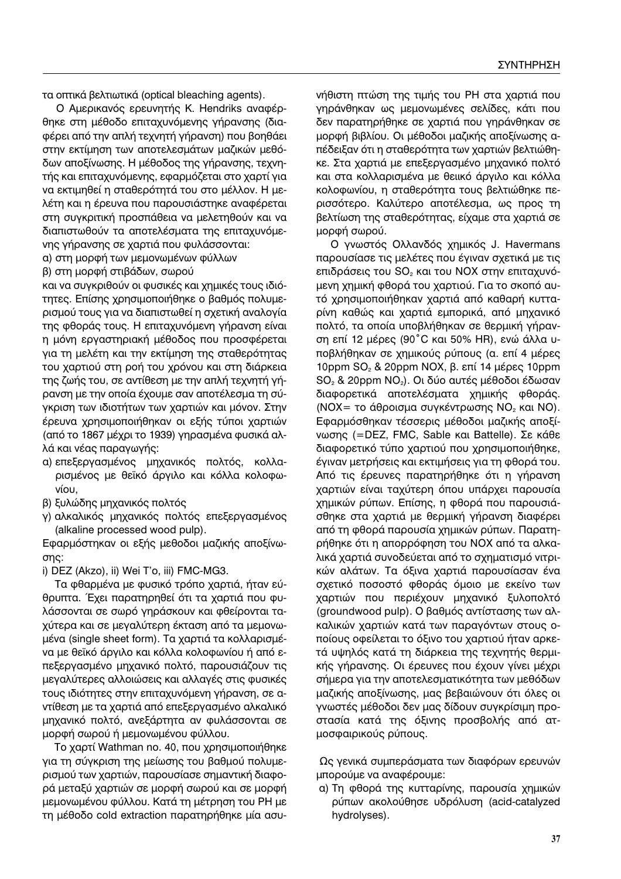τα οπτικά βελτιωτικά (optical bleaching agents).

Ο Αμερικανός ερευνητής K. Hendriks αναφέρθηκε στη μέθοδο επιταχυνόμενης γήρανσης (διαφέρει από την απλή τεχνητή γήρανση) που βοηθάει στην εκτίμηση των αποτελεσμάτων μαζικών μεθόδων αποξίνωσης. Η μέθοδος της γήρανσης, τεχνητής και επιταχυνόμενης, εφαρμόζεται στο χαρτί για να εκτιμηθεί η σταθερότητά του στο μέλλον. Η μελέτη και η έρευνα που παρουσιάστηκε αναφέρεται στη συγκριτική προσπάθεια να μελετηθούν και να διαπιστωθούν τα αποτελέσματα της επιταχυνόμενης γήρανσης σε χαρτιά που φυλάσσονται:

α) στη μορφή των μεμονωμένων φύλλων

β) στη μορφή στιβάδων, σωρού

και να συγκριθούν οι φυσικές και χημικές τους ιδιότητες. Επίσης χρησιμοποιήθηκε ο βαθμός πολυμερισμού τους για να διαπιστωθεί η σχετική αναλογία της φθοράς τους. Η επιταχυνόμενη γήρανση είναι η μόνη εργαστηριακή μέθοδος που προσφέρεται για τη μελέτη και την εκτίμηση της σταθερότητας του χαρτιού στη ροή του χρόνου και στη διάρκεια της ζωής του, σε αντίθεση με την απλή τεχνητή γήρανση με την οποία έχουμε σαν αποτέλεσμα τη σύγκριση των ιδιοτήτων των χαρτιών και μόνον. Στην έρευνα χρησιμοποιήθηκαν οι εξής τύποι χαρτιών (από το 1867 μέχρι το 1939) γηρασμένα φυσικά αλλά και νέας παραγωγής:

α) επεξεργασμένος μηχανικός πολτός, κολλαρισμένος με θεϊκό άργιλο και κόλλα κολοφωνίου,

β) ξυλώδης μηχανικός πολτός

γ) αλκαλικός μηχανικός πολτός επεξεργασμένος (alkaline processed wood pulp).

Εφαρμόστηκαν οι εξής μέθοδοι μαζικής αποξίνωσης:

i) DEZ (Akzo), ii) Wei T'o, iii) FMC-MG3.

Τα φθαρμένα με φυσικό τρόπο χαρτιά, ήταν εύθρυπτα. Έχει παρατηρηθεί ότι τα χαρτιά που φυλάσσονται σε σωρό γηράσκουν και φθείρονται ταχύτερα και σε μεγαλύτερη έκταση από τα μεμονωμένα (single sheet form). Τα χαρτιά τα κολλαρισμένα με θεϊκό άργιλο και κόλλα κολοφωνίου ή από επεξεργασμένο μηχανικό πολτό, παρουσιάζουν τις μεγαλύτερες αλλοιώσεις και αλλαγές στις φυσικές τους ιδιότητες στην επιταχυνόμενη γήρανση, σε αντίθεση με τα χαρτιά από επεξεργασμένο αλκαλικό μηχανικό πολτό, ανεξάρτητα αν φυλάσσονται σε μορφή σωρού ή μεμονωμένου φύλλου.

Το χαρτί Wathman no. 40, που χρησιμοποιήθηκε για τη σύγκριση της μείωσης του βαθμού πολυμερισμού των χαρτιών, παρουσίασε σημαντική διαφορά μεταξύ χαρτιών σε μορφή σωρού και σε μορφή μεμονωμένου φύλλου. Κατά τη μέτρηση του PH με τη μέθοδο cold extraction παρατηρήθηκε μία ασυνήθιστη πτώση της τιμής του PH στα χαρτιά που γηράνθηκαν ως μεμονωμένες σελίδες, κάτι που δεν παρατηρήθηκε σε χαρτιά που γηράνθηκαν σε μορφή βιβλίου. Οι μέθοδοι μαζικής αποξίνωσης απέδειξαν ότι η σταθερότητα των χαρτιών βελτιώθηκε. Στα χαρτιά με επεξεργασμένο μηχανικό πολτό και στα κολλαρισμένα με θειικό άργιλο και κόλλα κολοφωνίου, η σταθερότητα τους βελτιώθηκε περισσότερο. Καλύτερο αποτέλεσμα, ως προς τη βελτίωση της σταθερότητας, είχαμε στα χαρτιά σε μορφή σωρού.

Ο γνωστός Ολλανδός χημικός J. Havermans παρουσίασε τις μελέτες που έγιναν σχετικά με τις επιδράσεις του $SO_2$ και του NOX στην επιταχυνόμενη χημική φθορά του χαρτιού. Για το σκοπό αυτό χρησιμοποιήθηκαν χαρτιά από καθαρή κυτταρίνη καθώς και χαρτιά εμπορικά, από μηχανικό πολτό, τα οποία υποβλήθηκαν σε θερμική γήρανση επί 12 μέρες (90˚C και 50% HR), ενώ άλλα υποβλήθηκαν σε χημικούς ρύπους (α. επί 4 μέρες 10ppm $SO_2$ & 20ppm NOX, β. επί 14 μέρες 10ppm $SO_2$ & 20ppm $NO_2$). Οι δύο αυτές μέθοδοι έδωσαν διαφορετικά αποτελέσματα χημικής φθοράς. (NOX= το άθροισμα συγκέντρωσης $NO_2$ και NO). Εφαρμόσθηκαν τέσσερις μέθοδοι μαζικής αποξίνωσης (=DEZ, FMC, Sable και Battelle). Σε κάθε διαφορετικό τύπο χαρτιού που χρησιμοποιήθηκε, έγιναν μετρήσεις και εκτιμήσεις για τη φθορά του. Από τις έρευνες παρατηρήθηκε ότι η γήρανση χαρτιών είναι ταχύτερη όπου υπάρχει παρουσία χημικών ρύπων. Επίσης, η φθορά που παρουσιάσθηκε στα χαρτιά με θερμική γήρανση διαφέρει από τη φθορά παρουσία χημικών ρύπων. Παρατηρήθηκε ότι η απορρόφηση του NOX από τα αλκαλικά χαρτιά συνοδεύεται από το σχηματισμό νιτρικών αλάτων. Τα όξινα χαρτιά παρουσίασαν ένα σχετικό ποσοστό φθοράς όμοιο με εκείνο των χαρτιών που περιέχουν μηχανικό ξυλοπολτό (groundwood pulp). Ο βαθμός αντίστασης των αλκαλικών χαρτιών κατά των παραγόντων στους οποίους οφείλεται το όξινο του χαρτιού ήταν αρκετά υψηλός κατά τη διάρκεια της τεχνητής θερμικής γήρανσης. Οι έρευνες που έχουν γίνει μέχρι σήμερα για την αποτελεσματικότητα των μεθόδων μαζικής αποξίνωσης, μας βεβαιώνουν ότι όλες οι γνωστές μέθοδοι δεν μας δίδουν συγκρίσιμη προστασία κατά της όξινης προσβολής από ατμοσφαιρικούς ρύπους.

Ως γενικά συμπεράσματα των διαφόρων ερευνών μπορούμε να αναφέρουμε:

α) Τη φθορά της κυτταρίνης, παρουσία χημικών ρύπων ακολούθησε υδρόλυση (acid-catalyzed hydrolyses).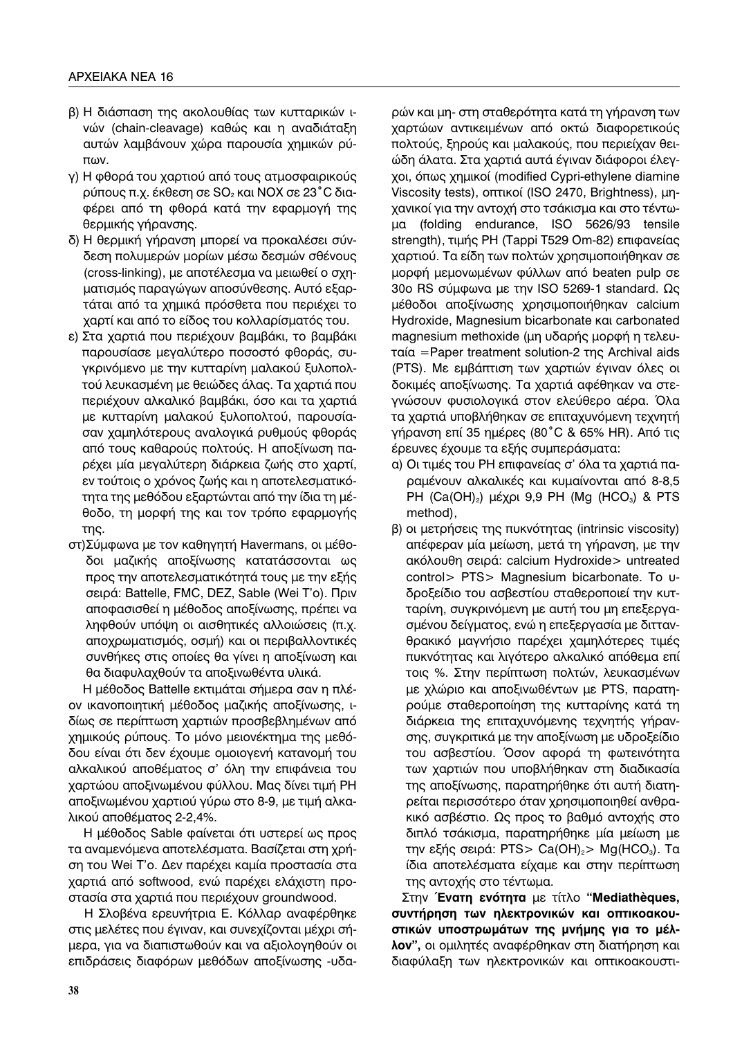β) Η διάσπαση της ακολουθίας των κυτταρικών ινών (chain-cleavage) καθώς και η αναδιάταξη αυτών λαμβάνουν χώρα παρουσία χημικών ρύπων.

γ) Η φθορά του χαρτιού από τους ατμοσφαιρικούς ρύπους π.χ. έκθεση σε $SO_2$ και NOX σε 23˚C διαφέρει από τη φθορά κατά την εφαρμογή της θερμικής γήρανσης.

δ) Η θερμική γήρανση μπορεί να προκαλέσει σύνδεση πολυμερών μορίων μέσω δεσμών σθένους (cross-linking), με αποτέλεσμα να μειωθεί ο σχηματισμός παραγώγων αποσύνθεσης. Αυτό εξαρτάται από τα χημικά πρόσθετα που περιέχει το χαρτί και από το είδος του κολλαρίσματός του.

ε) Στα χαρτιά που περιέχουν βαμβάκι, το βαμβάκι παρουσίασε μεγαλύτερο ποσοστό φθοράς, συγκρινόμενο με την κυτταρίνη μαλακού ξυλοπολτού λευκασμένη με θειώδες άλας. Τα χαρτιά που περιέχουν αλκαλικό βαμβάκι, όσο και τα χαρτιά με κυτταρίνη μαλακού ξυλοπολτού, παρουσίασαν χαμηλότερους αναλογικά ρυθμούς φθοράς από τους καθαρούς πολτούς. Η αποξίνωση παρέχει μία μεγαλύτερη διάρκεια ζωής στο χαρτί, εν τούτοις ο χρόνος ζωής και η αποτελεσματικότητα της μεθόδου εξαρτώνται από την ίδια τη μέθοδο, τη μορφή της και τον τρόπο εφαρμογής της.

στ) Σύμφωνα με τον καθηγητή Havermans, οι μέθοδοι μαζικής αποξίνωσης κατατάσσονται ως προς την αποτελεσματικότητά τους με την εξής σειρά: Battelle, FMC, DEZ, Sable (Wei T'o). Πριν αποφασισθεί η μέθοδος αποξίνωσης, πρέπει να ληφθούν υπόψη οι αισθητικές αλλοιώσεις (π.χ. αποχρωματισμός, οσμή) και οι περιβαλλοντικές συνθήκες στις οποίες θα γίνει η αποξίνωση και θα διαφυλαχθούν τα αποξινωθέντα υλικά.

Η μέθοδος Battelle εκτιμάται σήμερα σαν η πλέον ικανοποιητική μέθοδος μαζικής αποξίνωσης, ιδίως σε περίπτωση χαρτιών προσβεβλημένων από χημικούς ρύπους. Το μόνο μειονέκτημα της μεθόδου είναι ότι δεν έχουμε ομοιογενή κατανομή του αλκαλικού αποθέματος σ' όλη την επιφάνεια του χαρτώου αποξινωμένου φύλλου. Μας δίνει τιμή PH αποξινωμένου χαρτιού γύρω στο 8-9, με τιμή αλκαλικού αποθέματος 2-2,4%.

Η μέθοδος Sable φαίνεται ότι υστερεί ως προς τα αναμενόμενα αποτελέσματα. Βασίζεται στη χρήση του Wei T'o. Δεν παρέχει καμία προστασία στα χαρτιά από softwood, ενώ παρέχει ελάχιστη προστασία στα χαρτιά που περιέχουν groundwood.

Η Σλοβένα ερευνήτρια Ε. Κόλλαρ αναφέρθηκε στις μελέτες που έγιναν, και συνεχίζονται μέχρι σήμερα, για να διαπιστωθούν και να αξιολογηθούν οι επιδράσεις διαφόρων μεθόδων αποξίνωσης -υδαρών και μη- στη σταθερότητα κατά τη γήρανση των χαρτώων αντικειμένων από οκτώ διαφορετικούς πολτούς, ξηρούς και μαλακούς, που περιείχαν θειώδη άλατα. Στα χαρτιά αυτά έγιναν διάφοροι έλεγχοι, όπως χημικοί (modified Cypri-ethylene diamine Viscosity tests), οπτικοί (ISO 2470, Brightness), μηχανικοί για την αντοχή στο τσάκισμα και στο τέντωμα (folding endurance, ISO 5626/93 tensile strength), τιμής PH (Tappi T529 Om-82) επιφανείας χαρτιού. Τα είδη των πολτών χρησιμοποιήθηκαν σε μορφή μεμονωμένων φύλλων από beaten pulp σε 30ο RS σύμφωνα με την ISO 5269-1 standard. Ως μέθοδοι αποξίνωσης χρησιμοποιήθηκαν calcium Hydroxide, Magnesium bicarbonate και carbonated magnesium methoxide (μη υδαρής μορφή η τελευταία =Paper treatment solution-2 της Archival aids (PTS). Με εμβάπτιση των χαρτιών έγιναν όλες οι δοκιμές αποξίνωσης. Τα χαρτιά αφέθηκαν να στεγνώσουν φυσιολογικά στον ελεύθερο αέρα. Όλα τα χαρτιά υποβλήθηκαν σε επιταχυνόμενη τεχνητή γήρανση επί 35 ημέρες (80˚C & 65% HR). Από τις έρευνες έχουμε τα εξής συμπεράσματα:

α) Οι τιμές του PH επιφανείας σ' όλα τα χαρτιά παραμένουν αλκαλικές και κυμαίνονται από 8-8,5 PH ($Ca(OH)_2$) μέχρι 9,9 PH (Mg ($HCO_3$) & PTS method),

β) οι μετρήσεις της πυκνότητας (intrinsic viscosity) απέφεραν μία μείωση, μετά τη γήρανση, με την ακόλουθη σειρά: calcium Hydroxide> untreated control> PTS> Magnesium bicarbonate. Το υδροξείδιο του ασβεστίου σταθεροποιεί την κυτταρίνη, συγκρινόμενη με αυτή του μη επεξεργασμένου δείγματος, ενώ η επεξεργασία με δισσανθρακικό μαγνήσιο παρέχει χαμηλότερες τιμές πυκνότητας και λιγότερο αλκαλικό απόθεμα επί τοις %. Στην περίπτωση πολτών, λευκασμένων με χλώριο και αποξινωθέντων με PTS, παρατηρούμε σταθεροποίηση της κυτταρίνης κατά τη διάρκεια της επιταχυνόμενης τεχνητής γήρανσης, συγκριτικά με την αποξίνωση με υδροξείδιο του ασβεστίου. Όσον αφορά τη φωτεινότητα των χαρτιών που υποβλήθηκαν στη διαδικασία της αποξίνωσης, παρατηρήθηκε ότι αυτή διατηρείται περισσότερο όταν χρησιμοποιηθεί ανθρακικό ασβέστιο. Ως προς το βαθμό αντοχής στο διπλό τσάκισμα, παρατηρήθηκε μία μείωση με την εξής σειρά: PTS> $Ca(OH)_2$> $Mg(HCO_3)$. Τα ίδια αποτελέσματα είχαμε και στην περίπτωση της αντοχής στο τέντωμα.

Στην **Ένατη ενότητα** με τίτλο **"Mediathèques, συντήρηση των ηλεκτρονικών και οπτικοακουστικών υποστρωμάτων της μνήμης για το μέλλον",** οι ομιλητές αναφέρθηκαν στη διατήρηση και διαφύλαξη των ηλεκτρονικών και οπτικοακουστι-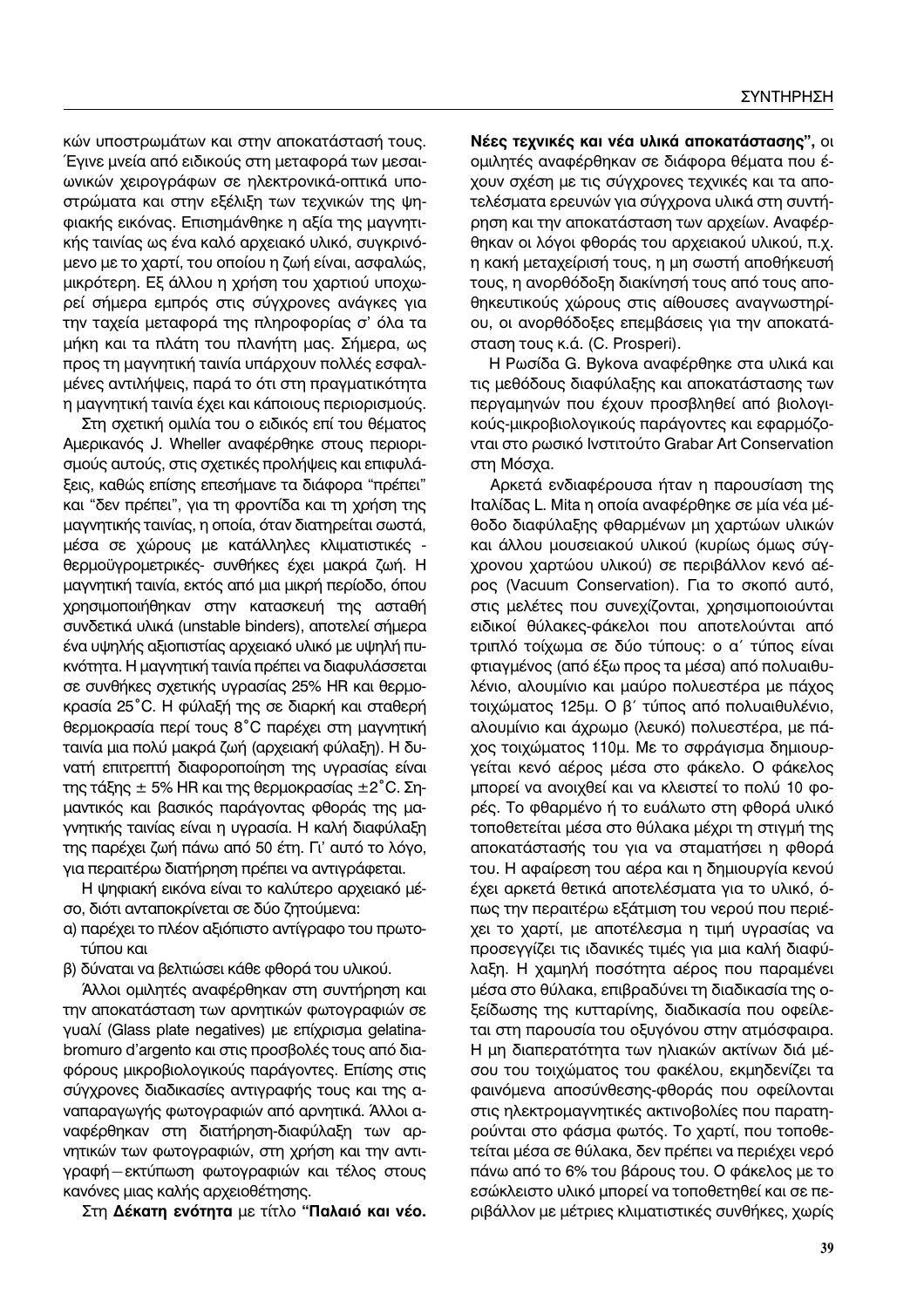κών υποστρωμάτων και στην αποκατάστασή τους. Έγινε μνεία από ειδικούς στη μεταφορά των μεσαιωνικών χειρογράφων σε ηλεκτρονικά-οπτικά υποστρώματα και στην εξέλιξη των τεχνικών της ψηφιακής εικόνας. Επισημάνθηκε η αξία της μαγνητικής ταινίας ως ένα καλό αρχειακό υλικό, συγκρινόμενο με το χαρτί, του οποίου η ζωή είναι, ασφαλώς, μικρότερη. Εξ άλλου η χρήση του χαρτιού υποχωρεί σήμερα εμπρός στις σύγχρονες ανάγκες για την ταχεία μεταφορά της πληροφορίας σ' όλα τα μήκη και τα πλάτη του πλανήτη μας. Σήμερα, ως προς τη μαγνητική ταινία υπάρχουν πολλές εσφαλμένες αντιλήψεις, παρά το ότι στη πραγματικότητα η μαγνητική ταινία έχει και κάποιους περιορισμούς.

Στη σχετική ομιλία του ο ειδικός επί του θέματος Αμερικανός J. Wheller αναφέρθηκε στους περιορισμούς αυτούς, στις σχετικές προλήψεις και επιφυλάξεις, καθώς επίσης επεσήμανε τα διάφορα "πρέπει" και "δεν πρέπει", για τη φροντίδα και τη χρήση της μαγνητικής ταινίας, η οποία, όταν διατηρείται σωστά, μέσα σε χώρους με κατάλληλες κλιματιστικές - θερμοϋγρομετρικές- συνθήκες έχει μακρά ζωή. Η μαγνητική ταινία, εκτός από μια μικρή περίοδο, όπου χρησιμοποιήθηκαν στην κατασκευή της ασταθή συνδετικά υλικά (unstable binders), αποτελεί σήμερα ένα υψηλής αξιοπιστίας αρχειακό υλικό με υψηλή πυκνότητα. Η μαγνητική ταινία πρέπει να διαφυλάσσεται σε συνθήκες σχετικής υγρασίας 25% HR και θερμοκρασία 25˚C. Η φύλαξή της σε διαρκή και σταθερή θερμοκρασία περί τους 8˚C παρέχει στη μαγνητική ταινία μια πολύ μακρά ζωή (αρχειακή φύλαξη). Η δυνατή επιτρεπτή διαφοροποίηση της υγρασίας είναι της τάξης ± 5% HR και της θερμοκρασίας ±2˚C. Σημαντικός και βασικός παράγοντας φθοράς της μαγνητικής ταινίας είναι η υγρασία. Η καλή διαφύλαξη της παρέχει ζωή πάνω από 50 έτη. Γι' αυτό το λόγο, για περαιτέρω διατήρηση πρέπει να αντιγράφεται.

Η ψηφιακή εικόνα είναι το καλύτερο αρχειακό μέσο, διότι ανταποκρίνεται σε δύο ζητούμενα:

α) παρέχει το πλέον αξιόπιστο αντίγραφο του πρωτοτύπου και

β) δύναται να βελτιώσει κάθε φθορά του υλικού.

Άλλοι ομιλητές αναφέρθηκαν στη συντήρηση και την αποκατάσταση των αρνητικών φωτογραφιών σε γυαλί (Glass plate negatives) με επίχρισμα gelatina-bromuro d'argento και στις προσβολές τους από διαφόρους μικροβιολογικούς παράγοντες. Επίσης στις σύγχρονες διαδικασίες αντιγραφής τους και της αναπαραγωγής φωτογραφιών από αρνητικά. Άλλοι αναφέρθηκαν στη διατήρηση-διαφύλαξη των αρνητικών των φωτογραφιών, στη χρήση και την αντιγραφή – εκτύπωση φωτογραφιών και τέλος στους κανόνες μιας καλής αρχειοθέτησης.

Στη **Δέκατη ενότητα** με τίτλο **"Παλαιό και νέο. Νέες τεχνικές και νέα υλικά αποκατάστασης",** οι ομιλητές αναφέρθηκαν σε διάφορα θέματα που έχουν σχέση με τις σύγχρονες τεχνικές και τα αποτελέσματα ερευνών για σύγχρονα υλικά στη συντήρηση και την αποκατάσταση των αρχείων. Αναφέρθηκαν οι λόγοι φθοράς του αρχειακού υλικού, π.χ. η κακή μεταχείρισή τους, η μη σωστή αποθήκευσή τους, η ανορθόδοξη διακίνησή τους από τους αποθηκευτικούς χώρους στις αίθουσες αναγνωστηρίου, οι ανορθόδοξες επεμβάσεις για την αποκατάσταση τους κ.ά. (C. Prosperi).

Η Ρωσίδα G. Bykova αναφέρθηκε στα υλικά και τις μεθόδους διαφύλαξης και αποκατάστασης των περγαμηνών που έχουν προσβληθεί από βιολογικούς-μικροβιολογικούς παράγοντες και εφαρμόζονται στο ρωσικό Ινστιτούτο Grabar Art Conservation στη Μόσχα.

Αρκετά ενδιαφέρουσα ήταν η παρουσίαση της Ιταλίδας L. Mita η οποία αναφέρθηκε σε μία νέα μέθοδο διαφύλαξης φθαρμένων μη χαρτώων υλικών και άλλου μουσειακού υλικού (κυρίως όμως σύγχρονου χαρτώου υλικού) σε περιβάλλον κενό αέρος (Vacuum Conservation). Για το σκοπό αυτό, στις μελέτες που συνεχίζονται, χρησιμοποιούνται ειδικοί θύλακες-φάκελοι που αποτελούνται από τριπλό τοίχωμα σε δύο τύπους: ο α΄ τύπος είναι φτιαγμένος (από έξω προς τα μέσα) από πολυαιθυλένιο, αλουμίνιο και μαύρο πολυεστέρα με πάχος τοιχώματος 125μ. Ο β΄ τύπος από πολυαιθυλένιο, αλουμίνιο και άχρωμο (λευκό) πολυεστέρα, με πάχος τοιχώματος 110μ. Με το σφράγισμα δημιουργείται κενό αέρος μέσα στο φάκελο. Ο φάκελος μπορεί να ανοιχθεί και να κλειστεί το πολύ 10 φορές. Το φθαρμένο ή το ευάλωτο στη φθορά υλικό τοποθετείται μέσα στο θύλακα μέχρι τη στιγμή της αποκατάστασής του για να σταματήσει η φθορά του. Η αφαίρεση του αέρα και η δημιουργία κενού έχει αρκετά θετικά αποτελέσματα για το υλικό, όπως την περαιτέρω εξάτμιση του νερού που περιέχει το χαρτί, με αποτέλεσμα η τιμή υγρασίας να προσεγγίζει τις ιδανικές τιμές για μια καλή διαφύλαξη. Η χαμηλή ποσότητα αέρος που παραμένει μέσα στο θύλακα, επιβραδύνει τη διαδικασία της οξείδωσης της κυτταρίνης, διαδικασία που οφείλεται στη παρουσία του οξυγόνου στην ατμόσφαιρα. Η μη διαπερατότητα των ηλιακών ακτίνων διά μέσου του τοιχώματος του φακέλου, εκμηδενίζει τα φαινόμενα αποσύνθεσης-φθοράς που οφείλονται στις ηλεκτρομαγνητικές ακτινοβολίες που παρατηρούνται στο φάσμα φωτός. Το χαρτί, που τοποθετείται μέσα σε θύλακα, δεν πρέπει να περιέχει νερό πάνω από το 6% του βάρους του. Ο φάκελος με το εσώκλειστο υλικό μπορεί να τοποθετηθεί και σε περιβάλλον με μέτριες κλιματιστικές συνθήκες, χωρίς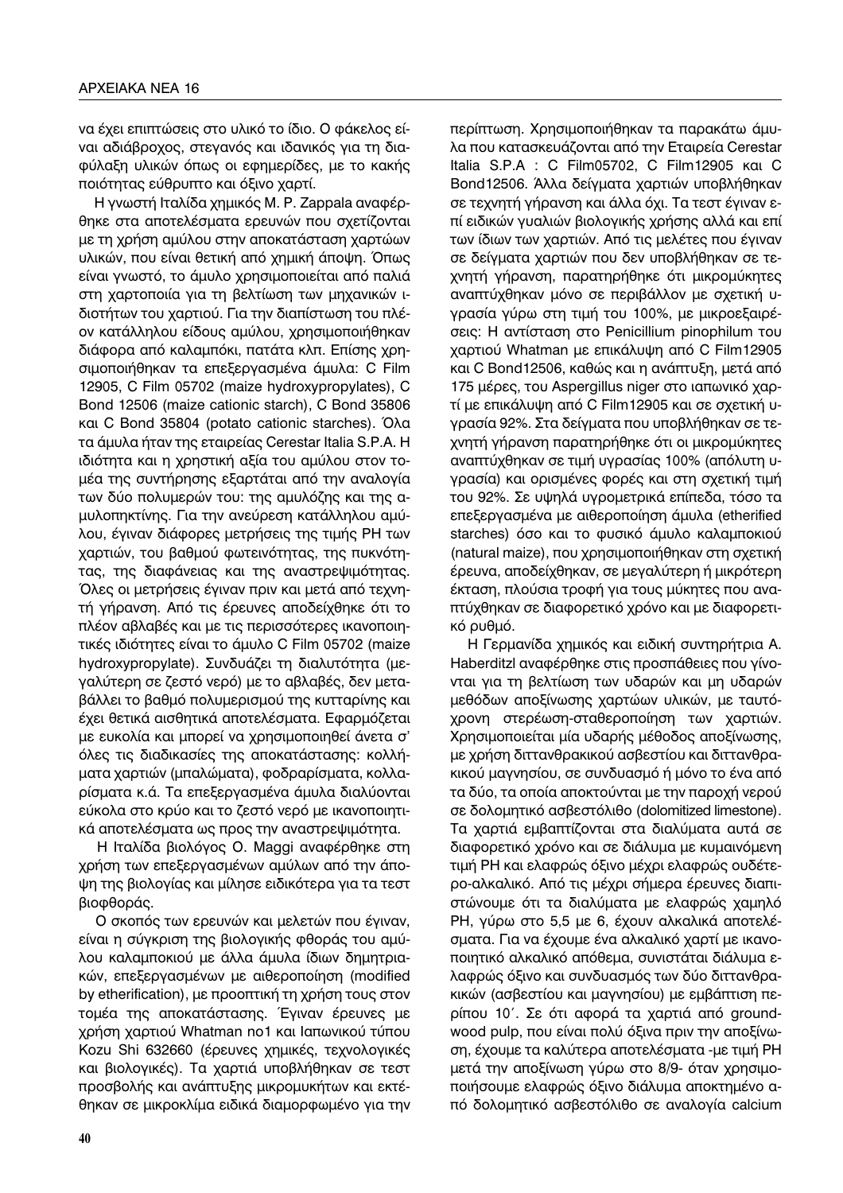να έχει επιπτώσεις στο υλικό το ίδιο. Ο φάκελος είναι αδιάβροχος, στεγανός και ιδανικός για τη διαφύλαξη υλικών όπως οι εφημερίδες, με το κακής ποιότητας εύθρυπτο και όξινο χαρτί.

Η γνωστή Ιταλίδα χημικός M. P. Zappala αναφέρθηκε στα αποτελέσματα ερευνών που σχετίζονται με τη χρήση αμύλου στην αποκατάσταση χαρτώων υλικών, που είναι θετική από χημική άποψη. Όπως είναι γνωστό, το άμυλο χρησιμοποιείται από παλιά στη χαρτοποιία για τη βελτίωση των μηχανικών ιδιοτήτων του χαρτιού. Για την διαπίστωση του πλέον κατάλληλου είδους αμύλου, χρησιμοποιήθηκαν διάφορα από καλαμπόκι, πατάτα κλπ. Επίσης χρησιμοποιήθηκαν τα επεξεργασμένα άμυλα: C Film 12905, C Film 05702 (maize hydroxypropylates), C Bond 12506 (maize cationic starch), C Bond 35806 και C Bond 35804 (potato cationic starches). Όλα τα άμυλα ήταν της εταιρείας Cerestar Italia S.P.A. Η ιδιότητα και η χρηστική αξία του αμύλου στον τομέα της συντήρησης εξαρτάται από την αναλογία των δύο πολυμερών του: της αμυλόζης και της αμυλοπηκτίνης. Για την ανεύρεση κατάλληλου αμύλου, έγιναν διάφορες μετρήσεις της τιμής PH των χαρτιών, του βαθμού φωτεινότητας, της πυκνότητας, της διαφάνειας και της αναστρεψιμότητας. Όλες οι μετρήσεις έγιναν πριν και μετά από τεχνητή γήρανση. Από τις έρευνες αποδείχθηκε ότι το πλέον αβλαβές και με τις περισσότερες ικανοποιητικές ιδιότητες είναι το άμυλο C Film 05702 (maize hydroxypropylate). Συνδυάζει τη διαλυτότητα (μεγαλύτερη σε ζεστό νερό) με το αβλαβές, δεν μεταβάλλει το βαθμό πολυμερισμού της κυτταρίνης και έχει θετικά αισθητικά αποτελέσματα. Εφαρμόζεται με ευκολία και μπορεί να χρησιμοποιηθεί άνετα σ' όλες τις διαδικασίες της αποκατάστασης: κολλήματα χαρτιών (μπαλώματα), φοδραρίσματα, κολλαρίσματα κ.ά. Τα επεξεργασμένα άμυλα διαλύονται εύκολα στο κρύο και το ζεστό νερό με ικανοποιητικά αποτελέσματα ως προς την αναστρεψιμότητα.

Η Ιταλίδα βιολόγος O. Maggi αναφέρθηκε στη χρήση των επεξεργασμένων αμύλων από την άποψη της βιολογίας και μίλησε ειδικότερα για τα τεστ βιοφθοράς.

Ο σκοπός των ερευνών και μελετών που έγιναν, είναι η σύγκριση της βιολογικής φθοράς του αμύλου καλαμποκιού με άλλα άμυλα ίδιων δημητριακών, επεξεργασμένων με αιθεροποίηση (modified by etherification), με προοπτική τη χρήση τους στον τομέα της αποκατάστασης. Έγιναν έρευνες με χρήση χαρτιού Whatman no1 και Ιαπωνικού τύπου Kozu Shi 632660 (έρευνες χημικές, τεχνολογικές και βιολογικές). Τα χαρτιά υποβλήθηκαν σε τεστ προσβολής και ανάπτυξης μικρομυκήτων και εκτέθηκαν σε μικροκλίμα ειδικά διαμορφωμένο για την περίπτωση. Χρησιμοποιήθηκαν τα παρακάτω άμυλα που κατασκευάζονται από την Εταιρεία Cerestar Italia S.P.A : C Film05702, C Film12905 και C Bond12506. Άλλα δείγματα χαρτιών υποβλήθηκαν σε τεχνητή γήρανση και άλλα όχι. Τα τεστ έγιναν επί ειδικών γυαλιών βιολογικής χρήσης αλλά και επί των ίδιων των χαρτιών. Από τις μελέτες που έγιναν σε δείγματα χαρτιών που δεν υποβλήθηκαν σε τεχνητή γήρανση, παρατηρήθηκε ότι μικρομύκητες αναπτύχθηκαν μόνο σε περιβάλλον με σχετική υγρασία γύρω στη τιμή του 100%, με μικροεξαιρέσεις: Η αντίσταση στο Penicillium pinophilum του χαρτιού Whatman με επικάλυψη από C Film12905 και C Bond12506, καθώς και η ανάπτυξη, μετά από 175 μέρες, του Aspergillus niger στο ιαπωνικό χαρτί με επικάλυψη από C Film12905 και σε σχετική υγρασία 92%. Στα δείγματα που υποβλήθηκαν σε τεχνητή γήρανση παρατηρήθηκε ότι οι μικρομύκητες αναπτύχθηκαν σε τιμή υγρασίας 100% (απόλυτη υγρασία) και ορισμένες φορές και στη σχετική τιμή του 92%. Σε υψηλά υγρομετρικά επίπεδα, τόσο τα επεξεργασμένα με αιθεροποίηση άμυλα (etherified starches) όσο και το φυσικό άμυλο καλαμποκιού (natural maize), που χρησιμοποιήθηκαν στη σχετική έρευνα, αποδείχθηκαν, σε μεγαλύτερη ή μικρότερη έκταση, πλούσια τροφή για τους μύκητες που αναπτύχθηκαν σε διαφορετικό χρόνο και με διαφορετικό ρυθμό.

Η Γερμανίδα χημικός και ειδική συντηρήτρια A. Haberditzl αναφέρθηκε στις προσπάθειες που γίνονται για τη βελτίωση των υδαρών και μη υδαρών μεθόδων αποξίνωσης χαρτώων υλικών, με ταυτόχρονη στερέωση-σταθεροποίηση των χαρτιών. Χρησιμοποιείται μία υδαρής μέθοδος αποξίνωσης, με χρήση διττανθρακικού ασβεστίου και διττανθρακικού μαγνησίου, σε συνδυασμό ή μόνο το ένα από τα δύο, τα οποία αποκτούνται με την παροχή νερού σε δολομητικό ασβεστόλιθο (dolomitized limestone). Τα χαρτιά εμβαπτίζονται στα διαλύματα αυτά σε διαφορετικό χρόνο και σε διάλυμα με κυμαινόμενη τιμή PH και ελαφρώς όξινο μέχρι ελαφρώς ουδέτερο-αλκαλικό. Από τις μέχρι σήμερα έρευνες διαπιστώνουμε ότι τα διαλύματα με ελαφρώς χαμηλό PH, γύρω στο 5,5 με 6, έχουν αλκαλικά αποτελέσματα. Για να έχουμε ένα αλκαλικό χαρτί με ικανοποιητικό αλκαλικό απόθεμα, συνιστάται διάλυμα ελαφρώς όξινο και συνδυασμός των δύο διττανθρακικών (ασβεστίου και μαγνησίου) με εμβάπτιση περίπου 10΄. Σε ότι αφορά τα χαρτιά από groundwood pulp, που είναι πολύ όξινα πριν την αποξίνωση, έχουμε τα καλύτερα αποτελέσματα -με τιμή PH μετά την αποξίνωση γύρω στο 8/9- όταν χρησιμοποιήσουμε ελαφρώς όξινο διάλυμα αποκτημένο από δολομητικό ασβεστόλιθο σε αναλογία calcium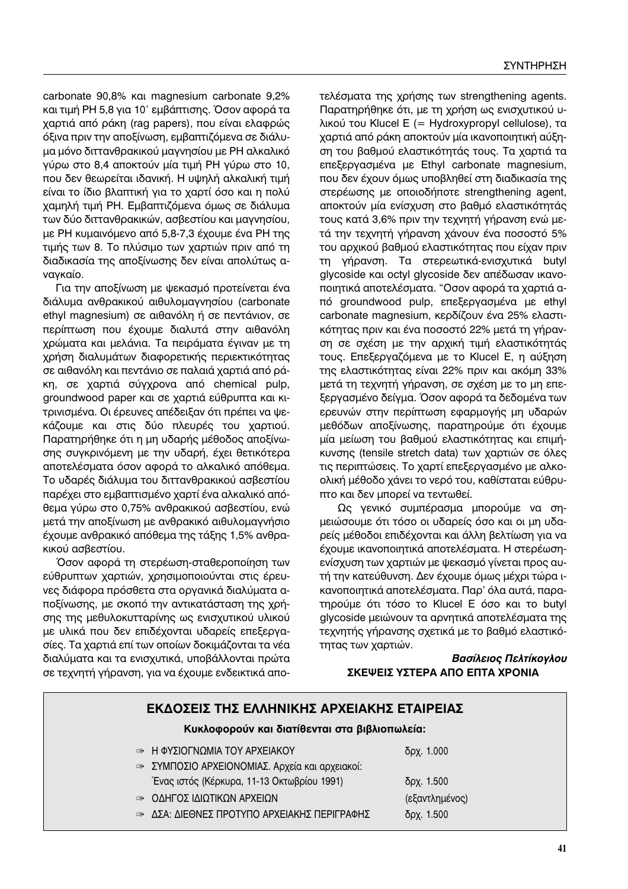carbonate 90,8% και magnesium carbonate 9,2% και τιμή PH 5,8 για 10΄ εμβάπτισης. Όσον αφορά τα χαρτιά από ράκη (rag papers), που είναι ελαφρώς όξινα πριν την αποξίνωση, εμβαπτιζόμενα σε διάλυμα μόνο διττανθρακικού μαγνησίου με PH αλκαλικό γύρω στο 8,4 αποκτούν μία τιμή PH γύρω στο 10, που δεν θεωρείται ιδανική. Η υψηλή αλκαλική τιμή είναι το ίδιο βλαπτική για το χαρτί όσο και η πολύ χαμηλή τιμή PH. Εμβαπτιζόμενα όμως σε διάλυμα των δύο διττανθρακικών, ασβεστίου και μαγνησίου, με PH κυμαινόμενο από 5,8-7,3 έχουμε ένα PH της τιμής των 8. Το πλύσιμο των χαρτιών πριν από τη διαδικασία της αποξίνωσης δεν είναι απολύτως αναγκαίο.

Για την αποξίνωση με ψεκασμό προτείνεται ένα διάλυμα ανθρακικού αιθυλομαγνησίου (carbonate ethyl magnesium) σε αιθανόλη ή σε πεντάνιον, σε περίπτωση που έχουμε διαλυτά στην αιθανόλη χρώματα και μελάνια. Τα πειράματα έγιναν με τη χρήση διαλυμάτων διαφορετικής περιεκτικότητας σε αιθανόλη και πεντάνιο σε παλαιά χαρτιά από ράκη, σε χαρτιά σύγχρονα από chemical pulp, groundwood paper και σε χαρτιά εύθρυπτα και κιτρινισμένα. Οι έρευνες απέδειξαν ότι πρέπει να ψεκάζουμε και στις δύο πλευρές του χαρτιού. Παρατηρήθηκε ότι η μη υδαρής μέθοδος αποξίνωσης συγκρινόμενη με την υδαρή, έχει θετικότερα αποτελέσματα όσον αφορά το αλκαλικό απόθεμα. Το υδαρές διάλυμα του διττανθρακικού ασβεστίου παρέχει στο εμβαπτισμένο χαρτί ένα αλκαλικό απόθεμα γύρω στο 0,75% ανθρακικού ασβεστίου, ενώ μετά την αποξίνωση με ανθρακικό αιθυλομαγνήσιο έχουμε ανθρακικό απόθεμα της τάξης 1,5% ανθρακικού ασβεστίου.

Όσον αφορά τη στερέωση-σταθεροποίηση των εύθρυπτων χαρτιών, χρησιμοποιούνται στις έρευνες διάφορα πρόσθετα στα οργανικά διαλύματα αποξίνωσης, με σκοπό την αντικατάσταση της χρήσης της μεθυλοκυτταρίνης ως ενισχυτικού υλικού με υλικά που δεν επιδέχονται υδαρείς επεξεργασίες. Τα χαρτιά επί των οποίων δοκιμάζονται τα νέα διαλύματα και τα ενισχυτικά, υποβάλλονται πρώτα σε τεχνητή γήρανση, για να έχουμε ενδεικτικά αποτελέσματα της χρήσης των strengthening agents. Παρατηρήθηκε ότι, με τη χρήση ως ενισχυτικού υλικού του Klucel E (= Hydroxypropyl cellulose), τα χαρτιά από ράκη αποκτούν μία ικανοποιητική αύξηση του βαθμού ελαστικότητάς τους. Τα χαρτιά τα επεξεργασμένα με Ethyl carbonate magnesium, που δεν έχουν όμως υποβληθεί στη διαδικασία της στερέωσης με οποιοδήποτε strengthening agent, αποκτούν μία ενίσχυση στο βαθμό ελαστικότητάς τους κατά 3,6% πριν την τεχνητή γήρανση ενώ μετά την τεχνητή γήρανση χάνουν ένα ποσοστό 5% του αρχικού βαθμού ελαστικότητας που είχαν πριν τη γήρανση. Τα στερεωτικά-ενισχυτικά butyl glycoside και octyl glycoside δεν απέδωσαν ικανοποιητικά αποτελέσματα. "Όσον αφορά τα χαρτιά από groundwood pulp, επεξεργασμένα με ethyl carbonate magnesium, κερδίζουν ένα 25% ελαστικότητας πριν και ένα ποσοστό 22% μετά τη γήρανση σε σχέση με την αρχική τιμή ελαστικότητάς τους. Επεξεργαζόμενα με το Klucel E, η αύξηση της ελαστικότητας είναι 22% πριν και ακόμη 33% μετά τη τεχνητή γήρανση, σε σχέση με το μη επεξεργασμένο δείγμα. Όσον αφορά τα δεδομένα των ερευνών στην περίπτωση εφαρμογής μη υδαρών μεθόδων αποξίνωσης, παρατηρούμε ότι έχουμε μία μείωση του βαθμού ελαστικότητας και επιμήκυνσης (tensile stretch data) των χαρτιών σε όλες τις περιπτώσεις. Το χαρτί επεξεργασμένο με αλκοολική μέθοδο χάνει το νερό του, καθίσταται εύθρυπτο και δεν μπορεί να τεντωθεί.

Ως γενικό συμπέρασμα μπορούμε να σημειώσουμε ότι τόσο οι υδαρείς όσο και οι μη υδαρείς μέθοδοι επιδέχονται και άλλη βελτίωση για να έχουμε ικανοποιητικά αποτελέσματα. Η στερέωση-ενίσχυση των χαρτιών με ψεκασμό γίνεται προς αυτή την κατεύθυνση. Δεν έχουμε όμως μέχρι τώρα ικανοποιητικά αποτελέσματα. Παρ' όλα αυτά, παρατηρούμε ότι τόσο το Klucel E όσο και το butyl glycoside μειώνουν τα αρνητικά αποτελέσματα της τεχνητής γήρανσης σχετικά με το βαθμό ελαστικότητας των χαρτιών.

***Βασίλειος Πελτίκογλου***
**ΣΚΕΨΕΙΣ ΥΣΤΕΡΑ ΑΠΟ ΕΠΤΑ ΧΡΟΝΙΑ**

## ΕΚΔΟΣΕΙΣ ΤΗΣ ΕΛΛΗΝΙΚΗΣ ΑΡΧΕΙΑΚΗΣ ΕΤΑΙΡΕΙΑΣ

**Κυκλοφορούν και διατίθενται στα βιβλιοπωλεία:**

- Η ΦΥΣΙΟΓΝΩΜΙΑ ΤΟΥ ΑΡΧΕΙΑΚΟΥ — δρχ. 1.000
- ΣΥΜΠΟΣΙΟ ΑΡΧΕΙΟΝΟΜΙΑΣ. Αρχεία και αρχειακοί: Ένας ιστός (Κέρκυρα, 11-13 Οκτωβρίου 1991) — δρχ. 1.500
- ΟΔΗΓΟΣ ΙΔΙΩΤΙΚΩΝ ΑΡΧΕΙΩΝ — (εξαντλημένος)
- ΔΣΑ: ΔΙΕΘΝΕΣ ΠΡΟΤΥΠΟ ΑΡΧΕΙΑΚΗΣ ΠΕΡΙΓΡΑΦΗΣ — δρχ. 1.500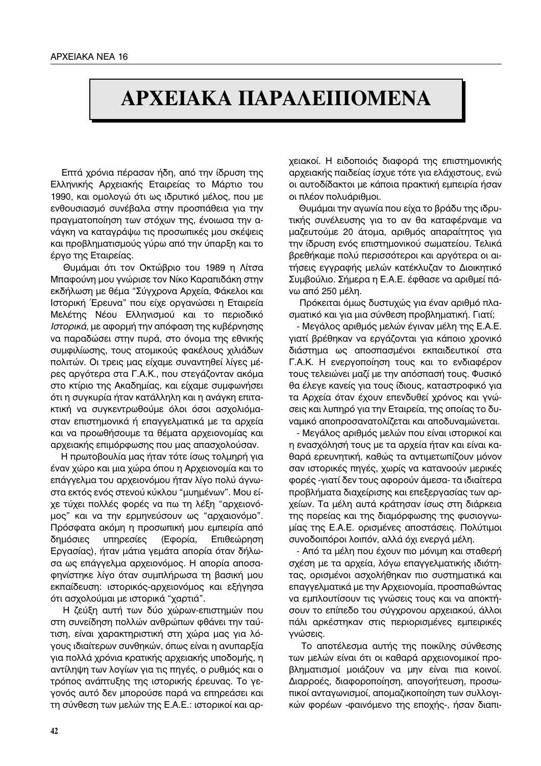# ΑΡΧΕΙΑΚΑ ΠΑΡΑΛΕΙΠΟΜΕΝΑ

Επτά χρόνια πέρασαν ήδη, από την ίδρυση της Ελληνικής Αρχειακής Εταιρείας το Μάρτιο του 1990, και ομολογώ ότι ως ιδρυτικό μέλος, που με ενθουσιασμό συνέβαλα στην προσπάθεια για την πραγματοποίηση των στόχων της, ένοιωσα την ανάγκη να καταγράψω τις προσωπικές μου σκέψεις και προβληματισμούς γύρω από την ύπαρξη και το έργο της Εταιρείας.

Θυμάμαι ότι τον Οκτώβριο του 1989 η Λίτσα Μπαφούνη μου γνώρισε τον Νίκο Καραπιδάκη στην εκδήλωση με θέμα "Σύγχρονα Αρχεία, Φάκελοι και Ιστορική Έρευνα" που είχε οργανώσει η Εταιρεία Μελέτης Νέου Ελληνισμού και το περιοδικό *Ιστορικά,* με αφορμή την απόφαση της κυβέρνησης να παραδώσει στην πυρά, στο όνομα της εθνικής συμφιλίωσης, τους ατομικούς φακέλους χιλιάδων πολιτών. Οι τρεις μας είχαμε συναντηθεί λίγες μέρες αργότερα στα Γ.Α.Κ., που στεγάζονταν ακόμα στο κτίριο της Ακαδημίας, και είχαμε συμφωνήσει ότι η συγκυρία ήταν κατάλληλη και η ανάγκη επιτακτική να συγκεντρωθούμε όλοι όσοι ασχολιόμασταν επιστημονικά ή επαγγελματικά με τα αρχεία και να προωθήσουμε τα θέματα αρχειονομίας και αρχειακής επιμόρφωσης που μας απασχολούσαν.

Η πρωτοβουλία μας ήταν τότε ίσως τολμηρή για έναν χώρο και μια χώρα όπου η Αρχειονομία και το επάγγελμα του αρχειονόμου ήταν λίγο πολύ άγνωστα εκτός ενός στενού κύκλου "μυημένων". Μου είχε τύχει πολλές φορές να πω τη λέξη "αρχειονόμος" και να την ερμηνεύσουν ως "αρχαιονόμο". Πρόσφατα ακόμη η προσωπική μου εμπειρία από δημόσιες υπηρεσίες (Εφορία, Επιθεώρηση Εργασίας), ήταν μάτια γεμάτα απορία όταν δήλωσα ως επάγγελμα αρχειονόμος. Η απορία αποσαφηνίστηκε λίγο όταν συμπλήρωσα τη βασική μου εκπαίδευση: ιστορικός-αρχειονόμος και εξήγησα ότι ασχολούμαι με ιστορικά "χαρτιά".

Η ζεύξη αυτή των δύο χώρων-επιστημών που στη συνείδηση πολλών ανθρώπων φθάνει την ταύτιση, είναι χαρακτηριστική στη χώρα μας για λόγους ιδιαίτερων συνθηκών, όπως είναι η ανυπαρξία για πολλά χρόνια κρατικής αρχειακής υποδομής, η αντίληψη των λογίων για τις πηγές, ο ρυθμός και ο τρόπος ανάπτυξης της ιστορικής έρευνας. Το γεγονός αυτό δεν μπορούσε παρά να επηρεάσει και τη σύνθεση των μελών της Ε.Α.Ε.: ιστορικοί και αρχειακοί. Η ειδοποιός διαφορά της επιστημονικής αρχειακής παιδείας ίσχυε τότε για ελάχιστους, ενώ οι αυτοδίδακτοι με κάποια πρακτική εμπειρία ήσαν οι πλέον πολυάριθμοι.

Θυμάμαι την αγωνία που είχα το βράδυ της ιδρυτικής συνέλευσης για το αν θα καταφέρναμε να μαζευτούμε 20 άτομα, αριθμός απαραίτητος για την ίδρυση ενός επιστημονικού σωματείου. Τελικά βρεθήκαμε πολύ περισσότεροι και αργότερα οι αιτήσεις εγγραφής μελών κατέκλυζαν το Διοικητικό Συμβούλιο. Σήμερα η Ε.Α.Ε. έφθασε να αριθμεί πάνω από 250 μέλη.

Πρόκειται όμως δυστυχώς για έναν αριθμό πλασματικό και για μια σύνθεση προβληματική. Γιατί;

- Μεγάλος αριθμός μελών έγιναν μέλη της Ε.Α.Ε. γιατί βρέθηκαν να εργάζονται για κάποιο χρονικό διάστημα ως αποσπασμένοι εκπαιδευτικοί στα Γ.Α.Κ. Η ενεργοποίησή τους και το ενδιαφέρον τους τελειώνει μαζί με την απόσπασή τους. Φυσικό θα έλεγε κανείς για τους ίδιους, καταστροφικό για τα Αρχεία όταν έχουν επενδυθεί χρόνος και γνώσεις και λυπηρό για την Εταιρεία, της οποίας το δυναμικό αποπροσανατολίζεται και αποδυναμώνεται.
- Μεγάλος αριθμός μελών που είναι ιστορικοί και η ενασχόλησή τους με τα αρχεία ήταν και είναι καθαρά ερευνητική, καθώς τα αντιμετωπίζουν μόνον σαν ιστορικές πηγές, χωρίς να κατανοούν μερικές φορές -γιατί δεν τους αφορούν άμεσα- τα ιδιαίτερα προβλήματα διαχείρισης και επεξεργασίας των αρχείων. Τα μέλη αυτά κράτησαν ίσως στη διάρκεια της πορείας και της διαμόρφωσης της φυσιογνωμίας της Ε.Α.Ε. ορισμένες αποστάσεις. Πολύτιμοι συνοδοιπόροι λοιπόν, αλλά όχι ενεργά μέλη.
- Από τα μέλη που έχουν πιο μόνιμη και σταθερή σχέση με τα αρχεία, λόγω επαγγελματικής ιδιότητας, ορισμένοι ασχολήθηκαν πιο συστηματικά και επαγγελματικά με την Αρχειονομία, προσπαθώντας να εμπλουτίσουν τις γνώσεις τους και να αποκτήσουν το επίπεδο του σύγχρονου αρχειακού, άλλοι πάλι αρκέστηκαν στις περιορισμένες εμπειρικές γνώσεις.

Το αποτέλεσμα αυτής της ποικίλης σύνθεσης των μελών είναι ότι οι καθαρά αρχειονομικοί προβληματισμοί μοιάζουν να μην είναι πια κοινοί. Διαρροές, διαφοροποίηση, απογοήτευση, προσωπικοί ανταγωνισμοί, απομαζικοποίηση των συλλογικών φορέων -φαινόμενο της εποχής-, ήσαν διαπι-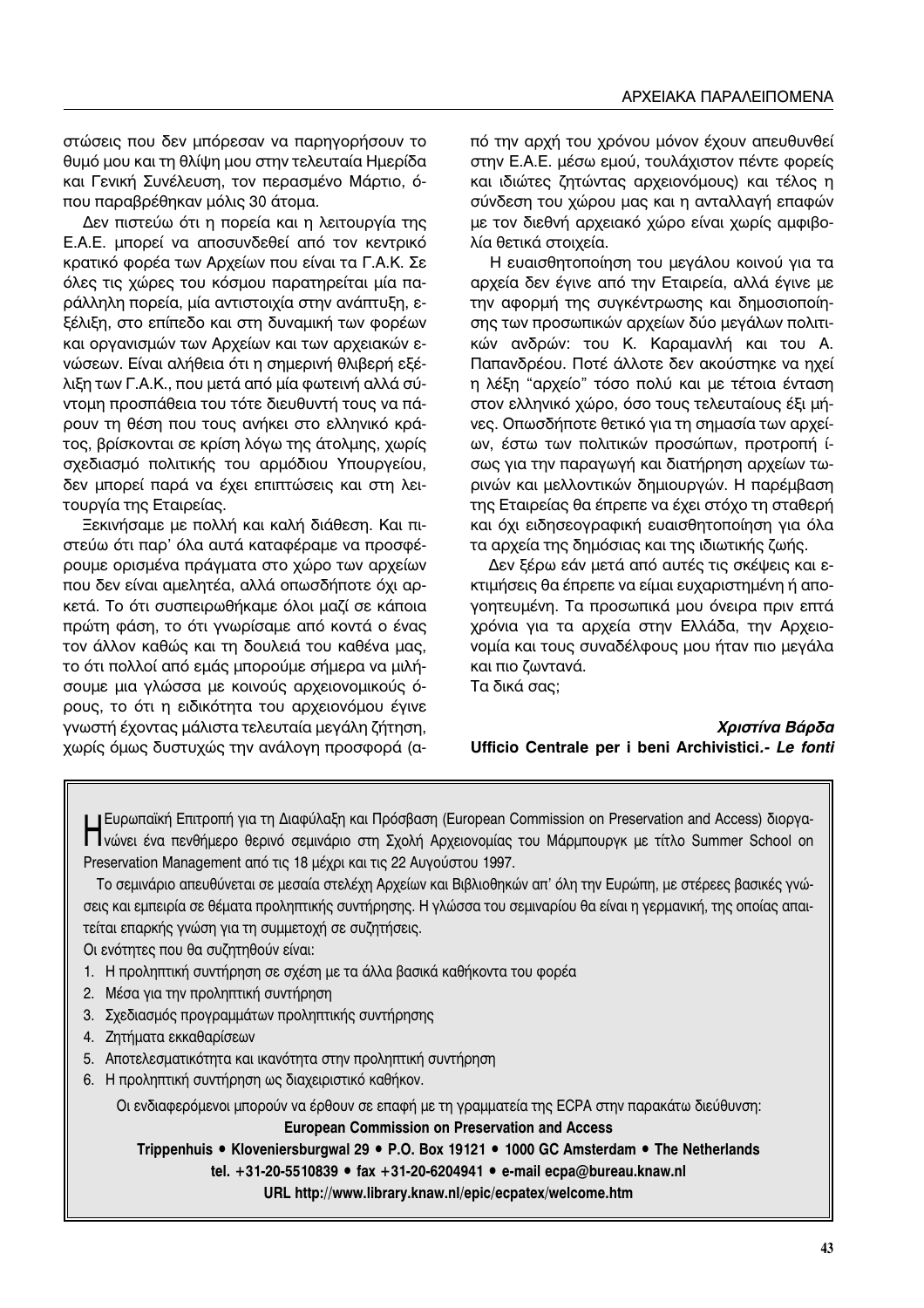στώσεις που δεν μπόρεσαν να παρηγορήσουν το θυμό μου και τη θλίψη μου στην τελευταία Ημερίδα και Γενική Συνέλευση, τον περασμένο Μάρτιο, όπου παραβρέθηκαν μόλις 30 άτομα.

Δεν πιστεύω ότι η πορεία και η λειτουργία της Ε.Α.Ε. μπορεί να αποσυνδεθεί από τον κεντρικό κρατικό φορέα των Αρχείων που είναι τα Γ.Α.Κ. Σε όλες τις χώρες του κόσμου παρατηρείται μία παράλληλη πορεία, μία αντιστοιχία στην ανάπτυξη, εξέλιξη, στο επίπεδο και στη δυναμική των φορέων και οργανισμών των Αρχείων και των αρχειακών ενώσεων. Είναι αλήθεια ότι η σημερινή θλιβερή εξέλιξη των Γ.Α.Κ., που μετά από μία φωτεινή αλλά σύντομη προσπάθεια του τότε διευθυντή τους να πάρουν τη θέση που τους ανήκει στο ελληνικό κράτος, βρίσκονται σε κρίση λόγω της ατολμης, χωρίς σχεδιασμό πολιτικής του αρμόδιου Υπουργείου, δεν μπορεί παρά να έχει επιπτώσεις και στη λειτουργία της Εταιρείας.

Ξεκινήσαμε με πολλή και καλή διάθεση. Και πιστεύω ότι παρ' όλα αυτά καταφέραμε να προσφέρουμε ορισμένα πράγματα στο χώρο των αρχείων που δεν είναι αμελητέα, αλλά οπωσδήποτε όχι αρκετά. Το ότι συσπειρωθήκαμε όλοι μαζί σε κάποια πρώτη φάση, το ότι γνωρίσαμε από κοντά ο ένας τον άλλον καθώς και τη δουλειά του καθένα μας, το ότι πολλοί από εμάς μπορούμε σήμερα να μιλήσουμε μια γλώσσα με κοινούς αρχειονομικούς όρους, το ότι η ειδικότητα του αρχειονόμου έγινε γνωστή έχοντας μάλιστα τελευταία μεγάλη ζήτηση, χωρίς όμως δυστυχώς την ανάλογη προσφορά (από την αρχή του χρόνου μόνον έχουν απευθυνθεί στην Ε.Α.Ε. μέσω εμού, τουλάχιστον πέντε φορείς και ιδιώτες ζητώντας αρχειονόμους) και τέλος η σύνδεση του χώρου μας και η ανταλλαγή επαφών με τον διεθνή αρχειακό χώρο είναι χωρίς αμφιβολία θετικά στοιχεία.

Η ευαισθητοποίηση του μεγάλου κοινού για τα αρχεία δεν έγινε από την Εταιρεία, αλλά έγινε με την αφορμή της συγκέντρωσης και δημοσιοποίησης των προσωπικών αρχείων δύο μεγάλων πολιτικών ανδρών: του Κ. Καραμανλή και του Α. Παπανδρέου. Ποτέ άλλοτε δεν ακούστηκε να ηχεί η λέξη "αρχείο" τόσο πολύ και με τέτοια ένταση στον ελληνικό χώρο, όσο τους τελευταίους έξι μήνες. Οπωσδήποτε θετικό για τη σημασία των αρχείων, έστω των πολιτικών προσώπων, προτροπή ίσως για την παραγωγή και διατήρηση αρχείων τωρινών και μελλοντικών δημιουργών. Η παρέμβαση της Εταιρείας θα έπρεπε να έχει στόχο τη σταθερή και όχι ειδησεογραφική ευαισθητοποίηση για όλα τα αρχεία της δημόσιας και της ιδιωτικής ζωής.

Δεν ξέρω εάν μετά από αυτές τις σκέψεις και εκτιμήσεις θα έπρεπε να είμαι ευχαριστημένη ή απογοητευμένη. Τα προσωπικά μου όνειρα πριν επτά χρόνια για τα αρχεία στην Ελλάδα, την Αρχειονομία και τους συναδέλφους μου ήταν πιο μεγάλα και πιο ζωντανά.

Τα δικά σας;

***Χριστίνα Βάρδα***
**Ufficio Centrale per i beni Archivistici.- *Le fonti***

---

Η Ευρωπαϊκή Επιτροπή για τη Διαφύλαξη και Πρόσβαση (European Commission on Preservation and Access) διοργανώνει ένα πενθήμερο θερινό σεμινάριο στη Σχολή Αρχειονομίας του Μάρμπουργκ με τίτλο Summer School on Preservation Management από τις 18 μέχρι και τις 22 Αυγούστου 1997.

Το σεμινάριο απευθύνεται σε μεσαία στελέχη Αρχείων και Βιβλιοθηκών απ' όλη την Ευρώπη, με στέρεες βασικές γνώσεις και εμπειρία σε θέματα προληπτικής συντήρησης. Η γλώσσα του σεμιναρίου θα είναι η γερμανική, της οποίας απαιτείται επαρκής γνώση για τη συμμετοχή σε συζητήσεις.

Οι ενότητες που θα συζητηθούν είναι:

1. Η προληπτική συντήρηση σε σχέση με τα άλλα βασικά καθήκοντα του φορέα
2. Μέσα για την προληπτική συντήρηση
3. Σχεδιασμός προγραμμάτων προληπτικής συντήρησης
4. Ζητήματα εκκαθαρίσεων
5. Αποτελεσματικότητα και ικανότητα στην προληπτική συντήρηση
6. Η προληπτική συντήρηση ως διαχειριστικό καθήκον.

Οι ενδιαφερόμενοι μπορούν να έρθουν σε επαφή με τη γραμματεία της ECPA στην παρακάτω διεύθυνση:

**European Commission on Preservation and Access**
**Trippenhuis • Kloveniersburgwal 29 • P.O. Box 19121 • 1000 GC Amsterdam • The Netherlands**
**tel. +31-20-5510839 • fax +31-20-6204941 • e-mail ecpa@bureau.knaw.nl**
**URL http://www.library.knaw.nl/epic/ecpatex/welcome.htm**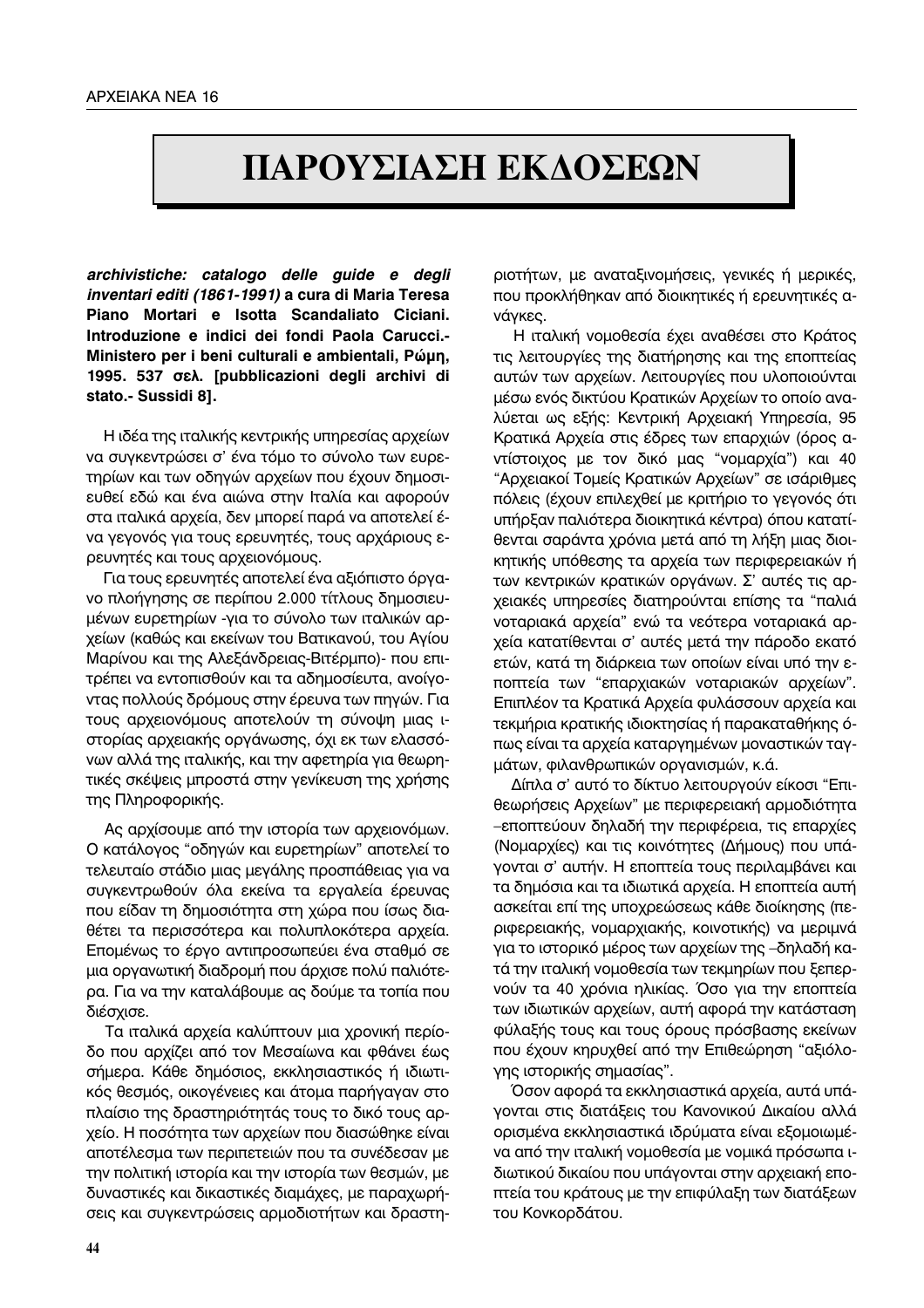# ΠΑΡΟΥΣΙΑΣΗ ΕΚΔΟΣΕΩΝ

***archivistiche: catalogo delle guide e degli inventari editi (1861-1991)* a cura di Maria Teresa Piano Mortari e Isotta Scandaliato Ciciani. Introduzione e indici dei fondi Paola Carucci.- Ministero per i beni culturali e ambientali, Ρώμη, 1995. 537 σελ. [pubblicazioni degli archivi di stato.- Sussidi 8].**

Η ιδέα της ιταλικής κεντρικής υπηρεσίας αρχείων να συγκεντρώσει σ' ένα τόμο το σύνολο των ευρετηρίων και των οδηγών αρχείων που έχουν δημοσιευθεί εδώ και ένα αιώνα στην Ιταλία και αφορούν στα ιταλικά αρχεία, δεν μπορεί παρά να αποτελεί ένα γεγονός για τους ερευνητές, τους αρχάριους ερευνητές και τους αρχειονόμους.

Για τους ερευνητές αποτελεί ένα αξιόπιστο όργανο πλοήγησης σε περίπου 2.000 τίτλους δημοσιευμένων ευρετηρίων -για το σύνολο των ιταλικών αρχείων (καθώς και εκείνων του Βατικανού, του Αγίου Μαρίνου και της Αλεξάνδρειας-Βιτέρμπο)- που επιτρέπει να εντοπισθούν και τα αδημοσίευτα, ανοίγοντας πολλούς δρόμους στην έρευνα των πηγών. Για τους αρχειονόμους αποτελούν τη σύνοψη μιας ιστορίας αρχειακής οργάνωσης, όχι εκ των ελασσόνων αλλά της ιταλικής, και την αφετηρία για θεωρητικές σκέψεις μπροστά στην γενίκευση της χρήσης της Πληροφορικής.

Ας αρχίσουμε από την ιστορία των αρχειονόμων. Ο κατάλογος "οδηγών και ευρετηρίων" αποτελεί το τελευταίο στάδιο μιας μεγάλης προσπάθειας για να συγκεντρωθούν όλα εκείνα τα εργαλεία έρευνας που είδαν τη δημοσιότητα στη χώρα που ίσως διαθέτει τα περισσότερα και πολυπλοκότερα αρχεία. Επομένως το έργο αντιπροσωπεύει ένα σταθμό σε μια οργανωτική διαδρομή που άρχισε πολύ παλιότερα. Για να την καταλάβουμε ας δούμε τα τοπία που διέσχισε.

Τα ιταλικά αρχεία καλύπτουν μια χρονική περίοδο που αρχίζει από τον Μεσαίωνα και φθάνει έως σήμερα. Κάθε δημόσιος, εκκλησιαστικός ή ιδιωτικός θεσμός, οικογένειες και άτομα παρήγαγαν στο πλαίσιο της δραστηριότητάς τους το δικό τους αρχείο. Η ποσότητα των αρχείων που διασώθηκε είναι αποτέλεσμα των περιπετειών που τα συνέδεσαν με την πολιτική ιστορία και την ιστορία των θεσμών, με δυναστικές και δικαστικές διαμάχες, με παραχωρήσεις και συγκεντρώσεις αρμοδιοτήτων και δραστηριοτήτων, με αναταξινομήσεις, γενικές ή μερικές, που προκλήθηκαν από διοικητικές ή ερευνητικές ανάγκες.

Η ιταλική νομοθεσία έχει αναθέσει στο Κράτος τις λειτουργίες της διατήρησης και της εποπτείας αυτών των αρχείων. Λειτουργίες που υλοποιούνται μέσω ενός δικτύου Κρατικών Αρχείων το οποίο αναλύεται ως εξής: Κεντρική Αρχειακή Υπηρεσία, 95 Κρατικά Αρχεία στις έδρες των επαρχιών (όρος αντίστοιχος με τον δικό μας "νομαρχία") και 40 "Αρχειακοί Τομείς Κρατικών Αρχείων" σε ισάριθμες πόλεις (έχουν επιλεχθεί με κριτήριο το γεγονός ότι υπήρξαν παλιότερα διοικητικά κέντρα) όπου κατατίθενται σαράντα χρόνια μετά από τη λήξη μιας διοικητικής υπόθεσης τα αρχεία των περιφερειακών ή των κεντρικών κρατικών οργάνων. Σ' αυτές τις αρχειακές υπηρεσίες διατηρούνται επίσης τα "παλιά νοταριακά αρχεία" ενώ τα νεότερα νοταριακά αρχεία κατατίθενται σ' αυτές μετά την πάροδο εκατό ετών, κατά τη διάρκεια των οποίων είναι υπό την εποπτεία των "επαρχιακών νοταριακών αρχείων". Επιπλέον τα Κρατικά Αρχεία φυλάσσουν αρχεία και τεκμήρια κρατικής ιδιοκτησίας ή παρακαταθήκης όπως είναι τα αρχεία καταργημένων μοναστικών ταγμάτων, φιλανθρωπικών οργανισμών, κ.ά.

Δίπλα σ' αυτό το δίκτυο λειτουργούν είκοσι "Επιθεωρήσεις Αρχείων" με περιφερειακή αρμοδιότητα –εποπτεύουν δηλαδή την περιφέρεια, τις επαρχίες (Νομαρχίες) και τις κοινότητες (Δήμους) που υπάγονται σ' αυτήν. Η εποπτεία τους περιλαμβάνει και τα δημόσια και τα ιδιωτικά αρχεία. Η εποπτεία αυτή ασκείται επί της υποχρεώσεως κάθε διοίκησης (περιφερειακής, νομαρχιακής, κοινοτικής) να μεριμνά για το ιστορικό μέρος των αρχείων της –δηλαδή κατά την ιταλική νομοθεσία των τεκμηρίων που ξεπερνούν τα 40 χρόνια ηλικίας. Όσο για την εποπτεία των ιδιωτικών αρχείων, αυτή αφορά την κατάσταση φύλαξής τους και τους όρους πρόσβασης εκείνων που έχουν κηρυχθεί από την Επιθεώρηση "αξιόλογης ιστορικής σημασίας".

Όσον αφορά τα εκκλησιαστικά αρχεία, αυτά υπάγονται στις διατάξεις του Κανονικού Δικαίου αλλά ορισμένα εκκλησιαστικά ιδρύματα είναι εξομοιωμένα από την ιταλική νομοθεσία με νομικά πρόσωπα ιδιωτικού δικαίου που υπάγονται στην αρχειακή εποπτεία του κράτους με την επιφύλαξη των διατάξεων του Κονκορδάτου.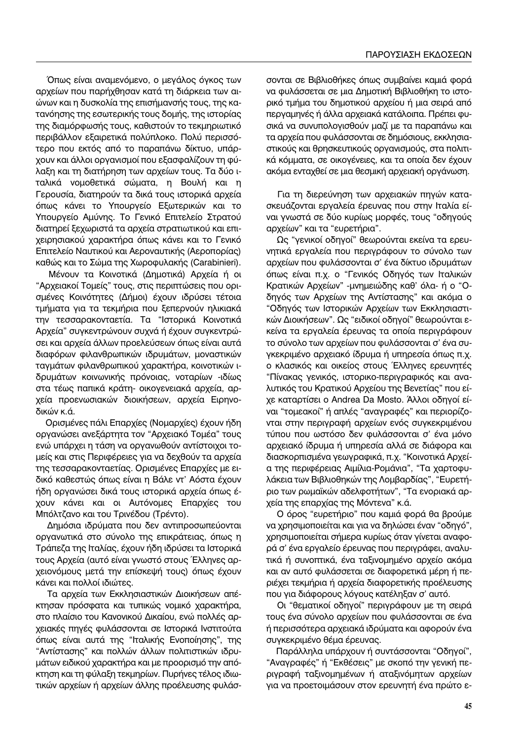Όπως είναι αναμενόμενο, ο μεγάλος όγκος των αρχείων που παρήχθησαν κατά τη διάρκεια των αιώνων και η δυσκολία της επισήμανσής τους, της κατανόησης της εσωτερικής τους δομής, της ιστορίας της διαμόρφωσής τους, καθιστούν το τεκμηριωτικό περιβάλλον εξαιρετικά πολύπλοκο. Πολύ περισσότερο που εκτός από το παραπάνω δίκτυο, υπάρχουν και άλλοι οργανισμοί που εξασφαλίζουν τη φύλαξη και τη διατήρηση των αρχείων τους. Τα δύο ιταλικά νομοθετικά σώματα, η Βουλή και η Γερουσία, διατηρούν τα δικά τους ιστορικά αρχεία όπως κάνει το Υπουργείο Εξωτερικών και το Υπουργείο Αμύνης. Το Γενικό Επιτελείο Στρατού διατηρεί ξεχωριστά τα αρχεία στρατιωτικού και επιχειρησιακού χαρακτήρα όπως κάνει και το Γενικό Επιτελείο Ναυτικού και Αεροναυτικής (Αεροπορίας) καθώς και το Σώμα της Χωροφυλακής (Carabinieri).

Μένουν τα Κοινοτικά (Δημοτικά) Αρχεία ή οι "Αρχειακοί Τομείς" τους, στις περιπτώσεις που ορισμένες Κοινότητες (Δήμοι) έχουν ιδρύσει τέτοια τμήματα για τα τεκμήρια που ξεπερνούν ηλικιακά την τεσσαρακονταετία. Τα "Ιστορικά Κοινοτικά Αρχεία" συγκεντρώνουν συχνά ή έχουν συγκεντρώσει και αρχεία άλλων προελεύσεων όπως είναι αυτά διαφόρων φιλανθρωπικών ιδρυμάτων, μοναστικών ταγμάτων φιλανθρωπικού χαρακτήρα, κοινοτικών ιδρυμάτων κοινωνικής πρόνοιας, νοταρίων -ιδίως στα τέως παπικά κράτη- οικογενειακά αρχεία, αρχεία προενωσιακών διοικήσεων, αρχεία Ειρηνοδικών κ.ά.

Ορισμένες πάλι Επαρχίες (Νομαρχίες) έχουν ήδη οργανώσει ανεξάρτητα τον "Αρχειακό Τομέα" τους ενώ υπάρχει η τάση να οργανωθούν αντίστοιχοι τομείς και στις Περιφέρειες για να δεχθούν τα αρχεία της τεσσαρακονταετίας. Ορισμένες Επαρχίες με ειδικό καθεστώς όπως είναι η Βάλε ντ' Αόστα έχουν ήδη οργανώσει δικά τους ιστορικά αρχεία όπως έχουν κάνει και οι Αυτόνομες Επαρχίες του Μπόλτζανο και του Τρινέδου (Τρέντο).

Δημόσια ιδρύματα που δεν αντιπροσωπεύονται οργανωτικά στο σύνολο της επικράτειας, όπως η Τράπεζα της Ιταλίας, έχουν ήδη ιδρύσει τα Ιστορικά τους Αρχεία (αυτό είναι γνωστό στους Έλληνες αρχειονόμους μετά την επίσκεψή τους) όπως έχουν κάνει και πολλοί ιδιώτες.

Τα αρχεία των Εκκλησιαστικών Διοικήσεων απέκτησαν πρόσφατα και τυπικώς νομικό χαρακτήρα, στο πλαίσιο του Κανονικού Δικαίου, ενώ πολλές αρχειακές πηγές φυλάσσονται σε Ιστορικά Ινστιτούτα όπως είναι αυτά της "Ιταλικής Ενοποίησης", της "Αντίστασης" και πολλών άλλων πολιτιστικών ιδρυμάτων ειδικού χαρακτήρα και με προορισμό την απόκτηση και τη φύλαξη τεκμηρίων. Πυρήνες τέλος ιδιωτικών αρχείων ή αρχείων άλλης προέλευσης φυλάσσονται σε Βιβλιοθήκες όπως συμβαίνει καμιά φορά να φυλάσσεται σε μια Δημοτική Βιβλιοθήκη το ιστορικό τμήμα του δημοτικού αρχείου ή μια σειρά από περγαμηνές ή άλλα αρχειακά κατάλοιπα. Πρέπει φυσικά να συνυπολογισθούν μαζί με τα παραπάνω και τα αρχεία που φυλάσσονται σε δημόσιους, εκκλησιαστικούς και θρησκευτικούς οργανισμούς, στα πολιτικά κόμματα, σε οικογένειες, και τα οποία δεν έχουν ακόμα ενταχθεί σε μια θεσμική αρχειακή οργάνωση.

Για τη διερεύνηση των αρχειακών πηγών κατασκευάζονται εργαλεία έρευνας που στην Ιταλία είναι γνωστά σε δύο κυρίως μορφές, τους "οδηγούς αρχείων" και τα "ευρετήρια".

Ως "γενικοί οδηγοί" θεωρούνται εκείνα τα ερευνητικά εργαλεία που περιγράφουν το σύνολο των αρχείων που φυλάσσονται σ' ένα δίκτυο ιδρυμάτων όπως είναι π.χ. ο "Γενικός Οδηγός των Ιταλικών Κρατικών Αρχείων" -μνημειώδης καθ' όλα- ή ο "Οδηγός των Αρχείων της Αντίστασης" και ακόμα ο "Οδηγός των Ιστορικών Αρχείων των Εκκλησιαστικών Διοικήσεων". Ως "ειδικοί οδηγοί" θεωρούνται εκείνα τα εργαλεία έρευνας τα οποία περιγράφουν το σύνολο των αρχείων που φυλάσσονται σ' ένα συγκεκριμένο αρχειακό ίδρυμα ή υπηρεσία όπως π.χ. ο κλασικός και οικείος στους Έλληνες ερευνητές "Πίνακας γενικός, ιστορικο-περιγραφικός και αναλυτικός του Κρατικού Αρχείου της Βενετίας" που είχε καταρτίσει ο Andrea Da Mosto. Άλλοι οδηγοί είναι "τομεακοί" ή απλές "αναγραφές" και περιορίζονται στην περιγραφή αρχείων ενός συγκεκριμένου τύπου που ωστόσο δεν φυλάσσονται σ' ένα μόνο αρχειακό ίδρυμα ή υπηρεσία αλλά σε διάφορα και διασκορπισμένα γεωγραφικά, π.χ. "Κοινοτικά Αρχεία της περιφέρειας Αιμίλια-Ρομάνια", "Τα χαρτοφυλάκεια των Βιβλιοθηκών της Λομβαρδίας", "Ευρετήριο των ρωμαϊκών αδελφοτήτων", "Τα ενοριακά αρχεία της επαρχίας της Μόντενα" κ.ά.

Ο όρος "ευρετήριο" που καμιά φορά θα βρούμε να χρησιμοποιείται και για να δηλώσει έναν "οδηγό", χρησιμοποιείται σήμερα κυρίως όταν γίνεται αναφορά σ' ένα εργαλείο έρευνας που περιγράφει, αναλυτικά ή συνοπτικά, ένα ταξινομημένο αρχείο ακόμα και αν αυτό φυλάσσεται σε διαφορετικά μέρη ή περιέχει τεκμήρια ή αρχεία διαφορετικής προέλευσης που για διάφορους λόγους κατέληξαν σ' αυτό.

Οι "θεματικοί οδηγοί" περιγράφουν με τη σειρά τους ένα σύνολο αρχείων που φυλάσσονται σε ένα ή περισσότερα αρχειακά ιδρύματα και αφορούν ένα συγκεκριμένο θέμα έρευνας.

Παράλληλα υπάρχουν ή συντάσσονται "Οδηγοί", "Αναγραφές" ή "Εκθέσεις" με σκοπό την γενική περιγραφή ταξινομημένων ή αταξινόμητων αρχείων για να προετοιμάσουν στον ερευνητή ένα πρώτο ε-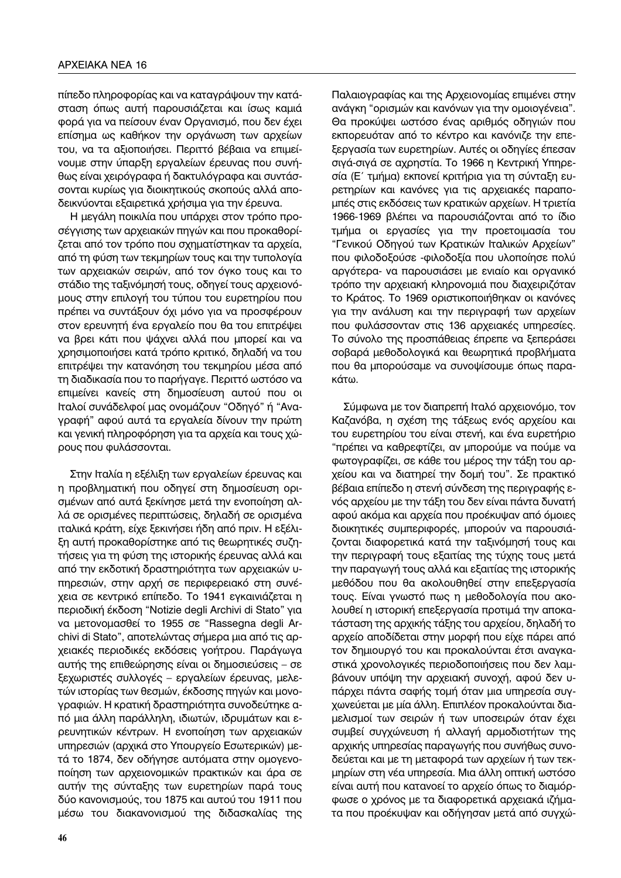πίπεδο πληροφορίας και να καταγράψουν την κατάσταση όπως αυτή παρουσιάζεται και ίσως καμιά φορά για να πείσουν έναν Οργανισμό, που δεν έχει επίσημα ως καθήκον την οργάνωση των αρχείων του, να τα αξιοποιήσει. Περιττό βέβαια να επιμείνουμε στην ύπαρξη εργαλείων έρευνας που συνήθως είναι χειρόγραφα ή δακτυλόγραφα και συντάσσονται κυρίως για διοικητικούς σκοπούς αλλά αποδεικνύονται εξαιρετικά χρήσιμα για την έρευνα.

Η μεγάλη ποικιλία που υπάρχει στον τρόπο προσέγγισης των αρχειακών πηγών και που προκαθορίζεται από τον τρόπο που σχηματίστηκαν τα αρχεία, από τη φύση των τεκμηρίων τους και την τυπολογία των αρχειακών σειρών, από τον όγκο τους και το στάδιο της ταξινόμησή τους, οδηγεί τους αρχειονόμους στην επιλογή του τύπου του ευρετηρίου που πρέπει να συντάξουν όχι μόνο για να προσφέρουν στον ερευνητή ένα εργαλείο που θα του επιτρέψει να βρει κάτι που ψάχνει αλλά που μπορεί και να χρησιμοποιήσει κατά τρόπο κριτικό, δηλαδή να του επιτρέψει την κατανόηση του τεκμηρίου μέσα από τη διαδικασία που το παρήγαγε. Περιττό ωστόσο να επιμείνει κανείς στη δημοσίευση αυτού που οι Ιταλοί συνάδελφοί μας ονομάζουν "Οδηγό" ή "Αναγραφή" αφού αυτά τα εργαλεία δίνουν την πρώτη και γενική πληροφόρηση για τα αρχεία και τους χώρους που φυλάσσονται.

Στην Ιταλία η εξέλιξη των εργαλείων έρευνας και η προβληματική που οδηγεί στη δημοσίευση ορισμένων από αυτά ξεκίνησε μετά την ενοποίηση αλλά σε ορισμένες περιπτώσεις, δηλαδή σε ορισμένα ιταλικά κράτη, είχε ξεκινήσει ήδη από πριν. Η εξέλιξη αυτή προκαθορίστηκε από τις θεωρητικές συζητήσεις για τη φύση της ιστορικής έρευνας αλλά και από την εκδοτική δραστηριότητα των αρχειακών υπηρεσιών, στην αρχή σε περιφερειακό στη συνέχεια σε κεντρικό επίπεδο. Το 1941 εγκαινιάζεται η περιοδική έκδοση "Notizie degli Archivi di Stato" για να μετονομασθεί το 1955 σε "Rassegna degli Archivi di Stato", αποτελώντας σήμερα μια από τις αρχειακές περιοδικές εκδόσεις γοήτρου. Παράγωγα αυτής της επιθεώρησης είναι οι δημοσιεύσεις – σε ξεχωριστές συλλογές – εργαλείων έρευνας, μελετών ιστορίας των θεσμών, έκδοσης πηγών και μονογραφιών. Η κρατική δραστηριότητα συνοδεύτηκε από μια άλλη παράλληλη, ιδιωτών, ιδρυμάτων και ερευνητικών κέντρων. Η ενοποίηση των αρχειακών υπηρεσιών (αρχικά στο Υπουργείο Εσωτερικών) μετά το 1874, δεν οδήγησε αυτόματα στην ομογενοποίηση των αρχειονομικών πρακτικών και άρα σε αυτήν της σύνταξης των ευρετηρίων παρά τους δύο κανονισμούς, του 1875 και αυτού του 1911 που μέσω του διακανονισμού της διδασκαλίας της Παλαιογραφίας και της Αρχειονομίας επιμένει στην ανάγκη "ορισμών και κανόνων για την ομοιογένεια". Θα προκύψει ωστόσο ένας αριθμός οδηγιών που εκπορευόταν από το κέντρο και κανόνιζε την επεξεργασία των ευρετηρίων. Αυτές οι οδηγίες έπεσαν σιγά-σιγά σε αχρηστία. Το 1966 η Κεντρική Υπηρεσία (Ε΄ τμήμα) εκπονεί κριτήρια για τη σύνταξη ευρετηρίων και κανόνες για τις αρχειακές παραπομπές στις εκδόσεις των κρατικών αρχείων. Η τριετία 1966-1969 βλέπει να παρουσιάζονται από το ίδιο τμήμα οι εργασίες για την προετοιμασία του "Γενικού Οδηγού των Κρατικών Ιταλικών Αρχείων" που φιλοδοξούσε -φιλοδοξία που υλοποίησε πολύ αργότερα- να παρουσιάσει με ενιαίο και οργανικό τρόπο την αρχειακή κληρονομιά που διαχειριζόταν το Κράτος. Το 1969 οριστικοποιήθηκαν οι κανόνες για την ανάλυση και την περιγραφή των αρχείων που φυλάσσονταν στις 136 αρχειακές υπηρεσίες. Το σύνολο της προσπάθειας έπρεπε να ξεπεράσει σοβαρά μεθοδολογικά και θεωρητικά προβλήματα που θα μπορούσαμε να συνοψίσουμε όπως παρακάτω.

Σύμφωνα με τον διαπρεπή Ιταλό αρχειονόμο, τον Καζανόβα, η σχέση της τάξεως ενός αρχείου και του ευρετηρίου του είναι στενή, και ένα ευρετήριο "πρέπει να καθρεφτίζει, αν μπορούμε να πούμε να φωτογραφίζει, σε κάθε του μέρος την τάξη του αρχείου και να διατηρεί την δομή του". Σε πρακτικό βέβαια επίπεδο η στενή σύνδεση της περιγραφής ενός αρχείου με την τάξη του δεν είναι πάντα δυνατή αφού ακόμα και αρχεία που προέκυψαν από όμοιες διοικητικές συμπεριφορές, μπορούν να παρουσιάζονται διαφορετικά κατά την ταξινόμησή τους και την περιγραφή τους εξαιτίας της τύχης τους μετά την παραγωγή τους αλλά και εξαιτίας της ιστορικής μεθόδου που θα ακολουθηθεί στην επεξεργασία τους. Είναι γνωστό πως η μεθοδολογία που ακολουθεί η ιστορική επεξεργασία προτιμά την αποκατάσταση της αρχικής τάξης του αρχείου, δηλαδή το αρχείο αποδίδεται στην μορφή που είχε πάρει από τον δημιουργό του και προκαλούνται έτσι αναγκαστικά χρονολογικές περιοδοποιήσεις που δεν λαμβάνουν υπόψη την αρχειακή συνοχή, αφού δεν υπάρχει πάντα σαφής τομή όταν μια υπηρεσία συγχωνεύεται με μία άλλη. Επιπλέον προκαλούνται διαμελισμοί των σειρών ή των υποσειρών όταν έχει συμβεί συγχώνευση ή αλλαγή αρμοδιοτήτων της αρχικής υπηρεσίας παραγωγής που συνήθως συνοδεύεται και με τη μεταφορά των αρχείων ή των τεκμηρίων στη νέα υπηρεσία. Μια άλλη οπτική ωστόσο είναι αυτή που κατανοεί το αρχείο όπως το διαμόρφωσε ο χρόνος με τα διαφορετικά αρχειακά ιζήματα που προέκυψαν και οδήγησαν μετά από συγχώ-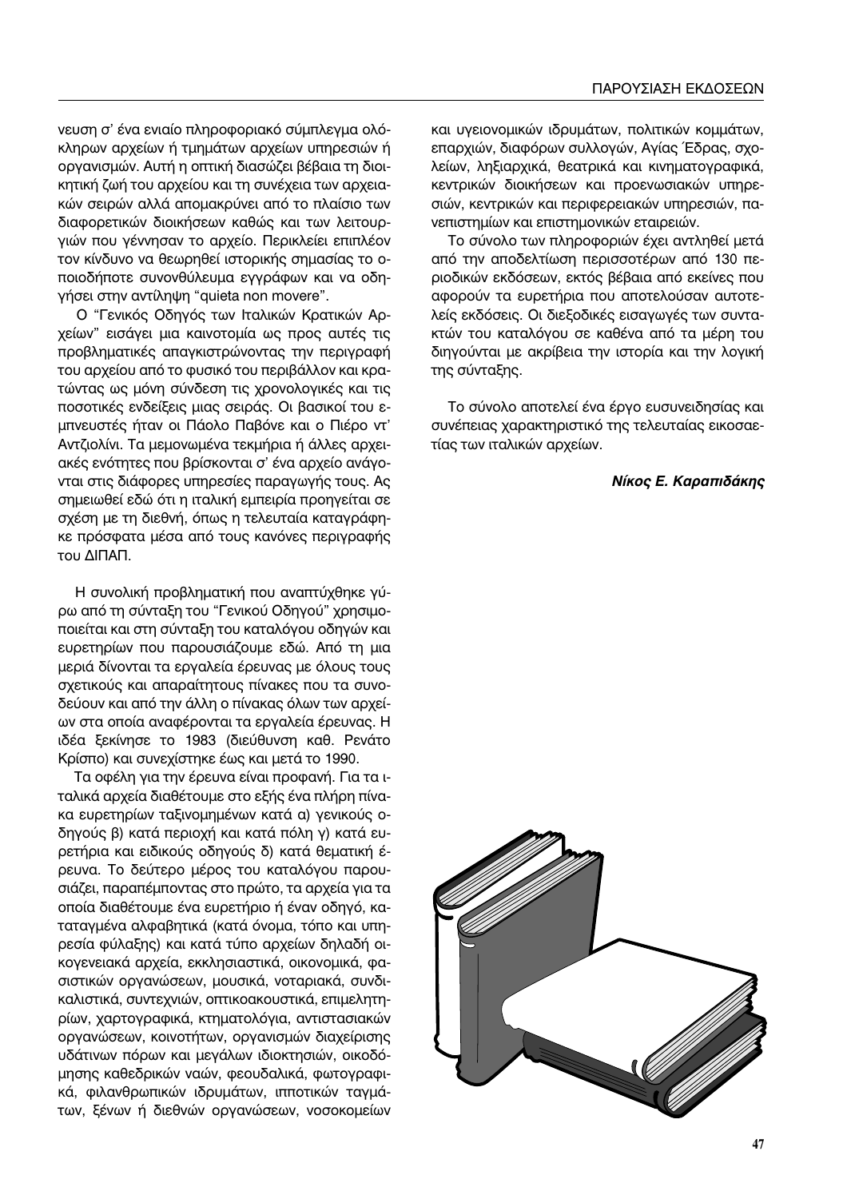νευση σ' ένα ενιαίο πληροφοριακό σύμπλεγμα ολόκληρων αρχείων ή τμημάτων αρχείων υπηρεσιών ή οργανισμών. Αυτή η οπτική διασώζει βέβαια τη διοικητική ζωή του αρχείου και τη συνέχεια των αρχειακών σειρών αλλά απομακρύνει από το πλαίσιο των διαφορετικών διοικήσεων καθώς και των λειτουργιών που γέννησαν το αρχείο. Περικλείει επιπλέον τον κίνδυνο να θεωρηθεί ιστορικής σημασίας το οποιοδήποτε συνονθύλευμα εγγράφων και να οδηγήσει στην αντίληψη "quieta non movere".

Ο "Γενικός Οδηγός των Ιταλικών Κρατικών Αρχείων" εισάγει μια καινοτομία ως προς αυτές τις προβληματικές απαγκιστρώνοντας την περιγραφή του αρχείου από το φυσικό του περιβάλλον και κρατώντας ως μόνη σύνδεση τις χρονολογικές και τις ποσοτικές ενδείξεις μιας σειράς. Οι βασικοί του εμπνευστές ήταν οι Πάολο Παβόνε και ο Πιέρο ντ' Αντζιολίνι. Τα μεμονωμένα τεκμήρια ή άλλες αρχειακές ενότητες που βρίσκονται σ' ένα αρχείο ανάγονται στις διάφορες υπηρεσίες παραγωγής τους. Ας σημειωθεί εδώ ότι η ιταλική εμπειρία προηγείται σε σχέση με τη διεθνή, όπως η τελευταία καταγράφηκε πρόσφατα μέσα από τους κανόνες περιγραφής του ΔΙΠΑΠ.

Η συνολική προβληματική που αναπτύχθηκε γύρω από τη σύνταξη του "Γενικού Οδηγού" χρησιμοποιείται και στη σύνταξη του καταλόγου οδηγών και ευρετηρίων που παρουσιάζουμε εδώ. Από τη μια μεριά δίνονται τα εργαλεία έρευνας με όλους τους σχετικούς και απαραίτητους πίνακες που τα συνοδεύουν και από την άλλη ο πίνακας όλων των αρχείων στα οποία αναφέρονται τα εργαλεία έρευνας. Η ιδέα ξεκίνησε το 1983 (διεύθυνση καθ. Ρενάτο Κρίσπο) και συνεχίστηκε έως και μετά το 1990.

Τα οφέλη για την έρευνα είναι προφανή. Για τα ιταλικά αρχεία διαθέτουμε στο εξής ένα πλήρη πίνακα ευρετηρίων ταξινομημένων κατά α) γενικούς οδηγούς β) κατά περιοχή και κατά πόλη γ) κατά ευρετήρια και ειδικούς οδηγούς δ) κατά θεματική έρευνα. Το δεύτερο μέρος του καταλόγου παρουσιάζει, παραπέμποντας στο πρώτο, τα αρχεία για τα οποία διαθέτουμε ένα ευρετήριο ή έναν οδηγό, καταταγμένα αλφαβητικά (κατά όνομα, τόπο και υπηρεσία φύλαξης) και κατά τύπο αρχείων δηλαδή οικογενειακά αρχεία, εκκλησιαστικά, οικονομικά, φασιστικών οργανώσεων, μουσικά, νοταριακά, συνδικαλιστικά, συντεχνιών, οπτικοακουστικά, επιμελητηρίων, χαρτογραφικά, κτηματολόγια, αντιστασιακών οργανώσεων, κοινοτήτων, οργανισμών διαχείρισης υδάτινων πόρων και μεγάλων ιδιοκτησιών, οικοδόμησης καθεδρικών ναών, φεουδαλικά, φωτογραφικά, φιλανθρωπικών ιδρυμάτων, ιπποτικών ταγμάτων, ξένων ή διεθνών οργανώσεων, νοσοκομείων και υγειονομικών ιδρυμάτων, πολιτικών κομμάτων, επαρχιών, διαφόρων συλλογών, Αγίας Έδρας, σχολείων, ληξιαρχικά, θεατρικά και κινηματογραφικά, κεντρικών διοικήσεων και προενωσιακών υπηρεσιών, κεντρικών και περιφερειακών υπηρεσιών, πανεπιστημίων και επιστημονικών εταιρειών.

Το σύνολο των πληροφοριών έχει αντληθεί μετά από την αποδελτίωση περισσοτέρων από 130 περιοδικών εκδόσεων, εκτός βέβαια από εκείνες που αφορούν τα ευρετήρια που αποτελούσαν αυτοτελείς εκδόσεις. Οι διεξοδικές εισαγωγές των συντακτών του καταλόγου σε καθένα από τα μέρη του διηγούνται με ακρίβεια την ιστορία και την λογική της σύνταξης.

Το σύνολο αποτελεί ένα έργο ευσυνειδησίας και συνέπειας χαρακτηριστικό της τελευταίας εικοσαετίας των ιταλικών αρχείων.

***Νίκος Ε. Καραπιδάκης***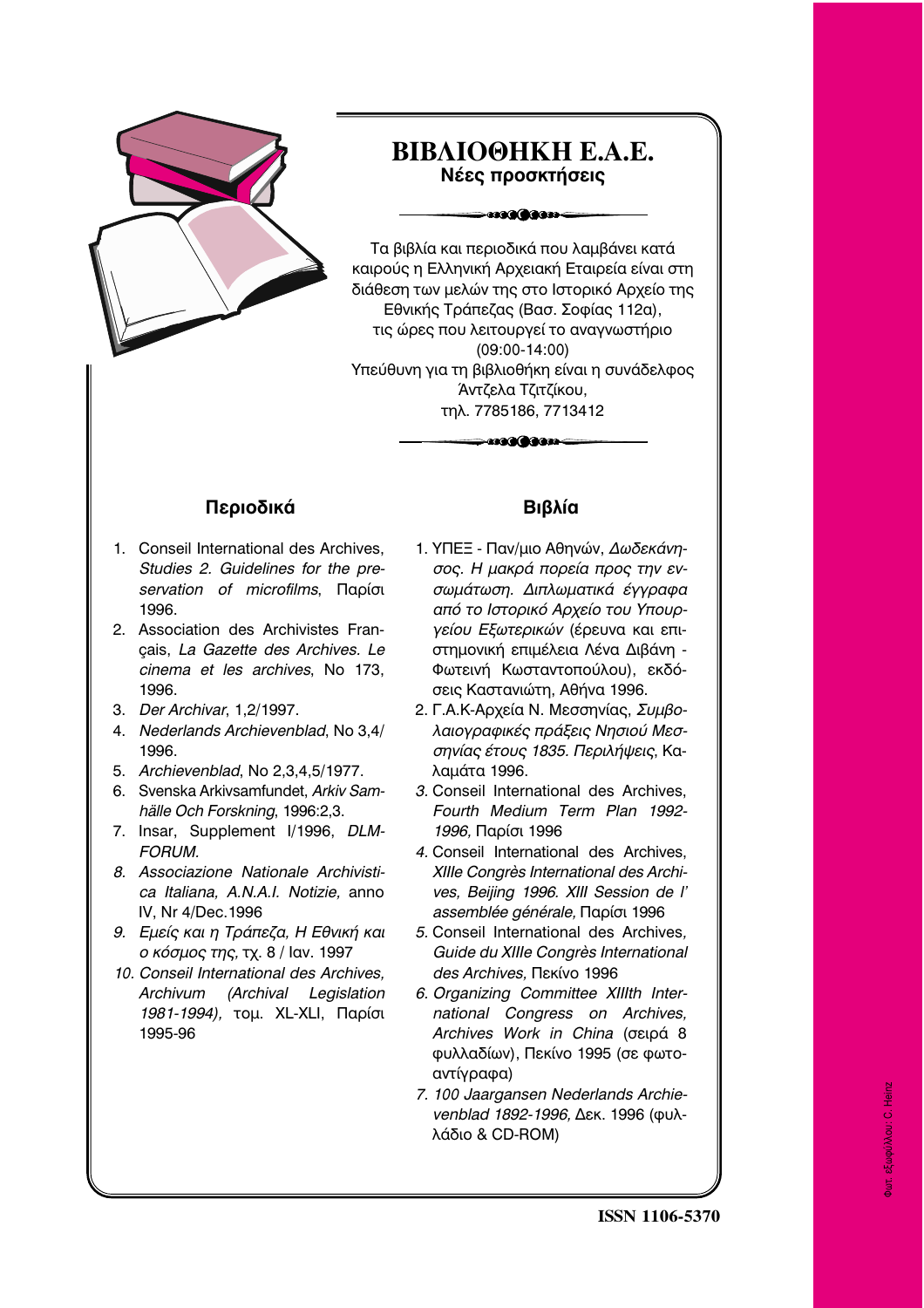# ΒΙΒΛΙΟΘΗΚΗ Ε.Α.Ε.

## Νέες προσκτήσεις

Τα βιβλία και περιοδικά που λαμβάνει κατά καιρούς η Ελληνική Αρχειακή Εταιρεία είναι στη διάθεση των μελών της στο Ιστορικό Αρχείο της Εθνικής Τράπεζας (Βασ. Σοφίας 112α), τις ώρες που λειτουργεί το αναγνωστήριο (09:00-14:00)

Υπεύθυνη για τη βιβλιοθήκη είναι η συνάδελφος Άντζελα Τζιτζίκου, τηλ. 7785186, 7713412

### Περιοδικά

1. Conseil International des Archives, *Studies 2. Guidelines for the preservation of microfilms*, Παρίσι 1996.
2. Association des Archivistes Français, *La Gazette des Archives. Le cinema et les archives*, No 173, 1996.
3. *Der Archivar*, 1,2/1997.
4. *Nederlands Archievenblad*, No 3,4/1996.
5. *Archievenblad*, No 2,3,4,5/1977.
6. Svenska Arkivsamfundet, *Arkiv Samhälle Och Forskning*, 1996:2,3.
7. Insar, Supplement I/1996, *DLM-FORUM.*
8. *Associazione Nationale Archivistica Italiana, A.N.A.I. Notizie,* anno IV, Nr 4/Dec.1996
9. *Εμείς και η Τράπεζα, Η Εθνική και ο κόσμος της,* τχ. 8 / Ιαν. 1997
10. *Conseil International des Archives, Archivum (Archival Legislation 1981-1994),* τομ. XL-XLI, Παρίσι 1995-96

### Βιβλία

1. ΥΠΕΞ - Παν/μιο Αθηνών, *Δωδεκάνησος. Η μακρά πορεία προς την ενσωμάτωση. Διπλωματικά έγγραφα από το Ιστορικό Αρχείο του Υπουργείου Εξωτερικών* (έρευνα και επιστημονική επιμέλεια Λένα Διβάνη - Φωτεινή Κωσταντοπούλου), εκδόσεις Καστανιώτη, Αθήνα 1996.
2. Γ.Α.Κ-Αρχεία Ν. Μεσσηνίας, *Συμβολαιογραφικές πράξεις Νησιού Μεσσηνίας έτους 1835. Περιλήψεις*, Καλαμάτα 1996.
3. Conseil International des Archives, *Fourth Medium Term Plan 1992-1996,* Παρίσι 1996
4. Conseil International des Archives, *XIIIe Congrès International des Archives, Beijing 1996. XIII Session de l' assemblée générale,* Παρίσι 1996
5. Conseil International des Archives, *Guide du XIIIe Congrès International des Archives,* Πεκίνο 1996
6. *Organizing Committee XIIIth International Congress on Archives, Archives Work in China* (σειρά 8 φυλλαδίων), Πεκίνο 1995 (σε φωτοαντίγραφα)
7. *100 Jaargansen Nederlands Archievenblad 1892-1996,* Δεκ. 1996 (φυλλάδιο & CD-ROM)

ISSN 1106-5370

Φωτ. εξωφύλλου: C. Heinz